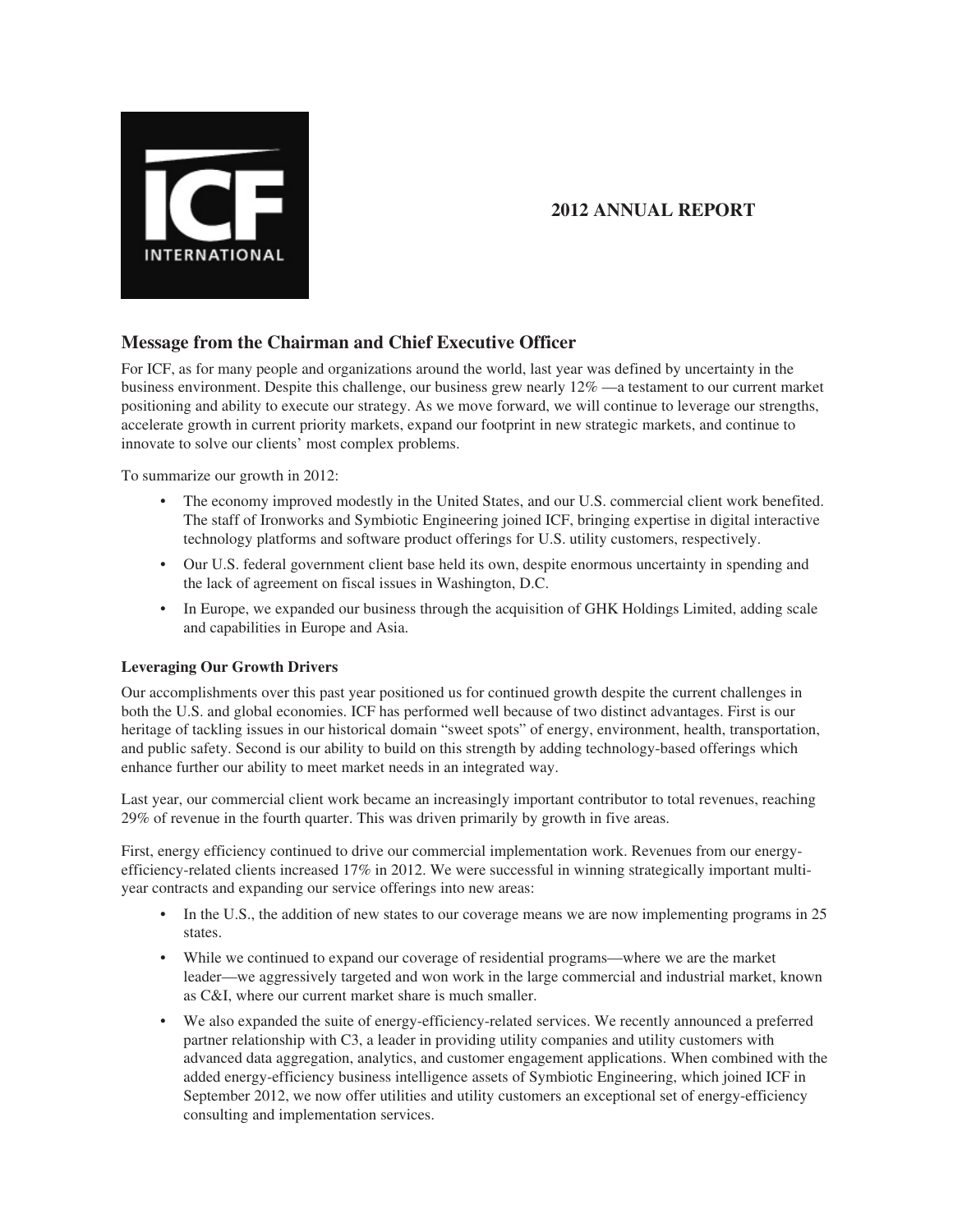# 2012 ANNUAL REPORT

## Message from the Chairman and Chief Executive Officer

For ICF, as for many people and organizations around the world, last year was defined by uncertainty in the business environment. Despite this challenge, our business grew nearly 12% —a testament to our current market positioning and ability to execute our strategy. As we move forward, we will continue to leverage our strengths, accelerate growth in current priority markets, expand our footprint in new strategic markets, and continue to innovate to solve our clients' most complex problems.

To summarize our growth in 2012:

- The economy improved modestly in the United States, and our U.S. commercial client work benefited. The staff of Ironworks and Symbiotic Engineering joined ICF, bringing expertise in digital interactive technology platforms and software product offerings for U.S. utility customers, respectively.
- Our U.S. federal government client base held its own, despite enormous uncertainty in spending and the lack of agreement on fiscal issues in Washington, D.C.
- In Europe, we expanded our business through the acquisition of GHK Holdings Limited, adding scale and capabilities in Europe and Asia.

### Leveraging Our Growth Drivers

Our accomplishments over this past year positioned us for continued growth despite the current challenges in both the U.S. and global economies. ICF has performed well because of two distinct advantages. First is our heritage of tackling issues in our historical domain "sweet spots" of energy, environment, health, transportation, and public safety. Second is our ability to build on this strength by adding technology-based offerings which enhance further our ability to meet market needs in an integrated way.

Last year, our commercial client work became an increasingly important contributor to total revenues, reaching 29% of revenue in the fourth quarter. This was driven primarily by growth in five areas.

First, energy efficiency continued to drive our commercial implementation work. Revenues from our energy-efficiency-related clients increased 17% in 2012. We were successful in winning strategically important multi-year contracts and expanding our service offerings into new areas:

- In the U.S., the addition of new states to our coverage means we are now implementing programs in 25 states.
- While we continued to expand our coverage of residential programs—where we are the market leader—we aggressively targeted and won work in the large commercial and industrial market, known as C&I, where our current market share is much smaller.
- We also expanded the suite of energy-efficiency-related services. We recently announced a preferred partner relationship with C3, a leader in providing utility companies and utility customers with advanced data aggregation, analytics, and customer engagement applications. When combined with the added energy-efficiency business intelligence assets of Symbiotic Engineering, which joined ICF in September 2012, we now offer utilities and utility customers an exceptional set of energy-efficiency consulting and implementation services.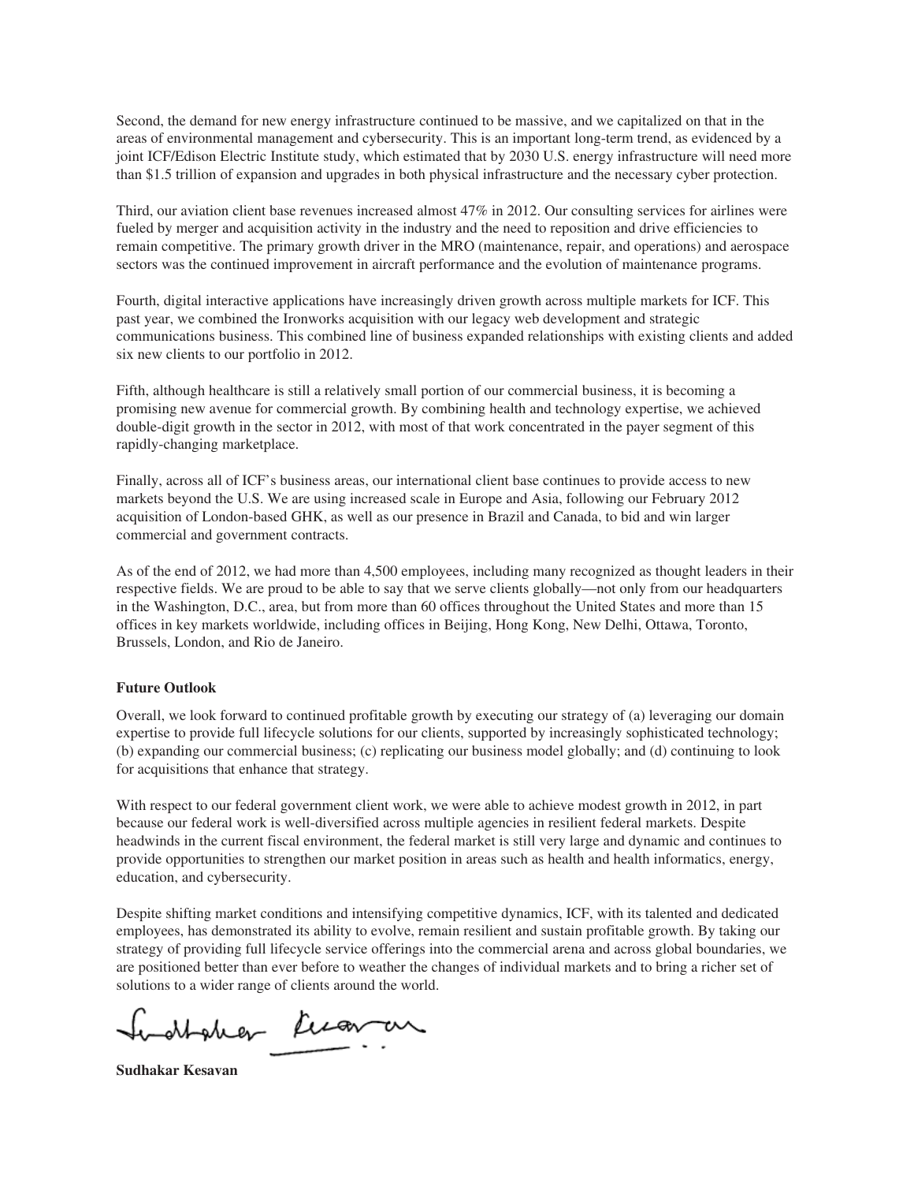Second, the demand for new energy infrastructure continued to be massive, and we capitalized on that in the areas of environmental management and cybersecurity. This is an important long-term trend, as evidenced by a joint ICF/Edison Electric Institute study, which estimated that by 2030 U.S. energy infrastructure will need more than $1.5 trillion of expansion and upgrades in both physical infrastructure and the necessary cyber protection.

Third, our aviation client base revenues increased almost 47% in 2012. Our consulting services for airlines were fueled by merger and acquisition activity in the industry and the need to reposition and drive efficiencies to remain competitive. The primary growth driver in the MRO (maintenance, repair, and operations) and aerospace sectors was the continued improvement in aircraft performance and the evolution of maintenance programs.

Fourth, digital interactive applications have increasingly driven growth across multiple markets for ICF. This past year, we combined the Ironworks acquisition with our legacy web development and strategic communications business. This combined line of business expanded relationships with existing clients and added six new clients to our portfolio in 2012.

Fifth, although healthcare is still a relatively small portion of our commercial business, it is becoming a promising new avenue for commercial growth. By combining health and technology expertise, we achieved double-digit growth in the sector in 2012, with most of that work concentrated in the payer segment of this rapidly-changing marketplace.

Finally, across all of ICF's business areas, our international client base continues to provide access to new markets beyond the U.S. We are using increased scale in Europe and Asia, following our February 2012 acquisition of London-based GHK, as well as our presence in Brazil and Canada, to bid and win larger commercial and government contracts.

As of the end of 2012, we had more than 4,500 employees, including many recognized as thought leaders in their respective fields. We are proud to be able to say that we serve clients globally—not only from our headquarters in the Washington, D.C., area, but from more than 60 offices throughout the United States and more than 15 offices in key markets worldwide, including offices in Beijing, Hong Kong, New Delhi, Ottawa, Toronto, Brussels, London, and Rio de Janeiro.

**Future Outlook**

Overall, we look forward to continued profitable growth by executing our strategy of (a) leveraging our domain expertise to provide full lifecycle solutions for our clients, supported by increasingly sophisticated technology; (b) expanding our commercial business; (c) replicating our business model globally; and (d) continuing to look for acquisitions that enhance that strategy.

With respect to our federal government client work, we were able to achieve modest growth in 2012, in part because our federal work is well-diversified across multiple agencies in resilient federal markets. Despite headwinds in the current fiscal environment, the federal market is still very large and dynamic and continues to provide opportunities to strengthen our market position in areas such as health and health informatics, energy, education, and cybersecurity.

Despite shifting market conditions and intensifying competitive dynamics, ICF, with its talented and dedicated employees, has demonstrated its ability to evolve, remain resilient and sustain profitable growth. By taking our strategy of providing full lifecycle service offerings into the commercial arena and across global boundaries, we are positioned better than ever before to weather the changes of individual markets and to bring a richer set of solutions to a wider range of clients around the world.

**Sudhakar Kesavan**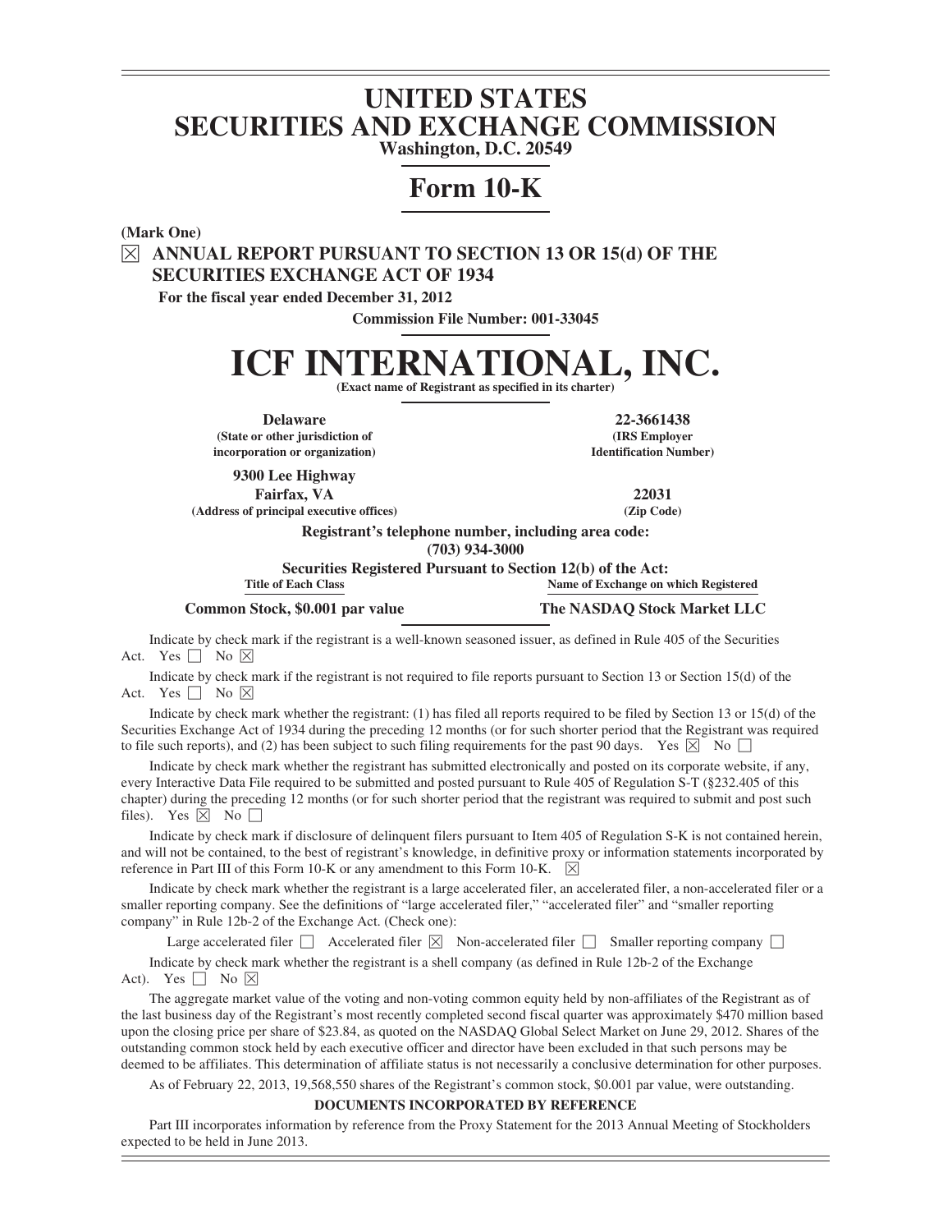# UNITED STATES
# SECURITIES AND EXCHANGE COMMISSION

**Washington, D.C. 20549**

## Form 10-K

**(Mark One)**

☒ **ANNUAL REPORT PURSUANT TO SECTION 13 OR 15(d) OF THE SECURITIES EXCHANGE ACT OF 1934**

**For the fiscal year ended December 31, 2012**

**Commission File Number: 001-33045**

# ICF INTERNATIONAL, INC.

**(Exact name of Registrant as specified in its charter)**

| | |
|---|---|
| **Delaware** | **22-3661438** |
| **(State or other jurisdiction of incorporation or organization)** | **(IRS Employer Identification Number)** |
| **9300 Lee Highway** | |
| **Fairfax, VA** | **22031** |
| **(Address of principal executive offices)** | **(Zip Code)** |

**Registrant's telephone number, including area code:**
**(703) 934-3000**

**Securities Registered Pursuant to Section 12(b) of the Act:**

| Title of Each Class | Name of Exchange on which Registered |
|---|---|
| **Common Stock, $0.001 par value** | **The NASDAQ Stock Market LLC** |

Indicate by check mark if the registrant is a well-known seasoned issuer, as defined in Rule 405 of the Securities Act. Yes ☐ No ☒

Indicate by check mark if the registrant is not required to file reports pursuant to Section 13 or Section 15(d) of the Act. Yes ☐ No ☒

Indicate by check mark whether the registrant: (1) has filed all reports required to be filed by Section 13 or 15(d) of the Securities Exchange Act of 1934 during the preceding 12 months (or for such shorter period that the Registrant was required to file such reports), and (2) has been subject to such filing requirements for the past 90 days. Yes ☒ No ☐

Indicate by check mark whether the registrant has submitted electronically and posted on its corporate website, if any, every Interactive Data File required to be submitted and posted pursuant to Rule 405 of Regulation S-T (§232.405 of this chapter) during the preceding 12 months (or for such shorter period that the registrant was required to submit and post such files). Yes ☒ No ☐

Indicate by check mark if disclosure of delinquent filers pursuant to Item 405 of Regulation S-K is not contained herein, and will not be contained, to the best of registrant's knowledge, in definitive proxy or information statements incorporated by reference in Part III of this Form 10-K or any amendment to this Form 10-K. ☒

Indicate by check mark whether the registrant is a large accelerated filer, an accelerated filer, a non-accelerated filer or a smaller reporting company. See the definitions of "large accelerated filer," "accelerated filer" and "smaller reporting company" in Rule 12b-2 of the Exchange Act. (Check one):

Large accelerated filer ☐ Accelerated filer ☒ Non-accelerated filer ☐ Smaller reporting company ☐

Indicate by check mark whether the registrant is a shell company (as defined in Rule 12b-2 of the Exchange Act). Yes ☐ No ☒

The aggregate market value of the voting and non-voting common equity held by non-affiliates of the Registrant as of the last business day of the Registrant's most recently completed second fiscal quarter was approximately $470 million based upon the closing price per share of $23.84, as quoted on the NASDAQ Global Select Market on June 29, 2012. Shares of the outstanding common stock held by each executive officer and director have been excluded in that such persons may be deemed to be affiliates. This determination of affiliate status is not necessarily a conclusive determination for other purposes.

As of February 22, 2013, 19,568,550 shares of the Registrant's common stock, $0.001 par value, were outstanding.

**DOCUMENTS INCORPORATED BY REFERENCE**

Part III incorporates information by reference from the Proxy Statement for the 2013 Annual Meeting of Stockholders expected to be held in June 2013.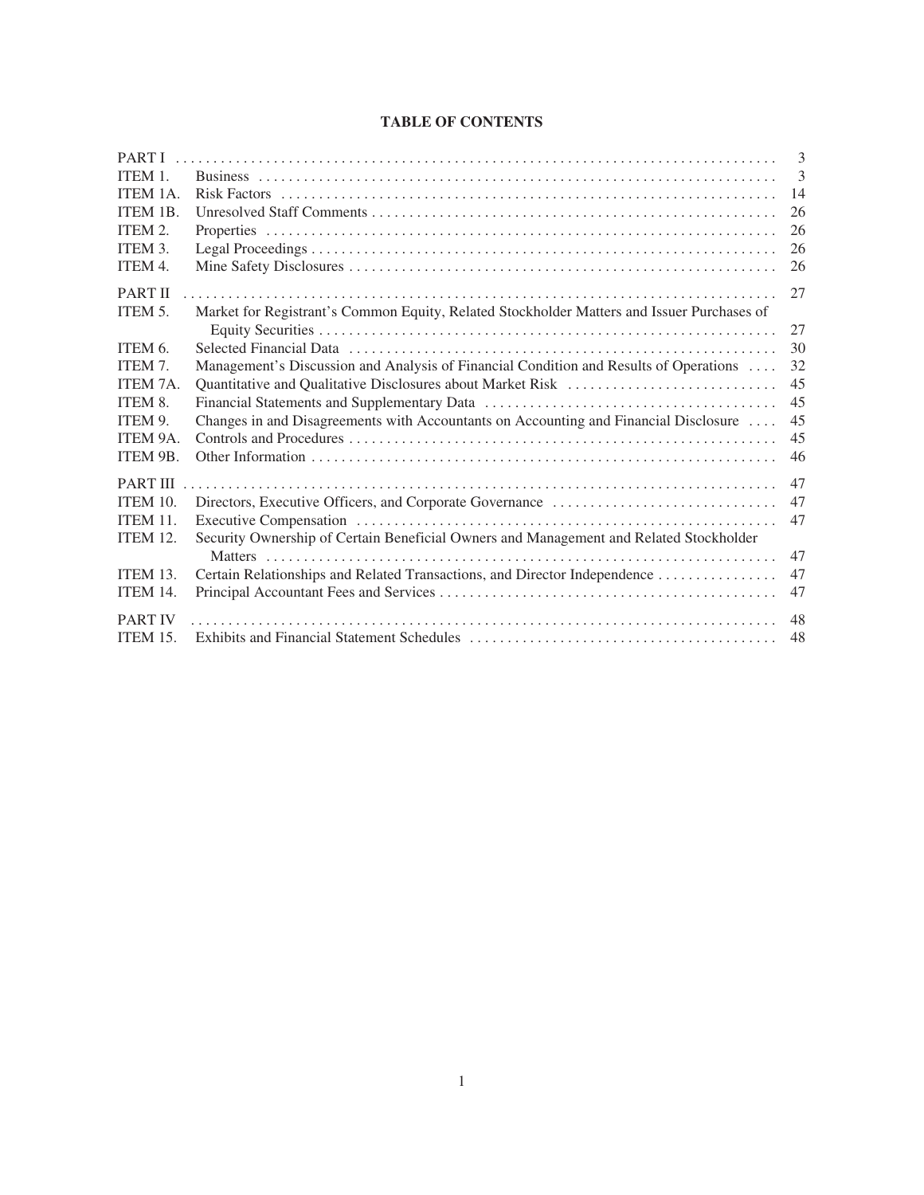## TABLE OF CONTENTS

| | | |
|---|---|---|
| PART I | | 3 |
| ITEM 1. | Business | 3 |
| ITEM 1A. | Risk Factors | 14 |
| ITEM 1B. | Unresolved Staff Comments | 26 |
| ITEM 2. | Properties | 26 |
| ITEM 3. | Legal Proceedings | 26 |
| ITEM 4. | Mine Safety Disclosures | 26 |
| PART II | | 27 |
| ITEM 5. | Market for Registrant's Common Equity, Related Stockholder Matters and Issuer Purchases of Equity Securities | 27 |
| ITEM 6. | Selected Financial Data | 30 |
| ITEM 7. | Management's Discussion and Analysis of Financial Condition and Results of Operations | 32 |
| ITEM 7A. | Quantitative and Qualitative Disclosures about Market Risk | 45 |
| ITEM 8. | Financial Statements and Supplementary Data | 45 |
| ITEM 9. | Changes in and Disagreements with Accountants on Accounting and Financial Disclosure | 45 |
| ITEM 9A. | Controls and Procedures | 45 |
| ITEM 9B. | Other Information | 46 |
| PART III | | 47 |
| ITEM 10. | Directors, Executive Officers, and Corporate Governance | 47 |
| ITEM 11. | Executive Compensation | 47 |
| ITEM 12. | Security Ownership of Certain Beneficial Owners and Management and Related Stockholder Matters | 47 |
| ITEM 13. | Certain Relationships and Related Transactions, and Director Independence | 47 |
| ITEM 14. | Principal Accountant Fees and Services | 47 |
| PART IV | | 48 |
| ITEM 15. | Exhibits and Financial Statement Schedules | 48 |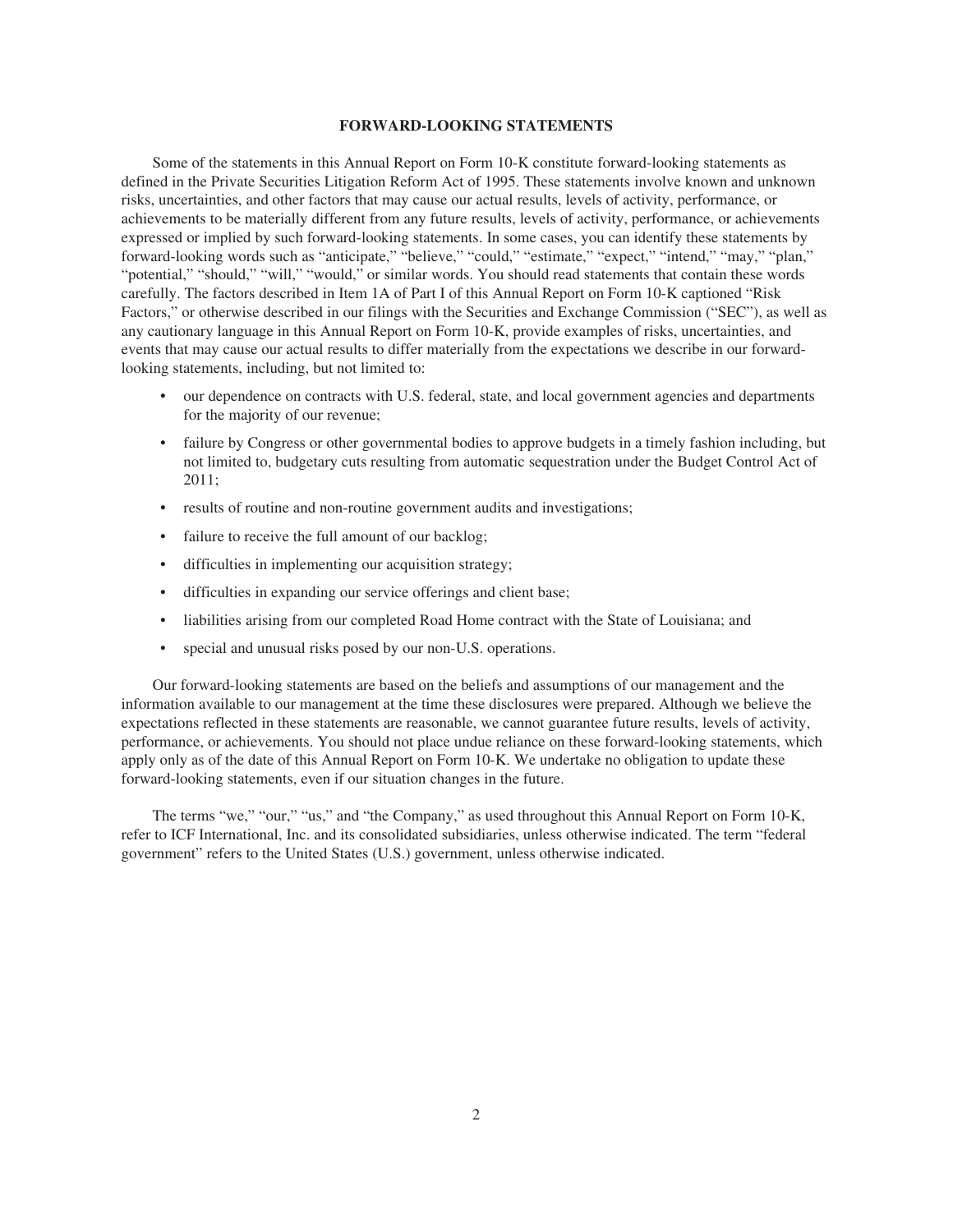## FORWARD-LOOKING STATEMENTS

Some of the statements in this Annual Report on Form 10-K constitute forward-looking statements as defined in the Private Securities Litigation Reform Act of 1995. These statements involve known and unknown risks, uncertainties, and other factors that may cause our actual results, levels of activity, performance, or achievements to be materially different from any future results, levels of activity, performance, or achievements expressed or implied by such forward-looking statements. In some cases, you can identify these statements by forward-looking words such as "anticipate," "believe," "could," "estimate," "expect," "intend," "may," "plan," "potential," "should," "will," "would," or similar words. You should read statements that contain these words carefully. The factors described in Item 1A of Part I of this Annual Report on Form 10-K captioned "Risk Factors," or otherwise described in our filings with the Securities and Exchange Commission ("SEC"), as well as any cautionary language in this Annual Report on Form 10-K, provide examples of risks, uncertainties, and events that may cause our actual results to differ materially from the expectations we describe in our forward-looking statements, including, but not limited to:

- our dependence on contracts with U.S. federal, state, and local government agencies and departments for the majority of our revenue;
- failure by Congress or other governmental bodies to approve budgets in a timely fashion including, but not limited to, budgetary cuts resulting from automatic sequestration under the Budget Control Act of 2011;
- results of routine and non-routine government audits and investigations;
- failure to receive the full amount of our backlog;
- difficulties in implementing our acquisition strategy;
- difficulties in expanding our service offerings and client base;
- liabilities arising from our completed Road Home contract with the State of Louisiana; and
- special and unusual risks posed by our non-U.S. operations.

Our forward-looking statements are based on the beliefs and assumptions of our management and the information available to our management at the time these disclosures were prepared. Although we believe the expectations reflected in these statements are reasonable, we cannot guarantee future results, levels of activity, performance, or achievements. You should not place undue reliance on these forward-looking statements, which apply only as of the date of this Annual Report on Form 10-K. We undertake no obligation to update these forward-looking statements, even if our situation changes in the future.

The terms "we," "our," "us," and "the Company," as used throughout this Annual Report on Form 10-K, refer to ICF International, Inc. and its consolidated subsidiaries, unless otherwise indicated. The term "federal government" refers to the United States (U.S.) government, unless otherwise indicated.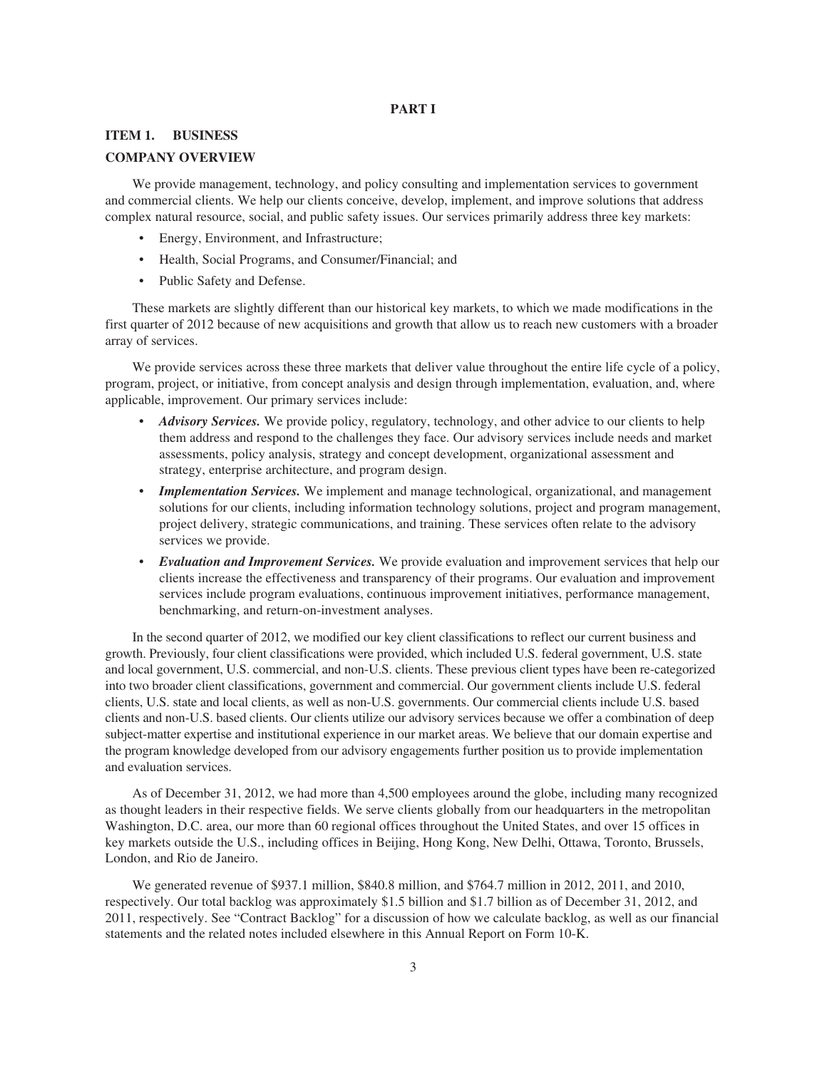# PART I

## ITEM 1. BUSINESS

## COMPANY OVERVIEW

We provide management, technology, and policy consulting and implementation services to government and commercial clients. We help our clients conceive, develop, implement, and improve solutions that address complex natural resource, social, and public safety issues. Our services primarily address three key markets:

- Energy, Environment, and Infrastructure;
- Health, Social Programs, and Consumer/Financial; and
- Public Safety and Defense.

These markets are slightly different than our historical key markets, to which we made modifications in the first quarter of 2012 because of new acquisitions and growth that allow us to reach new customers with a broader array of services.

We provide services across these three markets that deliver value throughout the entire life cycle of a policy, program, project, or initiative, from concept analysis and design through implementation, evaluation, and, where applicable, improvement. Our primary services include:

- ***Advisory Services.*** We provide policy, regulatory, technology, and other advice to our clients to help them address and respond to the challenges they face. Our advisory services include needs and market assessments, policy analysis, strategy and concept development, organizational assessment and strategy, enterprise architecture, and program design.
- ***Implementation Services.*** We implement and manage technological, organizational, and management solutions for our clients, including information technology solutions, project and program management, project delivery, strategic communications, and training. These services often relate to the advisory services we provide.
- ***Evaluation and Improvement Services.*** We provide evaluation and improvement services that help our clients increase the effectiveness and transparency of their programs. Our evaluation and improvement services include program evaluations, continuous improvement initiatives, performance management, benchmarking, and return-on-investment analyses.

In the second quarter of 2012, we modified our key client classifications to reflect our current business and growth. Previously, four client classifications were provided, which included U.S. federal government, U.S. state and local government, U.S. commercial, and non-U.S. clients. These previous client types have been re-categorized into two broader client classifications, government and commercial. Our government clients include U.S. federal clients, U.S. state and local clients, as well as non-U.S. governments. Our commercial clients include U.S. based clients and non-U.S. based clients. Our clients utilize our advisory services because we offer a combination of deep subject-matter expertise and institutional experience in our market areas. We believe that our domain expertise and the program knowledge developed from our advisory engagements further position us to provide implementation and evaluation services.

As of December 31, 2012, we had more than 4,500 employees around the globe, including many recognized as thought leaders in their respective fields. We serve clients globally from our headquarters in the metropolitan Washington, D.C. area, our more than 60 regional offices throughout the United States, and over 15 offices in key markets outside the U.S., including offices in Beijing, Hong Kong, New Delhi, Ottawa, Toronto, Brussels, London, and Rio de Janeiro.

We generated revenue of $937.1 million, $840.8 million, and $764.7 million in 2012, 2011, and 2010, respectively. Our total backlog was approximately $1.5 billion and $1.7 billion as of December 31, 2012, and 2011, respectively. See "Contract Backlog" for a discussion of how we calculate backlog, as well as our financial statements and the related notes included elsewhere in this Annual Report on Form 10-K.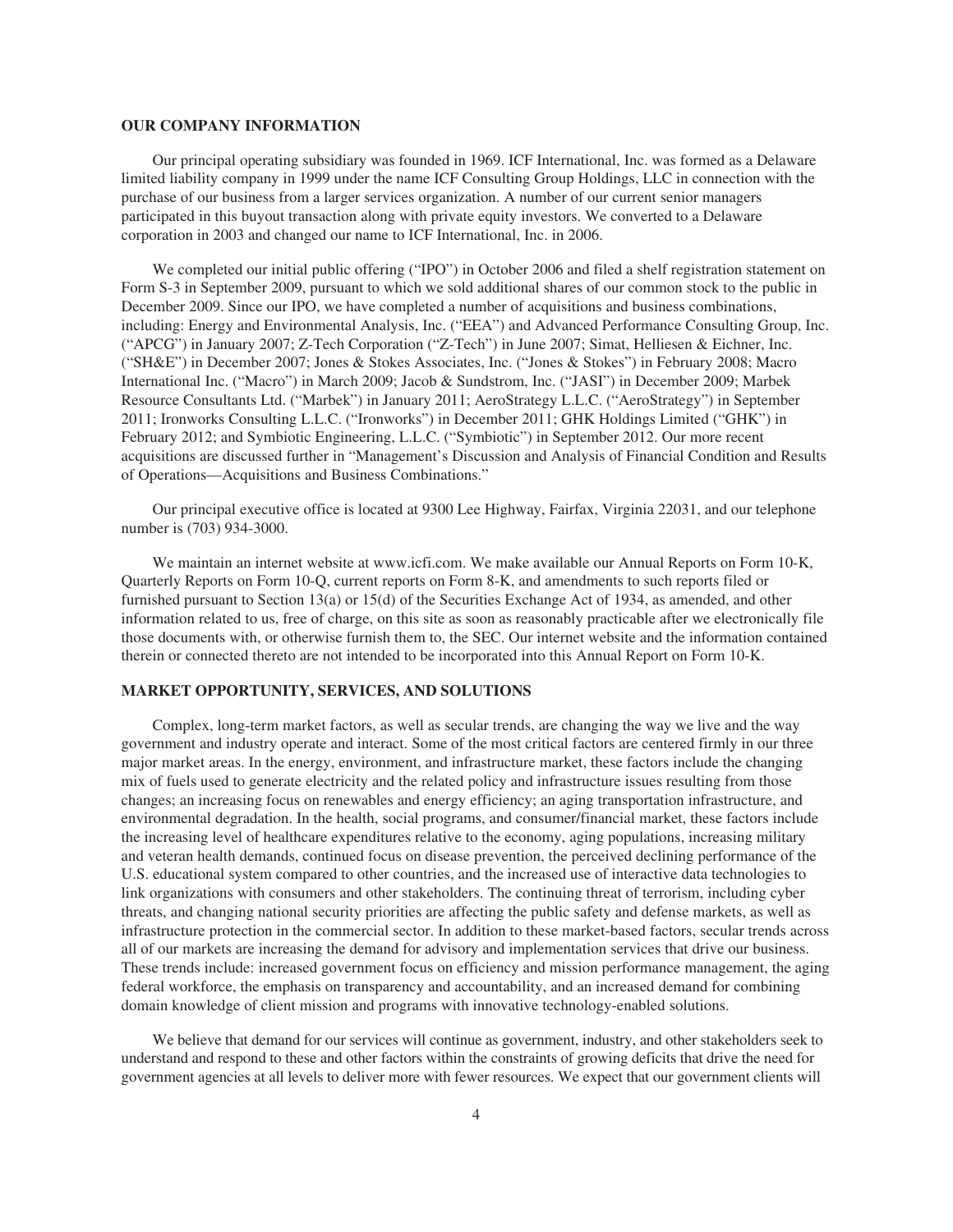## OUR COMPANY INFORMATION

Our principal operating subsidiary was founded in 1969. ICF International, Inc. was formed as a Delaware limited liability company in 1999 under the name ICF Consulting Group Holdings, LLC in connection with the purchase of our business from a larger services organization. A number of our current senior managers participated in this buyout transaction along with private equity investors. We converted to a Delaware corporation in 2003 and changed our name to ICF International, Inc. in 2006.

We completed our initial public offering ("IPO") in October 2006 and filed a shelf registration statement on Form S-3 in September 2009, pursuant to which we sold additional shares of our common stock to the public in December 2009. Since our IPO, we have completed a number of acquisitions and business combinations, including: Energy and Environmental Analysis, Inc. ("EEA") and Advanced Performance Consulting Group, Inc. ("APCG") in January 2007; Z-Tech Corporation ("Z-Tech") in June 2007; Simat, Helliesen & Eichner, Inc. ("SH&E") in December 2007; Jones & Stokes Associates, Inc. ("Jones & Stokes") in February 2008; Macro International Inc. ("Macro") in March 2009; Jacob & Sundstrom, Inc. ("JASI") in December 2009; Marbek Resource Consultants Ltd. ("Marbek") in January 2011; AeroStrategy L.L.C. ("AeroStrategy") in September 2011; Ironworks Consulting L.L.C. ("Ironworks") in December 2011; GHK Holdings Limited ("GHK") in February 2012; and Symbiotic Engineering, L.L.C. ("Symbiotic") in September 2012. Our more recent acquisitions are discussed further in "Management's Discussion and Analysis of Financial Condition and Results of Operations—Acquisitions and Business Combinations."

Our principal executive office is located at 9300 Lee Highway, Fairfax, Virginia 22031, and our telephone number is (703) 934-3000.

We maintain an internet website at www.icfi.com. We make available our Annual Reports on Form 10-K, Quarterly Reports on Form 10-Q, current reports on Form 8-K, and amendments to such reports filed or furnished pursuant to Section 13(a) or 15(d) of the Securities Exchange Act of 1934, as amended, and other information related to us, free of charge, on this site as soon as reasonably practicable after we electronically file those documents with, or otherwise furnish them to, the SEC. Our internet website and the information contained therein or connected thereto are not intended to be incorporated into this Annual Report on Form 10-K.

## MARKET OPPORTUNITY, SERVICES, AND SOLUTIONS

Complex, long-term market factors, as well as secular trends, are changing the way we live and the way government and industry operate and interact. Some of the most critical factors are centered firmly in our three major market areas. In the energy, environment, and infrastructure market, these factors include the changing mix of fuels used to generate electricity and the related policy and infrastructure issues resulting from those changes; an increasing focus on renewables and energy efficiency; an aging transportation infrastructure, and environmental degradation. In the health, social programs, and consumer/financial market, these factors include the increasing level of healthcare expenditures relative to the economy, aging populations, increasing military and veteran health demands, continued focus on disease prevention, the perceived declining performance of the U.S. educational system compared to other countries, and the increased use of interactive data technologies to link organizations with consumers and other stakeholders. The continuing threat of terrorism, including cyber threats, and changing national security priorities are affecting the public safety and defense markets, as well as infrastructure protection in the commercial sector. In addition to these market-based factors, secular trends across all of our markets are increasing the demand for advisory and implementation services that drive our business. These trends include: increased government focus on efficiency and mission performance management, the aging federal workforce, the emphasis on transparency and accountability, and an increased demand for combining domain knowledge of client mission and programs with innovative technology-enabled solutions.

We believe that demand for our services will continue as government, industry, and other stakeholders seek to understand and respond to these and other factors within the constraints of growing deficits that drive the need for government agencies at all levels to deliver more with fewer resources. We expect that our government clients will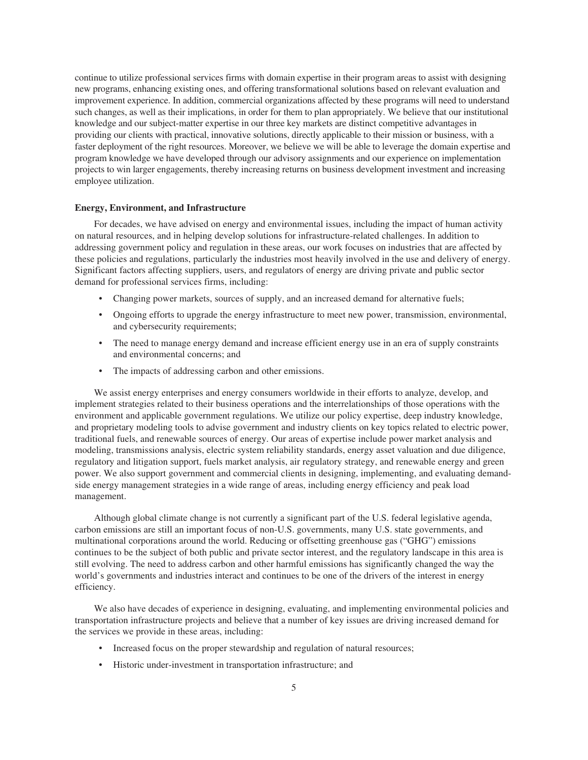continue to utilize professional services firms with domain expertise in their program areas to assist with designing new programs, enhancing existing ones, and offering transformational solutions based on relevant evaluation and improvement experience. In addition, commercial organizations affected by these programs will need to understand such changes, as well as their implications, in order for them to plan appropriately. We believe that our institutional knowledge and our subject-matter expertise in our three key markets are distinct competitive advantages in providing our clients with practical, innovative solutions, directly applicable to their mission or business, with a faster deployment of the right resources. Moreover, we believe we will be able to leverage the domain expertise and program knowledge we have developed through our advisory assignments and our experience on implementation projects to win larger engagements, thereby increasing returns on business development investment and increasing employee utilization.

**Energy, Environment, and Infrastructure**

For decades, we have advised on energy and environmental issues, including the impact of human activity on natural resources, and in helping develop solutions for infrastructure-related challenges. In addition to addressing government policy and regulation in these areas, our work focuses on industries that are affected by these policies and regulations, particularly the industries most heavily involved in the use and delivery of energy. Significant factors affecting suppliers, users, and regulators of energy are driving private and public sector demand for professional services firms, including:

- Changing power markets, sources of supply, and an increased demand for alternative fuels;
- Ongoing efforts to upgrade the energy infrastructure to meet new power, transmission, environmental, and cybersecurity requirements;
- The need to manage energy demand and increase efficient energy use in an era of supply constraints and environmental concerns; and
- The impacts of addressing carbon and other emissions.

We assist energy enterprises and energy consumers worldwide in their efforts to analyze, develop, and implement strategies related to their business operations and the interrelationships of those operations with the environment and applicable government regulations. We utilize our policy expertise, deep industry knowledge, and proprietary modeling tools to advise government and industry clients on key topics related to electric power, traditional fuels, and renewable sources of energy. Our areas of expertise include power market analysis and modeling, transmissions analysis, electric system reliability standards, energy asset valuation and due diligence, regulatory and litigation support, fuels market analysis, air regulatory strategy, and renewable energy and green power. We also support government and commercial clients in designing, implementing, and evaluating demand-side energy management strategies in a wide range of areas, including energy efficiency and peak load management.

Although global climate change is not currently a significant part of the U.S. federal legislative agenda, carbon emissions are still an important focus of non-U.S. governments, many U.S. state governments, and multinational corporations around the world. Reducing or offsetting greenhouse gas ("GHG") emissions continues to be the subject of both public and private sector interest, and the regulatory landscape in this area is still evolving. The need to address carbon and other harmful emissions has significantly changed the way the world's governments and industries interact and continues to be one of the drivers of the interest in energy efficiency.

We also have decades of experience in designing, evaluating, and implementing environmental policies and transportation infrastructure projects and believe that a number of key issues are driving increased demand for the services we provide in these areas, including:

- Increased focus on the proper stewardship and regulation of natural resources;
- Historic under-investment in transportation infrastructure; and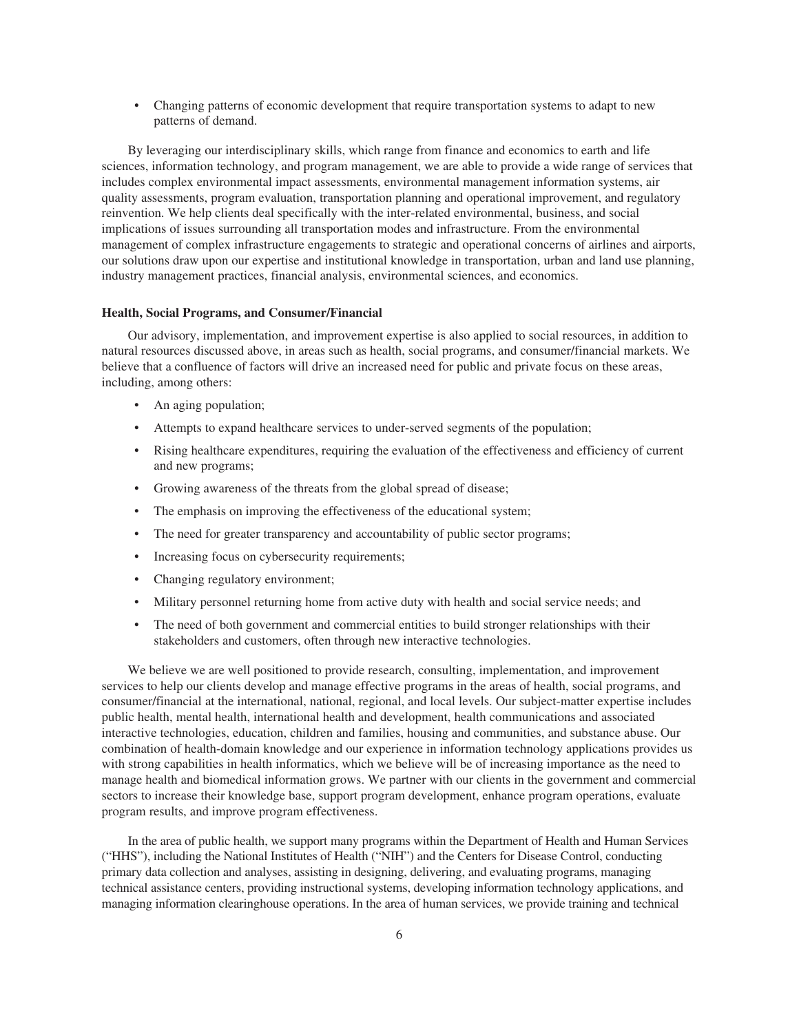- Changing patterns of economic development that require transportation systems to adapt to new patterns of demand.

By leveraging our interdisciplinary skills, which range from finance and economics to earth and life sciences, information technology, and program management, we are able to provide a wide range of services that includes complex environmental impact assessments, environmental management information systems, air quality assessments, program evaluation, transportation planning and operational improvement, and regulatory reinvention. We help clients deal specifically with the inter-related environmental, business, and social implications of issues surrounding all transportation modes and infrastructure. From the environmental management of complex infrastructure engagements to strategic and operational concerns of airlines and airports, our solutions draw upon our expertise and institutional knowledge in transportation, urban and land use planning, industry management practices, financial analysis, environmental sciences, and economics.

**Health, Social Programs, and Consumer/Financial**

Our advisory, implementation, and improvement expertise is also applied to social resources, in addition to natural resources discussed above, in areas such as health, social programs, and consumer/financial markets. We believe that a confluence of factors will drive an increased need for public and private focus on these areas, including, among others:

- An aging population;
- Attempts to expand healthcare services to under-served segments of the population;
- Rising healthcare expenditures, requiring the evaluation of the effectiveness and efficiency of current and new programs;
- Growing awareness of the threats from the global spread of disease;
- The emphasis on improving the effectiveness of the educational system;
- The need for greater transparency and accountability of public sector programs;
- Increasing focus on cybersecurity requirements;
- Changing regulatory environment;
- Military personnel returning home from active duty with health and social service needs; and
- The need of both government and commercial entities to build stronger relationships with their stakeholders and customers, often through new interactive technologies.

We believe we are well positioned to provide research, consulting, implementation, and improvement services to help our clients develop and manage effective programs in the areas of health, social programs, and consumer/financial at the international, national, regional, and local levels. Our subject-matter expertise includes public health, mental health, international health and development, health communications and associated interactive technologies, education, children and families, housing and communities, and substance abuse. Our combination of health-domain knowledge and our experience in information technology applications provides us with strong capabilities in health informatics, which we believe will be of increasing importance as the need to manage health and biomedical information grows. We partner with our clients in the government and commercial sectors to increase their knowledge base, support program development, enhance program operations, evaluate program results, and improve program effectiveness.

In the area of public health, we support many programs within the Department of Health and Human Services ("HHS"), including the National Institutes of Health ("NIH") and the Centers for Disease Control, conducting primary data collection and analyses, assisting in designing, delivering, and evaluating programs, managing technical assistance centers, providing instructional systems, developing information technology applications, and managing information clearinghouse operations. In the area of human services, we provide training and technical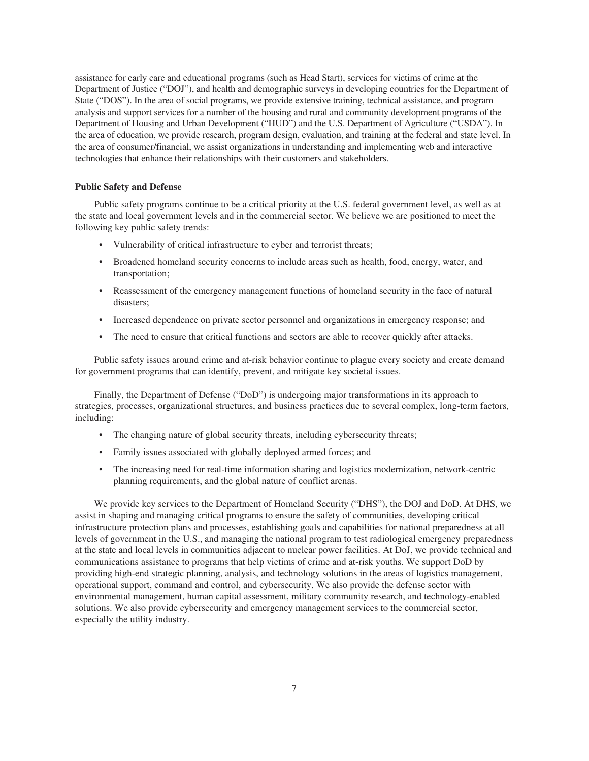assistance for early care and educational programs (such as Head Start), services for victims of crime at the Department of Justice ("DOJ"), and health and demographic surveys in developing countries for the Department of State ("DOS"). In the area of social programs, we provide extensive training, technical assistance, and program analysis and support services for a number of the housing and rural and community development programs of the Department of Housing and Urban Development ("HUD") and the U.S. Department of Agriculture ("USDA"). In the area of education, we provide research, program design, evaluation, and training at the federal and state level. In the area of consumer/financial, we assist organizations in understanding and implementing web and interactive technologies that enhance their relationships with their customers and stakeholders.

**Public Safety and Defense**

Public safety programs continue to be a critical priority at the U.S. federal government level, as well as at the state and local government levels and in the commercial sector. We believe we are positioned to meet the following key public safety trends:

- Vulnerability of critical infrastructure to cyber and terrorist threats;
- Broadened homeland security concerns to include areas such as health, food, energy, water, and transportation;
- Reassessment of the emergency management functions of homeland security in the face of natural disasters;
- Increased dependence on private sector personnel and organizations in emergency response; and
- The need to ensure that critical functions and sectors are able to recover quickly after attacks.

Public safety issues around crime and at-risk behavior continue to plague every society and create demand for government programs that can identify, prevent, and mitigate key societal issues.

Finally, the Department of Defense ("DoD") is undergoing major transformations in its approach to strategies, processes, organizational structures, and business practices due to several complex, long-term factors, including:

- The changing nature of global security threats, including cybersecurity threats;
- Family issues associated with globally deployed armed forces; and
- The increasing need for real-time information sharing and logistics modernization, network-centric planning requirements, and the global nature of conflict arenas.

We provide key services to the Department of Homeland Security ("DHS"), the DOJ and DoD. At DHS, we assist in shaping and managing critical programs to ensure the safety of communities, developing critical infrastructure protection plans and processes, establishing goals and capabilities for national preparedness at all levels of government in the U.S., and managing the national program to test radiological emergency preparedness at the state and local levels in communities adjacent to nuclear power facilities. At DoJ, we provide technical and communications assistance to programs that help victims of crime and at-risk youths. We support DoD by providing high-end strategic planning, analysis, and technology solutions in the areas of logistics management, operational support, command and control, and cybersecurity. We also provide the defense sector with environmental management, human capital assessment, military community research, and technology-enabled solutions. We also provide cybersecurity and emergency management services to the commercial sector, especially the utility industry.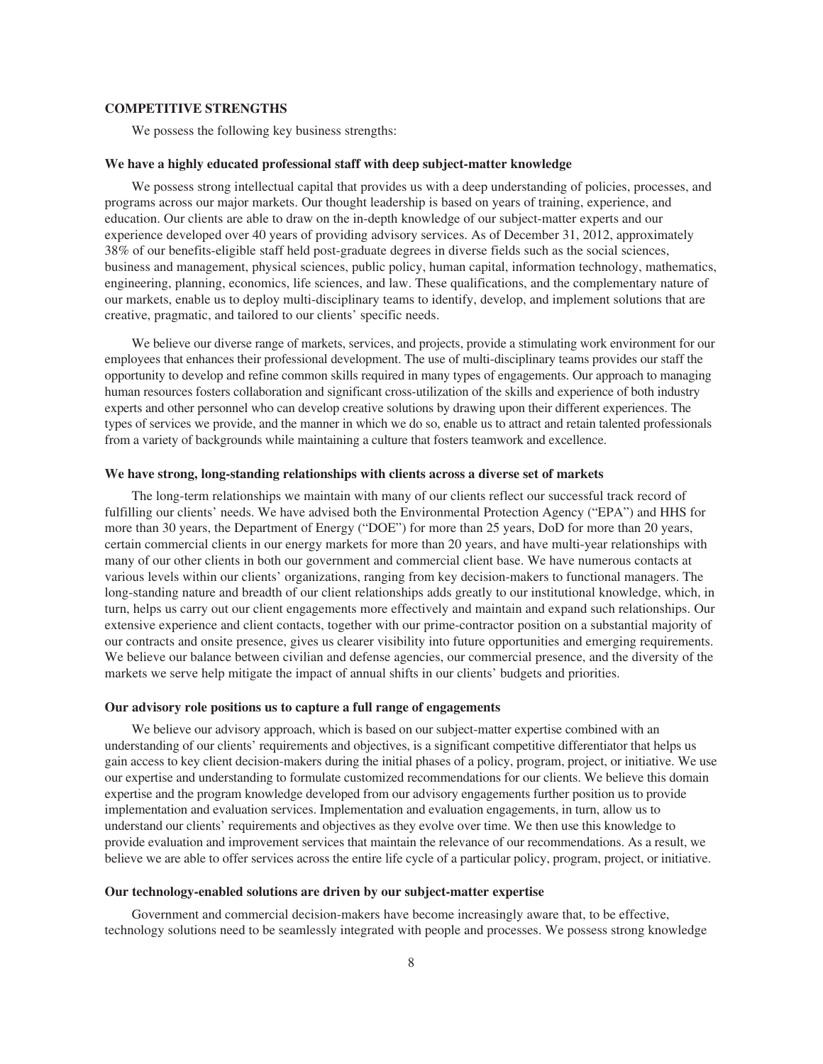## COMPETITIVE STRENGTHS

We possess the following key business strengths:

### We have a highly educated professional staff with deep subject-matter knowledge

We possess strong intellectual capital that provides us with a deep understanding of policies, processes, and programs across our major markets. Our thought leadership is based on years of training, experience, and education. Our clients are able to draw on the in-depth knowledge of our subject-matter experts and our experience developed over 40 years of providing advisory services. As of December 31, 2012, approximately 38% of our benefits-eligible staff held post-graduate degrees in diverse fields such as the social sciences, business and management, physical sciences, public policy, human capital, information technology, mathematics, engineering, planning, economics, life sciences, and law. These qualifications, and the complementary nature of our markets, enable us to deploy multi-disciplinary teams to identify, develop, and implement solutions that are creative, pragmatic, and tailored to our clients' specific needs.

We believe our diverse range of markets, services, and projects, provide a stimulating work environment for our employees that enhances their professional development. The use of multi-disciplinary teams provides our staff the opportunity to develop and refine common skills required in many types of engagements. Our approach to managing human resources fosters collaboration and significant cross-utilization of the skills and experience of both industry experts and other personnel who can develop creative solutions by drawing upon their different experiences. The types of services we provide, and the manner in which we do so, enable us to attract and retain talented professionals from a variety of backgrounds while maintaining a culture that fosters teamwork and excellence.

### We have strong, long-standing relationships with clients across a diverse set of markets

The long-term relationships we maintain with many of our clients reflect our successful track record of fulfilling our clients' needs. We have advised both the Environmental Protection Agency ("EPA") and HHS for more than 30 years, the Department of Energy ("DOE") for more than 25 years, DoD for more than 20 years, certain commercial clients in our energy markets for more than 20 years, and have multi-year relationships with many of our other clients in both our government and commercial client base. We have numerous contacts at various levels within our clients' organizations, ranging from key decision-makers to functional managers. The long-standing nature and breadth of our client relationships adds greatly to our institutional knowledge, which, in turn, helps us carry out our client engagements more effectively and maintain and expand such relationships. Our extensive experience and client contacts, together with our prime-contractor position on a substantial majority of our contracts and onsite presence, gives us clearer visibility into future opportunities and emerging requirements. We believe our balance between civilian and defense agencies, our commercial presence, and the diversity of the markets we serve help mitigate the impact of annual shifts in our clients' budgets and priorities.

### Our advisory role positions us to capture a full range of engagements

We believe our advisory approach, which is based on our subject-matter expertise combined with an understanding of our clients' requirements and objectives, is a significant competitive differentiator that helps us gain access to key client decision-makers during the initial phases of a policy, program, project, or initiative. We use our expertise and understanding to formulate customized recommendations for our clients. We believe this domain expertise and the program knowledge developed from our advisory engagements further position us to provide implementation and evaluation services. Implementation and evaluation engagements, in turn, allow us to understand our clients' requirements and objectives as they evolve over time. We then use this knowledge to provide evaluation and improvement services that maintain the relevance of our recommendations. As a result, we believe we are able to offer services across the entire life cycle of a particular policy, program, project, or initiative.

### Our technology-enabled solutions are driven by our subject-matter expertise

Government and commercial decision-makers have become increasingly aware that, to be effective, technology solutions need to be seamlessly integrated with people and processes. We possess strong knowledge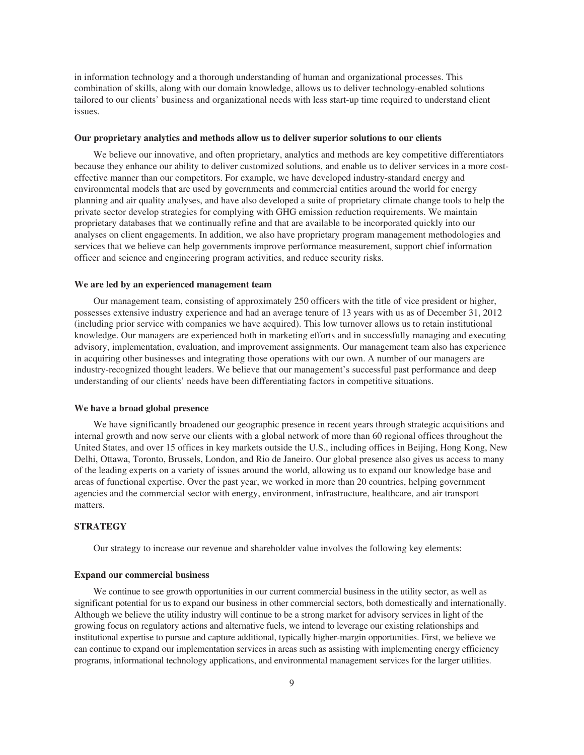in information technology and a thorough understanding of human and organizational processes. This combination of skills, along with our domain knowledge, allows us to deliver technology-enabled solutions tailored to our clients' business and organizational needs with less start-up time required to understand client issues.

#### Our proprietary analytics and methods allow us to deliver superior solutions to our clients

We believe our innovative, and often proprietary, analytics and methods are key competitive differentiators because they enhance our ability to deliver customized solutions, and enable us to deliver services in a more cost-effective manner than our competitors. For example, we have developed industry-standard energy and environmental models that are used by governments and commercial entities around the world for energy planning and air quality analyses, and have also developed a suite of proprietary climate change tools to help the private sector develop strategies for complying with GHG emission reduction requirements. We maintain proprietary databases that we continually refine and that are available to be incorporated quickly into our analyses on client engagements. In addition, we also have proprietary program management methodologies and services that we believe can help governments improve performance measurement, support chief information officer and science and engineering program activities, and reduce security risks.

#### We are led by an experienced management team

Our management team, consisting of approximately 250 officers with the title of vice president or higher, possesses extensive industry experience and had an average tenure of 13 years with us as of December 31, 2012 (including prior service with companies we have acquired). This low turnover allows us to retain institutional knowledge. Our managers are experienced both in marketing efforts and in successfully managing and executing advisory, implementation, evaluation, and improvement assignments. Our management team also has experience in acquiring other businesses and integrating those operations with our own. A number of our managers are industry-recognized thought leaders. We believe that our management's successful past performance and deep understanding of our clients' needs have been differentiating factors in competitive situations.

#### We have a broad global presence

We have significantly broadened our geographic presence in recent years through strategic acquisitions and internal growth and now serve our clients with a global network of more than 60 regional offices throughout the United States, and over 15 offices in key markets outside the U.S., including offices in Beijing, Hong Kong, New Delhi, Ottawa, Toronto, Brussels, London, and Rio de Janeiro. Our global presence also gives us access to many of the leading experts on a variety of issues around the world, allowing us to expand our knowledge base and areas of functional expertise. Over the past year, we worked in more than 20 countries, helping government agencies and the commercial sector with energy, environment, infrastructure, healthcare, and air transport matters.

### STRATEGY

Our strategy to increase our revenue and shareholder value involves the following key elements:

#### Expand our commercial business

We continue to see growth opportunities in our current commercial business in the utility sector, as well as significant potential for us to expand our business in other commercial sectors, both domestically and internationally. Although we believe the utility industry will continue to be a strong market for advisory services in light of the growing focus on regulatory actions and alternative fuels, we intend to leverage our existing relationships and institutional expertise to pursue and capture additional, typically higher-margin opportunities. First, we believe we can continue to expand our implementation services in areas such as assisting with implementing energy efficiency programs, informational technology applications, and environmental management services for the larger utilities.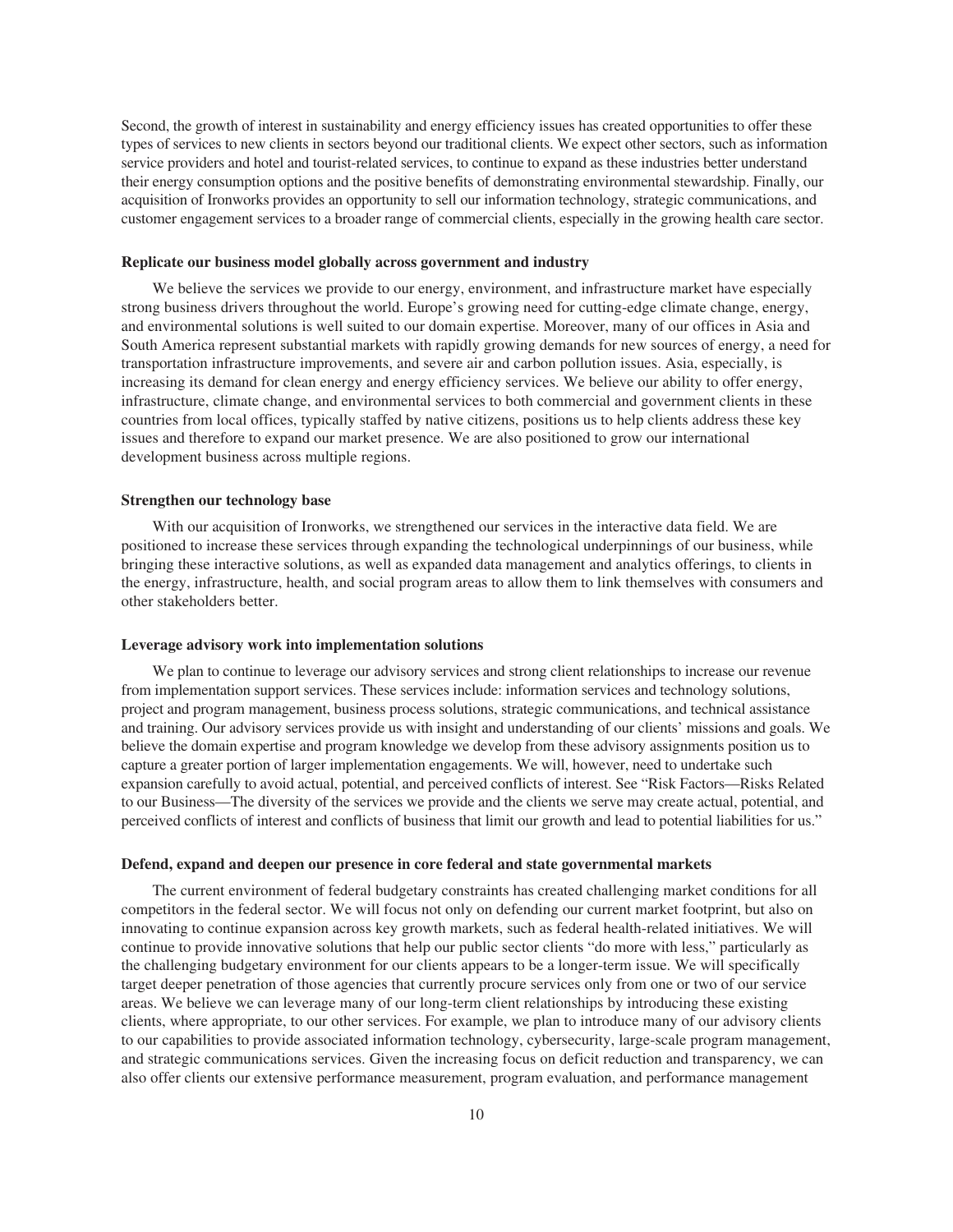Second, the growth of interest in sustainability and energy efficiency issues has created opportunities to offer these types of services to new clients in sectors beyond our traditional clients. We expect other sectors, such as information service providers and hotel and tourist-related services, to continue to expand as these industries better understand their energy consumption options and the positive benefits of demonstrating environmental stewardship. Finally, our acquisition of Ironworks provides an opportunity to sell our information technology, strategic communications, and customer engagement services to a broader range of commercial clients, especially in the growing health care sector.

**Replicate our business model globally across government and industry**

We believe the services we provide to our energy, environment, and infrastructure market have especially strong business drivers throughout the world. Europe's growing need for cutting-edge climate change, energy, and environmental solutions is well suited to our domain expertise. Moreover, many of our offices in Asia and South America represent substantial markets with rapidly growing demands for new sources of energy, a need for transportation infrastructure improvements, and severe air and carbon pollution issues. Asia, especially, is increasing its demand for clean energy and energy efficiency services. We believe our ability to offer energy, infrastructure, climate change, and environmental services to both commercial and government clients in these countries from local offices, typically staffed by native citizens, positions us to help clients address these key issues and therefore to expand our market presence. We are also positioned to grow our international development business across multiple regions.

**Strengthen our technology base**

With our acquisition of Ironworks, we strengthened our services in the interactive data field. We are positioned to increase these services through expanding the technological underpinnings of our business, while bringing these interactive solutions, as well as expanded data management and analytics offerings, to clients in the energy, infrastructure, health, and social program areas to allow them to link themselves with consumers and other stakeholders better.

**Leverage advisory work into implementation solutions**

We plan to continue to leverage our advisory services and strong client relationships to increase our revenue from implementation support services. These services include: information services and technology solutions, project and program management, business process solutions, strategic communications, and technical assistance and training. Our advisory services provide us with insight and understanding of our clients' missions and goals. We believe the domain expertise and program knowledge we develop from these advisory assignments position us to capture a greater portion of larger implementation engagements. We will, however, need to undertake such expansion carefully to avoid actual, potential, and perceived conflicts of interest. See "Risk Factors—Risks Related to our Business—The diversity of the services we provide and the clients we serve may create actual, potential, and perceived conflicts of interest and conflicts of business that limit our growth and lead to potential liabilities for us."

**Defend, expand and deepen our presence in core federal and state governmental markets**

The current environment of federal budgetary constraints has created challenging market conditions for all competitors in the federal sector. We will focus not only on defending our current market footprint, but also on innovating to continue expansion across key growth markets, such as federal health-related initiatives. We will continue to provide innovative solutions that help our public sector clients "do more with less," particularly as the challenging budgetary environment for our clients appears to be a longer-term issue. We will specifically target deeper penetration of those agencies that currently procure services only from one or two of our service areas. We believe we can leverage many of our long-term client relationships by introducing these existing clients, where appropriate, to our other services. For example, we plan to introduce many of our advisory clients to our capabilities to provide associated information technology, cybersecurity, large-scale program management, and strategic communications services. Given the increasing focus on deficit reduction and transparency, we can also offer clients our extensive performance measurement, program evaluation, and performance management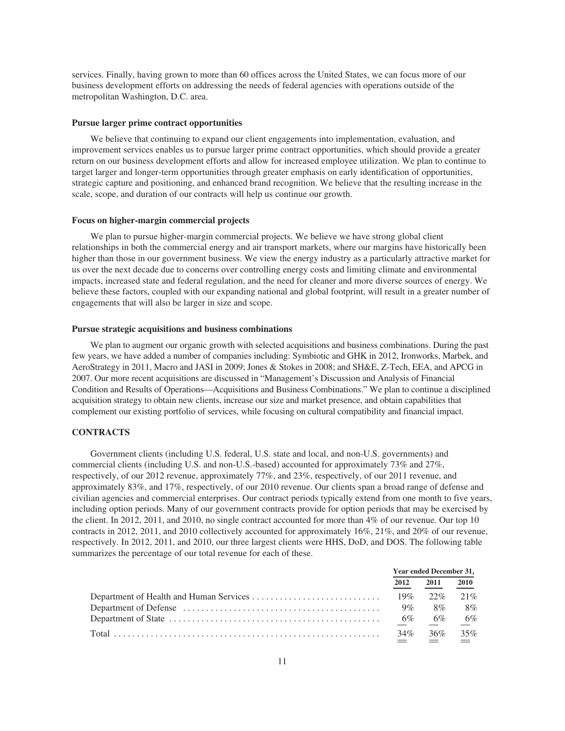services. Finally, having grown to more than 60 offices across the United States, we can focus more of our business development efforts on addressing the needs of federal agencies with operations outside of the metropolitan Washington, D.C. area.

**Pursue larger prime contract opportunities**

We believe that continuing to expand our client engagements into implementation, evaluation, and improvement services enables us to pursue larger prime contract opportunities, which should provide a greater return on our business development efforts and allow for increased employee utilization. We plan to continue to target larger and longer-term opportunities through greater emphasis on early identification of opportunities, strategic capture and positioning, and enhanced brand recognition. We believe that the resulting increase in the scale, scope, and duration of our contracts will help us continue our growth.

**Focus on higher-margin commercial projects**

We plan to pursue higher-margin commercial projects. We believe we have strong global client relationships in both the commercial energy and air transport markets, where our margins have historically been higher than those in our government business. We view the energy industry as a particularly attractive market for us over the next decade due to concerns over controlling energy costs and limiting climate and environmental impacts, increased state and federal regulation, and the need for cleaner and more diverse sources of energy. We believe these factors, coupled with our expanding national and global footprint, will result in a greater number of engagements that will also be larger in size and scope.

**Pursue strategic acquisitions and business combinations**

We plan to augment our organic growth with selected acquisitions and business combinations. During the past few years, we have added a number of companies including: Symbiotic and GHK in 2012, Ironworks, Marbek, and AeroStrategy in 2011, Macro and JASI in 2009; Jones & Stokes in 2008; and SH&E, Z-Tech, EEA, and APCG in 2007. Our more recent acquisitions are discussed in "Management's Discussion and Analysis of Financial Condition and Results of Operations—Acquisitions and Business Combinations." We plan to continue a disciplined acquisition strategy to obtain new clients, increase our size and market presence, and obtain capabilities that complement our existing portfolio of services, while focusing on cultural compatibility and financial impact.

## CONTRACTS

Government clients (including U.S. federal, U.S. state and local, and non-U.S. governments) and commercial clients (including U.S. and non-U.S.-based) accounted for approximately 73% and 27%, respectively, of our 2012 revenue, approximately 77%, and 23%, respectively, of our 2011 revenue, and approximately 83%, and 17%, respectively, of our 2010 revenue. Our clients span a broad range of defense and civilian agencies and commercial enterprises. Our contract periods typically extend from one month to five years, including option periods. Many of our government contracts provide for option periods that may be exercised by the client. In 2012, 2011, and 2010, no single contract accounted for more than 4% of our revenue. Our top 10 contracts in 2012, 2011, and 2010 collectively accounted for approximately 16%, 21%, and 20% of our revenue, respectively. In 2012, 2011, and 2010, our three largest clients were HHS, DoD, and DOS. The following table summarizes the percentage of our total revenue for each of these.

| | Year ended December 31, | | |
|---|---|---|---|
| | 2012 | 2011 | 2010 |
| Department of Health and Human Services | 19% | 22% | 21% |
| Department of Defense | 9% | 8% | 8% |
| Department of State | 6% | 6% | 6% |
| Total | 34% | 36% | 35% |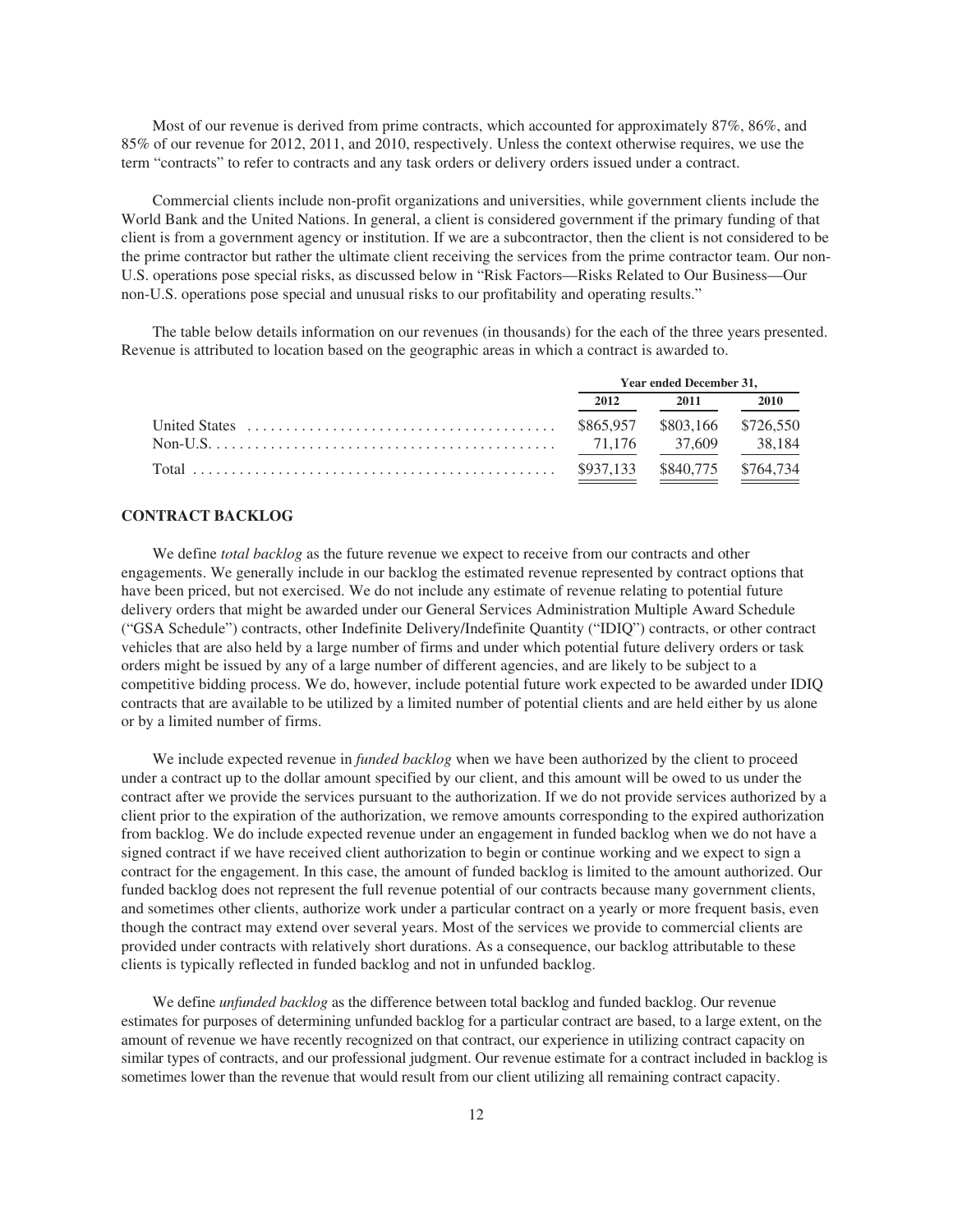Most of our revenue is derived from prime contracts, which accounted for approximately 87%, 86%, and 85% of our revenue for 2012, 2011, and 2010, respectively. Unless the context otherwise requires, we use the term "contracts" to refer to contracts and any task orders or delivery orders issued under a contract.

Commercial clients include non-profit organizations and universities, while government clients include the World Bank and the United Nations. In general, a client is considered government if the primary funding of that client is from a government agency or institution. If we are a subcontractor, then the client is not considered to be the prime contractor but rather the ultimate client receiving the services from the prime contractor team. Our non-U.S. operations pose special risks, as discussed below in "Risk Factors—Risks Related to Our Business—Our non-U.S. operations pose special and unusual risks to our profitability and operating results."

The table below details information on our revenues (in thousands) for the each of the three years presented. Revenue is attributed to location based on the geographic areas in which a contract is awarded to.

| | Year ended December 31, | | |
|---|---|---|---|
| | 2012 | 2011 | 2010 |
| United States | $865,957 | $803,166 | $726,550 |
| Non-U.S. | 71,176 | 37,609 | 38,184 |
| Total | $937,133 | $840,775 | $764,734 |

## CONTRACT BACKLOG

We define *total backlog* as the future revenue we expect to receive from our contracts and other engagements. We generally include in our backlog the estimated revenue represented by contract options that have been priced, but not exercised. We do not include any estimate of revenue relating to potential future delivery orders that might be awarded under our General Services Administration Multiple Award Schedule ("GSA Schedule") contracts, other Indefinite Delivery/Indefinite Quantity ("IDIQ") contracts, or other contract vehicles that are also held by a large number of firms and under which potential future delivery orders or task orders might be issued by any of a large number of different agencies, and are likely to be subject to a competitive bidding process. We do, however, include potential future work expected to be awarded under IDIQ contracts that are available to be utilized by a limited number of potential clients and are held either by us alone or by a limited number of firms.

We include expected revenue in *funded backlog* when we have been authorized by the client to proceed under a contract up to the dollar amount specified by our client, and this amount will be owed to us under the contract after we provide the services pursuant to the authorization. If we do not provide services authorized by a client prior to the expiration of the authorization, we remove amounts corresponding to the expired authorization from backlog. We do include expected revenue under an engagement in funded backlog when we do not have a signed contract if we have received client authorization to begin or continue working and we expect to sign a contract for the engagement. In this case, the amount of funded backlog is limited to the amount authorized. Our funded backlog does not represent the full revenue potential of our contracts because many government clients, and sometimes other clients, authorize work under a particular contract on a yearly or more frequent basis, even though the contract may extend over several years. Most of the services we provide to commercial clients are provided under contracts with relatively short durations. As a consequence, our backlog attributable to these clients is typically reflected in funded backlog and not in unfunded backlog.

We define *unfunded backlog* as the difference between total backlog and funded backlog. Our revenue estimates for purposes of determining unfunded backlog for a particular contract are based, to a large extent, on the amount of revenue we have recently recognized on that contract, our experience in utilizing contract capacity on similar types of contracts, and our professional judgment. Our revenue estimate for a contract included in backlog is sometimes lower than the revenue that would result from our client utilizing all remaining contract capacity.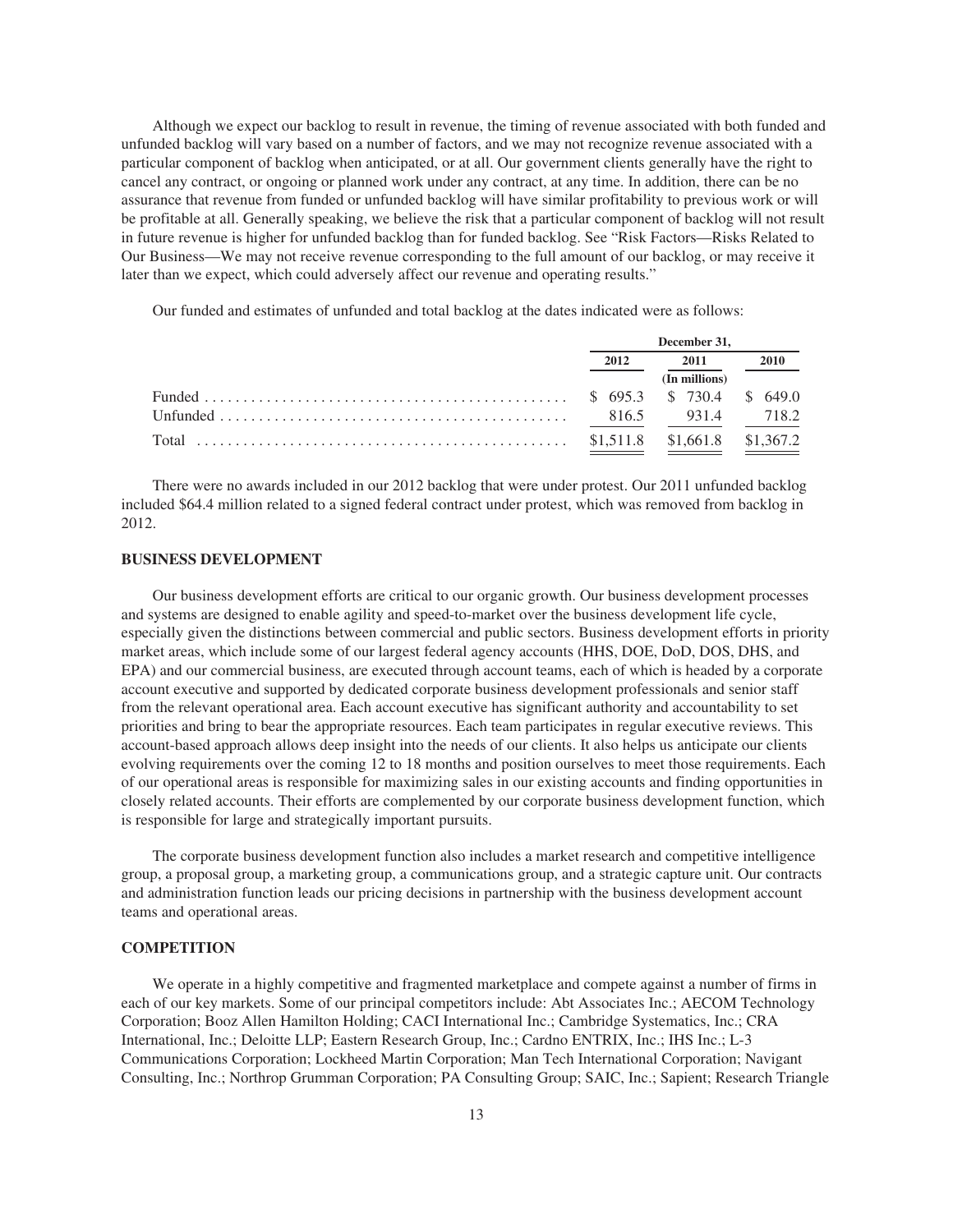Although we expect our backlog to result in revenue, the timing of revenue associated with both funded and unfunded backlog will vary based on a number of factors, and we may not recognize revenue associated with a particular component of backlog when anticipated, or at all. Our government clients generally have the right to cancel any contract, or ongoing or planned work under any contract, at any time. In addition, there can be no assurance that revenue from funded or unfunded backlog will have similar profitability to previous work or will be profitable at all. Generally speaking, we believe the risk that a particular component of backlog will not result in future revenue is higher for unfunded backlog than for funded backlog. See "Risk Factors—Risks Related to Our Business—We may not receive revenue corresponding to the full amount of our backlog, or may receive it later than we expect, which could adversely affect our revenue and operating results."

Our funded and estimates of unfunded and total backlog at the dates indicated were as follows:

| | December 31, | | |
|---|---|---|---|
| | 2012 | 2011 | 2010 |
| | | (In millions) | |
| Funded | $ 695.3 | $ 730.4 | $ 649.0 |
| Unfunded | 816.5 | 931.4 | 718.2 |
| Total | $1,511.8 | $1,661.8 | $1,367.2 |

There were no awards included in our 2012 backlog that were under protest. Our 2011 unfunded backlog included $64.4 million related to a signed federal contract under protest, which was removed from backlog in 2012.

## BUSINESS DEVELOPMENT

Our business development efforts are critical to our organic growth. Our business development processes and systems are designed to enable agility and speed-to-market over the business development life cycle, especially given the distinctions between commercial and public sectors. Business development efforts in priority market areas, which include some of our largest federal agency accounts (HHS, DOE, DoD, DOS, DHS, and EPA) and our commercial business, are executed through account teams, each of which is headed by a corporate account executive and supported by dedicated corporate business development professionals and senior staff from the relevant operational area. Each account executive has significant authority and accountability to set priorities and bring to bear the appropriate resources. Each team participates in regular executive reviews. This account-based approach allows deep insight into the needs of our clients. It also helps us anticipate our clients evolving requirements over the coming 12 to 18 months and position ourselves to meet those requirements. Each of our operational areas is responsible for maximizing sales in our existing accounts and finding opportunities in closely related accounts. Their efforts are complemented by our corporate business development function, which is responsible for large and strategically important pursuits.

The corporate business development function also includes a market research and competitive intelligence group, a proposal group, a marketing group, a communications group, and a strategic capture unit. Our contracts and administration function leads our pricing decisions in partnership with the business development account teams and operational areas.

## COMPETITION

We operate in a highly competitive and fragmented marketplace and compete against a number of firms in each of our key markets. Some of our principal competitors include: Abt Associates Inc.; AECOM Technology Corporation; Booz Allen Hamilton Holding; CACI International Inc.; Cambridge Systematics, Inc.; CRA International, Inc.; Deloitte LLP; Eastern Research Group, Inc.; Cardno ENTRIX, Inc.; IHS Inc.; L-3 Communications Corporation; Lockheed Martin Corporation; Man Tech International Corporation; Navigant Consulting, Inc.; Northrop Grumman Corporation; PA Consulting Group; SAIC, Inc.; Sapient; Research Triangle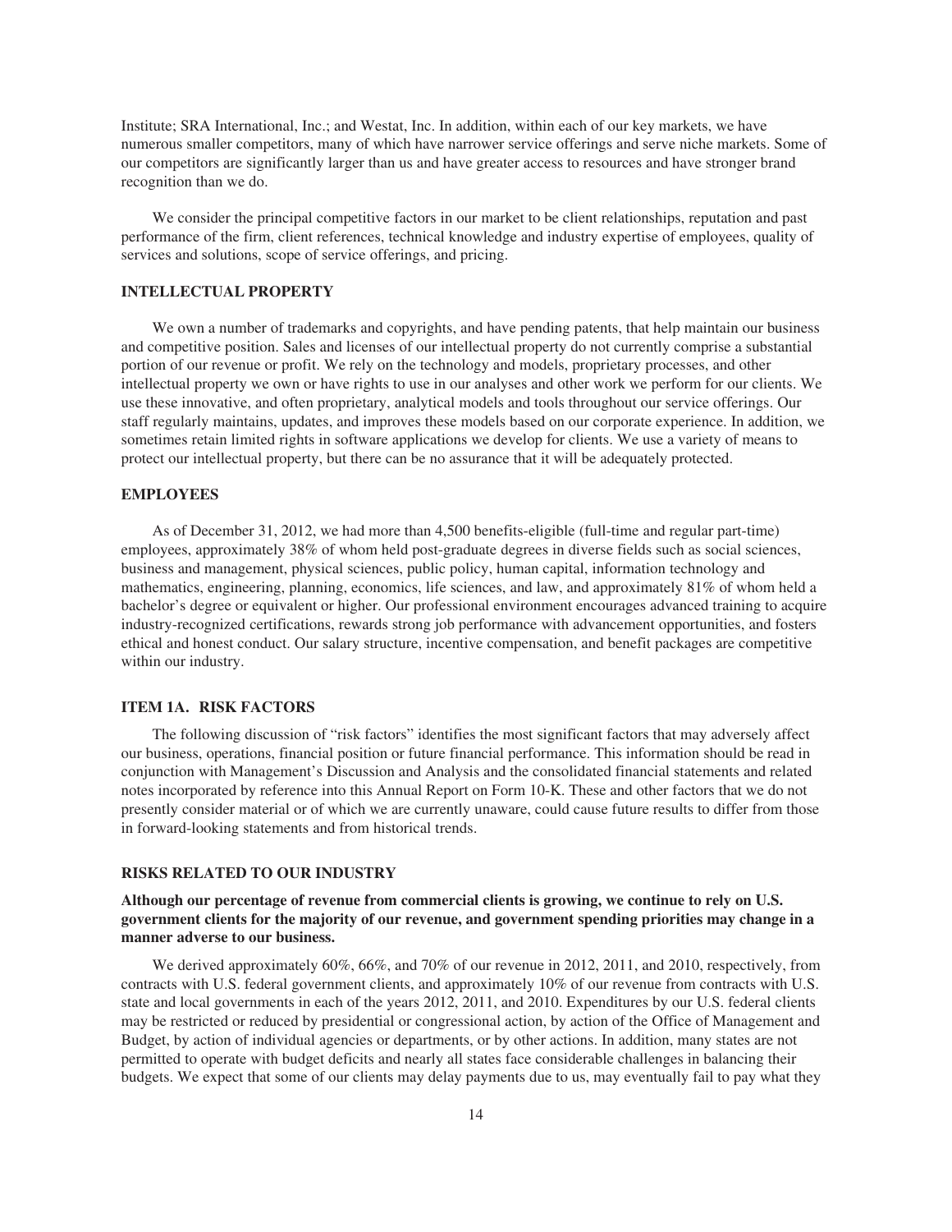Institute; SRA International, Inc.; and Westat, Inc. In addition, within each of our key markets, we have numerous smaller competitors, many of which have narrower service offerings and serve niche markets. Some of our competitors are significantly larger than us and have greater access to resources and have stronger brand recognition than we do.

We consider the principal competitive factors in our market to be client relationships, reputation and past performance of the firm, client references, technical knowledge and industry expertise of employees, quality of services and solutions, scope of service offerings, and pricing.

### INTELLECTUAL PROPERTY

We own a number of trademarks and copyrights, and have pending patents, that help maintain our business and competitive position. Sales and licenses of our intellectual property do not currently comprise a substantial portion of our revenue or profit. We rely on the technology and models, proprietary processes, and other intellectual property we own or have rights to use in our analyses and other work we perform for our clients. We use these innovative, and often proprietary, analytical models and tools throughout our service offerings. Our staff regularly maintains, updates, and improves these models based on our corporate experience. In addition, we sometimes retain limited rights in software applications we develop for clients. We use a variety of means to protect our intellectual property, but there can be no assurance that it will be adequately protected.

### EMPLOYEES

As of December 31, 2012, we had more than 4,500 benefits-eligible (full-time and regular part-time) employees, approximately 38% of whom held post-graduate degrees in diverse fields such as social sciences, business and management, physical sciences, public policy, human capital, information technology and mathematics, engineering, planning, economics, life sciences, and law, and approximately 81% of whom held a bachelor's degree or equivalent or higher. Our professional environment encourages advanced training to acquire industry-recognized certifications, rewards strong job performance with advancement opportunities, and fosters ethical and honest conduct. Our salary structure, incentive compensation, and benefit packages are competitive within our industry.

## ITEM 1A. RISK FACTORS

The following discussion of "risk factors" identifies the most significant factors that may adversely affect our business, operations, financial position or future financial performance. This information should be read in conjunction with Management's Discussion and Analysis and the consolidated financial statements and related notes incorporated by reference into this Annual Report on Form 10-K. These and other factors that we do not presently consider material or of which we are currently unaware, could cause future results to differ from those in forward-looking statements and from historical trends.

### RISKS RELATED TO OUR INDUSTRY

**Although our percentage of revenue from commercial clients is growing, we continue to rely on U.S. government clients for the majority of our revenue, and government spending priorities may change in a manner adverse to our business.**

We derived approximately 60%, 66%, and 70% of our revenue in 2012, 2011, and 2010, respectively, from contracts with U.S. federal government clients, and approximately 10% of our revenue from contracts with U.S. state and local governments in each of the years 2012, 2011, and 2010. Expenditures by our U.S. federal clients may be restricted or reduced by presidential or congressional action, by action of the Office of Management and Budget, by action of individual agencies or departments, or by other actions. In addition, many states are not permitted to operate with budget deficits and nearly all states face considerable challenges in balancing their budgets. We expect that some of our clients may delay payments due to us, may eventually fail to pay what they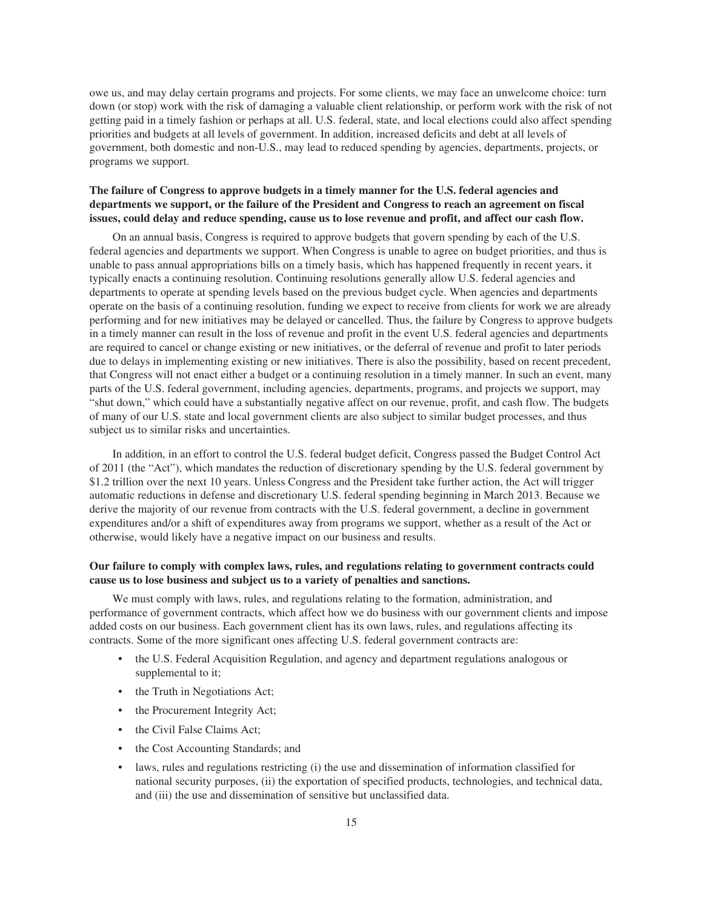owe us, and may delay certain programs and projects. For some clients, we may face an unwelcome choice: turn down (or stop) work with the risk of damaging a valuable client relationship, or perform work with the risk of not getting paid in a timely fashion or perhaps at all. U.S. federal, state, and local elections could also affect spending priorities and budgets at all levels of government. In addition, increased deficits and debt at all levels of government, both domestic and non-U.S., may lead to reduced spending by agencies, departments, projects, or programs we support.

**The failure of Congress to approve budgets in a timely manner for the U.S. federal agencies and departments we support, or the failure of the President and Congress to reach an agreement on fiscal issues, could delay and reduce spending, cause us to lose revenue and profit, and affect our cash flow.**

On an annual basis, Congress is required to approve budgets that govern spending by each of the U.S. federal agencies and departments we support. When Congress is unable to agree on budget priorities, and thus is unable to pass annual appropriations bills on a timely basis, which has happened frequently in recent years, it typically enacts a continuing resolution. Continuing resolutions generally allow U.S. federal agencies and departments to operate at spending levels based on the previous budget cycle. When agencies and departments operate on the basis of a continuing resolution, funding we expect to receive from clients for work we are already performing and for new initiatives may be delayed or cancelled. Thus, the failure by Congress to approve budgets in a timely manner can result in the loss of revenue and profit in the event U.S. federal agencies and departments are required to cancel or change existing or new initiatives, or the deferral of revenue and profit to later periods due to delays in implementing existing or new initiatives. There is also the possibility, based on recent precedent, that Congress will not enact either a budget or a continuing resolution in a timely manner. In such an event, many parts of the U.S. federal government, including agencies, departments, programs, and projects we support, may "shut down," which could have a substantially negative affect on our revenue, profit, and cash flow. The budgets of many of our U.S. state and local government clients are also subject to similar budget processes, and thus subject us to similar risks and uncertainties.

In addition, in an effort to control the U.S. federal budget deficit, Congress passed the Budget Control Act of 2011 (the "Act"), which mandates the reduction of discretionary spending by the U.S. federal government by $1.2 trillion over the next 10 years. Unless Congress and the President take further action, the Act will trigger automatic reductions in defense and discretionary U.S. federal spending beginning in March 2013. Because we derive the majority of our revenue from contracts with the U.S. federal government, a decline in government expenditures and/or a shift of expenditures away from programs we support, whether as a result of the Act or otherwise, would likely have a negative impact on our business and results.

**Our failure to comply with complex laws, rules, and regulations relating to government contracts could cause us to lose business and subject us to a variety of penalties and sanctions.**

We must comply with laws, rules, and regulations relating to the formation, administration, and performance of government contracts, which affect how we do business with our government clients and impose added costs on our business. Each government client has its own laws, rules, and regulations affecting its contracts. Some of the more significant ones affecting U.S. federal government contracts are:

- the U.S. Federal Acquisition Regulation, and agency and department regulations analogous or supplemental to it;
- the Truth in Negotiations Act;
- the Procurement Integrity Act;
- the Civil False Claims Act;
- the Cost Accounting Standards; and
- laws, rules and regulations restricting (i) the use and dissemination of information classified for national security purposes, (ii) the exportation of specified products, technologies, and technical data, and (iii) the use and dissemination of sensitive but unclassified data.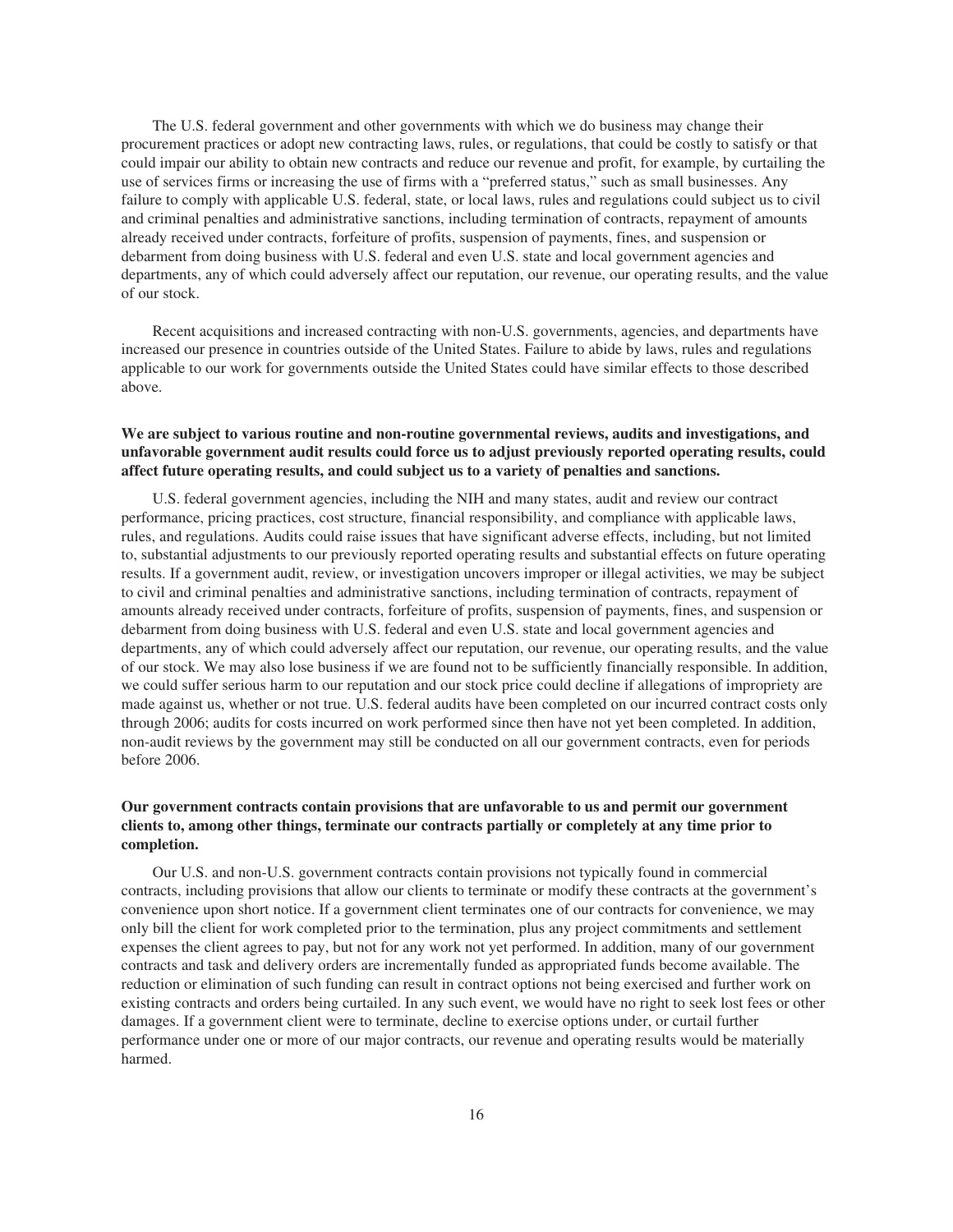The U.S. federal government and other governments with which we do business may change their procurement practices or adopt new contracting laws, rules, or regulations, that could be costly to satisfy or that could impair our ability to obtain new contracts and reduce our revenue and profit, for example, by curtailing the use of services firms or increasing the use of firms with a "preferred status," such as small businesses. Any failure to comply with applicable U.S. federal, state, or local laws, rules and regulations could subject us to civil and criminal penalties and administrative sanctions, including termination of contracts, repayment of amounts already received under contracts, forfeiture of profits, suspension of payments, fines, and suspension or debarment from doing business with U.S. federal and even U.S. state and local government agencies and departments, any of which could adversely affect our reputation, our revenue, our operating results, and the value of our stock.

Recent acquisitions and increased contracting with non-U.S. governments, agencies, and departments have increased our presence in countries outside of the United States. Failure to abide by laws, rules and regulations applicable to our work for governments outside the United States could have similar effects to those described above.

**We are subject to various routine and non-routine governmental reviews, audits and investigations, and unfavorable government audit results could force us to adjust previously reported operating results, could affect future operating results, and could subject us to a variety of penalties and sanctions.**

U.S. federal government agencies, including the NIH and many states, audit and review our contract performance, pricing practices, cost structure, financial responsibility, and compliance with applicable laws, rules, and regulations. Audits could raise issues that have significant adverse effects, including, but not limited to, substantial adjustments to our previously reported operating results and substantial effects on future operating results. If a government audit, review, or investigation uncovers improper or illegal activities, we may be subject to civil and criminal penalties and administrative sanctions, including termination of contracts, repayment of amounts already received under contracts, forfeiture of profits, suspension of payments, fines, and suspension or debarment from doing business with U.S. federal and even U.S. state and local government agencies and departments, any of which could adversely affect our reputation, our revenue, our operating results, and the value of our stock. We may also lose business if we are found not to be sufficiently financially responsible. In addition, we could suffer serious harm to our reputation and our stock price could decline if allegations of impropriety are made against us, whether or not true. U.S. federal audits have been completed on our incurred contract costs only through 2006; audits for costs incurred on work performed since then have not yet been completed. In addition, non-audit reviews by the government may still be conducted on all our government contracts, even for periods before 2006.

**Our government contracts contain provisions that are unfavorable to us and permit our government clients to, among other things, terminate our contracts partially or completely at any time prior to completion.**

Our U.S. and non-U.S. government contracts contain provisions not typically found in commercial contracts, including provisions that allow our clients to terminate or modify these contracts at the government's convenience upon short notice. If a government client terminates one of our contracts for convenience, we may only bill the client for work completed prior to the termination, plus any project commitments and settlement expenses the client agrees to pay, but not for any work not yet performed. In addition, many of our government contracts and task and delivery orders are incrementally funded as appropriated funds become available. The reduction or elimination of such funding can result in contract options not being exercised and further work on existing contracts and orders being curtailed. In any such event, we would have no right to seek lost fees or other damages. If a government client were to terminate, decline to exercise options under, or curtail further performance under one or more of our major contracts, our revenue and operating results would be materially harmed.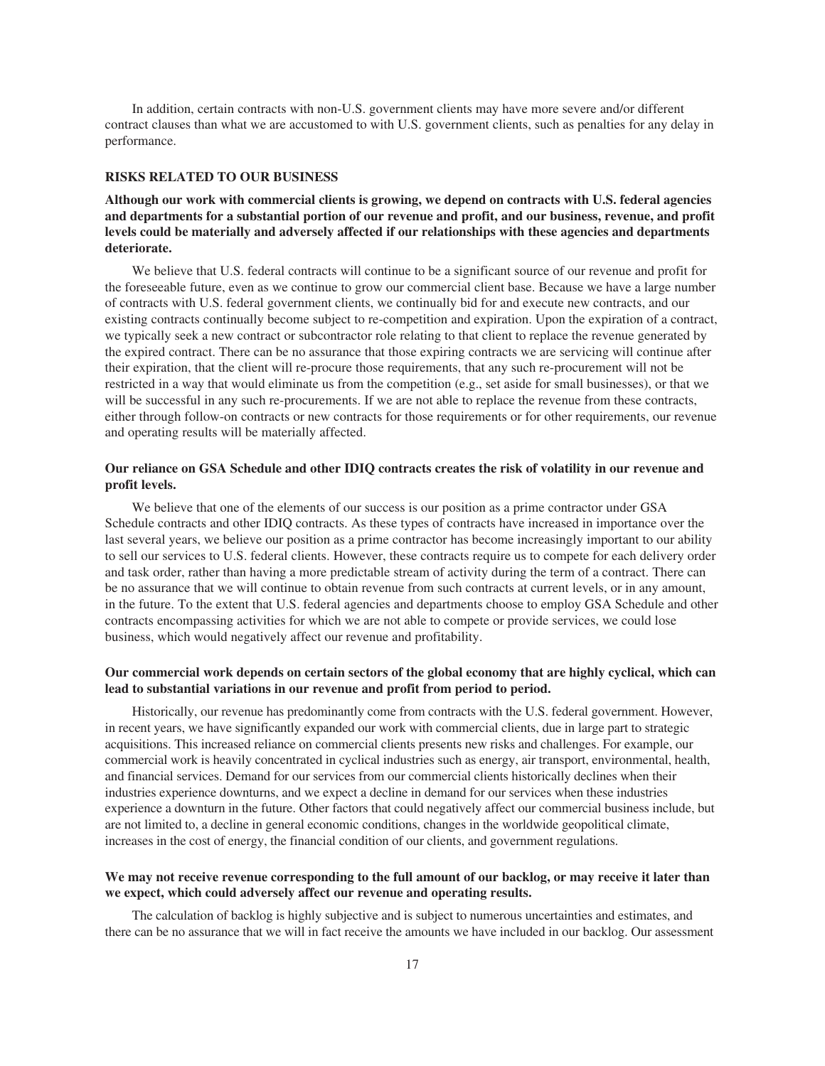In addition, certain contracts with non-U.S. government clients may have more severe and/or different contract clauses than what we are accustomed to with U.S. government clients, such as penalties for any delay in performance.

## RISKS RELATED TO OUR BUSINESS

**Although our work with commercial clients is growing, we depend on contracts with U.S. federal agencies and departments for a substantial portion of our revenue and profit, and our business, revenue, and profit levels could be materially and adversely affected if our relationships with these agencies and departments deteriorate.**

We believe that U.S. federal contracts will continue to be a significant source of our revenue and profit for the foreseeable future, even as we continue to grow our commercial client base. Because we have a large number of contracts with U.S. federal government clients, we continually bid for and execute new contracts, and our existing contracts continually become subject to re-competition and expiration. Upon the expiration of a contract, we typically seek a new contract or subcontractor role relating to that client to replace the revenue generated by the expired contract. There can be no assurance that those expiring contracts we are servicing will continue after their expiration, that the client will re-procure those requirements, that any such re-procurement will not be restricted in a way that would eliminate us from the competition (e.g., set aside for small businesses), or that we will be successful in any such re-procurements. If we are not able to replace the revenue from these contracts, either through follow-on contracts or new contracts for those requirements or for other requirements, our revenue and operating results will be materially affected.

**Our reliance on GSA Schedule and other IDIQ contracts creates the risk of volatility in our revenue and profit levels.**

We believe that one of the elements of our success is our position as a prime contractor under GSA Schedule contracts and other IDIQ contracts. As these types of contracts have increased in importance over the last several years, we believe our position as a prime contractor has become increasingly important to our ability to sell our services to U.S. federal clients. However, these contracts require us to compete for each delivery order and task order, rather than having a more predictable stream of activity during the term of a contract. There can be no assurance that we will continue to obtain revenue from such contracts at current levels, or in any amount, in the future. To the extent that U.S. federal agencies and departments choose to employ GSA Schedule and other contracts encompassing activities for which we are not able to compete or provide services, we could lose business, which would negatively affect our revenue and profitability.

**Our commercial work depends on certain sectors of the global economy that are highly cyclical, which can lead to substantial variations in our revenue and profit from period to period.**

Historically, our revenue has predominantly come from contracts with the U.S. federal government. However, in recent years, we have significantly expanded our work with commercial clients, due in large part to strategic acquisitions. This increased reliance on commercial clients presents new risks and challenges. For example, our commercial work is heavily concentrated in cyclical industries such as energy, air transport, environmental, health, and financial services. Demand for our services from our commercial clients historically declines when their industries experience downturns, and we expect a decline in demand for our services when these industries experience a downturn in the future. Other factors that could negatively affect our commercial business include, but are not limited to, a decline in general economic conditions, changes in the worldwide geopolitical climate, increases in the cost of energy, the financial condition of our clients, and government regulations.

**We may not receive revenue corresponding to the full amount of our backlog, or may receive it later than we expect, which could adversely affect our revenue and operating results.**

The calculation of backlog is highly subjective and is subject to numerous uncertainties and estimates, and there can be no assurance that we will in fact receive the amounts we have included in our backlog. Our assessment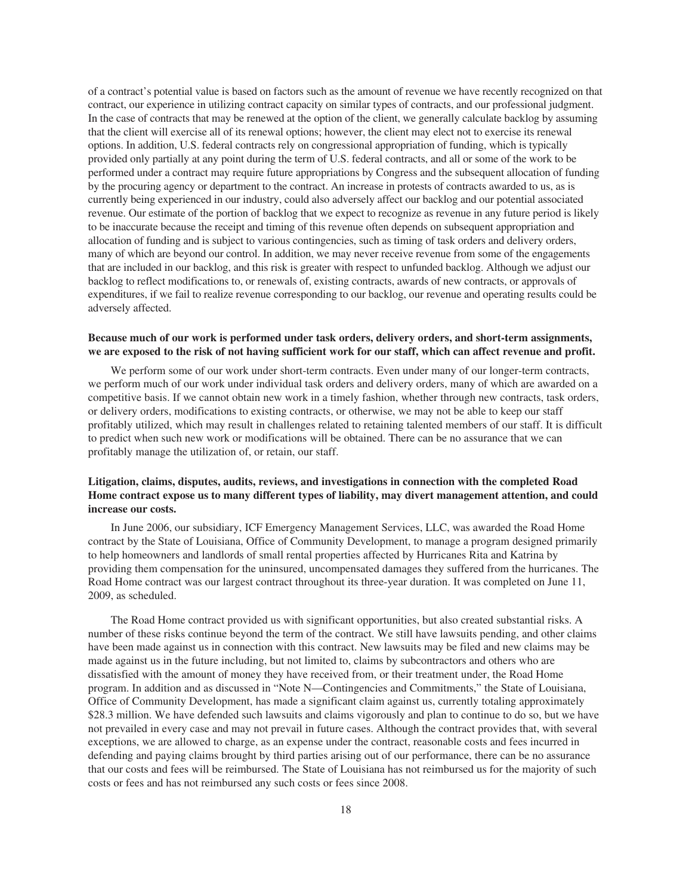of a contract's potential value is based on factors such as the amount of revenue we have recently recognized on that contract, our experience in utilizing contract capacity on similar types of contracts, and our professional judgment. In the case of contracts that may be renewed at the option of the client, we generally calculate backlog by assuming that the client will exercise all of its renewal options; however, the client may elect not to exercise its renewal options. In addition, U.S. federal contracts rely on congressional appropriation of funding, which is typically provided only partially at any point during the term of U.S. federal contracts, and all or some of the work to be performed under a contract may require future appropriations by Congress and the subsequent allocation of funding by the procuring agency or department to the contract. An increase in protests of contracts awarded to us, as is currently being experienced in our industry, could also adversely affect our backlog and our potential associated revenue. Our estimate of the portion of backlog that we expect to recognize as revenue in any future period is likely to be inaccurate because the receipt and timing of this revenue often depends on subsequent appropriation and allocation of funding and is subject to various contingencies, such as timing of task orders and delivery orders, many of which are beyond our control. In addition, we may never receive revenue from some of the engagements that are included in our backlog, and this risk is greater with respect to unfunded backlog. Although we adjust our backlog to reflect modifications to, or renewals of, existing contracts, awards of new contracts, or approvals of expenditures, if we fail to realize revenue corresponding to our backlog, our revenue and operating results could be adversely affected.

**Because much of our work is performed under task orders, delivery orders, and short-term assignments, we are exposed to the risk of not having sufficient work for our staff, which can affect revenue and profit.**

We perform some of our work under short-term contracts. Even under many of our longer-term contracts, we perform much of our work under individual task orders and delivery orders, many of which are awarded on a competitive basis. If we cannot obtain new work in a timely fashion, whether through new contracts, task orders, or delivery orders, modifications to existing contracts, or otherwise, we may not be able to keep our staff profitably utilized, which may result in challenges related to retaining talented members of our staff. It is difficult to predict when such new work or modifications will be obtained. There can be no assurance that we can profitably manage the utilization of, or retain, our staff.

**Litigation, claims, disputes, audits, reviews, and investigations in connection with the completed Road Home contract expose us to many different types of liability, may divert management attention, and could increase our costs.**

In June 2006, our subsidiary, ICF Emergency Management Services, LLC, was awarded the Road Home contract by the State of Louisiana, Office of Community Development, to manage a program designed primarily to help homeowners and landlords of small rental properties affected by Hurricanes Rita and Katrina by providing them compensation for the uninsured, uncompensated damages they suffered from the hurricanes. The Road Home contract was our largest contract throughout its three-year duration. It was completed on June 11, 2009, as scheduled.

The Road Home contract provided us with significant opportunities, but also created substantial risks. A number of these risks continue beyond the term of the contract. We still have lawsuits pending, and other claims have been made against us in connection with this contract. New lawsuits may be filed and new claims may be made against us in the future including, but not limited to, claims by subcontractors and others who are dissatisfied with the amount of money they have received from, or their treatment under, the Road Home program. In addition and as discussed in "Note N—Contingencies and Commitments," the State of Louisiana, Office of Community Development, has made a significant claim against us, currently totaling approximately \$28.3 million. We have defended such lawsuits and claims vigorously and plan to continue to do so, but we have not prevailed in every case and may not prevail in future cases. Although the contract provides that, with several exceptions, we are allowed to charge, as an expense under the contract, reasonable costs and fees incurred in defending and paying claims brought by third parties arising out of our performance, there can be no assurance that our costs and fees will be reimbursed. The State of Louisiana has not reimbursed us for the majority of such costs or fees and has not reimbursed any such costs or fees since 2008.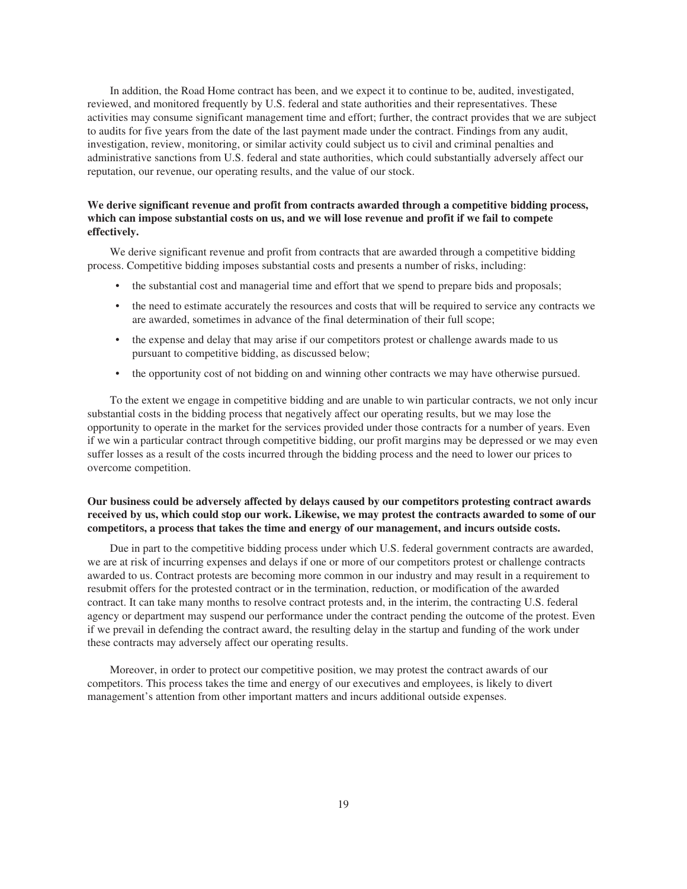In addition, the Road Home contract has been, and we expect it to continue to be, audited, investigated, reviewed, and monitored frequently by U.S. federal and state authorities and their representatives. These activities may consume significant management time and effort; further, the contract provides that we are subject to audits for five years from the date of the last payment made under the contract. Findings from any audit, investigation, review, monitoring, or similar activity could subject us to civil and criminal penalties and administrative sanctions from U.S. federal and state authorities, which could substantially adversely affect our reputation, our revenue, our operating results, and the value of our stock.

**We derive significant revenue and profit from contracts awarded through a competitive bidding process, which can impose substantial costs on us, and we will lose revenue and profit if we fail to compete effectively.**

We derive significant revenue and profit from contracts that are awarded through a competitive bidding process. Competitive bidding imposes substantial costs and presents a number of risks, including:

- the substantial cost and managerial time and effort that we spend to prepare bids and proposals;
- the need to estimate accurately the resources and costs that will be required to service any contracts we are awarded, sometimes in advance of the final determination of their full scope;
- the expense and delay that may arise if our competitors protest or challenge awards made to us pursuant to competitive bidding, as discussed below;
- the opportunity cost of not bidding on and winning other contracts we may have otherwise pursued.

To the extent we engage in competitive bidding and are unable to win particular contracts, we not only incur substantial costs in the bidding process that negatively affect our operating results, but we may lose the opportunity to operate in the market for the services provided under those contracts for a number of years. Even if we win a particular contract through competitive bidding, our profit margins may be depressed or we may even suffer losses as a result of the costs incurred through the bidding process and the need to lower our prices to overcome competition.

**Our business could be adversely affected by delays caused by our competitors protesting contract awards received by us, which could stop our work. Likewise, we may protest the contracts awarded to some of our competitors, a process that takes the time and energy of our management, and incurs outside costs.**

Due in part to the competitive bidding process under which U.S. federal government contracts are awarded, we are at risk of incurring expenses and delays if one or more of our competitors protest or challenge contracts awarded to us. Contract protests are becoming more common in our industry and may result in a requirement to resubmit offers for the protested contract or in the termination, reduction, or modification of the awarded contract. It can take many months to resolve contract protests and, in the interim, the contracting U.S. federal agency or department may suspend our performance under the contract pending the outcome of the protest. Even if we prevail in defending the contract award, the resulting delay in the startup and funding of the work under these contracts may adversely affect our operating results.

Moreover, in order to protect our competitive position, we may protest the contract awards of our competitors. This process takes the time and energy of our executives and employees, is likely to divert management's attention from other important matters and incurs additional outside expenses.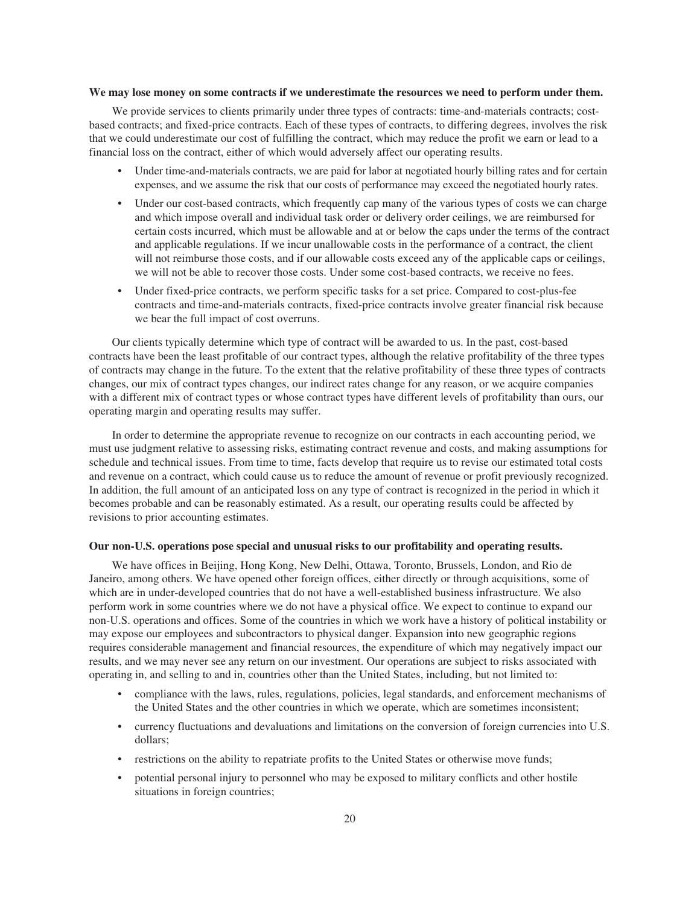**We may lose money on some contracts if we underestimate the resources we need to perform under them.**

We provide services to clients primarily under three types of contracts: time-and-materials contracts; cost-based contracts; and fixed-price contracts. Each of these types of contracts, to differing degrees, involves the risk that we could underestimate our cost of fulfilling the contract, which may reduce the profit we earn or lead to a financial loss on the contract, either of which would adversely affect our operating results.

- Under time-and-materials contracts, we are paid for labor at negotiated hourly billing rates and for certain expenses, and we assume the risk that our costs of performance may exceed the negotiated hourly rates.
- Under our cost-based contracts, which frequently cap many of the various types of costs we can charge and which impose overall and individual task order or delivery order ceilings, we are reimbursed for certain costs incurred, which must be allowable and at or below the caps under the terms of the contract and applicable regulations. If we incur unallowable costs in the performance of a contract, the client will not reimburse those costs, and if our allowable costs exceed any of the applicable caps or ceilings, we will not be able to recover those costs. Under some cost-based contracts, we receive no fees.
- Under fixed-price contracts, we perform specific tasks for a set price. Compared to cost-plus-fee contracts and time-and-materials contracts, fixed-price contracts involve greater financial risk because we bear the full impact of cost overruns.

Our clients typically determine which type of contract will be awarded to us. In the past, cost-based contracts have been the least profitable of our contract types, although the relative profitability of the three types of contracts may change in the future. To the extent that the relative profitability of these three types of contracts changes, our mix of contract types changes, our indirect rates change for any reason, or we acquire companies with a different mix of contract types or whose contract types have different levels of profitability than ours, our operating margin and operating results may suffer.

In order to determine the appropriate revenue to recognize on our contracts in each accounting period, we must use judgment relative to assessing risks, estimating contract revenue and costs, and making assumptions for schedule and technical issues. From time to time, facts develop that require us to revise our estimated total costs and revenue on a contract, which could cause us to reduce the amount of revenue or profit previously recognized. In addition, the full amount of an anticipated loss on any type of contract is recognized in the period in which it becomes probable and can be reasonably estimated. As a result, our operating results could be affected by revisions to prior accounting estimates.

**Our non-U.S. operations pose special and unusual risks to our profitability and operating results.**

We have offices in Beijing, Hong Kong, New Delhi, Ottawa, Toronto, Brussels, London, and Rio de Janeiro, among others. We have opened other foreign offices, either directly or through acquisitions, some of which are in under-developed countries that do not have a well-established business infrastructure. We also perform work in some countries where we do not have a physical office. We expect to continue to expand our non-U.S. operations and offices. Some of the countries in which we work have a history of political instability or may expose our employees and subcontractors to physical danger. Expansion into new geographic regions requires considerable management and financial resources, the expenditure of which may negatively impact our results, and we may never see any return on our investment. Our operations are subject to risks associated with operating in, and selling to and in, countries other than the United States, including, but not limited to:

- compliance with the laws, rules, regulations, policies, legal standards, and enforcement mechanisms of the United States and the other countries in which we operate, which are sometimes inconsistent;
- currency fluctuations and devaluations and limitations on the conversion of foreign currencies into U.S. dollars;
- restrictions on the ability to repatriate profits to the United States or otherwise move funds;
- potential personal injury to personnel who may be exposed to military conflicts and other hostile situations in foreign countries;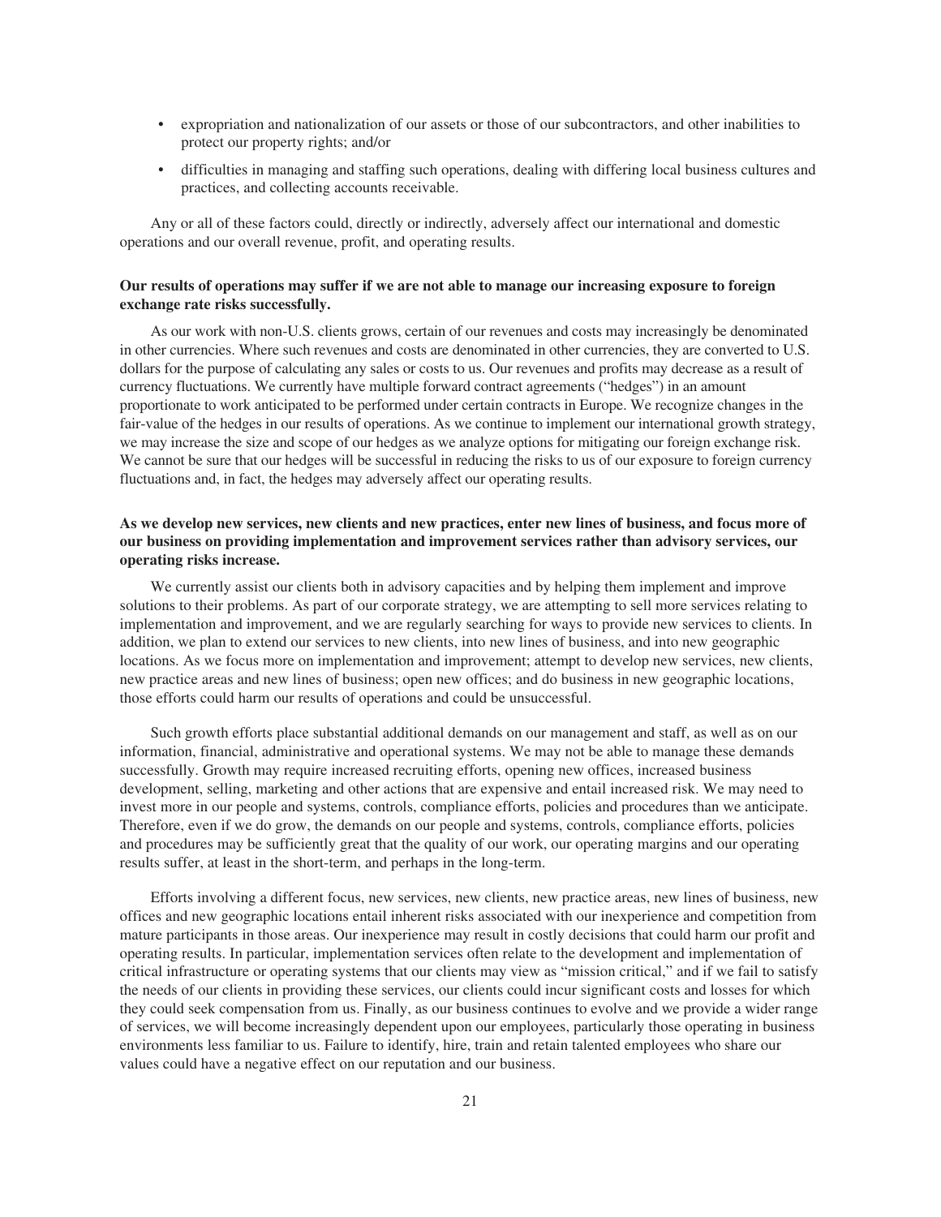- expropriation and nationalization of our assets or those of our subcontractors, and other inabilities to protect our property rights; and/or
- difficulties in managing and staffing such operations, dealing with differing local business cultures and practices, and collecting accounts receivable.

Any or all of these factors could, directly or indirectly, adversely affect our international and domestic operations and our overall revenue, profit, and operating results.

**Our results of operations may suffer if we are not able to manage our increasing exposure to foreign exchange rate risks successfully.**

As our work with non-U.S. clients grows, certain of our revenues and costs may increasingly be denominated in other currencies. Where such revenues and costs are denominated in other currencies, they are converted to U.S. dollars for the purpose of calculating any sales or costs to us. Our revenues and profits may decrease as a result of currency fluctuations. We currently have multiple forward contract agreements ("hedges") in an amount proportionate to work anticipated to be performed under certain contracts in Europe. We recognize changes in the fair-value of the hedges in our results of operations. As we continue to implement our international growth strategy, we may increase the size and scope of our hedges as we analyze options for mitigating our foreign exchange risk. We cannot be sure that our hedges will be successful in reducing the risks to us of our exposure to foreign currency fluctuations and, in fact, the hedges may adversely affect our operating results.

**As we develop new services, new clients and new practices, enter new lines of business, and focus more of our business on providing implementation and improvement services rather than advisory services, our operating risks increase.**

We currently assist our clients both in advisory capacities and by helping them implement and improve solutions to their problems. As part of our corporate strategy, we are attempting to sell more services relating to implementation and improvement, and we are regularly searching for ways to provide new services to clients. In addition, we plan to extend our services to new clients, into new lines of business, and into new geographic locations. As we focus more on implementation and improvement; attempt to develop new services, new clients, new practice areas and new lines of business; open new offices; and do business in new geographic locations, those efforts could harm our results of operations and could be unsuccessful.

Such growth efforts place substantial additional demands on our management and staff, as well as on our information, financial, administrative and operational systems. We may not be able to manage these demands successfully. Growth may require increased recruiting efforts, opening new offices, increased business development, selling, marketing and other actions that are expensive and entail increased risk. We may need to invest more in our people and systems, controls, compliance efforts, policies and procedures than we anticipate. Therefore, even if we do grow, the demands on our people and systems, controls, compliance efforts, policies and procedures may be sufficiently great that the quality of our work, our operating margins and our operating results suffer, at least in the short-term, and perhaps in the long-term.

Efforts involving a different focus, new services, new clients, new practice areas, new lines of business, new offices and new geographic locations entail inherent risks associated with our inexperience and competition from mature participants in those areas. Our inexperience may result in costly decisions that could harm our profit and operating results. In particular, implementation services often relate to the development and implementation of critical infrastructure or operating systems that our clients may view as "mission critical," and if we fail to satisfy the needs of our clients in providing these services, our clients could incur significant costs and losses for which they could seek compensation from us. Finally, as our business continues to evolve and we provide a wider range of services, we will become increasingly dependent upon our employees, particularly those operating in business environments less familiar to us. Failure to identify, hire, train and retain talented employees who share our values could have a negative effect on our reputation and our business.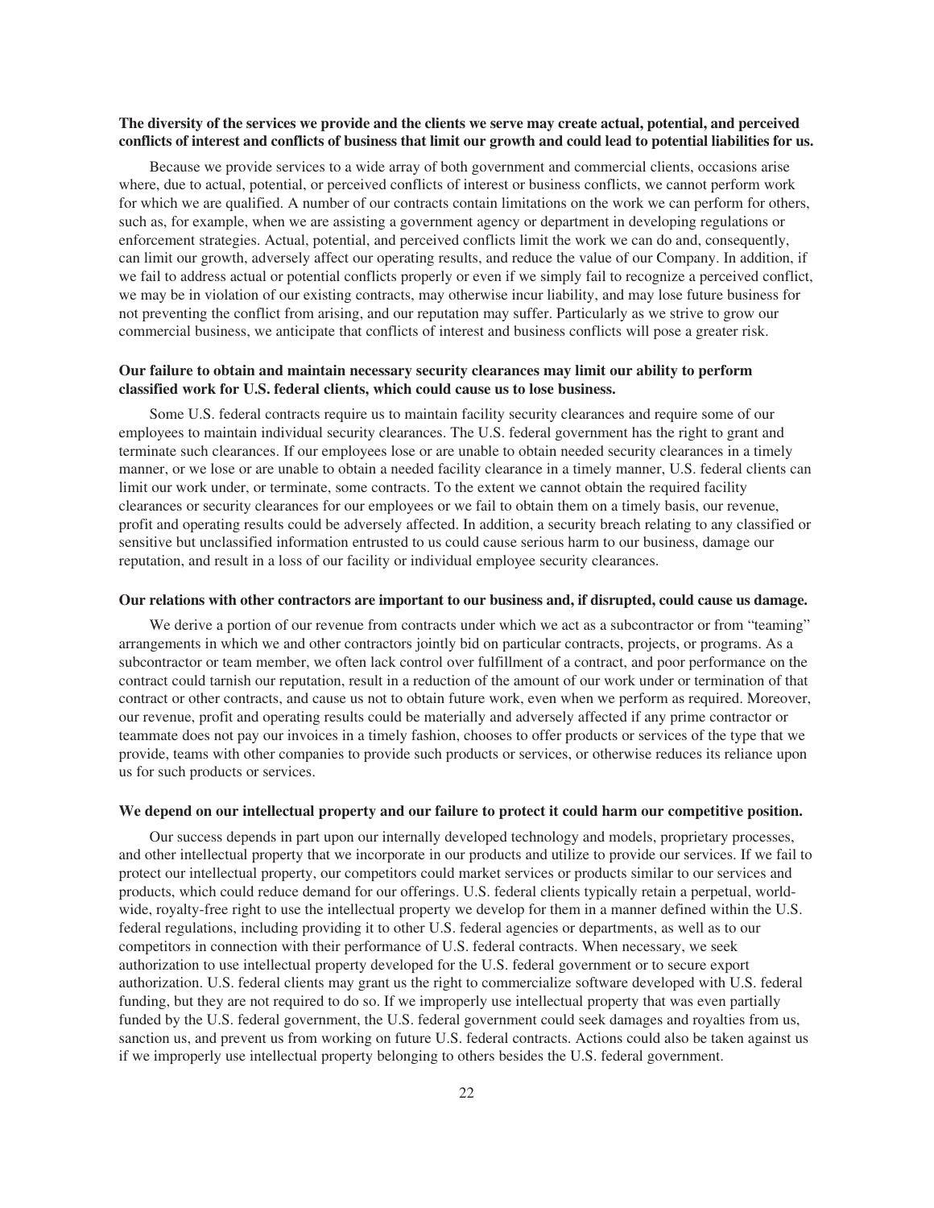**The diversity of the services we provide and the clients we serve may create actual, potential, and perceived conflicts of interest and conflicts of business that limit our growth and could lead to potential liabilities for us.**

Because we provide services to a wide array of both government and commercial clients, occasions arise where, due to actual, potential, or perceived conflicts of interest or business conflicts, we cannot perform work for which we are qualified. A number of our contracts contain limitations on the work we can perform for others, such as, for example, when we are assisting a government agency or department in developing regulations or enforcement strategies. Actual, potential, and perceived conflicts limit the work we can do and, consequently, can limit our growth, adversely affect our operating results, and reduce the value of our Company. In addition, if we fail to address actual or potential conflicts properly or even if we simply fail to recognize a perceived conflict, we may be in violation of our existing contracts, may otherwise incur liability, and may lose future business for not preventing the conflict from arising, and our reputation may suffer. Particularly as we strive to grow our commercial business, we anticipate that conflicts of interest and business conflicts will pose a greater risk.

**Our failure to obtain and maintain necessary security clearances may limit our ability to perform classified work for U.S. federal clients, which could cause us to lose business.**

Some U.S. federal contracts require us to maintain facility security clearances and require some of our employees to maintain individual security clearances. The U.S. federal government has the right to grant and terminate such clearances. If our employees lose or are unable to obtain needed security clearances in a timely manner, or we lose or are unable to obtain a needed facility clearance in a timely manner, U.S. federal clients can limit our work under, or terminate, some contracts. To the extent we cannot obtain the required facility clearances or security clearances for our employees or we fail to obtain them on a timely basis, our revenue, profit and operating results could be adversely affected. In addition, a security breach relating to any classified or sensitive but unclassified information entrusted to us could cause serious harm to our business, damage our reputation, and result in a loss of our facility or individual employee security clearances.

**Our relations with other contractors are important to our business and, if disrupted, could cause us damage.**

We derive a portion of our revenue from contracts under which we act as a subcontractor or from "teaming" arrangements in which we and other contractors jointly bid on particular contracts, projects, or programs. As a subcontractor or team member, we often lack control over fulfillment of a contract, and poor performance on the contract could tarnish our reputation, result in a reduction of the amount of our work under or termination of that contract or other contracts, and cause us not to obtain future work, even when we perform as required. Moreover, our revenue, profit and operating results could be materially and adversely affected if any prime contractor or teammate does not pay our invoices in a timely fashion, chooses to offer products or services of the type that we provide, teams with other companies to provide such products or services, or otherwise reduces its reliance upon us for such products or services.

**We depend on our intellectual property and our failure to protect it could harm our competitive position.**

Our success depends in part upon our internally developed technology and models, proprietary processes, and other intellectual property that we incorporate in our products and utilize to provide our services. If we fail to protect our intellectual property, our competitors could market services or products similar to our services and products, which could reduce demand for our offerings. U.S. federal clients typically retain a perpetual, world-wide, royalty-free right to use the intellectual property we develop for them in a manner defined within the U.S. federal regulations, including providing it to other U.S. federal agencies or departments, as well as to our competitors in connection with their performance of U.S. federal contracts. When necessary, we seek authorization to use intellectual property developed for the U.S. federal government or to secure export authorization. U.S. federal clients may grant us the right to commercialize software developed with U.S. federal funding, but they are not required to do so. If we improperly use intellectual property that was even partially funded by the U.S. federal government, the U.S. federal government could seek damages and royalties from us, sanction us, and prevent us from working on future U.S. federal contracts. Actions could also be taken against us if we improperly use intellectual property belonging to others besides the U.S. federal government.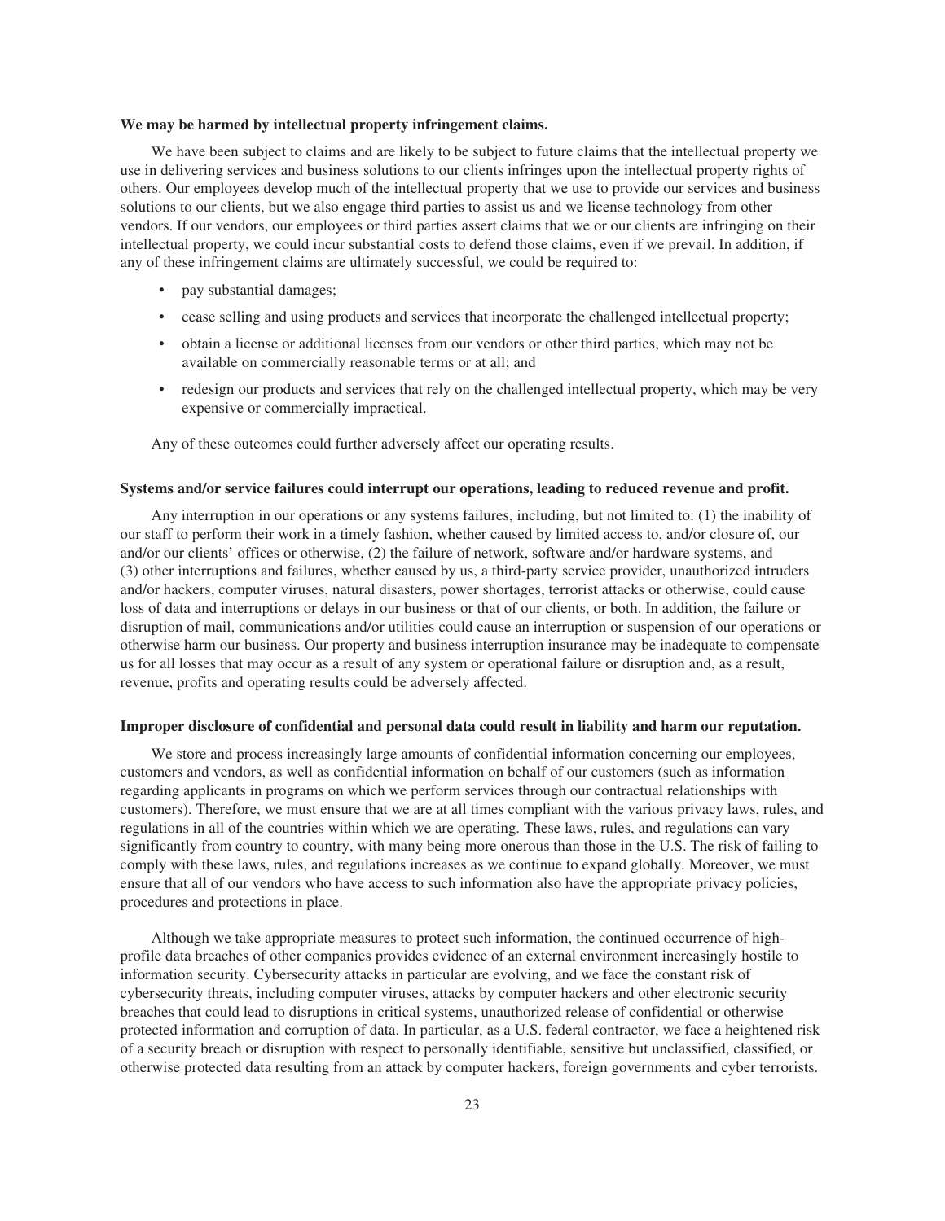**We may be harmed by intellectual property infringement claims.**

We have been subject to claims and are likely to be subject to future claims that the intellectual property we use in delivering services and business solutions to our clients infringes upon the intellectual property rights of others. Our employees develop much of the intellectual property that we use to provide our services and business solutions to our clients, but we also engage third parties to assist us and we license technology from other vendors. If our vendors, our employees or third parties assert claims that we or our clients are infringing on their intellectual property, we could incur substantial costs to defend those claims, even if we prevail. In addition, if any of these infringement claims are ultimately successful, we could be required to:

- pay substantial damages;
- cease selling and using products and services that incorporate the challenged intellectual property;
- obtain a license or additional licenses from our vendors or other third parties, which may not be available on commercially reasonable terms or at all; and
- redesign our products and services that rely on the challenged intellectual property, which may be very expensive or commercially impractical.

Any of these outcomes could further adversely affect our operating results.

**Systems and/or service failures could interrupt our operations, leading to reduced revenue and profit.**

Any interruption in our operations or any systems failures, including, but not limited to: (1) the inability of our staff to perform their work in a timely fashion, whether caused by limited access to, and/or closure of, our and/or our clients' offices or otherwise, (2) the failure of network, software and/or hardware systems, and (3) other interruptions and failures, whether caused by us, a third-party service provider, unauthorized intruders and/or hackers, computer viruses, natural disasters, power shortages, terrorist attacks or otherwise, could cause loss of data and interruptions or delays in our business or that of our clients, or both. In addition, the failure or disruption of mail, communications and/or utilities could cause an interruption or suspension of our operations or otherwise harm our business. Our property and business interruption insurance may be inadequate to compensate us for all losses that may occur as a result of any system or operational failure or disruption and, as a result, revenue, profits and operating results could be adversely affected.

**Improper disclosure of confidential and personal data could result in liability and harm our reputation.**

We store and process increasingly large amounts of confidential information concerning our employees, customers and vendors, as well as confidential information on behalf of our customers (such as information regarding applicants in programs on which we perform services through our contractual relationships with customers). Therefore, we must ensure that we are at all times compliant with the various privacy laws, rules, and regulations in all of the countries within which we are operating. These laws, rules, and regulations can vary significantly from country to country, with many being more onerous than those in the U.S. The risk of failing to comply with these laws, rules, and regulations increases as we continue to expand globally. Moreover, we must ensure that all of our vendors who have access to such information also have the appropriate privacy policies, procedures and protections in place.

Although we take appropriate measures to protect such information, the continued occurrence of high-profile data breaches of other companies provides evidence of an external environment increasingly hostile to information security. Cybersecurity attacks in particular are evolving, and we face the constant risk of cybersecurity threats, including computer viruses, attacks by computer hackers and other electronic security breaches that could lead to disruptions in critical systems, unauthorized release of confidential or otherwise protected information and corruption of data. In particular, as a U.S. federal contractor, we face a heightened risk of a security breach or disruption with respect to personally identifiable, sensitive but unclassified, classified, or otherwise protected data resulting from an attack by computer hackers, foreign governments and cyber terrorists.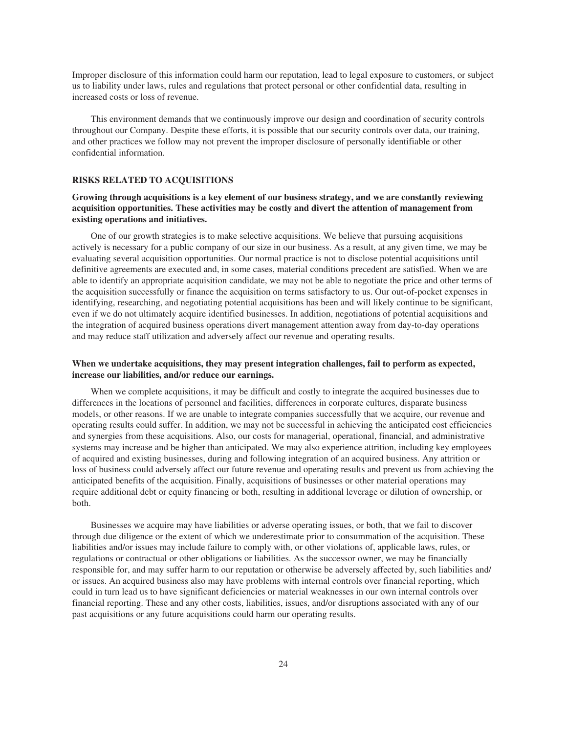Improper disclosure of this information could harm our reputation, lead to legal exposure to customers, or subject us to liability under laws, rules and regulations that protect personal or other confidential data, resulting in increased costs or loss of revenue.

This environment demands that we continuously improve our design and coordination of security controls throughout our Company. Despite these efforts, it is possible that our security controls over data, our training, and other practices we follow may not prevent the improper disclosure of personally identifiable or other confidential information.

## RISKS RELATED TO ACQUISITIONS

**Growing through acquisitions is a key element of our business strategy, and we are constantly reviewing acquisition opportunities. These activities may be costly and divert the attention of management from existing operations and initiatives.**

One of our growth strategies is to make selective acquisitions. We believe that pursuing acquisitions actively is necessary for a public company of our size in our business. As a result, at any given time, we may be evaluating several acquisition opportunities. Our normal practice is not to disclose potential acquisitions until definitive agreements are executed and, in some cases, material conditions precedent are satisfied. When we are able to identify an appropriate acquisition candidate, we may not be able to negotiate the price and other terms of the acquisition successfully or finance the acquisition on terms satisfactory to us. Our out-of-pocket expenses in identifying, researching, and negotiating potential acquisitions has been and will likely continue to be significant, even if we do not ultimately acquire identified businesses. In addition, negotiations of potential acquisitions and the integration of acquired business operations divert management attention away from day-to-day operations and may reduce staff utilization and adversely affect our revenue and operating results.

**When we undertake acquisitions, they may present integration challenges, fail to perform as expected, increase our liabilities, and/or reduce our earnings.**

When we complete acquisitions, it may be difficult and costly to integrate the acquired businesses due to differences in the locations of personnel and facilities, differences in corporate cultures, disparate business models, or other reasons. If we are unable to integrate companies successfully that we acquire, our revenue and operating results could suffer. In addition, we may not be successful in achieving the anticipated cost efficiencies and synergies from these acquisitions. Also, our costs for managerial, operational, financial, and administrative systems may increase and be higher than anticipated. We may also experience attrition, including key employees of acquired and existing businesses, during and following integration of an acquired business. Any attrition or loss of business could adversely affect our future revenue and operating results and prevent us from achieving the anticipated benefits of the acquisition. Finally, acquisitions of businesses or other material operations may require additional debt or equity financing or both, resulting in additional leverage or dilution of ownership, or both.

Businesses we acquire may have liabilities or adverse operating issues, or both, that we fail to discover through due diligence or the extent of which we underestimate prior to consummation of the acquisition. These liabilities and/or issues may include failure to comply with, or other violations of, applicable laws, rules, or regulations or contractual or other obligations or liabilities. As the successor owner, we may be financially responsible for, and may suffer harm to our reputation or otherwise be adversely affected by, such liabilities and/or issues. An acquired business also may have problems with internal controls over financial reporting, which could in turn lead us to have significant deficiencies or material weaknesses in our own internal controls over financial reporting. These and any other costs, liabilities, issues, and/or disruptions associated with any of our past acquisitions or any future acquisitions could harm our operating results.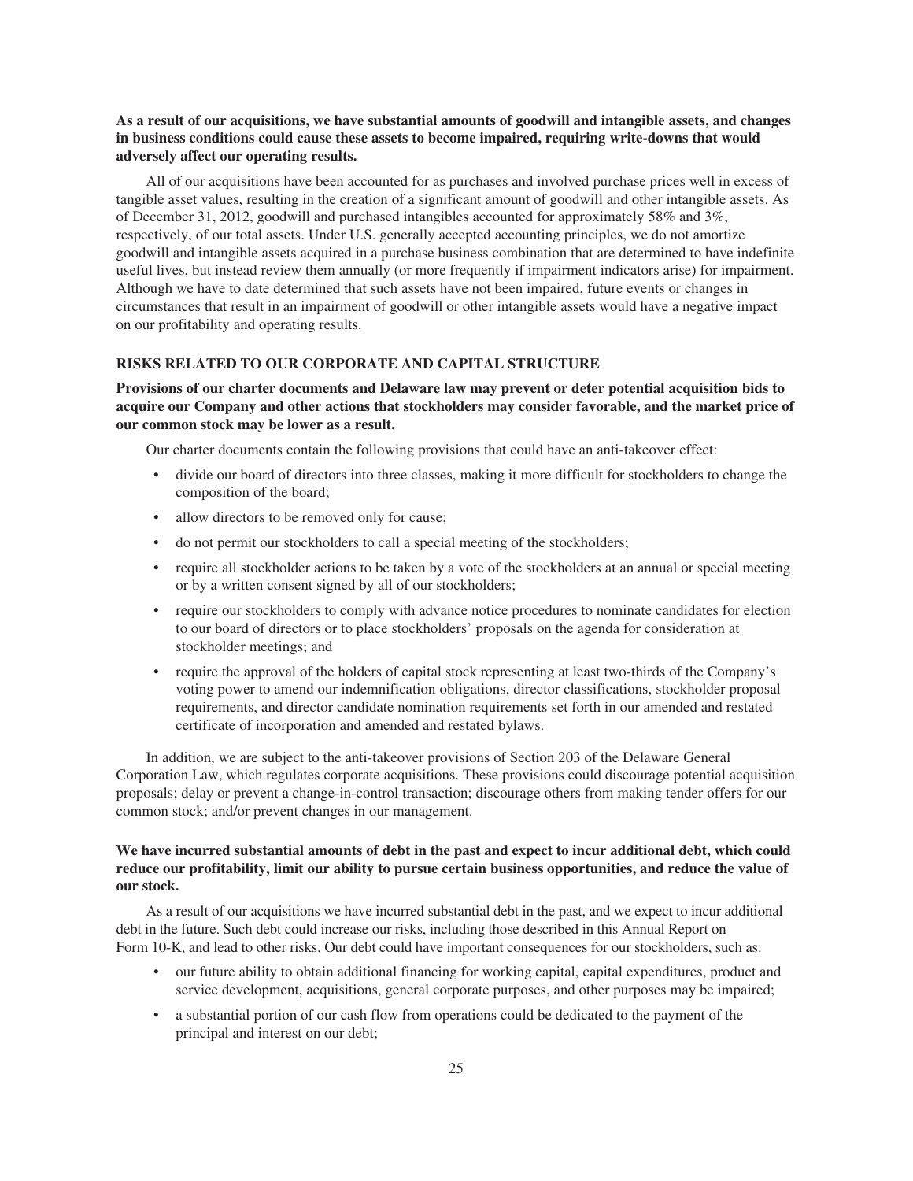**As a result of our acquisitions, we have substantial amounts of goodwill and intangible assets, and changes in business conditions could cause these assets to become impaired, requiring write-downs that would adversely affect our operating results.**

All of our acquisitions have been accounted for as purchases and involved purchase prices well in excess of tangible asset values, resulting in the creation of a significant amount of goodwill and other intangible assets. As of December 31, 2012, goodwill and purchased intangibles accounted for approximately 58% and 3%, respectively, of our total assets. Under U.S. generally accepted accounting principles, we do not amortize goodwill and intangible assets acquired in a purchase business combination that are determined to have indefinite useful lives, but instead review them annually (or more frequently if impairment indicators arise) for impairment. Although we have to date determined that such assets have not been impaired, future events or changes in circumstances that result in an impairment of goodwill or other intangible assets would have a negative impact on our profitability and operating results.

## RISKS RELATED TO OUR CORPORATE AND CAPITAL STRUCTURE

**Provisions of our charter documents and Delaware law may prevent or deter potential acquisition bids to acquire our Company and other actions that stockholders may consider favorable, and the market price of our common stock may be lower as a result.**

Our charter documents contain the following provisions that could have an anti-takeover effect:

- divide our board of directors into three classes, making it more difficult for stockholders to change the composition of the board;
- allow directors to be removed only for cause;
- do not permit our stockholders to call a special meeting of the stockholders;
- require all stockholder actions to be taken by a vote of the stockholders at an annual or special meeting or by a written consent signed by all of our stockholders;
- require our stockholders to comply with advance notice procedures to nominate candidates for election to our board of directors or to place stockholders' proposals on the agenda for consideration at stockholder meetings; and
- require the approval of the holders of capital stock representing at least two-thirds of the Company's voting power to amend our indemnification obligations, director classifications, stockholder proposal requirements, and director candidate nomination requirements set forth in our amended and restated certificate of incorporation and amended and restated bylaws.

In addition, we are subject to the anti-takeover provisions of Section 203 of the Delaware General Corporation Law, which regulates corporate acquisitions. These provisions could discourage potential acquisition proposals; delay or prevent a change-in-control transaction; discourage others from making tender offers for our common stock; and/or prevent changes in our management.

**We have incurred substantial amounts of debt in the past and expect to incur additional debt, which could reduce our profitability, limit our ability to pursue certain business opportunities, and reduce the value of our stock.**

As a result of our acquisitions we have incurred substantial debt in the past, and we expect to incur additional debt in the future. Such debt could increase our risks, including those described in this Annual Report on Form 10-K, and lead to other risks. Our debt could have important consequences for our stockholders, such as:

- our future ability to obtain additional financing for working capital, capital expenditures, product and service development, acquisitions, general corporate purposes, and other purposes may be impaired;
- a substantial portion of our cash flow from operations could be dedicated to the payment of the principal and interest on our debt;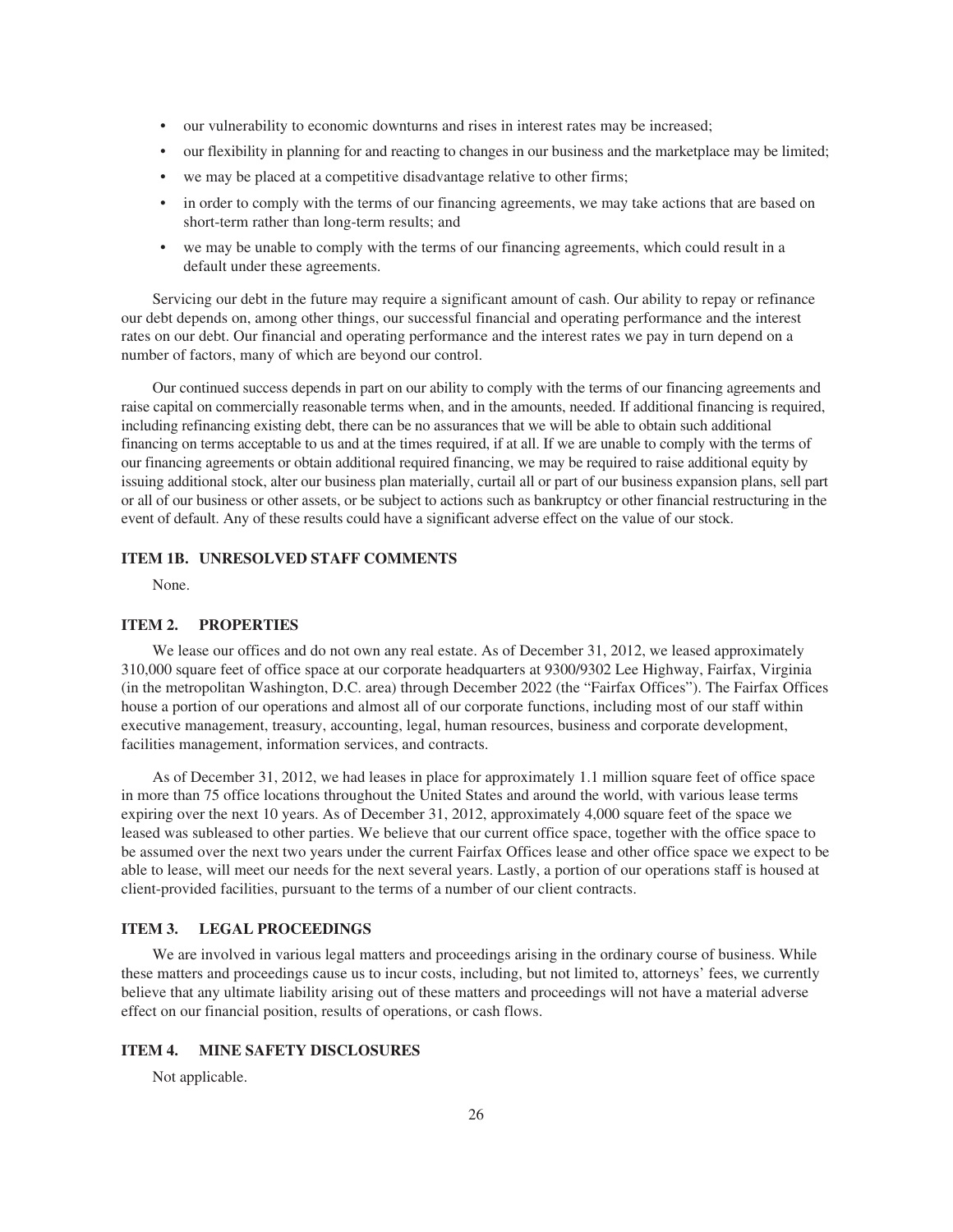- our vulnerability to economic downturns and rises in interest rates may be increased;
- our flexibility in planning for and reacting to changes in our business and the marketplace may be limited;
- we may be placed at a competitive disadvantage relative to other firms;
- in order to comply with the terms of our financing agreements, we may take actions that are based on short-term rather than long-term results; and
- we may be unable to comply with the terms of our financing agreements, which could result in a default under these agreements.

Servicing our debt in the future may require a significant amount of cash. Our ability to repay or refinance our debt depends on, among other things, our successful financial and operating performance and the interest rates on our debt. Our financial and operating performance and the interest rates we pay in turn depend on a number of factors, many of which are beyond our control.

Our continued success depends in part on our ability to comply with the terms of our financing agreements and raise capital on commercially reasonable terms when, and in the amounts, needed. If additional financing is required, including refinancing existing debt, there can be no assurances that we will be able to obtain such additional financing on terms acceptable to us and at the times required, if at all. If we are unable to comply with the terms of our financing agreements or obtain additional required financing, we may be required to raise additional equity by issuing additional stock, alter our business plan materially, curtail all or part of our business expansion plans, sell part or all of our business or other assets, or be subject to actions such as bankruptcy or other financial restructuring in the event of default. Any of these results could have a significant adverse effect on the value of our stock.

## ITEM 1B. UNRESOLVED STAFF COMMENTS

None.

## ITEM 2. PROPERTIES

We lease our offices and do not own any real estate. As of December 31, 2012, we leased approximately 310,000 square feet of office space at our corporate headquarters at 9300/9302 Lee Highway, Fairfax, Virginia (in the metropolitan Washington, D.C. area) through December 2022 (the "Fairfax Offices"). The Fairfax Offices house a portion of our operations and almost all of our corporate functions, including most of our staff within executive management, treasury, accounting, legal, human resources, business and corporate development, facilities management, information services, and contracts.

As of December 31, 2012, we had leases in place for approximately 1.1 million square feet of office space in more than 75 office locations throughout the United States and around the world, with various lease terms expiring over the next 10 years. As of December 31, 2012, approximately 4,000 square feet of the space we leased was subleased to other parties. We believe that our current office space, together with the office space to be assumed over the next two years under the current Fairfax Offices lease and other office space we expect to be able to lease, will meet our needs for the next several years. Lastly, a portion of our operations staff is housed at client-provided facilities, pursuant to the terms of a number of our client contracts.

## ITEM 3. LEGAL PROCEEDINGS

We are involved in various legal matters and proceedings arising in the ordinary course of business. While these matters and proceedings cause us to incur costs, including, but not limited to, attorneys' fees, we currently believe that any ultimate liability arising out of these matters and proceedings will not have a material adverse effect on our financial position, results of operations, or cash flows.

## ITEM 4. MINE SAFETY DISCLOSURES

Not applicable.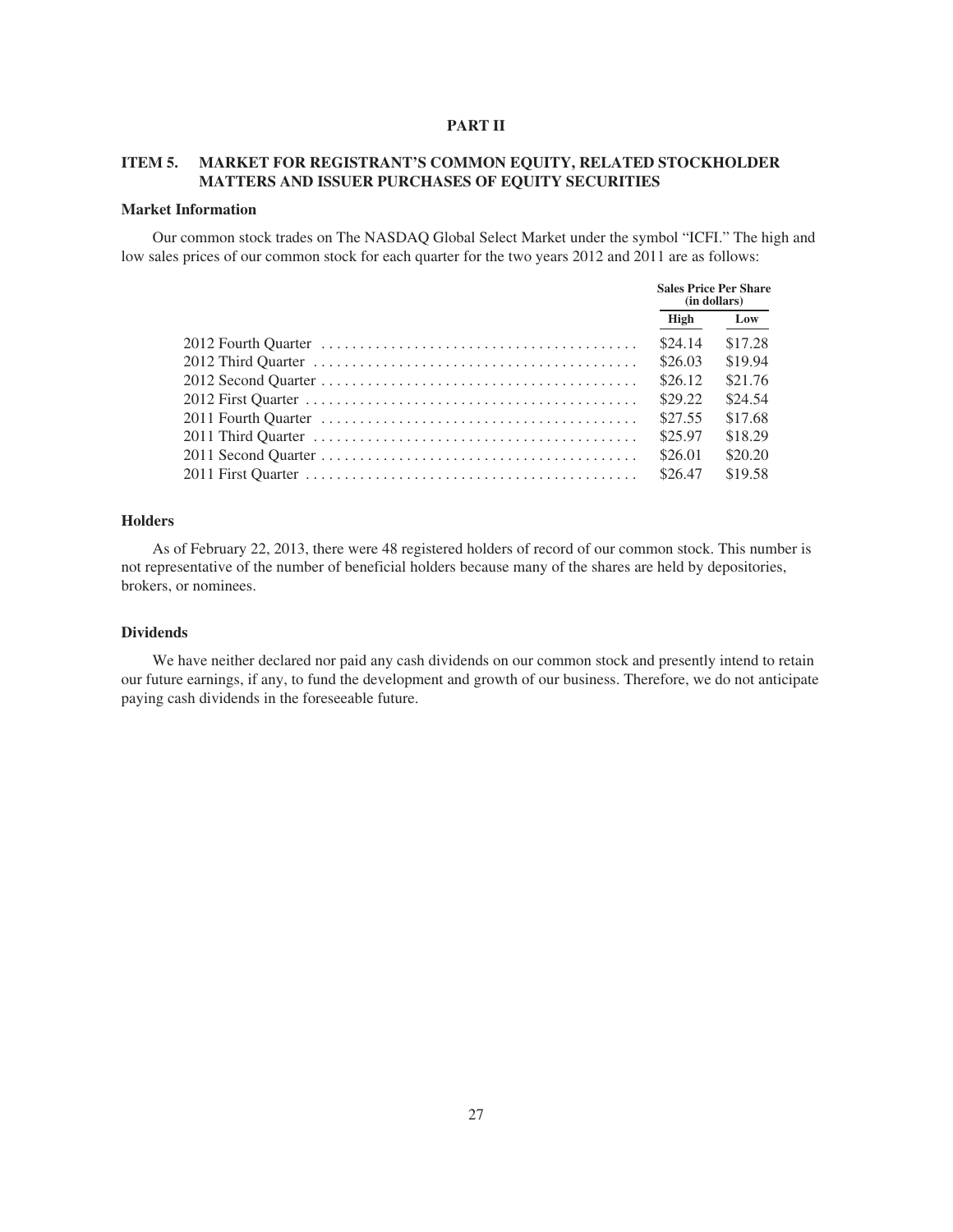# PART II

## ITEM 5. MARKET FOR REGISTRANT'S COMMON EQUITY, RELATED STOCKHOLDER MATTERS AND ISSUER PURCHASES OF EQUITY SECURITIES

### Market Information

Our common stock trades on The NASDAQ Global Select Market under the symbol "ICFI." The high and low sales prices of our common stock for each quarter for the two years 2012 and 2011 are as follows:

| | Sales Price Per Share (in dollars) | |
|---|---|---|
| | High | Low |
| 2012 Fourth Quarter | $24.14 | $17.28 |
| 2012 Third Quarter | $26.03 | $19.94 |
| 2012 Second Quarter | $26.12 | $21.76 |
| 2012 First Quarter | $29.22 | $24.54 |
| 2011 Fourth Quarter | $27.55 | $17.68 |
| 2011 Third Quarter | $25.97 | $18.29 |
| 2011 Second Quarter | $26.01 | $20.20 |
| 2011 First Quarter | $26.47 | $19.58 |

### Holders

As of February 22, 2013, there were 48 registered holders of record of our common stock. This number is not representative of the number of beneficial holders because many of the shares are held by depositories, brokers, or nominees.

### Dividends

We have neither declared nor paid any cash dividends on our common stock and presently intend to retain our future earnings, if any, to fund the development and growth of our business. Therefore, we do not anticipate paying cash dividends in the foreseeable future.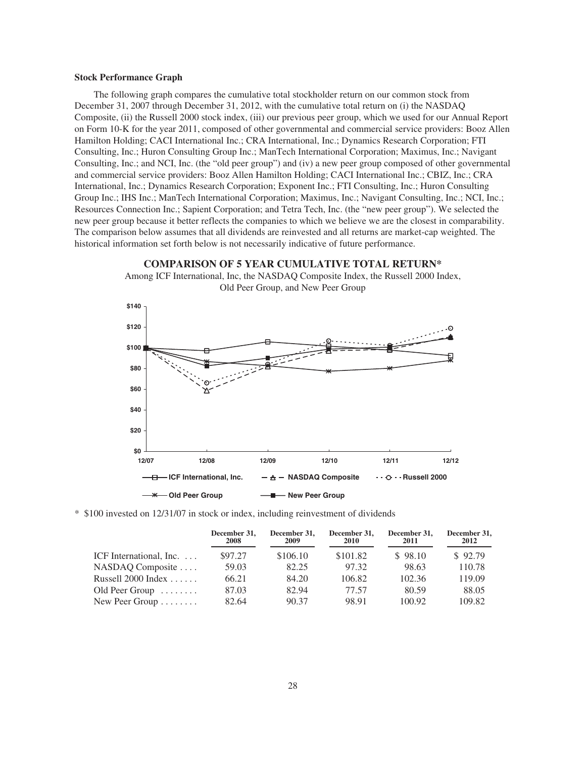**Stock Performance Graph**

The following graph compares the cumulative total stockholder return on our common stock from December 31, 2007 through December 31, 2012, with the cumulative total return on (i) the NASDAQ Composite, (ii) the Russell 2000 stock index, (iii) our previous peer group, which we used for our Annual Report on Form 10-K for the year 2011, composed of other governmental and commercial service providers: Booz Allen Hamilton Holding; CACI International Inc.; CRA International, Inc.; Dynamics Research Corporation; FTI Consulting, Inc.; Huron Consulting Group Inc.; ManTech International Corporation; Maximus, Inc.; Navigant Consulting, Inc.; and NCI, Inc. (the "old peer group") and (iv) a new peer group composed of other governmental and commercial service providers: Booz Allen Hamilton Holding; CACI International Inc.; CBIZ, Inc.; CRA International, Inc.; Dynamics Research Corporation; Exponent Inc.; FTI Consulting, Inc.; Huron Consulting Group Inc.; IHS Inc.; ManTech International Corporation; Maximus, Inc.; Navigant Consulting, Inc.; NCI, Inc.; Resources Connection Inc.; Sapient Corporation; and Tetra Tech, Inc. (the "new peer group"). We selected the new peer group because it better reflects the companies to which we believe we are the closest in comparability. The comparison below assumes that all dividends are reinvested and all returns are market-cap weighted. The historical information set forth below is not necessarily indicative of future performance.

**COMPARISON OF 5 YEAR CUMULATIVE TOTAL RETURN***

Among ICF International, Inc, the NASDAQ Composite Index, the Russell 2000 Index, Old Peer Group, and New Peer Group

\* $100 invested on 12/31/07 in stock or index, including reinvestment of dividends

| | December 31, 2008 | December 31, 2009 | December 31, 2010 | December 31, 2011 | December 31, 2012 |
|---|---|---|---|---|---|
| ICF International, Inc. | $97.27 | $106.10 | $101.82 | $ 98.10 | $ 92.79 |
| NASDAQ Composite | 59.03 | 82.25 | 97.32 | 98.63 | 110.78 |
| Russell 2000 Index | 66.21 | 84.20 | 106.82 | 102.36 | 119.09 |
| Old Peer Group | 87.03 | 82.94 | 77.57 | 80.59 | 88.05 |
| New Peer Group | 82.64 | 90.37 | 98.91 | 100.92 | 109.82 |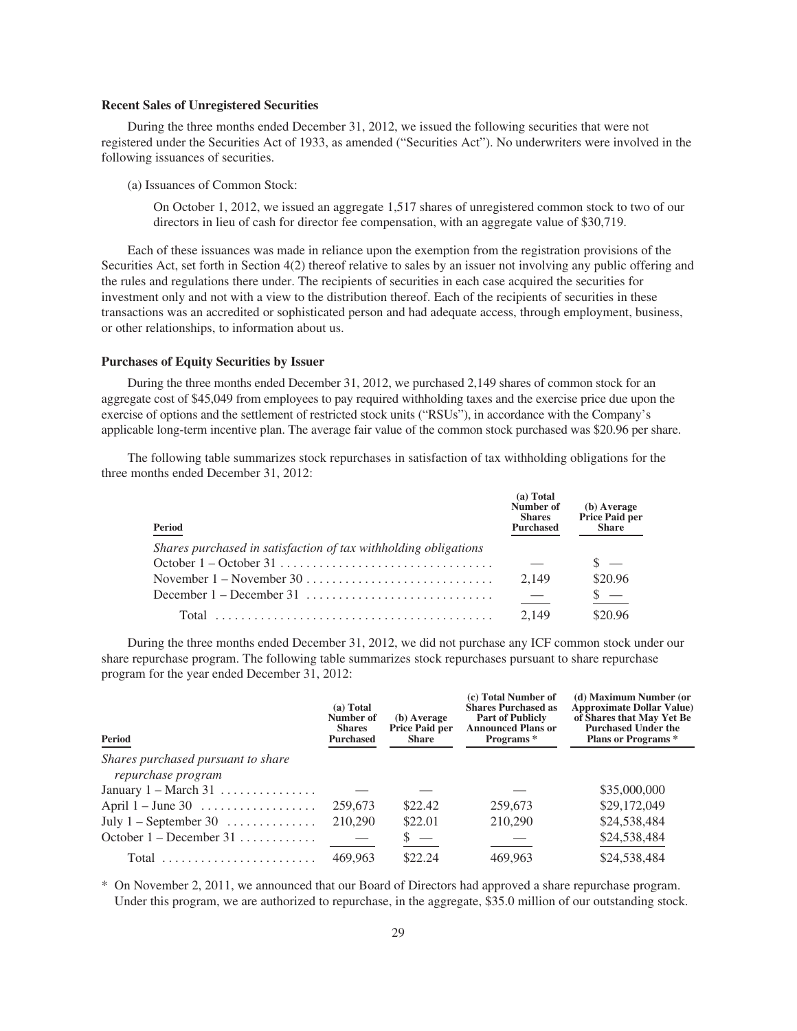### Recent Sales of Unregistered Securities

During the three months ended December 31, 2012, we issued the following securities that were not registered under the Securities Act of 1933, as amended ("Securities Act"). No underwriters were involved in the following issuances of securities.

(a) Issuances of Common Stock:

On October 1, 2012, we issued an aggregate 1,517 shares of unregistered common stock to two of our directors in lieu of cash for director fee compensation, with an aggregate value of $30,719.

Each of these issuances was made in reliance upon the exemption from the registration provisions of the Securities Act, set forth in Section 4(2) thereof relative to sales by an issuer not involving any public offering and the rules and regulations there under. The recipients of securities in each case acquired the securities for investment only and not with a view to the distribution thereof. Each of the recipients of securities in these transactions was an accredited or sophisticated person and had adequate access, through employment, business, or other relationships, to information about us.

### Purchases of Equity Securities by Issuer

During the three months ended December 31, 2012, we purchased 2,149 shares of common stock for an aggregate cost of $45,049 from employees to pay required withholding taxes and the exercise price due upon the exercise of options and the settlement of restricted stock units ("RSUs"), in accordance with the Company's applicable long-term incentive plan. The average fair value of the common stock purchased was $20.96 per share.

The following table summarizes stock repurchases in satisfaction of tax withholding obligations for the three months ended December 31, 2012:

| Period | (a) Total Number of Shares Purchased | (b) Average Price Paid per Share |
|---|---|---|
| *Shares purchased in satisfaction of tax withholding obligations* | | |
| October 1 – October 31 | — | $ — |
| November 1 – November 30 | 2,149 | $20.96 |
| December 1 – December 31 | — | $ — |
| Total | 2,149 | $20.96 |

During the three months ended December 31, 2012, we did not purchase any ICF common stock under our share repurchase program. The following table summarizes stock repurchases pursuant to share repurchase program for the year ended December 31, 2012:

| Period | (a) Total Number of Shares Purchased | (b) Average Price Paid per Share | (c) Total Number of Shares Purchased as Part of Publicly Announced Plans or Programs * | (d) Maximum Number (or Approximate Dollar Value) of Shares that May Yet Be Purchased Under the Plans or Programs * |
|---|---|---|---|---|
| *Shares purchased pursuant to share repurchase program* | | | | |
| January 1 – March 31 | — | — | — | $35,000,000 |
| April 1 – June 30 | 259,673 | $22.42 | 259,673 | $29,172,049 |
| July 1 – September 30 | 210,290 | $22.01 | 210,290 | $24,538,484 |
| October 1 – December 31 | — | $ — | — | $24,538,484 |
| Total | 469,963 | $22.24 | 469,963 | $24,538,484 |

\* On November 2, 2011, we announced that our Board of Directors had approved a share repurchase program. Under this program, we are authorized to repurchase, in the aggregate, $35.0 million of our outstanding stock.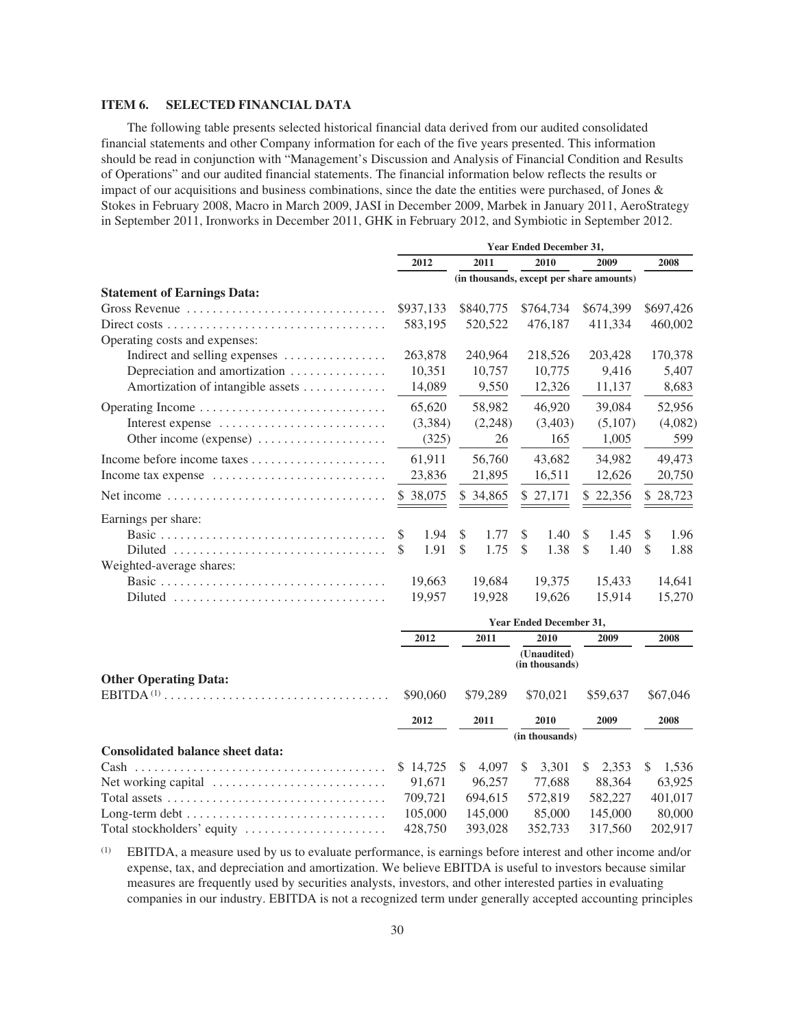### ITEM 6. SELECTED FINANCIAL DATA

The following table presents selected historical financial data derived from our audited consolidated financial statements and other Company information for each of the five years presented. This information should be read in conjunction with "Management's Discussion and Analysis of Financial Condition and Results of Operations" and our audited financial statements. The financial information below reflects the results or impact of our acquisitions and business combinations, since the date the entities were purchased, of Jones & Stokes in February 2008, Macro in March 2009, JASI in December 2009, Marbek in January 2011, AeroStrategy in September 2011, Ironworks in December 2011, GHK in February 2012, and Symbiotic in September 2012.

| | Year Ended December 31, | | | | |
|---|---|---|---|---|---|
| | 2012 | 2011 | 2010 | 2009 | 2008 |
| | (in thousands, except per share amounts) | | | | |
| **Statement of Earnings Data:** | | | | | |
| Gross Revenue | $937,133 | $840,775 | $764,734 | $674,399 | $697,426 |
| Direct costs | 583,195 | 520,522 | 476,187 | 411,334 | 460,002 |
| Operating costs and expenses: | | | | | |
| Indirect and selling expenses | 263,878 | 240,964 | 218,526 | 203,428 | 170,378 |
| Depreciation and amortization | 10,351 | 10,757 | 10,775 | 9,416 | 5,407 |
| Amortization of intangible assets | 14,089 | 9,550 | 12,326 | 11,137 | 8,683 |
| Operating Income | 65,620 | 58,982 | 46,920 | 39,084 | 52,956 |
| Interest expense | (3,384) | (2,248) | (3,403) | (5,107) | (4,082) |
| Other income (expense) | (325) | 26 | 165 | 1,005 | 599 |
| Income before income taxes | 61,911 | 56,760 | 43,682 | 34,982 | 49,473 |
| Income tax expense | 23,836 | 21,895 | 16,511 | 12,626 | 20,750 |
| Net income | $ 38,075 | $ 34,865 | $ 27,171 | $ 22,356 | $ 28,723 |
| Earnings per share: | | | | | |
| Basic | $ 1.94 | $ 1.77 | $ 1.40 | $ 1.45 | $ 1.96 |
| Diluted | $ 1.91 | $ 1.75 | $ 1.38 | $ 1.40 | $ 1.88 |
| Weighted-average shares: | | | | | |
| Basic | 19,663 | 19,684 | 19,375 | 15,433 | 14,641 |
| Diluted | 19,957 | 19,928 | 19,626 | 15,914 | 15,270 |

| | Year Ended December 31, | | | | |
|---|---|---|---|---|---|
| | 2012 | 2011 | 2010 | 2009 | 2008 |
| | (Unaudited) (in thousands) | | | | |
| **Other Operating Data:** | | | | | |
| EBITDA [(1)] | $90,060 | $79,289 | $70,021 | $59,637 | $67,046 |

| | 2012 | 2011 | 2010 | 2009 | 2008 |
|---|---|---|---|---|---|
| | (in thousands) | | | | |
| **Consolidated balance sheet data:** | | | | | |
| Cash | $ 14,725 | $ 4,097 | $ 3,301 | $ 2,353 | $ 1,536 |
| Net working capital | 91,671 | 96,257 | 77,688 | 88,364 | 63,925 |
| Total assets | 709,721 | 694,615 | 572,819 | 582,227 | 401,017 |
| Long-term debt | 105,000 | 145,000 | 85,000 | 145,000 | 80,000 |
| Total stockholders' equity | 428,750 | 393,028 | 352,733 | 317,560 | 202,917 |

(1) EBITDA, a measure used by us to evaluate performance, is earnings before interest and other income and/or expense, tax, and depreciation and amortization. We believe EBITDA is useful to investors because similar measures are frequently used by securities analysts, investors, and other interested parties in evaluating companies in our industry. EBITDA is not a recognized term under generally accepted accounting principles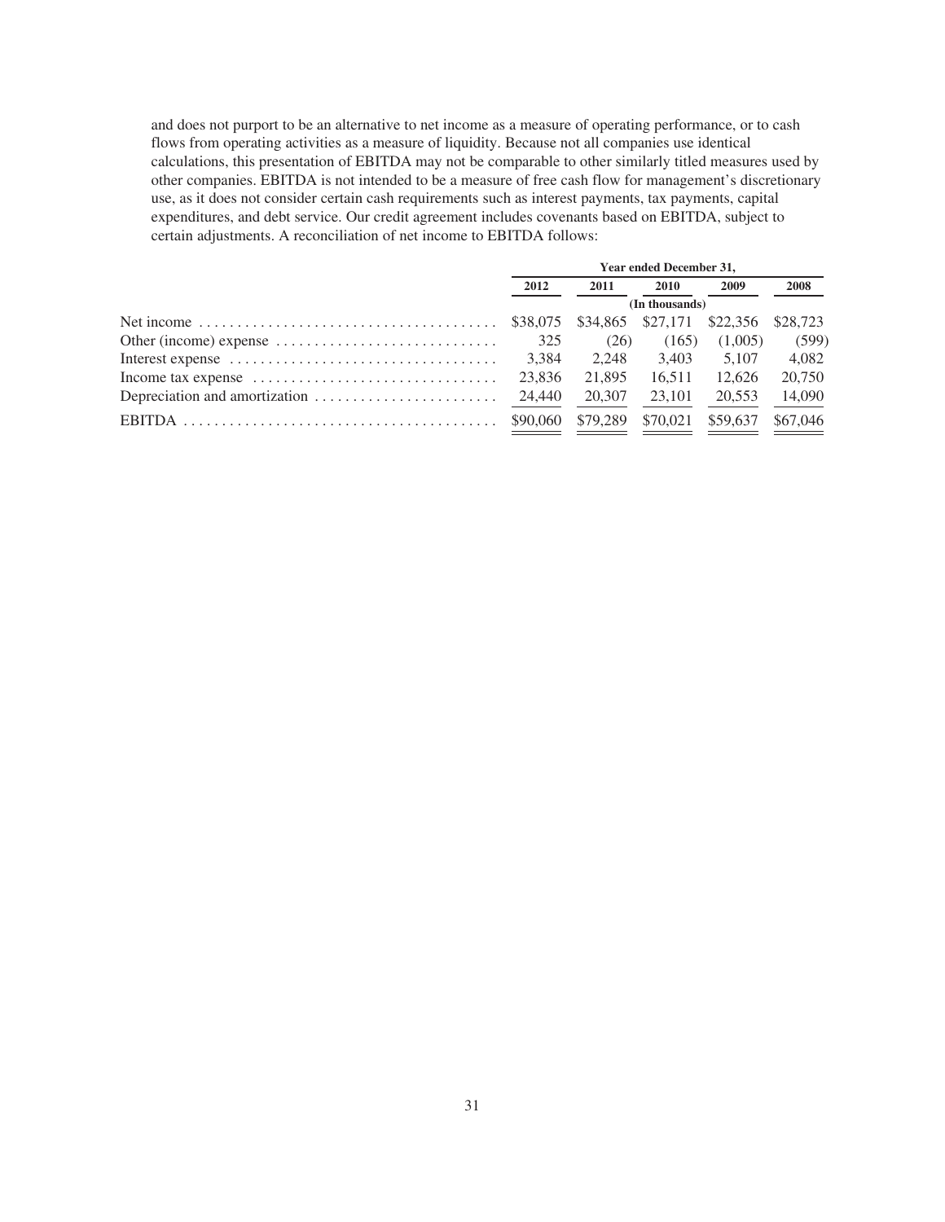and does not purport to be an alternative to net income as a measure of operating performance, or to cash flows from operating activities as a measure of liquidity. Because not all companies use identical calculations, this presentation of EBITDA may not be comparable to other similarly titled measures used by other companies. EBITDA is not intended to be a measure of free cash flow for management's discretionary use, as it does not consider certain cash requirements such as interest payments, tax payments, capital expenditures, and debt service. Our credit agreement includes covenants based on EBITDA, subject to certain adjustments. A reconciliation of net income to EBITDA follows:

| | Year ended December 31, | | | | |
|---|---|---|---|---|---|
| | 2012 | 2011 | 2010 | 2009 | 2008 |
| | (In thousands) | | | | |
| Net income | $38,075 | $34,865 | $27,171 | $22,356 | $28,723 |
| Other (income) expense | 325 | (26) | (165) | (1,005) | (599) |
| Interest expense | 3,384 | 2,248 | 3,403 | 5,107 | 4,082 |
| Income tax expense | 23,836 | 21,895 | 16,511 | 12,626 | 20,750 |
| Depreciation and amortization | 24,440 | 20,307 | 23,101 | 20,553 | 14,090 |
| EBITDA | $90,060 | $79,289 | $70,021 | $59,637 | $67,046 |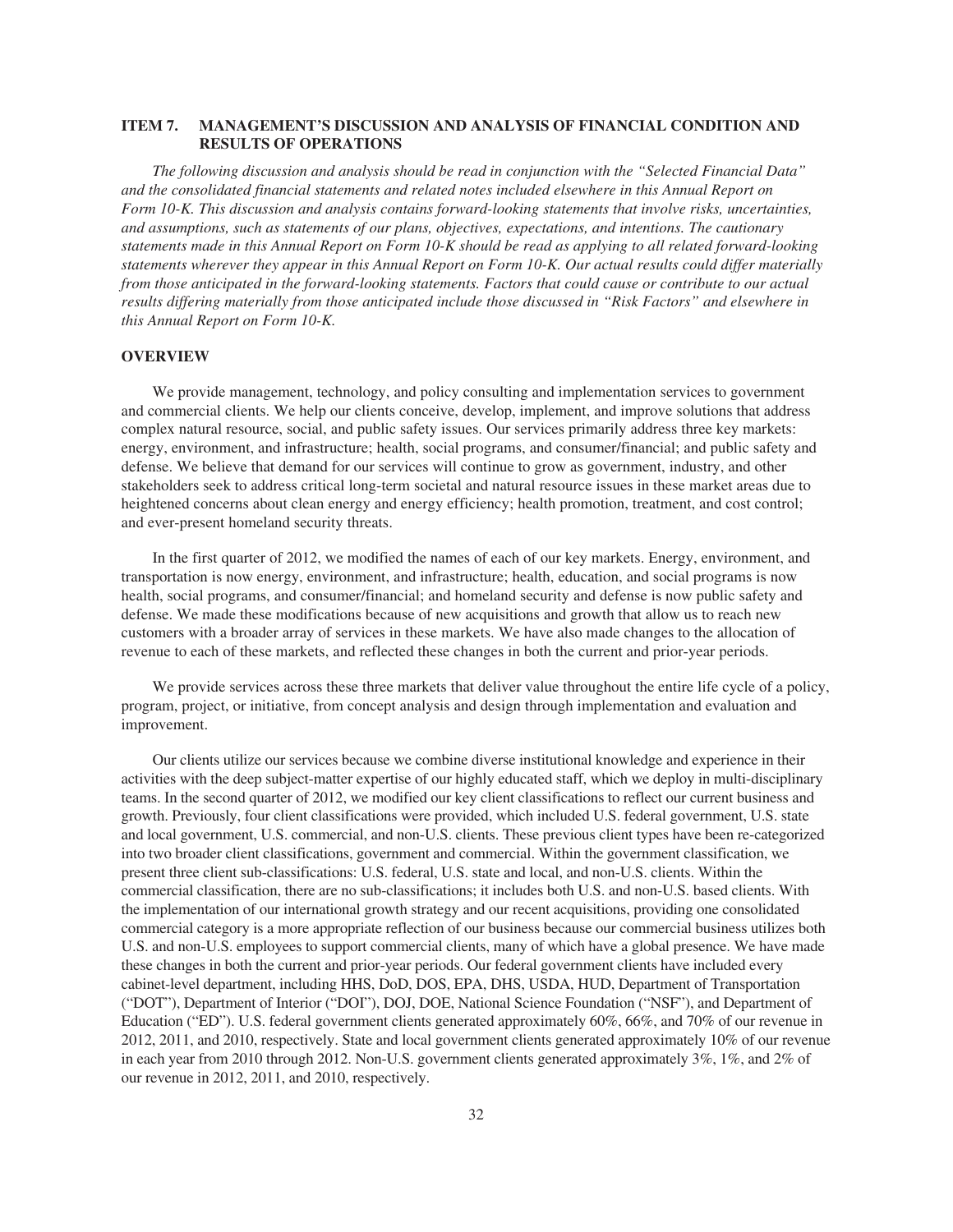## ITEM 7. MANAGEMENT'S DISCUSSION AND ANALYSIS OF FINANCIAL CONDITION AND RESULTS OF OPERATIONS

*The following discussion and analysis should be read in conjunction with the "Selected Financial Data" and the consolidated financial statements and related notes included elsewhere in this Annual Report on Form 10-K. This discussion and analysis contains forward-looking statements that involve risks, uncertainties, and assumptions, such as statements of our plans, objectives, expectations, and intentions. The cautionary statements made in this Annual Report on Form 10-K should be read as applying to all related forward-looking statements wherever they appear in this Annual Report on Form 10-K. Our actual results could differ materially from those anticipated in the forward-looking statements. Factors that could cause or contribute to our actual results differing materially from those anticipated include those discussed in "Risk Factors" and elsewhere in this Annual Report on Form 10-K.*

### OVERVIEW

We provide management, technology, and policy consulting and implementation services to government and commercial clients. We help our clients conceive, develop, implement, and improve solutions that address complex natural resource, social, and public safety issues. Our services primarily address three key markets: energy, environment, and infrastructure; health, social programs, and consumer/financial; and public safety and defense. We believe that demand for our services will continue to grow as government, industry, and other stakeholders seek to address critical long-term societal and natural resource issues in these market areas due to heightened concerns about clean energy and energy efficiency; health promotion, treatment, and cost control; and ever-present homeland security threats.

In the first quarter of 2012, we modified the names of each of our key markets. Energy, environment, and transportation is now energy, environment, and infrastructure; health, education, and social programs is now health, social programs, and consumer/financial; and homeland security and defense is now public safety and defense. We made these modifications because of new acquisitions and growth that allow us to reach new customers with a broader array of services in these markets. We have also made changes to the allocation of revenue to each of these markets, and reflected these changes in both the current and prior-year periods.

We provide services across these three markets that deliver value throughout the entire life cycle of a policy, program, project, or initiative, from concept analysis and design through implementation and evaluation and improvement.

Our clients utilize our services because we combine diverse institutional knowledge and experience in their activities with the deep subject-matter expertise of our highly educated staff, which we deploy in multi-disciplinary teams. In the second quarter of 2012, we modified our key client classifications to reflect our current business and growth. Previously, four client classifications were provided, which included U.S. federal government, U.S. state and local government, U.S. commercial, and non-U.S. clients. These previous client types have been re-categorized into two broader client classifications, government and commercial. Within the government classification, we present three client sub-classifications: U.S. federal, U.S. state and local, and non-U.S. clients. Within the commercial classification, there are no sub-classifications; it includes both U.S. and non-U.S. based clients. With the implementation of our international growth strategy and our recent acquisitions, providing one consolidated commercial category is a more appropriate reflection of our business because our commercial business utilizes both U.S. and non-U.S. employees to support commercial clients, many of which have a global presence. We have made these changes in both the current and prior-year periods. Our federal government clients have included every cabinet-level department, including HHS, DoD, DOS, EPA, DHS, USDA, HUD, Department of Transportation ("DOT"), Department of Interior ("DOI"), DOJ, DOE, National Science Foundation ("NSF"), and Department of Education ("ED"). U.S. federal government clients generated approximately 60%, 66%, and 70% of our revenue in 2012, 2011, and 2010, respectively. State and local government clients generated approximately 10% of our revenue in each year from 2010 through 2012. Non-U.S. government clients generated approximately 3%, 1%, and 2% of our revenue in 2012, 2011, and 2010, respectively.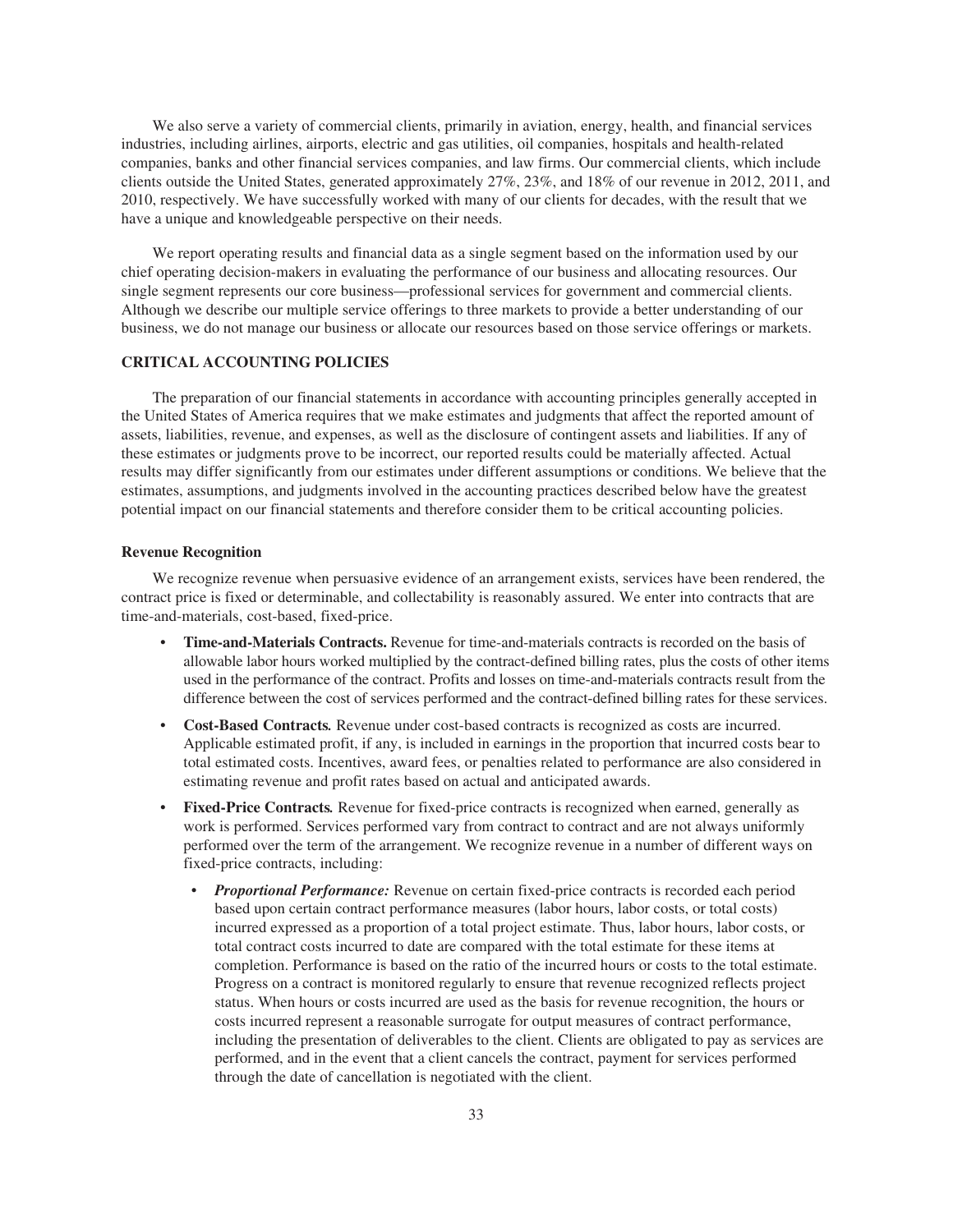We also serve a variety of commercial clients, primarily in aviation, energy, health, and financial services industries, including airlines, airports, electric and gas utilities, oil companies, hospitals and health-related companies, banks and other financial services companies, and law firms. Our commercial clients, which include clients outside the United States, generated approximately 27%, 23%, and 18% of our revenue in 2012, 2011, and 2010, respectively. We have successfully worked with many of our clients for decades, with the result that we have a unique and knowledgeable perspective on their needs.

We report operating results and financial data as a single segment based on the information used by our chief operating decision-makers in evaluating the performance of our business and allocating resources. Our single segment represents our core business—professional services for government and commercial clients. Although we describe our multiple service offerings to three markets to provide a better understanding of our business, we do not manage our business or allocate our resources based on those service offerings or markets.

## CRITICAL ACCOUNTING POLICIES

The preparation of our financial statements in accordance with accounting principles generally accepted in the United States of America requires that we make estimates and judgments that affect the reported amount of assets, liabilities, revenue, and expenses, as well as the disclosure of contingent assets and liabilities. If any of these estimates or judgments prove to be incorrect, our reported results could be materially affected. Actual results may differ significantly from our estimates under different assumptions or conditions. We believe that the estimates, assumptions, and judgments involved in the accounting practices described below have the greatest potential impact on our financial statements and therefore consider them to be critical accounting policies.

### Revenue Recognition

We recognize revenue when persuasive evidence of an arrangement exists, services have been rendered, the contract price is fixed or determinable, and collectability is reasonably assured. We enter into contracts that are time-and-materials, cost-based, fixed-price.

- **Time-and-Materials Contracts.** Revenue for time-and-materials contracts is recorded on the basis of allowable labor hours worked multiplied by the contract-defined billing rates, plus the costs of other items used in the performance of the contract. Profits and losses on time-and-materials contracts result from the difference between the cost of services performed and the contract-defined billing rates for these services.
- **Cost-Based Contracts.** Revenue under cost-based contracts is recognized as costs are incurred. Applicable estimated profit, if any, is included in earnings in the proportion that incurred costs bear to total estimated costs. Incentives, award fees, or penalties related to performance are also considered in estimating revenue and profit rates based on actual and anticipated awards.
- **Fixed-Price Contracts.** Revenue for fixed-price contracts is recognized when earned, generally as work is performed. Services performed vary from contract to contract and are not always uniformly performed over the term of the arrangement. We recognize revenue in a number of different ways on fixed-price contracts, including:
  - ***Proportional Performance:*** Revenue on certain fixed-price contracts is recorded each period based upon certain contract performance measures (labor hours, labor costs, or total costs) incurred expressed as a proportion of a total project estimate. Thus, labor hours, labor costs, or total contract costs incurred to date are compared with the total estimate for these items at completion. Performance is based on the ratio of the incurred hours or costs to the total estimate. Progress on a contract is monitored regularly to ensure that revenue recognized reflects project status. When hours or costs incurred are used as the basis for revenue recognition, the hours or costs incurred represent a reasonable surrogate for output measures of contract performance, including the presentation of deliverables to the client. Clients are obligated to pay as services are performed, and in the event that a client cancels the contract, payment for services performed through the date of cancellation is negotiated with the client.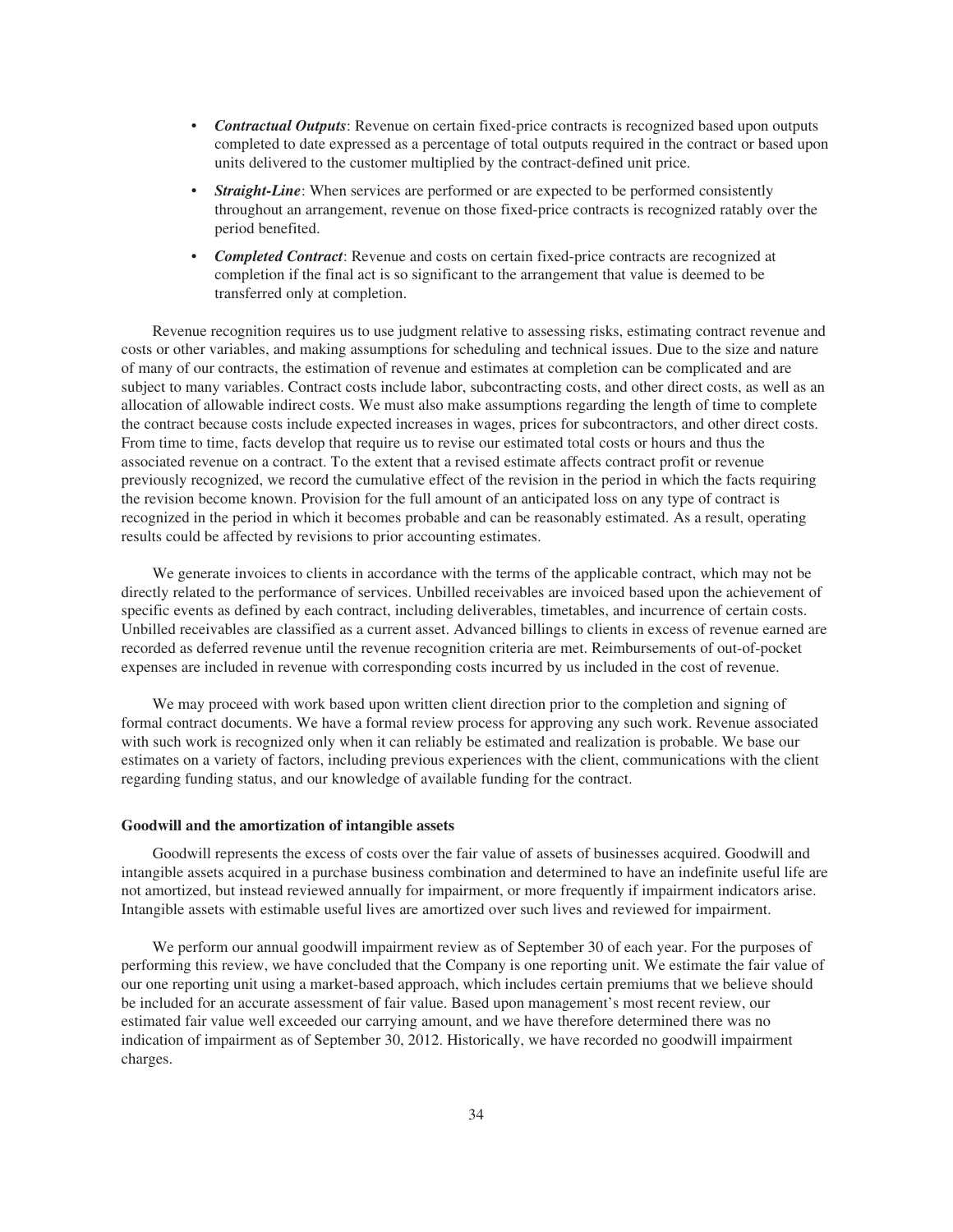- ***Contractual Outputs***: Revenue on certain fixed-price contracts is recognized based upon outputs completed to date expressed as a percentage of total outputs required in the contract or based upon units delivered to the customer multiplied by the contract-defined unit price.
- ***Straight-Line***: When services are performed or are expected to be performed consistently throughout an arrangement, revenue on those fixed-price contracts is recognized ratably over the period benefited.
- ***Completed Contract***: Revenue and costs on certain fixed-price contracts are recognized at completion if the final act is so significant to the arrangement that value is deemed to be transferred only at completion.

Revenue recognition requires us to use judgment relative to assessing risks, estimating contract revenue and costs or other variables, and making assumptions for scheduling and technical issues. Due to the size and nature of many of our contracts, the estimation of revenue and estimates at completion can be complicated and are subject to many variables. Contract costs include labor, subcontracting costs, and other direct costs, as well as an allocation of allowable indirect costs. We must also make assumptions regarding the length of time to complete the contract because costs include expected increases in wages, prices for subcontractors, and other direct costs. From time to time, facts develop that require us to revise our estimated total costs or hours and thus the associated revenue on a contract. To the extent that a revised estimate affects contract profit or revenue previously recognized, we record the cumulative effect of the revision in the period in which the facts requiring the revision become known. Provision for the full amount of an anticipated loss on any type of contract is recognized in the period in which it becomes probable and can be reasonably estimated. As a result, operating results could be affected by revisions to prior accounting estimates.

We generate invoices to clients in accordance with the terms of the applicable contract, which may not be directly related to the performance of services. Unbilled receivables are invoiced based upon the achievement of specific events as defined by each contract, including deliverables, timetables, and incurrence of certain costs. Unbilled receivables are classified as a current asset. Advanced billings to clients in excess of revenue earned are recorded as deferred revenue until the revenue recognition criteria are met. Reimbursements of out-of-pocket expenses are included in revenue with corresponding costs incurred by us included in the cost of revenue.

We may proceed with work based upon written client direction prior to the completion and signing of formal contract documents. We have a formal review process for approving any such work. Revenue associated with such work is recognized only when it can reliably be estimated and realization is probable. We base our estimates on a variety of factors, including previous experiences with the client, communications with the client regarding funding status, and our knowledge of available funding for the contract.

**Goodwill and the amortization of intangible assets**

Goodwill represents the excess of costs over the fair value of assets of businesses acquired. Goodwill and intangible assets acquired in a purchase business combination and determined to have an indefinite useful life are not amortized, but instead reviewed annually for impairment, or more frequently if impairment indicators arise. Intangible assets with estimable useful lives are amortized over such lives and reviewed for impairment.

We perform our annual goodwill impairment review as of September 30 of each year. For the purposes of performing this review, we have concluded that the Company is one reporting unit. We estimate the fair value of our one reporting unit using a market-based approach, which includes certain premiums that we believe should be included for an accurate assessment of fair value. Based upon management's most recent review, our estimated fair value well exceeded our carrying amount, and we have therefore determined there was no indication of impairment as of September 30, 2012. Historically, we have recorded no goodwill impairment charges.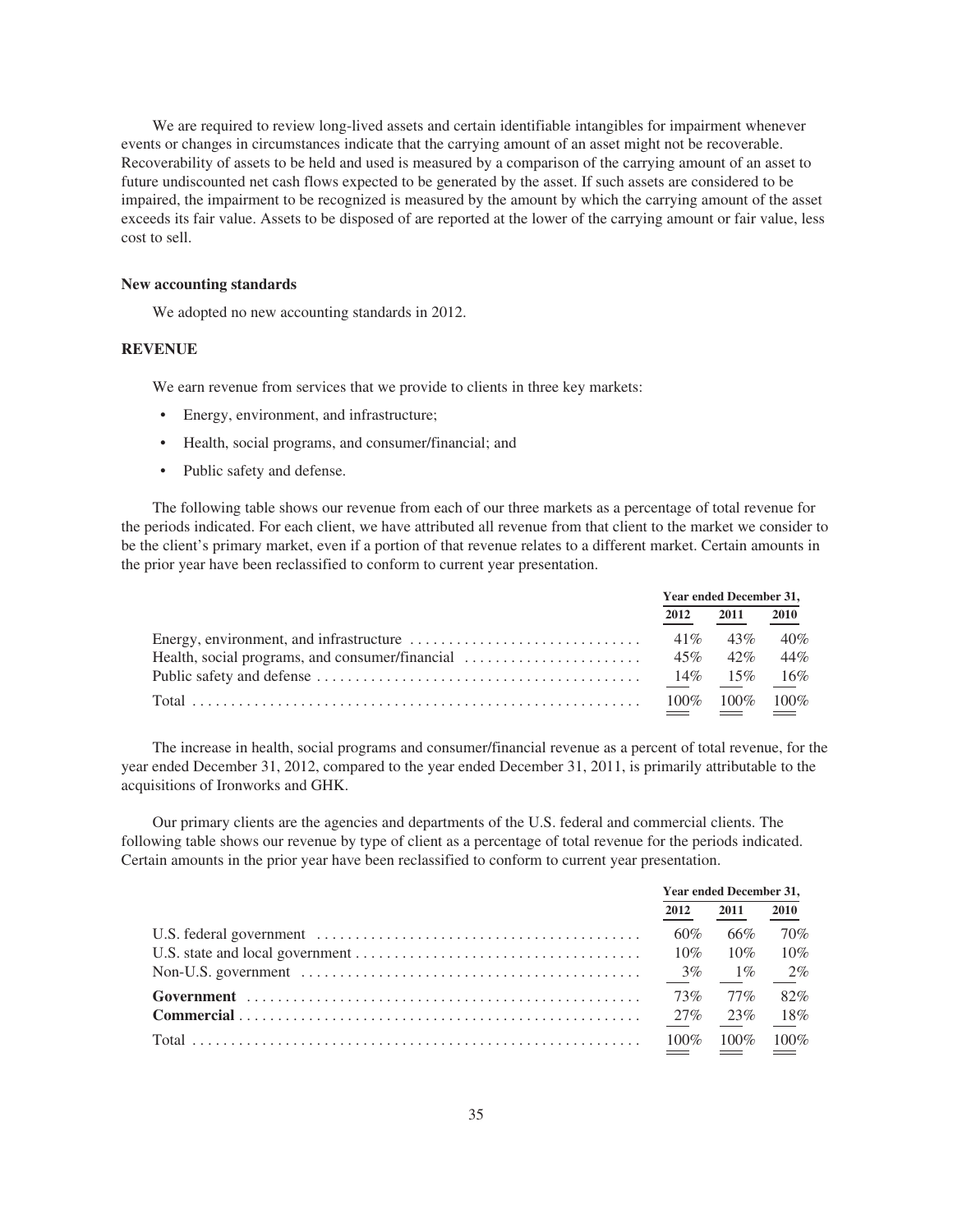We are required to review long-lived assets and certain identifiable intangibles for impairment whenever events or changes in circumstances indicate that the carrying amount of an asset might not be recoverable. Recoverability of assets to be held and used is measured by a comparison of the carrying amount of an asset to future undiscounted net cash flows expected to be generated by the asset. If such assets are considered to be impaired, the impairment to be recognized is measured by the amount by which the carrying amount of the asset exceeds its fair value. Assets to be disposed of are reported at the lower of the carrying amount or fair value, less cost to sell.

**New accounting standards**

We adopted no new accounting standards in 2012.

**REVENUE**

We earn revenue from services that we provide to clients in three key markets:

- Energy, environment, and infrastructure;
- Health, social programs, and consumer/financial; and
- Public safety and defense.

The following table shows our revenue from each of our three markets as a percentage of total revenue for the periods indicated. For each client, we have attributed all revenue from that client to the market we consider to be the client's primary market, even if a portion of that revenue relates to a different market. Certain amounts in the prior year have been reclassified to conform to current year presentation.

| | Year ended December 31, | | |
|---|---|---|---|
| | 2012 | 2011 | 2010 |
| Energy, environment, and infrastructure | 41% | 43% | 40% |
| Health, social programs, and consumer/financial | 45% | 42% | 44% |
| Public safety and defense | 14% | 15% | 16% |
| Total | 100% | 100% | 100% |

The increase in health, social programs and consumer/financial revenue as a percent of total revenue, for the year ended December 31, 2012, compared to the year ended December 31, 2011, is primarily attributable to the acquisitions of Ironworks and GHK.

Our primary clients are the agencies and departments of the U.S. federal and commercial clients. The following table shows our revenue by type of client as a percentage of total revenue for the periods indicated. Certain amounts in the prior year have been reclassified to conform to current year presentation.

| | Year ended December 31, | | |
|---|---|---|---|
| | 2012 | 2011 | 2010 |
| U.S. federal government | 60% | 66% | 70% |
| U.S. state and local government | 10% | 10% | 10% |
| Non-U.S. government | 3% | 1% | 2% |
| **Government** | 73% | 77% | 82% |
| **Commercial** | 27% | 23% | 18% |
| Total | 100% | 100% | 100% |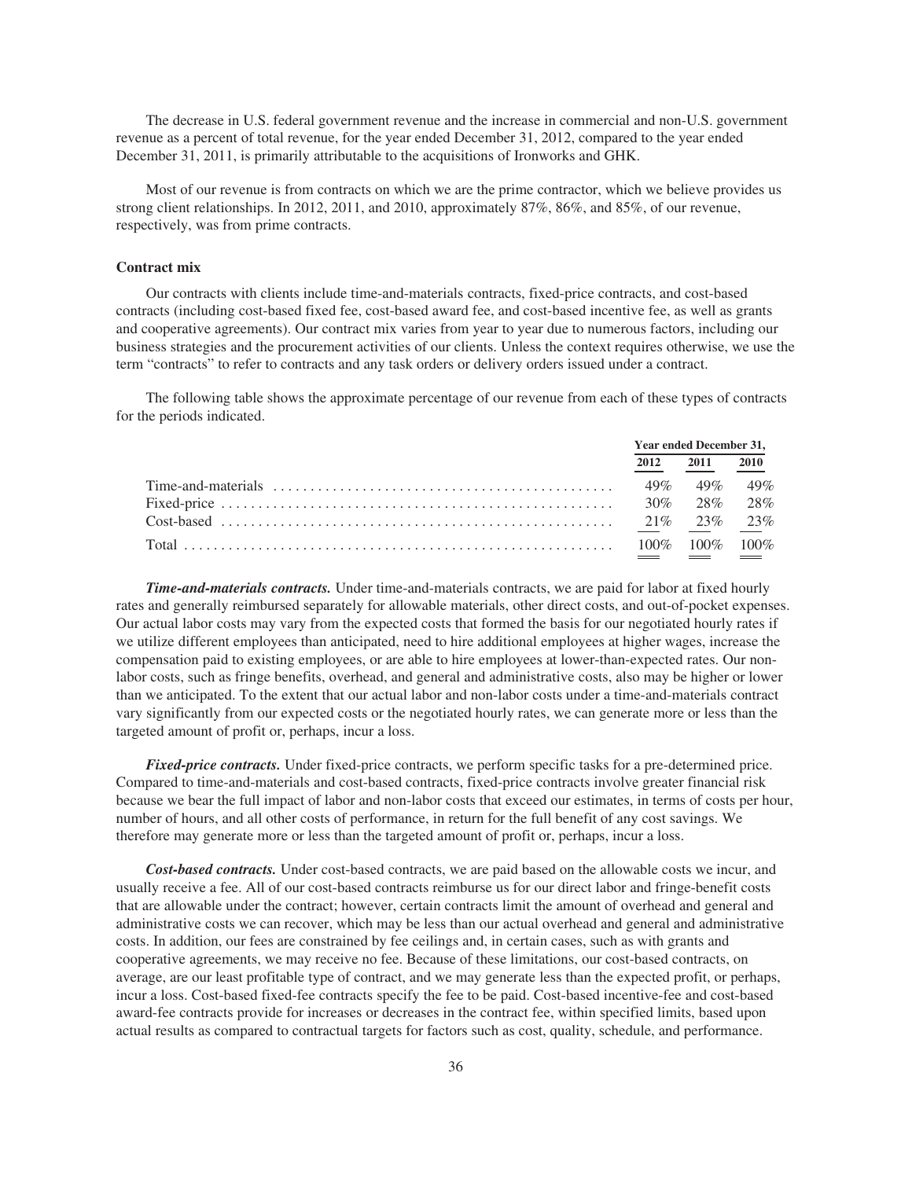The decrease in U.S. federal government revenue and the increase in commercial and non-U.S. government revenue as a percent of total revenue, for the year ended December 31, 2012, compared to the year ended December 31, 2011, is primarily attributable to the acquisitions of Ironworks and GHK.

Most of our revenue is from contracts on which we are the prime contractor, which we believe provides us strong client relationships. In 2012, 2011, and 2010, approximately 87%, 86%, and 85%, of our revenue, respectively, was from prime contracts.

**Contract mix**

Our contracts with clients include time-and-materials contracts, fixed-price contracts, and cost-based contracts (including cost-based fixed fee, cost-based award fee, and cost-based incentive fee, as well as grants and cooperative agreements). Our contract mix varies from year to year due to numerous factors, including our business strategies and the procurement activities of our clients. Unless the context requires otherwise, we use the term "contracts" to refer to contracts and any task orders or delivery orders issued under a contract.

The following table shows the approximate percentage of our revenue from each of these types of contracts for the periods indicated.

| | Year ended December 31, | | |
|---|---|---|---|
| | 2012 | 2011 | 2010 |
| Time-and-materials | 49% | 49% | 49% |
| Fixed-price | 30% | 28% | 28% |
| Cost-based | 21% | 23% | 23% |
| Total | 100% | 100% | 100% |

***Time-and-materials contracts.*** Under time-and-materials contracts, we are paid for labor at fixed hourly rates and generally reimbursed separately for allowable materials, other direct costs, and out-of-pocket expenses. Our actual labor costs may vary from the expected costs that formed the basis for our negotiated hourly rates if we utilize different employees than anticipated, need to hire additional employees at higher wages, increase the compensation paid to existing employees, or are able to hire employees at lower-than-expected rates. Our non-labor costs, such as fringe benefits, overhead, and general and administrative costs, also may be higher or lower than we anticipated. To the extent that our actual labor and non-labor costs under a time-and-materials contract vary significantly from our expected costs or the negotiated hourly rates, we can generate more or less than the targeted amount of profit or, perhaps, incur a loss.

***Fixed-price contracts.*** Under fixed-price contracts, we perform specific tasks for a pre-determined price. Compared to time-and-materials and cost-based contracts, fixed-price contracts involve greater financial risk because we bear the full impact of labor and non-labor costs that exceed our estimates, in terms of costs per hour, number of hours, and all other costs of performance, in return for the full benefit of any cost savings. We therefore may generate more or less than the targeted amount of profit or, perhaps, incur a loss.

***Cost-based contracts.*** Under cost-based contracts, we are paid based on the allowable costs we incur, and usually receive a fee. All of our cost-based contracts reimburse us for our direct labor and fringe-benefit costs that are allowable under the contract; however, certain contracts limit the amount of overhead and general and administrative costs we can recover, which may be less than our actual overhead and general and administrative costs. In addition, our fees are constrained by fee ceilings and, in certain cases, such as with grants and cooperative agreements, we may receive no fee. Because of these limitations, our cost-based contracts, on average, are our least profitable type of contract, and we may generate less than the expected profit, or perhaps, incur a loss. Cost-based fixed-fee contracts specify the fee to be paid. Cost-based incentive-fee and cost-based award-fee contracts provide for increases or decreases in the contract fee, within specified limits, based upon actual results as compared to contractual targets for factors such as cost, quality, schedule, and performance.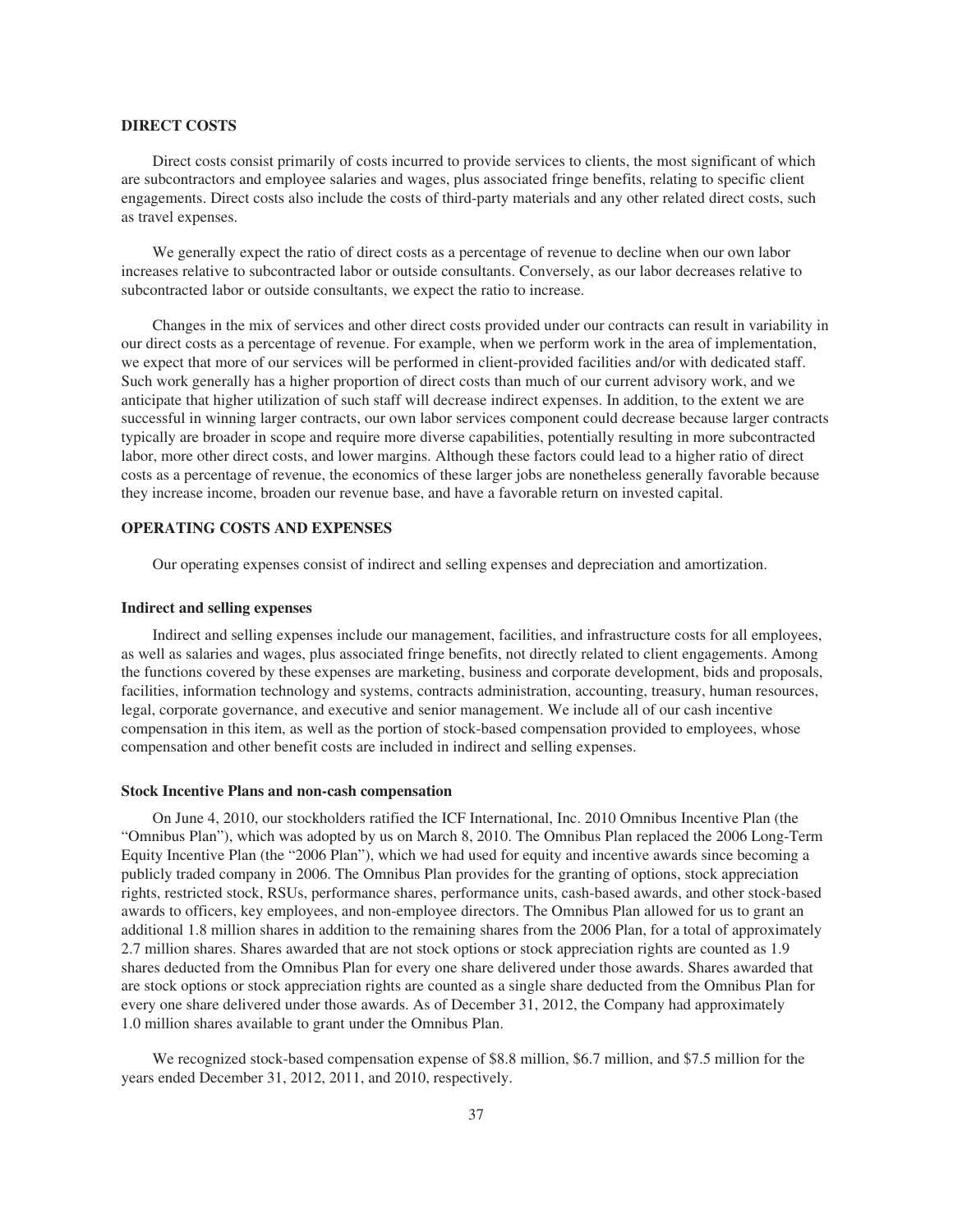## DIRECT COSTS

Direct costs consist primarily of costs incurred to provide services to clients, the most significant of which are subcontractors and employee salaries and wages, plus associated fringe benefits, relating to specific client engagements. Direct costs also include the costs of third-party materials and any other related direct costs, such as travel expenses.

We generally expect the ratio of direct costs as a percentage of revenue to decline when our own labor increases relative to subcontracted labor or outside consultants. Conversely, as our labor decreases relative to subcontracted labor or outside consultants, we expect the ratio to increase.

Changes in the mix of services and other direct costs provided under our contracts can result in variability in our direct costs as a percentage of revenue. For example, when we perform work in the area of implementation, we expect that more of our services will be performed in client-provided facilities and/or with dedicated staff. Such work generally has a higher proportion of direct costs than much of our current advisory work, and we anticipate that higher utilization of such staff will decrease indirect expenses. In addition, to the extent we are successful in winning larger contracts, our own labor services component could decrease because larger contracts typically are broader in scope and require more diverse capabilities, potentially resulting in more subcontracted labor, more other direct costs, and lower margins. Although these factors could lead to a higher ratio of direct costs as a percentage of revenue, the economics of these larger jobs are nonetheless generally favorable because they increase income, broaden our revenue base, and have a favorable return on invested capital.

## OPERATING COSTS AND EXPENSES

Our operating expenses consist of indirect and selling expenses and depreciation and amortization.

### Indirect and selling expenses

Indirect and selling expenses include our management, facilities, and infrastructure costs for all employees, as well as salaries and wages, plus associated fringe benefits, not directly related to client engagements. Among the functions covered by these expenses are marketing, business and corporate development, bids and proposals, facilities, information technology and systems, contracts administration, accounting, treasury, human resources, legal, corporate governance, and executive and senior management. We include all of our cash incentive compensation in this item, as well as the portion of stock-based compensation provided to employees, whose compensation and other benefit costs are included in indirect and selling expenses.

### Stock Incentive Plans and non-cash compensation

On June 4, 2010, our stockholders ratified the ICF International, Inc. 2010 Omnibus Incentive Plan (the "Omnibus Plan"), which was adopted by us on March 8, 2010. The Omnibus Plan replaced the 2006 Long-Term Equity Incentive Plan (the "2006 Plan"), which we had used for equity and incentive awards since becoming a publicly traded company in 2006. The Omnibus Plan provides for the granting of options, stock appreciation rights, restricted stock, RSUs, performance shares, performance units, cash-based awards, and other stock-based awards to officers, key employees, and non-employee directors. The Omnibus Plan allowed for us to grant an additional 1.8 million shares in addition to the remaining shares from the 2006 Plan, for a total of approximately 2.7 million shares. Shares awarded that are not stock options or stock appreciation rights are counted as 1.9 shares deducted from the Omnibus Plan for every one share delivered under those awards. Shares awarded that are stock options or stock appreciation rights are counted as a single share deducted from the Omnibus Plan for every one share delivered under those awards. As of December 31, 2012, the Company had approximately 1.0 million shares available to grant under the Omnibus Plan.

We recognized stock-based compensation expense of $8.8 million, $6.7 million, and $7.5 million for the years ended December 31, 2012, 2011, and 2010, respectively.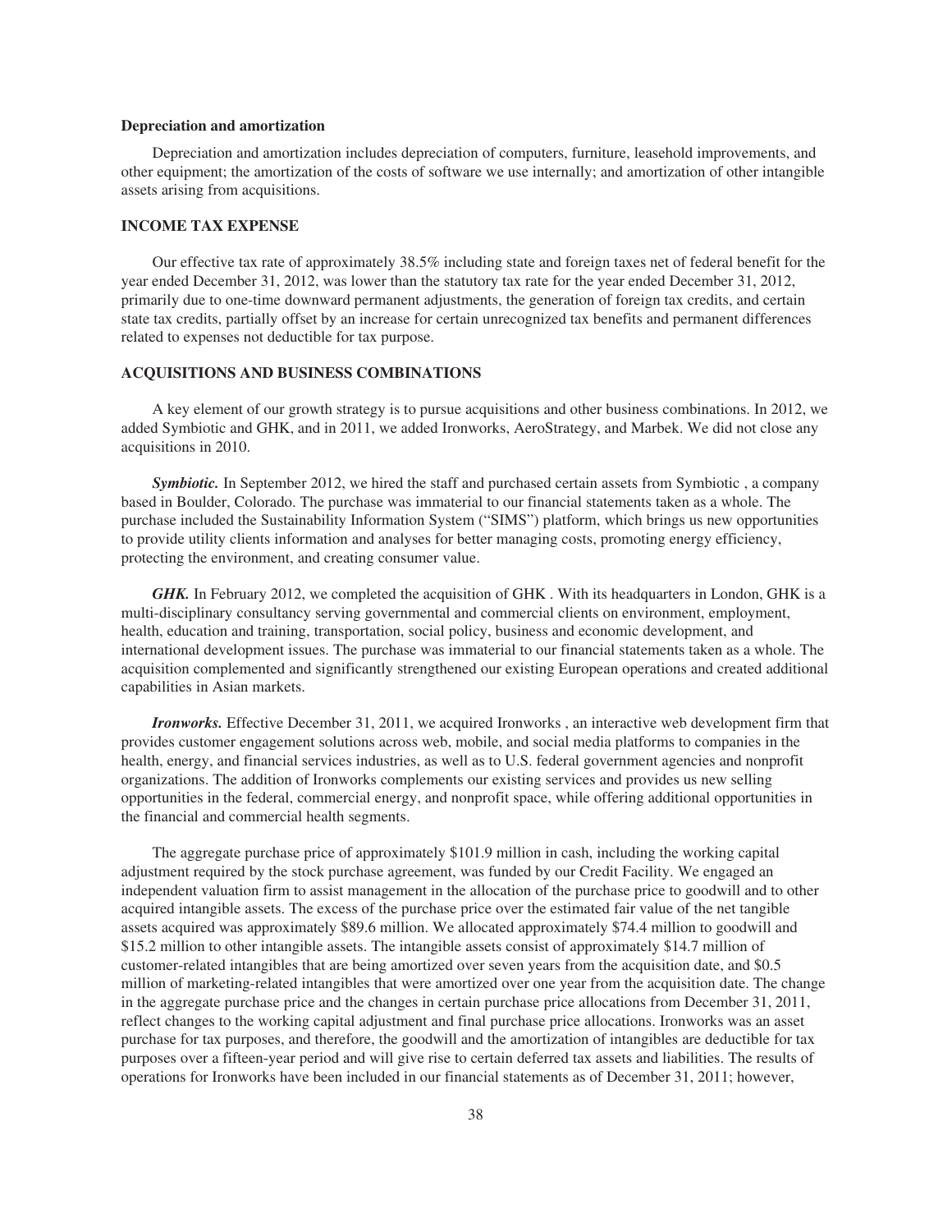**Depreciation and amortization**

Depreciation and amortization includes depreciation of computers, furniture, leasehold improvements, and other equipment; the amortization of the costs of software we use internally; and amortization of other intangible assets arising from acquisitions.

## INCOME TAX EXPENSE

Our effective tax rate of approximately 38.5% including state and foreign taxes net of federal benefit for the year ended December 31, 2012, was lower than the statutory tax rate for the year ended December 31, 2012, primarily due to one-time downward permanent adjustments, the generation of foreign tax credits, and certain state tax credits, partially offset by an increase for certain unrecognized tax benefits and permanent differences related to expenses not deductible for tax purpose.

## ACQUISITIONS AND BUSINESS COMBINATIONS

A key element of our growth strategy is to pursue acquisitions and other business combinations. In 2012, we added Symbiotic and GHK, and in 2011, we added Ironworks, AeroStrategy, and Marbek. We did not close any acquisitions in 2010.

***Symbiotic.*** In September 2012, we hired the staff and purchased certain assets from Symbiotic , a company based in Boulder, Colorado. The purchase was immaterial to our financial statements taken as a whole. The purchase included the Sustainability Information System ("SIMS") platform, which brings us new opportunities to provide utility clients information and analyses for better managing costs, promoting energy efficiency, protecting the environment, and creating consumer value.

***GHK.*** In February 2012, we completed the acquisition of GHK . With its headquarters in London, GHK is a multi-disciplinary consultancy serving governmental and commercial clients on environment, employment, health, education and training, transportation, social policy, business and economic development, and international development issues. The purchase was immaterial to our financial statements taken as a whole. The acquisition complemented and significantly strengthened our existing European operations and created additional capabilities in Asian markets.

***Ironworks.*** Effective December 31, 2011, we acquired Ironworks , an interactive web development firm that provides customer engagement solutions across web, mobile, and social media platforms to companies in the health, energy, and financial services industries, as well as to U.S. federal government agencies and nonprofit organizations. The addition of Ironworks complements our existing services and provides us new selling opportunities in the federal, commercial energy, and nonprofit space, while offering additional opportunities in the financial and commercial health segments.

The aggregate purchase price of approximately $101.9 million in cash, including the working capital adjustment required by the stock purchase agreement, was funded by our Credit Facility. We engaged an independent valuation firm to assist management in the allocation of the purchase price to goodwill and to other acquired intangible assets. The excess of the purchase price over the estimated fair value of the net tangible assets acquired was approximately $89.6 million. We allocated approximately $74.4 million to goodwill and $15.2 million to other intangible assets. The intangible assets consist of approximately $14.7 million of customer-related intangibles that are being amortized over seven years from the acquisition date, and $0.5 million of marketing-related intangibles that were amortized over one year from the acquisition date. The change in the aggregate purchase price and the changes in certain purchase price allocations from December 31, 2011, reflect changes to the working capital adjustment and final purchase price allocations. Ironworks was an asset purchase for tax purposes, and therefore, the goodwill and the amortization of intangibles are deductible for tax purposes over a fifteen-year period and will give rise to certain deferred tax assets and liabilities. The results of operations for Ironworks have been included in our financial statements as of December 31, 2011; however,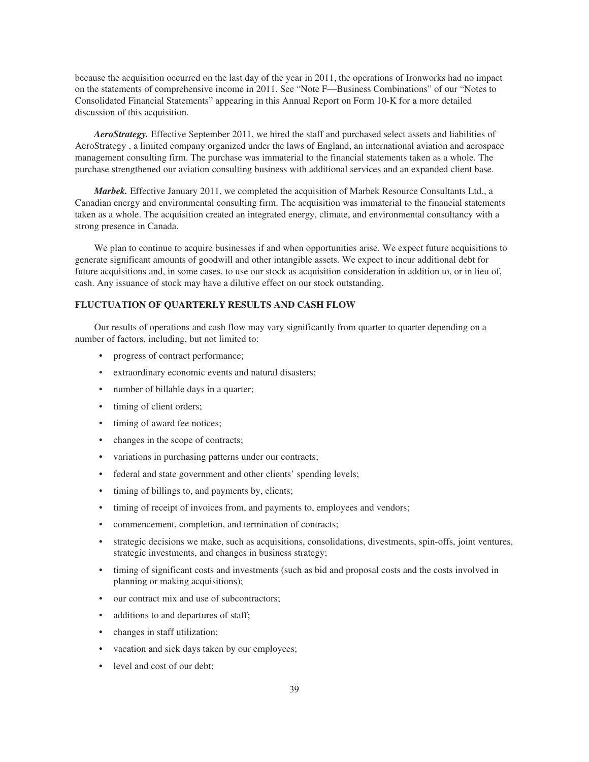because the acquisition occurred on the last day of the year in 2011, the operations of Ironworks had no impact on the statements of comprehensive income in 2011. See "Note F—Business Combinations" of our "Notes to Consolidated Financial Statements" appearing in this Annual Report on Form 10-K for a more detailed discussion of this acquisition.

***AeroStrategy.*** Effective September 2011, we hired the staff and purchased select assets and liabilities of AeroStrategy , a limited company organized under the laws of England, an international aviation and aerospace management consulting firm. The purchase was immaterial to the financial statements taken as a whole. The purchase strengthened our aviation consulting business with additional services and an expanded client base.

***Marbek.*** Effective January 2011, we completed the acquisition of Marbek Resource Consultants Ltd., a Canadian energy and environmental consulting firm. The acquisition was immaterial to the financial statements taken as a whole. The acquisition created an integrated energy, climate, and environmental consultancy with a strong presence in Canada.

We plan to continue to acquire businesses if and when opportunities arise. We expect future acquisitions to generate significant amounts of goodwill and other intangible assets. We expect to incur additional debt for future acquisitions and, in some cases, to use our stock as acquisition consideration in addition to, or in lieu of, cash. Any issuance of stock may have a dilutive effect on our stock outstanding.

## FLUCTUATION OF QUARTERLY RESULTS AND CASH FLOW

Our results of operations and cash flow may vary significantly from quarter to quarter depending on a number of factors, including, but not limited to:

- progress of contract performance;
- extraordinary economic events and natural disasters;
- number of billable days in a quarter;
- timing of client orders;
- timing of award fee notices;
- changes in the scope of contracts;
- variations in purchasing patterns under our contracts;
- federal and state government and other clients' spending levels;
- timing of billings to, and payments by, clients;
- timing of receipt of invoices from, and payments to, employees and vendors;
- commencement, completion, and termination of contracts;
- strategic decisions we make, such as acquisitions, consolidations, divestments, spin-offs, joint ventures, strategic investments, and changes in business strategy;
- timing of significant costs and investments (such as bid and proposal costs and the costs involved in planning or making acquisitions);
- our contract mix and use of subcontractors;
- additions to and departures of staff;
- changes in staff utilization;
- vacation and sick days taken by our employees;
- level and cost of our debt;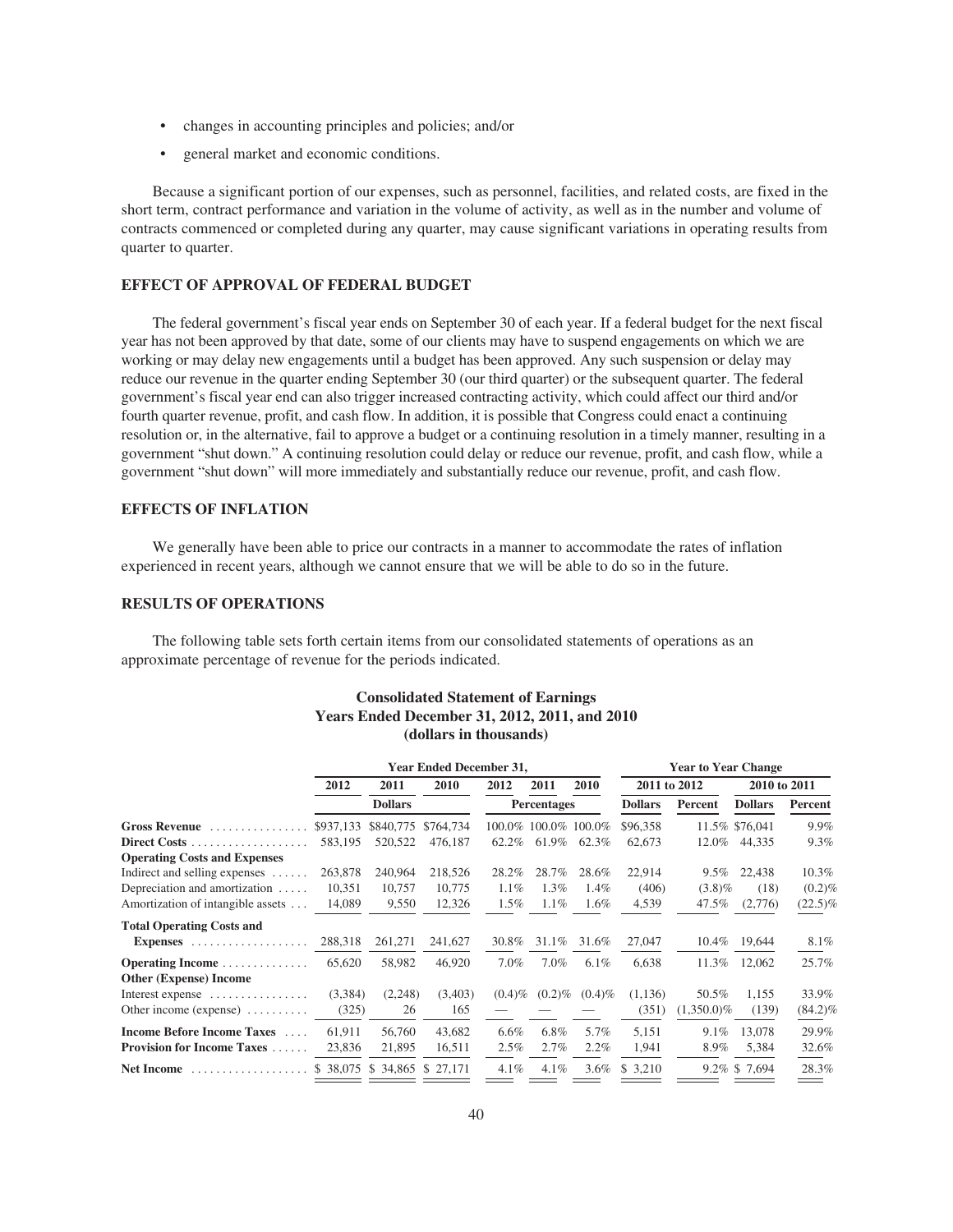- changes in accounting principles and policies; and/or
- general market and economic conditions.

Because a significant portion of our expenses, such as personnel, facilities, and related costs, are fixed in the short term, contract performance and variation in the volume of activity, as well as in the number and volume of contracts commenced or completed during any quarter, may cause significant variations in operating results from quarter to quarter.

## EFFECT OF APPROVAL OF FEDERAL BUDGET

The federal government's fiscal year ends on September 30 of each year. If a federal budget for the next fiscal year has not been approved by that date, some of our clients may have to suspend engagements on which we are working or may delay new engagements until a budget has been approved. Any such suspension or delay may reduce our revenue in the quarter ending September 30 (our third quarter) or the subsequent quarter. The federal government's fiscal year end can also trigger increased contracting activity, which could affect our third and/or fourth quarter revenue, profit, and cash flow. In addition, it is possible that Congress could enact a continuing resolution or, in the alternative, fail to approve a budget or a continuing resolution in a timely manner, resulting in a government "shut down." A continuing resolution could delay or reduce our revenue, profit, and cash flow, while a government "shut down" will more immediately and substantially reduce our revenue, profit, and cash flow.

## EFFECTS OF INFLATION

We generally have been able to price our contracts in a manner to accommodate the rates of inflation experienced in recent years, although we cannot ensure that we will be able to do so in the future.

## RESULTS OF OPERATIONS

The following table sets forth certain items from our consolidated statements of operations as an approximate percentage of revenue for the periods indicated.

**Consolidated Statement of Earnings**
**Years Ended December 31, 2012, 2011, and 2010**
**(dollars in thousands)**

| | Year Ended December 31, | | | | | | Year to Year Change | | | |
|---|---|---|---|---|---|---|---|---|---|---|
| | 2012 | 2011 | 2010 | 2012 | 2011 | 2010 | 2011 to 2012 | | 2010 to 2011 | |
| | Dollars | | | Percentages | | | Dollars | Percent | Dollars | Percent |
| **Gross Revenue** | $937,133 | $840,775 | $764,734 | 100.0% | 100.0% | 100.0% | $96,358 | 11.5% | $76,041 | 9.9% |
| **Direct Costs** | 583,195 | 520,522 | 476,187 | 62.2% | 61.9% | 62.3% | 62,673 | 12.0% | 44,335 | 9.3% |
| **Operating Costs and Expenses** | | | | | | | | | | |
| Indirect and selling expenses | 263,878 | 240,964 | 218,526 | 28.2% | 28.7% | 28.6% | 22,914 | 9.5% | 22,438 | 10.3% |
| Depreciation and amortization | 10,351 | 10,757 | 10,775 | 1.1% | 1.3% | 1.4% | (406) | (3.8)% | (18) | (0.2)% |
| Amortization of intangible assets | 14,089 | 9,550 | 12,326 | 1.5% | 1.1% | 1.6% | 4,539 | 47.5% | (2,776) | (22.5)% |
| **Total Operating Costs and Expenses** | 288,318 | 261,271 | 241,627 | 30.8% | 31.1% | 31.6% | 27,047 | 10.4% | 19,644 | 8.1% |
| **Operating Income** | 65,620 | 58,982 | 46,920 | 7.0% | 7.0% | 6.1% | 6,638 | 11.3% | 12,062 | 25.7% |
| **Other (Expense) Income** | | | | | | | | | | |
| Interest expense | (3,384) | (2,248) | (3,403) | (0.4)% | (0.2)% | (0.4)% | (1,136) | 50.5% | 1,155 | 33.9% |
| Other income (expense) | (325) | 26 | 165 | — | — | — | (351) | (1,350.0)% | (139) | (84.2)% |
| **Income Before Income Taxes** | 61,911 | 56,760 | 43,682 | 6.6% | 6.8% | 5.7% | 5,151 | 9.1% | 13,078 | 29.9% |
| **Provision for Income Taxes** | 23,836 | 21,895 | 16,511 | 2.5% | 2.7% | 2.2% | 1,941 | 8.9% | 5,384 | 32.6% |
| **Net Income** | $ 38,075 | $ 34,865 | $ 27,171 | 4.1% | 4.1% | 3.6% | $ 3,210 | 9.2% | $ 7,694 | 28.3% |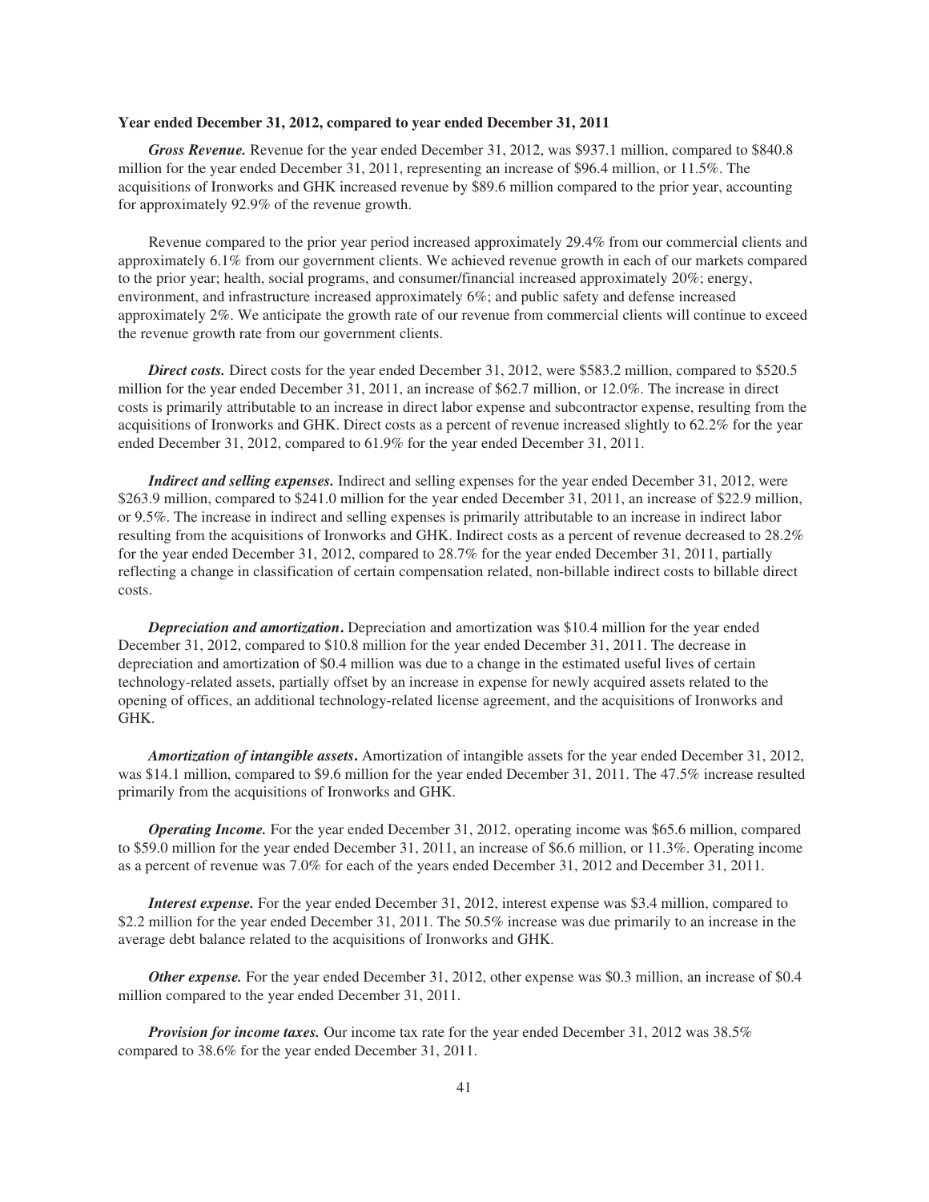**Year ended December 31, 2012, compared to year ended December 31, 2011**

***Gross Revenue.*** Revenue for the year ended December 31, 2012, was $937.1 million, compared to $840.8 million for the year ended December 31, 2011, representing an increase of $96.4 million, or 11.5%. The acquisitions of Ironworks and GHK increased revenue by $89.6 million compared to the prior year, accounting for approximately 92.9% of the revenue growth.

Revenue compared to the prior year period increased approximately 29.4% from our commercial clients and approximately 6.1% from our government clients. We achieved revenue growth in each of our markets compared to the prior year; health, social programs, and consumer/financial increased approximately 20%; energy, environment, and infrastructure increased approximately 6%; and public safety and defense increased approximately 2%. We anticipate the growth rate of our revenue from commercial clients will continue to exceed the revenue growth rate from our government clients.

***Direct costs.*** Direct costs for the year ended December 31, 2012, were $583.2 million, compared to $520.5 million for the year ended December 31, 2011, an increase of $62.7 million, or 12.0%. The increase in direct costs is primarily attributable to an increase in direct labor expense and subcontractor expense, resulting from the acquisitions of Ironworks and GHK. Direct costs as a percent of revenue increased slightly to 62.2% for the year ended December 31, 2012, compared to 61.9% for the year ended December 31, 2011.

***Indirect and selling expenses.*** Indirect and selling expenses for the year ended December 31, 2012, were $263.9 million, compared to $241.0 million for the year ended December 31, 2011, an increase of $22.9 million, or 9.5%. The increase in indirect and selling expenses is primarily attributable to an increase in indirect labor resulting from the acquisitions of Ironworks and GHK. Indirect costs as a percent of revenue decreased to 28.2% for the year ended December 31, 2012, compared to 28.7% for the year ended December 31, 2011, partially reflecting a change in classification of certain compensation related, non-billable indirect costs to billable direct costs.

***Depreciation and amortization.*** Depreciation and amortization was $10.4 million for the year ended December 31, 2012, compared to $10.8 million for the year ended December 31, 2011. The decrease in depreciation and amortization of $0.4 million was due to a change in the estimated useful lives of certain technology-related assets, partially offset by an increase in expense for newly acquired assets related to the opening of offices, an additional technology-related license agreement, and the acquisitions of Ironworks and GHK.

***Amortization of intangible assets.*** Amortization of intangible assets for the year ended December 31, 2012, was $14.1 million, compared to $9.6 million for the year ended December 31, 2011. The 47.5% increase resulted primarily from the acquisitions of Ironworks and GHK.

***Operating Income.*** For the year ended December 31, 2012, operating income was $65.6 million, compared to $59.0 million for the year ended December 31, 2011, an increase of $6.6 million, or 11.3%. Operating income as a percent of revenue was 7.0% for each of the years ended December 31, 2012 and December 31, 2011.

***Interest expense.*** For the year ended December 31, 2012, interest expense was $3.4 million, compared to $2.2 million for the year ended December 31, 2011. The 50.5% increase was due primarily to an increase in the average debt balance related to the acquisitions of Ironworks and GHK.

***Other expense.*** For the year ended December 31, 2012, other expense was $0.3 million, an increase of $0.4 million compared to the year ended December 31, 2011.

***Provision for income taxes.*** Our income tax rate for the year ended December 31, 2012 was 38.5% compared to 38.6% for the year ended December 31, 2011.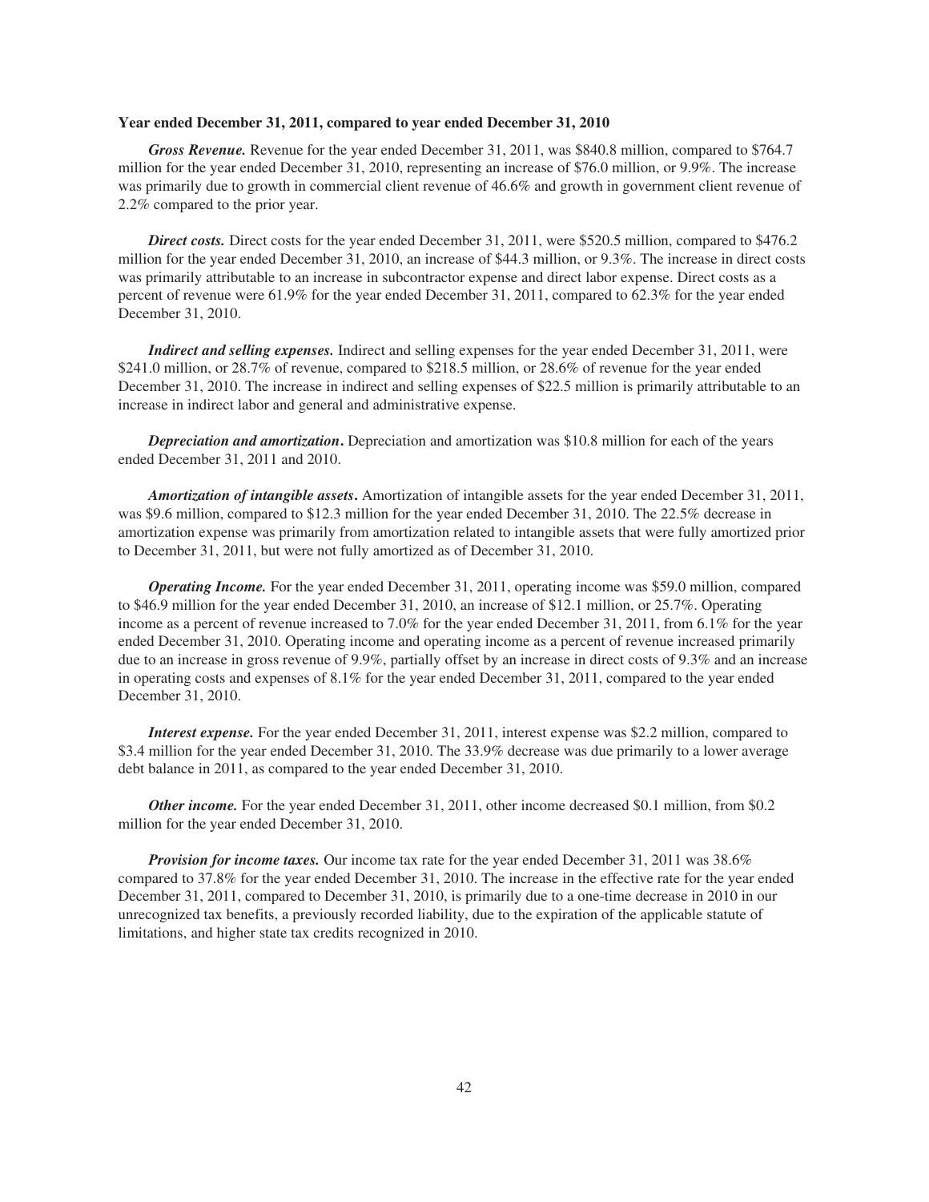**Year ended December 31, 2011, compared to year ended December 31, 2010**

***Gross Revenue.*** Revenue for the year ended December 31, 2011, was $840.8 million, compared to $764.7 million for the year ended December 31, 2010, representing an increase of $76.0 million, or 9.9%. The increase was primarily due to growth in commercial client revenue of 46.6% and growth in government client revenue of 2.2% compared to the prior year.

***Direct costs.*** Direct costs for the year ended December 31, 2011, were $520.5 million, compared to $476.2 million for the year ended December 31, 2010, an increase of $44.3 million, or 9.3%. The increase in direct costs was primarily attributable to an increase in subcontractor expense and direct labor expense. Direct costs as a percent of revenue were 61.9% for the year ended December 31, 2011, compared to 62.3% for the year ended December 31, 2010.

***Indirect and selling expenses.*** Indirect and selling expenses for the year ended December 31, 2011, were $241.0 million, or 28.7% of revenue, compared to $218.5 million, or 28.6% of revenue for the year ended December 31, 2010. The increase in indirect and selling expenses of $22.5 million is primarily attributable to an increase in indirect labor and general and administrative expense.

***Depreciation and amortization*****.** Depreciation and amortization was $10.8 million for each of the years ended December 31, 2011 and 2010.

***Amortization of intangible assets*****.** Amortization of intangible assets for the year ended December 31, 2011, was $9.6 million, compared to $12.3 million for the year ended December 31, 2010. The 22.5% decrease in amortization expense was primarily from amortization related to intangible assets that were fully amortized prior to December 31, 2011, but were not fully amortized as of December 31, 2010.

***Operating Income.*** For the year ended December 31, 2011, operating income was $59.0 million, compared to $46.9 million for the year ended December 31, 2010, an increase of $12.1 million, or 25.7%. Operating income as a percent of revenue increased to 7.0% for the year ended December 31, 2011, from 6.1% for the year ended December 31, 2010. Operating income and operating income as a percent of revenue increased primarily due to an increase in gross revenue of 9.9%, partially offset by an increase in direct costs of 9.3% and an increase in operating costs and expenses of 8.1% for the year ended December 31, 2011, compared to the year ended December 31, 2010.

***Interest expense.*** For the year ended December 31, 2011, interest expense was $2.2 million, compared to $3.4 million for the year ended December 31, 2010. The 33.9% decrease was due primarily to a lower average debt balance in 2011, as compared to the year ended December 31, 2010.

***Other income.*** For the year ended December 31, 2011, other income decreased $0.1 million, from $0.2 million for the year ended December 31, 2010.

***Provision for income taxes.*** Our income tax rate for the year ended December 31, 2011 was 38.6% compared to 37.8% for the year ended December 31, 2010. The increase in the effective rate for the year ended December 31, 2011, compared to December 31, 2010, is primarily due to a one-time decrease in 2010 in our unrecognized tax benefits, a previously recorded liability, due to the expiration of the applicable statute of limitations, and higher state tax credits recognized in 2010.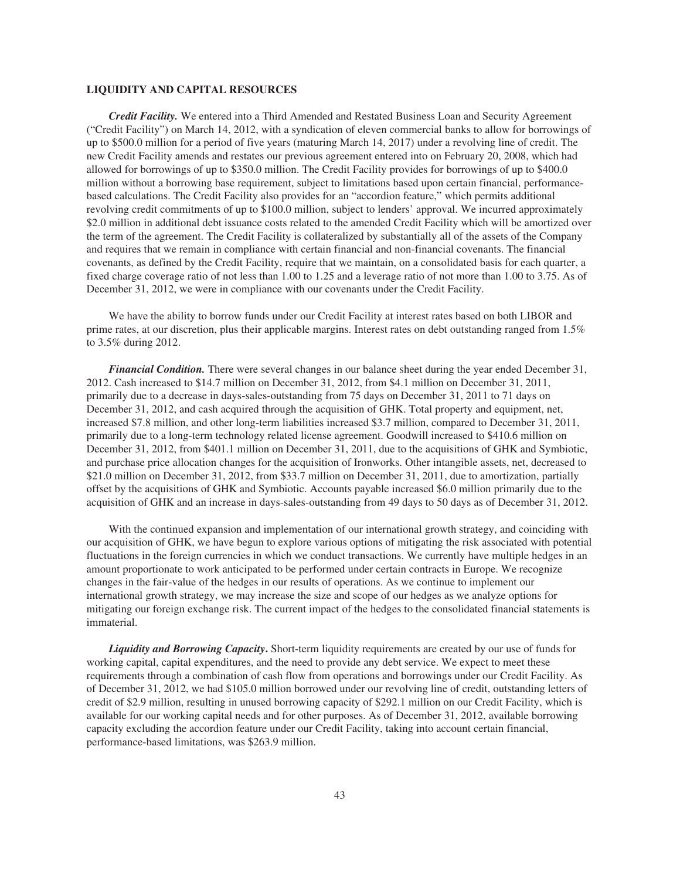## LIQUIDITY AND CAPITAL RESOURCES

***Credit Facility.*** We entered into a Third Amended and Restated Business Loan and Security Agreement ("Credit Facility") on March 14, 2012, with a syndication of eleven commercial banks to allow for borrowings of up to $500.0 million for a period of five years (maturing March 14, 2017) under a revolving line of credit. The new Credit Facility amends and restates our previous agreement entered into on February 20, 2008, which had allowed for borrowings of up to $350.0 million. The Credit Facility provides for borrowings of up to $400.0 million without a borrowing base requirement, subject to limitations based upon certain financial, performance-based calculations. The Credit Facility also provides for an "accordion feature," which permits additional revolving credit commitments of up to $100.0 million, subject to lenders' approval. We incurred approximately $2.0 million in additional debt issuance costs related to the amended Credit Facility which will be amortized over the term of the agreement. The Credit Facility is collateralized by substantially all of the assets of the Company and requires that we remain in compliance with certain financial and non-financial covenants. The financial covenants, as defined by the Credit Facility, require that we maintain, on a consolidated basis for each quarter, a fixed charge coverage ratio of not less than 1.00 to 1.25 and a leverage ratio of not more than 1.00 to 3.75. As of December 31, 2012, we were in compliance with our covenants under the Credit Facility.

We have the ability to borrow funds under our Credit Facility at interest rates based on both LIBOR and prime rates, at our discretion, plus their applicable margins. Interest rates on debt outstanding ranged from 1.5% to 3.5% during 2012.

***Financial Condition.*** There were several changes in our balance sheet during the year ended December 31, 2012. Cash increased to $14.7 million on December 31, 2012, from $4.1 million on December 31, 2011, primarily due to a decrease in days-sales-outstanding from 75 days on December 31, 2011 to 71 days on December 31, 2012, and cash acquired through the acquisition of GHK. Total property and equipment, net, increased $7.8 million, and other long-term liabilities increased $3.7 million, compared to December 31, 2011, primarily due to a long-term technology related license agreement. Goodwill increased to $410.6 million on December 31, 2012, from $401.1 million on December 31, 2011, due to the acquisitions of GHK and Symbiotic, and purchase price allocation changes for the acquisition of Ironworks. Other intangible assets, net, decreased to $21.0 million on December 31, 2012, from $33.7 million on December 31, 2011, due to amortization, partially offset by the acquisitions of GHK and Symbiotic. Accounts payable increased $6.0 million primarily due to the acquisition of GHK and an increase in days-sales-outstanding from 49 days to 50 days as of December 31, 2012.

With the continued expansion and implementation of our international growth strategy, and coinciding with our acquisition of GHK, we have begun to explore various options of mitigating the risk associated with potential fluctuations in the foreign currencies in which we conduct transactions. We currently have multiple hedges in an amount proportionate to work anticipated to be performed under certain contracts in Europe. We recognize changes in the fair-value of the hedges in our results of operations. As we continue to implement our international growth strategy, we may increase the size and scope of our hedges as we analyze options for mitigating our foreign exchange risk. The current impact of the hedges to the consolidated financial statements is immaterial.

***Liquidity and Borrowing Capacity*****.** Short-term liquidity requirements are created by our use of funds for working capital, capital expenditures, and the need to provide any debt service. We expect to meet these requirements through a combination of cash flow from operations and borrowings under our Credit Facility. As of December 31, 2012, we had $105.0 million borrowed under our revolving line of credit, outstanding letters of credit of $2.9 million, resulting in unused borrowing capacity of $292.1 million on our Credit Facility, which is available for our working capital needs and for other purposes. As of December 31, 2012, available borrowing capacity excluding the accordion feature under our Credit Facility, taking into account certain financial, performance-based limitations, was $263.9 million.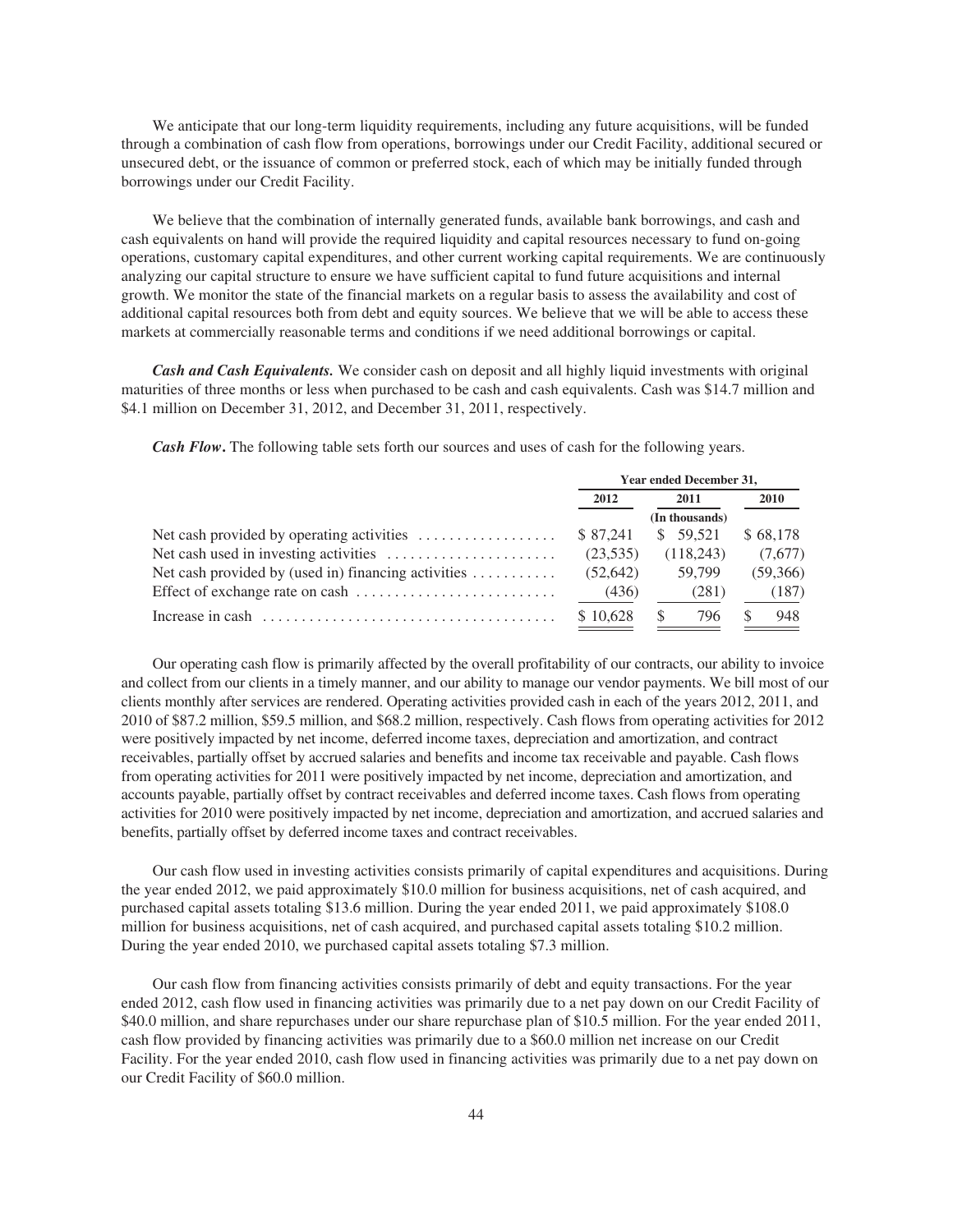We anticipate that our long-term liquidity requirements, including any future acquisitions, will be funded through a combination of cash flow from operations, borrowings under our Credit Facility, additional secured or unsecured debt, or the issuance of common or preferred stock, each of which may be initially funded through borrowings under our Credit Facility.

We believe that the combination of internally generated funds, available bank borrowings, and cash and cash equivalents on hand will provide the required liquidity and capital resources necessary to fund on-going operations, customary capital expenditures, and other current working capital requirements. We are continuously analyzing our capital structure to ensure we have sufficient capital to fund future acquisitions and internal growth. We monitor the state of the financial markets on a regular basis to assess the availability and cost of additional capital resources both from debt and equity sources. We believe that we will be able to access these markets at commercially reasonable terms and conditions if we need additional borrowings or capital.

***Cash and Cash Equivalents.*** We consider cash on deposit and all highly liquid investments with original maturities of three months or less when purchased to be cash and cash equivalents. Cash was $14.7 million and $4.1 million on December 31, 2012, and December 31, 2011, respectively.

***Cash Flow.*** The following table sets forth our sources and uses of cash for the following years.

| | Year ended December 31, | | |
|---|---|---|---|
| | 2012 | 2011 | 2010 |
| | | (In thousands) | |
| Net cash provided by operating activities | $ 87,241 | $ 59,521 | $ 68,178 |
| Net cash used in investing activities | (23,535) | (118,243) | (7,677) |
| Net cash provided by (used in) financing activities | (52,642) | 59,799 | (59,366) |
| Effect of exchange rate on cash | (436) | (281) | (187) |
| Increase in cash | $ 10,628 | $ 796 | $ 948 |

Our operating cash flow is primarily affected by the overall profitability of our contracts, our ability to invoice and collect from our clients in a timely manner, and our ability to manage our vendor payments. We bill most of our clients monthly after services are rendered. Operating activities provided cash in each of the years 2012, 2011, and 2010 of $87.2 million, $59.5 million, and $68.2 million, respectively. Cash flows from operating activities for 2012 were positively impacted by net income, deferred income taxes, depreciation and amortization, and contract receivables, partially offset by accrued salaries and benefits and income tax receivable and payable. Cash flows from operating activities for 2011 were positively impacted by net income, depreciation and amortization, and accounts payable, partially offset by contract receivables and deferred income taxes. Cash flows from operating activities for 2010 were positively impacted by net income, depreciation and amortization, and accrued salaries and benefits, partially offset by deferred income taxes and contract receivables.

Our cash flow used in investing activities consists primarily of capital expenditures and acquisitions. During the year ended 2012, we paid approximately $10.0 million for business acquisitions, net of cash acquired, and purchased capital assets totaling $13.6 million. During the year ended 2011, we paid approximately $108.0 million for business acquisitions, net of cash acquired, and purchased capital assets totaling $10.2 million. During the year ended 2010, we purchased capital assets totaling $7.3 million.

Our cash flow from financing activities consists primarily of debt and equity transactions. For the year ended 2012, cash flow used in financing activities was primarily due to a net pay down on our Credit Facility of $40.0 million, and share repurchases under our share repurchase plan of $10.5 million. For the year ended 2011, cash flow provided by financing activities was primarily due to a $60.0 million net increase on our Credit Facility. For the year ended 2010, cash flow used in financing activities was primarily due to a net pay down on our Credit Facility of $60.0 million.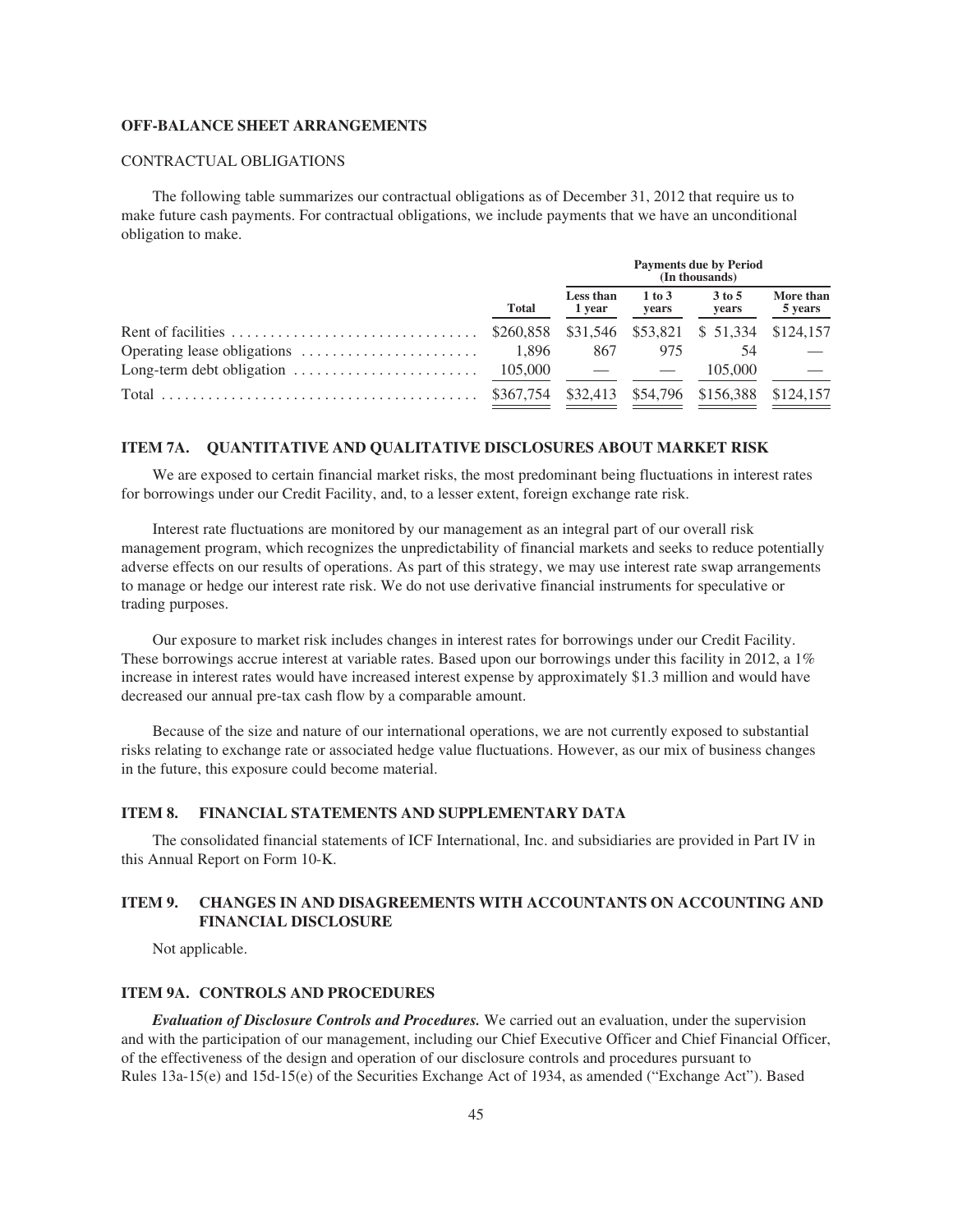### OFF-BALANCE SHEET ARRANGEMENTS

CONTRACTUAL OBLIGATIONS

The following table summarizes our contractual obligations as of December 31, 2012 that require us to make future cash payments. For contractual obligations, we include payments that we have an unconditional obligation to make.

| | | Payments due by Period (In thousands) | | | |
|---|---|---|---|---|---|
| | Total | Less than 1 year | 1 to 3 years | 3 to 5 years | More than 5 years |
| Rent of facilities | $260,858 | $31,546 | $53,821 | $ 51,334 | $124,157 |
| Operating lease obligations | 1,896 | 867 | 975 | 54 | — |
| Long-term debt obligation | 105,000 | — | — | 105,000 | — |
| Total | $367,754 | $32,413 | $54,796 | $156,388 | $124,157 |

### ITEM 7A. QUANTITATIVE AND QUALITATIVE DISCLOSURES ABOUT MARKET RISK

We are exposed to certain financial market risks, the most predominant being fluctuations in interest rates for borrowings under our Credit Facility, and, to a lesser extent, foreign exchange rate risk.

Interest rate fluctuations are monitored by our management as an integral part of our overall risk management program, which recognizes the unpredictability of financial markets and seeks to reduce potentially adverse effects on our results of operations. As part of this strategy, we may use interest rate swap arrangements to manage or hedge our interest rate risk. We do not use derivative financial instruments for speculative or trading purposes.

Our exposure to market risk includes changes in interest rates for borrowings under our Credit Facility. These borrowings accrue interest at variable rates. Based upon our borrowings under this facility in 2012, a 1% increase in interest rates would have increased interest expense by approximately $1.3 million and would have decreased our annual pre-tax cash flow by a comparable amount.

Because of the size and nature of our international operations, we are not currently exposed to substantial risks relating to exchange rate or associated hedge value fluctuations. However, as our mix of business changes in the future, this exposure could become material.

### ITEM 8. FINANCIAL STATEMENTS AND SUPPLEMENTARY DATA

The consolidated financial statements of ICF International, Inc. and subsidiaries are provided in Part IV in this Annual Report on Form 10-K.

### ITEM 9. CHANGES IN AND DISAGREEMENTS WITH ACCOUNTANTS ON ACCOUNTING AND FINANCIAL DISCLOSURE

Not applicable.

### ITEM 9A. CONTROLS AND PROCEDURES

***Evaluation of Disclosure Controls and Procedures.*** We carried out an evaluation, under the supervision and with the participation of our management, including our Chief Executive Officer and Chief Financial Officer, of the effectiveness of the design and operation of our disclosure controls and procedures pursuant to Rules 13a-15(e) and 15d-15(e) of the Securities Exchange Act of 1934, as amended ("Exchange Act"). Based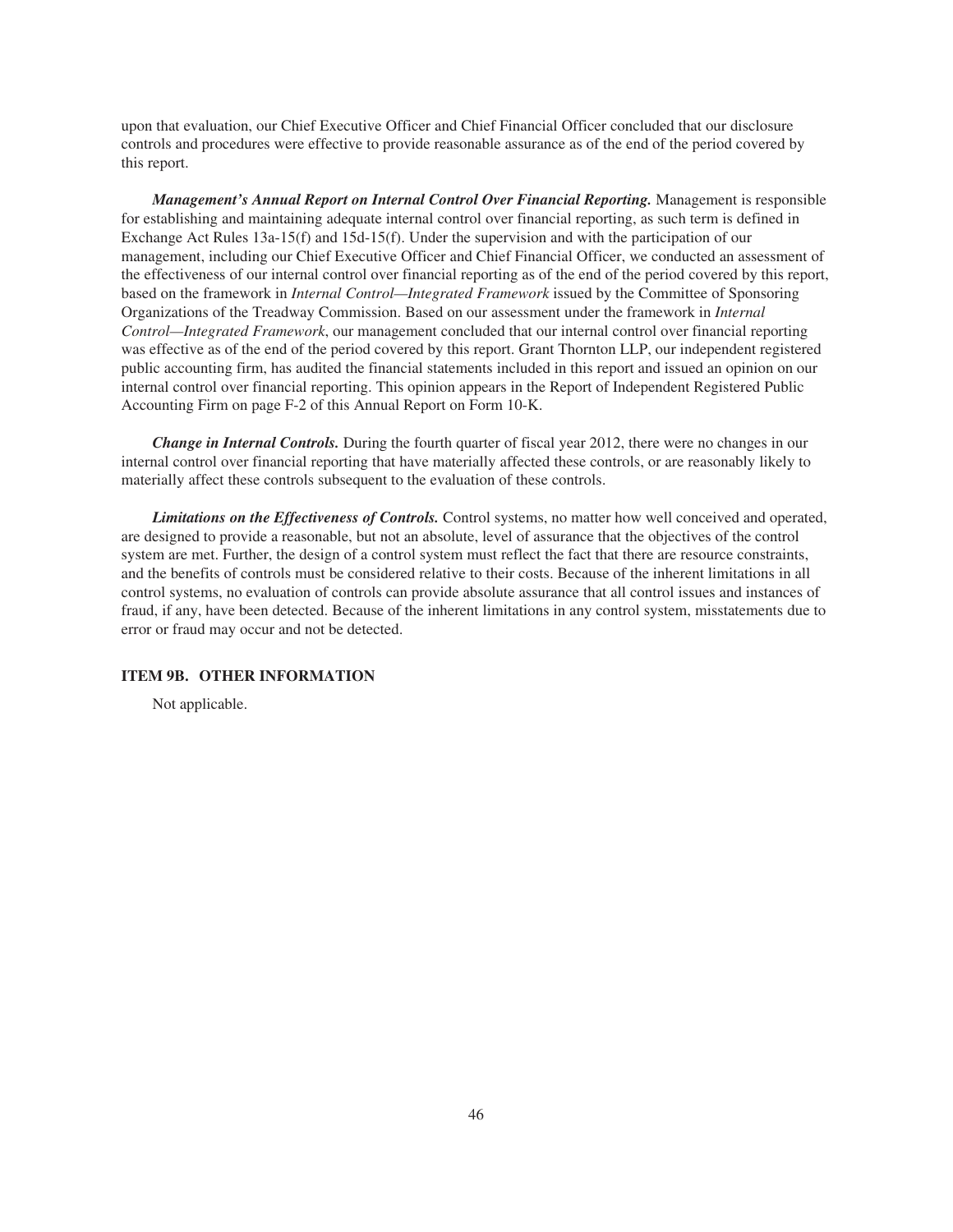upon that evaluation, our Chief Executive Officer and Chief Financial Officer concluded that our disclosure controls and procedures were effective to provide reasonable assurance as of the end of the period covered by this report.

***Management's Annual Report on Internal Control Over Financial Reporting.*** Management is responsible for establishing and maintaining adequate internal control over financial reporting, as such term is defined in Exchange Act Rules 13a-15(f) and 15d-15(f). Under the supervision and with the participation of our management, including our Chief Executive Officer and Chief Financial Officer, we conducted an assessment of the effectiveness of our internal control over financial reporting as of the end of the period covered by this report, based on the framework in *Internal Control—Integrated Framework* issued by the Committee of Sponsoring Organizations of the Treadway Commission. Based on our assessment under the framework in *Internal Control—Integrated Framework*, our management concluded that our internal control over financial reporting was effective as of the end of the period covered by this report. Grant Thornton LLP, our independent registered public accounting firm, has audited the financial statements included in this report and issued an opinion on our internal control over financial reporting. This opinion appears in the Report of Independent Registered Public Accounting Firm on page F-2 of this Annual Report on Form 10-K.

***Change in Internal Controls.*** During the fourth quarter of fiscal year 2012, there were no changes in our internal control over financial reporting that have materially affected these controls, or are reasonably likely to materially affect these controls subsequent to the evaluation of these controls.

***Limitations on the Effectiveness of Controls.*** Control systems, no matter how well conceived and operated, are designed to provide a reasonable, but not an absolute, level of assurance that the objectives of the control system are met. Further, the design of a control system must reflect the fact that there are resource constraints, and the benefits of controls must be considered relative to their costs. Because of the inherent limitations in all control systems, no evaluation of controls can provide absolute assurance that all control issues and instances of fraud, if any, have been detected. Because of the inherent limitations in any control system, misstatements due to error or fraud may occur and not be detected.

## ITEM 9B. OTHER INFORMATION

Not applicable.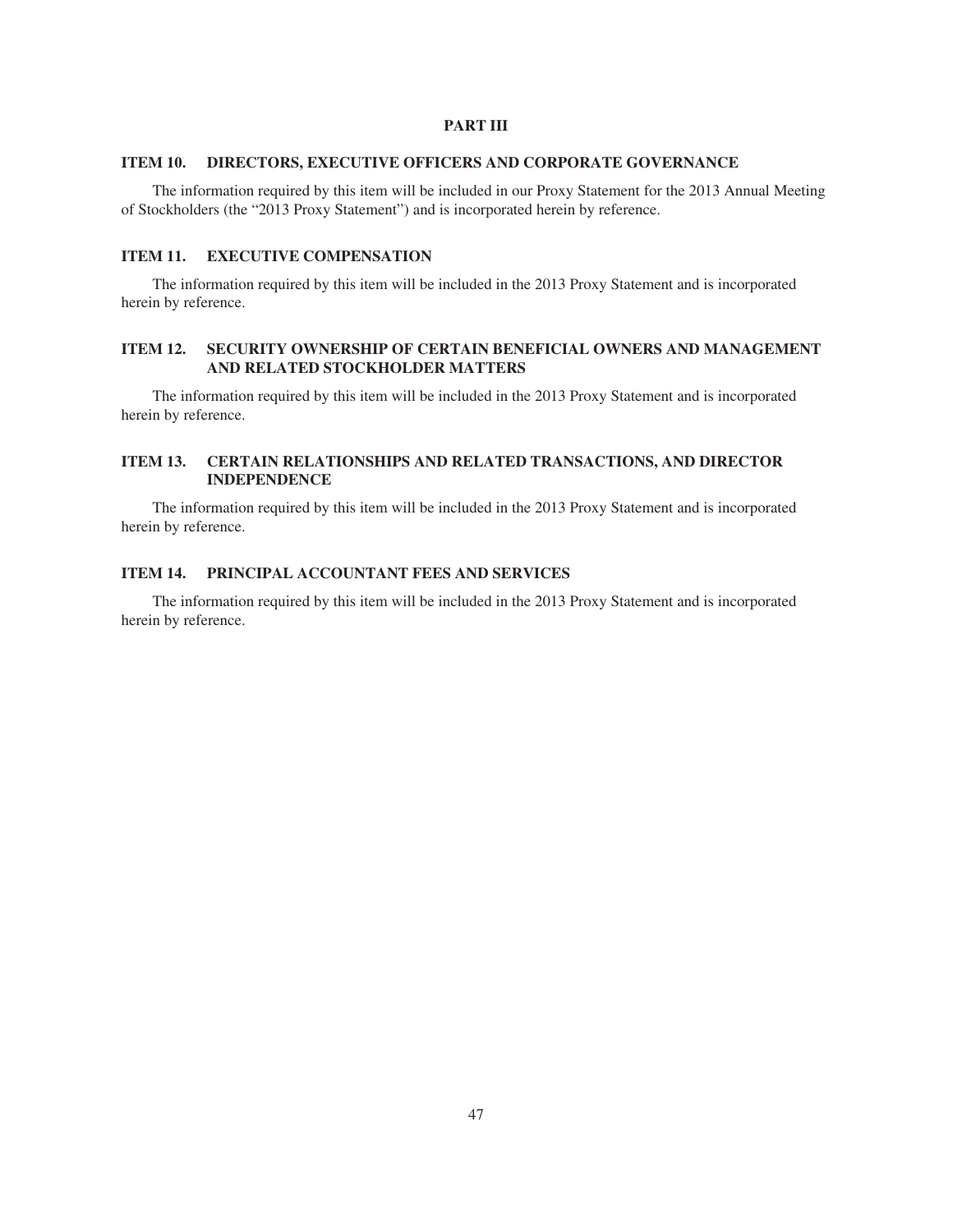# PART III

## ITEM 10. DIRECTORS, EXECUTIVE OFFICERS AND CORPORATE GOVERNANCE

The information required by this item will be included in our Proxy Statement for the 2013 Annual Meeting of Stockholders (the "2013 Proxy Statement") and is incorporated herein by reference.

## ITEM 11. EXECUTIVE COMPENSATION

The information required by this item will be included in the 2013 Proxy Statement and is incorporated herein by reference.

## ITEM 12. SECURITY OWNERSHIP OF CERTAIN BENEFICIAL OWNERS AND MANAGEMENT AND RELATED STOCKHOLDER MATTERS

The information required by this item will be included in the 2013 Proxy Statement and is incorporated herein by reference.

## ITEM 13. CERTAIN RELATIONSHIPS AND RELATED TRANSACTIONS, AND DIRECTOR INDEPENDENCE

The information required by this item will be included in the 2013 Proxy Statement and is incorporated herein by reference.

## ITEM 14. PRINCIPAL ACCOUNTANT FEES AND SERVICES

The information required by this item will be included in the 2013 Proxy Statement and is incorporated herein by reference.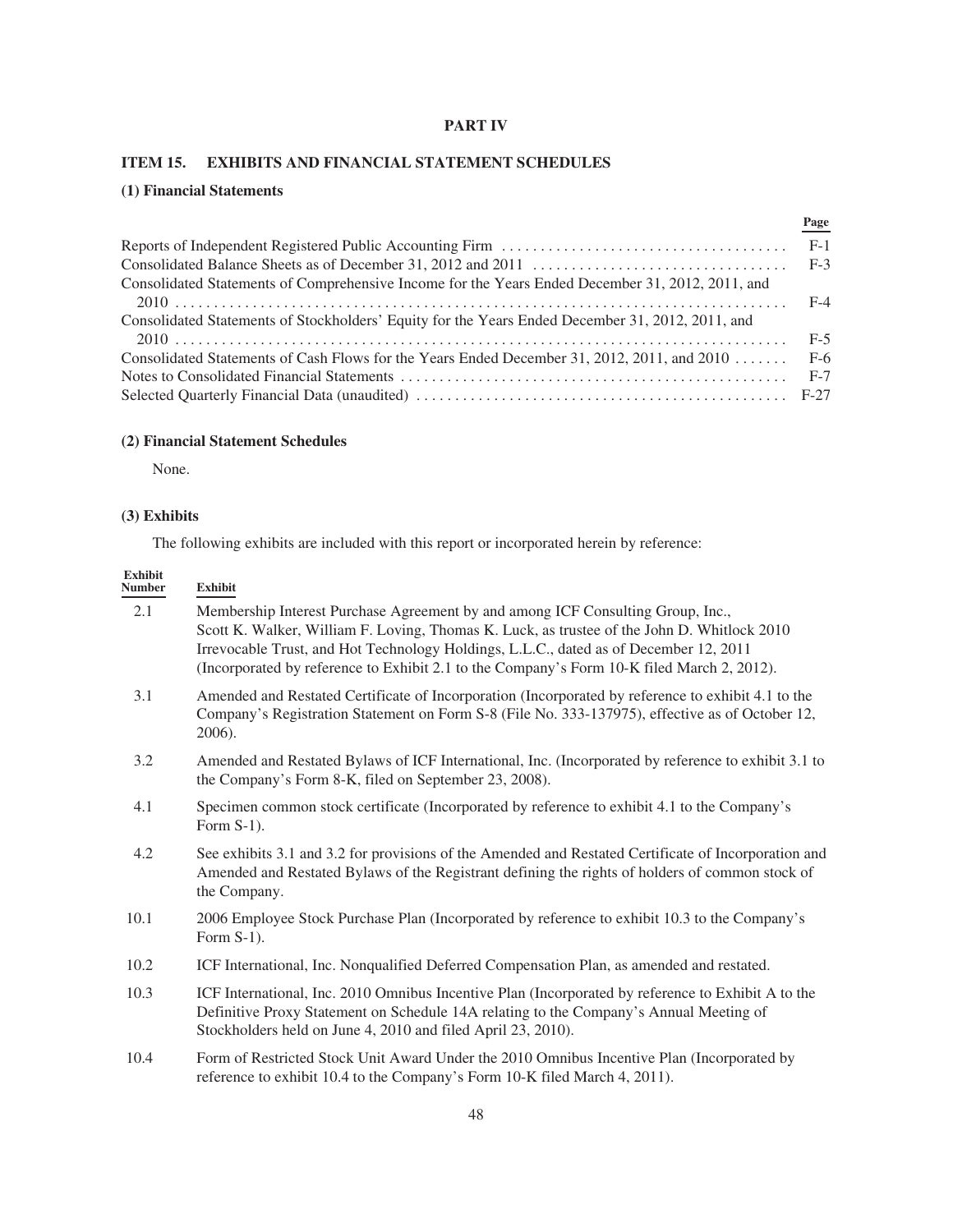# PART IV

## ITEM 15. EXHIBITS AND FINANCIAL STATEMENT SCHEDULES

### (1) Financial Statements

| | Page |
|---|---|
| Reports of Independent Registered Public Accounting Firm | F-1 |
| Consolidated Balance Sheets as of December 31, 2012 and 2011 | F-3 |
| Consolidated Statements of Comprehensive Income for the Years Ended December 31, 2012, 2011, and 2010 | F-4 |
| Consolidated Statements of Stockholders' Equity for the Years Ended December 31, 2012, 2011, and 2010 | F-5 |
| Consolidated Statements of Cash Flows for the Years Ended December 31, 2012, 2011, and 2010 | F-6 |
| Notes to Consolidated Financial Statements | F-7 |
| Selected Quarterly Financial Data (unaudited) | F-27 |

### (2) Financial Statement Schedules

None.

### (3) Exhibits

The following exhibits are included with this report or incorporated herein by reference:

| Exhibit Number | Exhibit |
|---|---|
| 2.1 | Membership Interest Purchase Agreement by and among ICF Consulting Group, Inc., Scott K. Walker, William F. Loving, Thomas K. Luck, as trustee of the John D. Whitlock 2010 Irrevocable Trust, and Hot Technology Holdings, L.L.C., dated as of December 12, 2011 (Incorporated by reference to Exhibit 2.1 to the Company's Form 10-K filed March 2, 2012). |
| 3.1 | Amended and Restated Certificate of Incorporation (Incorporated by reference to exhibit 4.1 to the Company's Registration Statement on Form S-8 (File No. 333-137975), effective as of October 12, 2006). |
| 3.2 | Amended and Restated Bylaws of ICF International, Inc. (Incorporated by reference to exhibit 3.1 to the Company's Form 8-K, filed on September 23, 2008). |
| 4.1 | Specimen common stock certificate (Incorporated by reference to exhibit 4.1 to the Company's Form S-1). |
| 4.2 | See exhibits 3.1 and 3.2 for provisions of the Amended and Restated Certificate of Incorporation and Amended and Restated Bylaws of the Registrant defining the rights of holders of common stock of the Company. |
| 10.1 | 2006 Employee Stock Purchase Plan (Incorporated by reference to exhibit 10.3 to the Company's Form S-1). |
| 10.2 | ICF International, Inc. Nonqualified Deferred Compensation Plan, as amended and restated. |
| 10.3 | ICF International, Inc. 2010 Omnibus Incentive Plan (Incorporated by reference to Exhibit A to the Definitive Proxy Statement on Schedule 14A relating to the Company's Annual Meeting of Stockholders held on June 4, 2010 and filed April 23, 2010). |
| 10.4 | Form of Restricted Stock Unit Award Under the 2010 Omnibus Incentive Plan (Incorporated by reference to exhibit 10.4 to the Company's Form 10-K filed March 4, 2011). |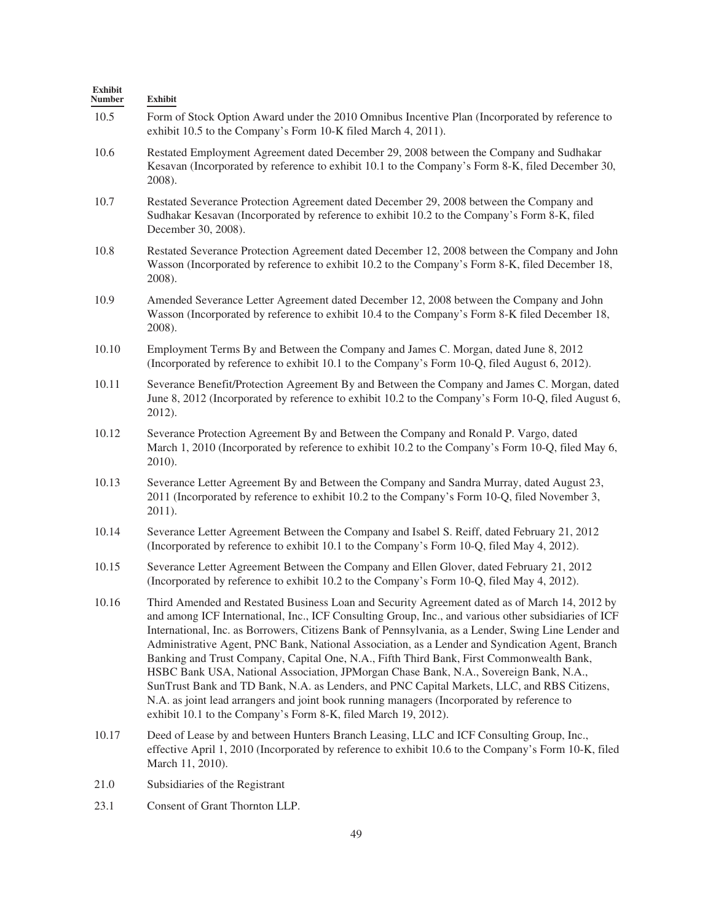| Exhibit Number | Exhibit |
| --- | --- |
| 10.5 | Form of Stock Option Award under the 2010 Omnibus Incentive Plan (Incorporated by reference to exhibit 10.5 to the Company's Form 10-K filed March 4, 2011). |
| 10.6 | Restated Employment Agreement dated December 29, 2008 between the Company and Sudhakar Kesavan (Incorporated by reference to exhibit 10.1 to the Company's Form 8-K, filed December 30, 2008). |
| 10.7 | Restated Severance Protection Agreement dated December 29, 2008 between the Company and Sudhakar Kesavan (Incorporated by reference to exhibit 10.2 to the Company's Form 8-K, filed December 30, 2008). |
| 10.8 | Restated Severance Protection Agreement dated December 12, 2008 between the Company and John Wasson (Incorporated by reference to exhibit 10.2 to the Company's Form 8-K, filed December 18, 2008). |
| 10.9 | Amended Severance Letter Agreement dated December 12, 2008 between the Company and John Wasson (Incorporated by reference to exhibit 10.4 to the Company's Form 8-K filed December 18, 2008). |
| 10.10 | Employment Terms By and Between the Company and James C. Morgan, dated June 8, 2012 (Incorporated by reference to exhibit 10.1 to the Company's Form 10-Q, filed August 6, 2012). |
| 10.11 | Severance Benefit/Protection Agreement By and Between the Company and James C. Morgan, dated June 8, 2012 (Incorporated by reference to exhibit 10.2 to the Company's Form 10-Q, filed August 6, 2012). |
| 10.12 | Severance Protection Agreement By and Between the Company and Ronald P. Vargo, dated March 1, 2010 (Incorporated by reference to exhibit 10.2 to the Company's Form 10-Q, filed May 6, 2010). |
| 10.13 | Severance Letter Agreement By and Between the Company and Sandra Murray, dated August 23, 2011 (Incorporated by reference to exhibit 10.2 to the Company's Form 10-Q, filed November 3, 2011). |
| 10.14 | Severance Letter Agreement Between the Company and Isabel S. Reiff, dated February 21, 2012 (Incorporated by reference to exhibit 10.1 to the Company's Form 10-Q, filed May 4, 2012). |
| 10.15 | Severance Letter Agreement Between the Company and Ellen Glover, dated February 21, 2012 (Incorporated by reference to exhibit 10.2 to the Company's Form 10-Q, filed May 4, 2012). |
| 10.16 | Third Amended and Restated Business Loan and Security Agreement dated as of March 14, 2012 by and among ICF International, Inc., ICF Consulting Group, Inc., and various other subsidiaries of ICF International, Inc. as Borrowers, Citizens Bank of Pennsylvania, as a Lender, Swing Line Lender and Administrative Agent, PNC Bank, National Association, as a Lender and Syndication Agent, Branch Banking and Trust Company, Capital One, N.A., Fifth Third Bank, First Commonwealth Bank, HSBC Bank USA, National Association, JPMorgan Chase Bank, N.A., Sovereign Bank, N.A., SunTrust Bank and TD Bank, N.A. as Lenders, and PNC Capital Markets, LLC, and RBS Citizens, N.A. as joint lead arrangers and joint book running managers (Incorporated by reference to exhibit 10.1 to the Company's Form 8-K, filed March 19, 2012). |
| 10.17 | Deed of Lease by and between Hunters Branch Leasing, LLC and ICF Consulting Group, Inc., effective April 1, 2010 (Incorporated by reference to exhibit 10.6 to the Company's Form 10-K, filed March 11, 2010). |
| 21.0 | Subsidiaries of the Registrant |
| 23.1 | Consent of Grant Thornton LLP. |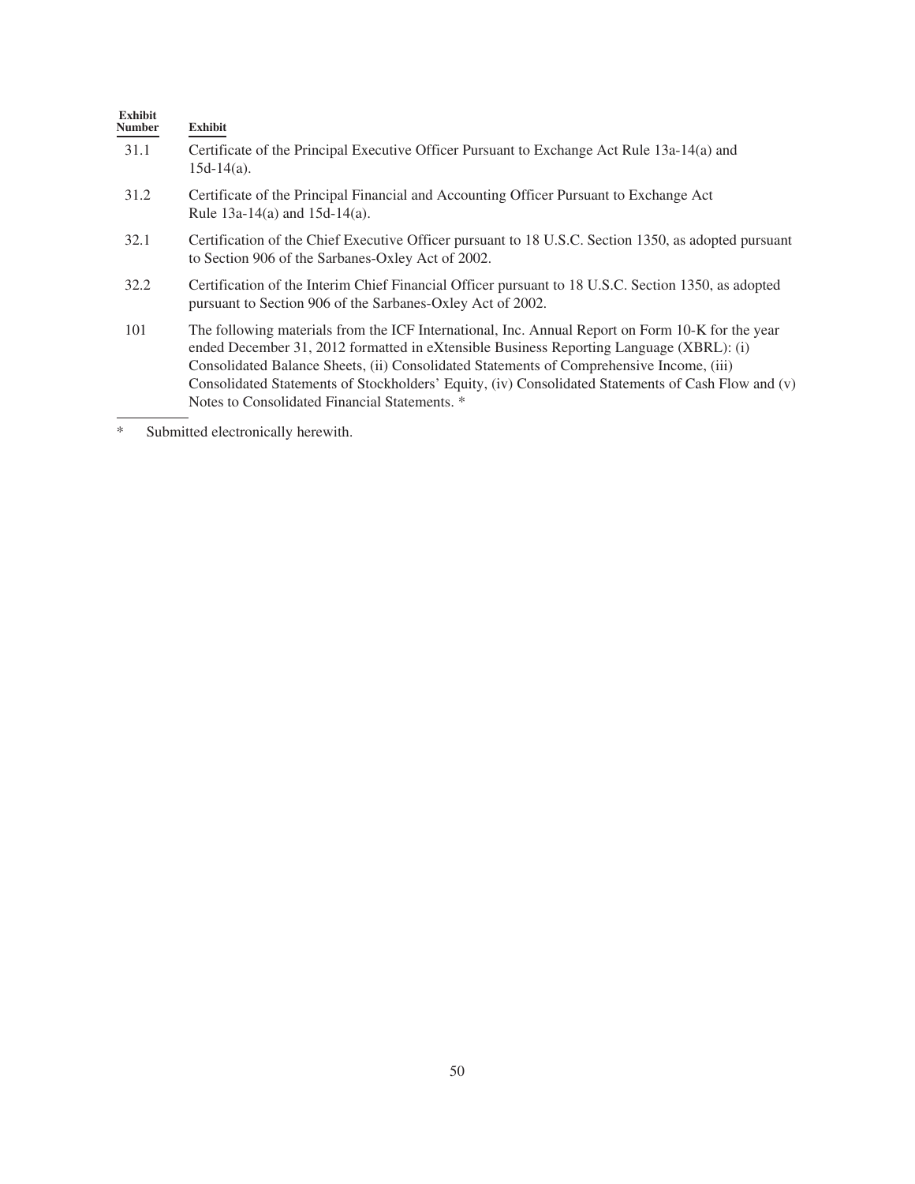| Exhibit Number | Exhibit |
|---|---|
| 31.1 | Certificate of the Principal Executive Officer Pursuant to Exchange Act Rule 13a-14(a) and 15d-14(a). |
| 31.2 | Certificate of the Principal Financial and Accounting Officer Pursuant to Exchange Act Rule 13a-14(a) and 15d-14(a). |
| 32.1 | Certification of the Chief Executive Officer pursuant to 18 U.S.C. Section 1350, as adopted pursuant to Section 906 of the Sarbanes-Oxley Act of 2002. |
| 32.2 | Certification of the Interim Chief Financial Officer pursuant to 18 U.S.C. Section 1350, as adopted pursuant to Section 906 of the Sarbanes-Oxley Act of 2002. |
| 101 | The following materials from the ICF International, Inc. Annual Report on Form 10-K for the year ended December 31, 2012 formatted in eXtensible Business Reporting Language (XBRL): (i) Consolidated Balance Sheets, (ii) Consolidated Statements of Comprehensive Income, (iii) Consolidated Statements of Stockholders' Equity, (iv) Consolidated Statements of Cash Flow and (v) Notes to Consolidated Financial Statements. * |

\* Submitted electronically herewith.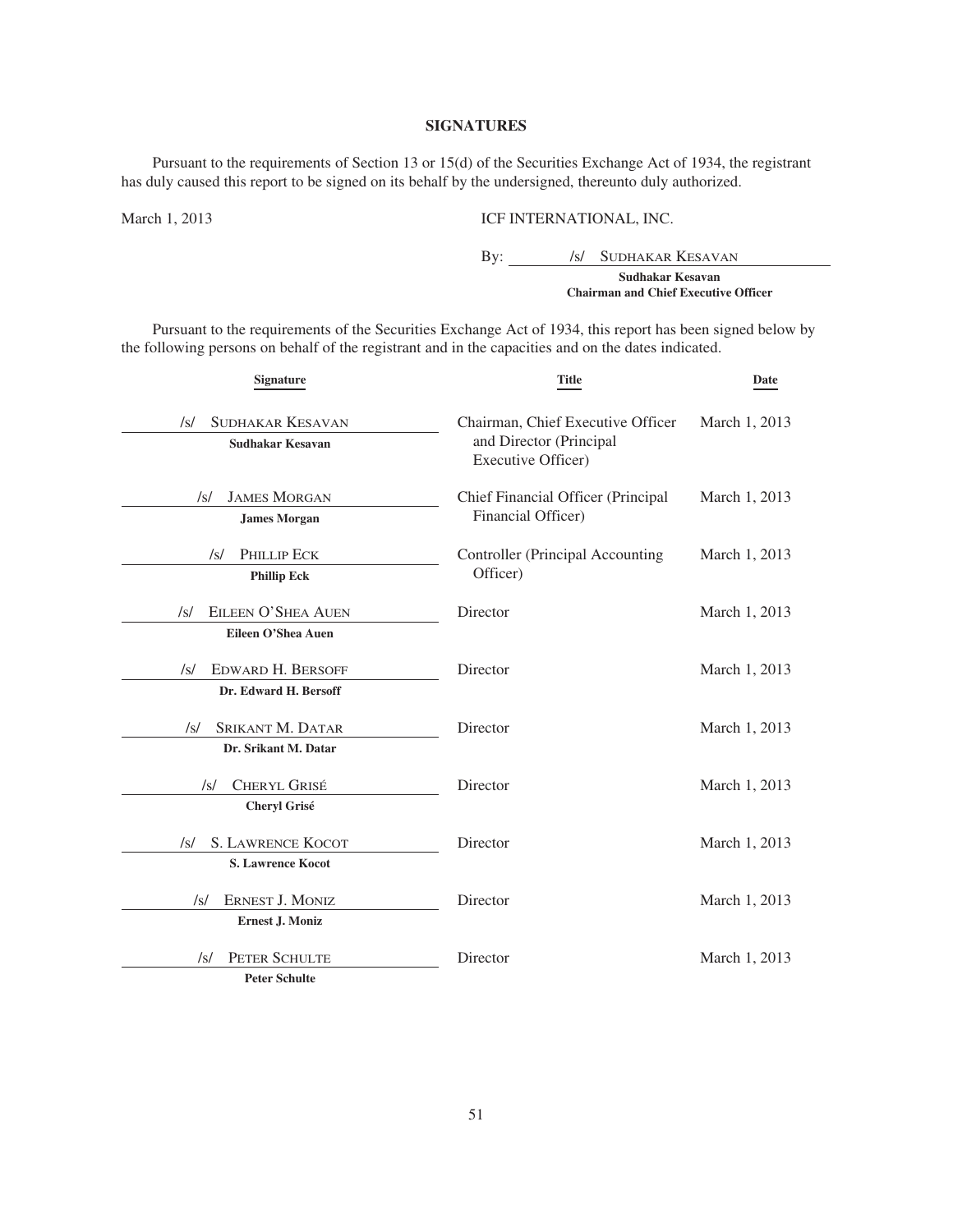## SIGNATURES

Pursuant to the requirements of Section 13 or 15(d) of the Securities Exchange Act of 1934, the registrant has duly caused this report to be signed on its behalf by the undersigned, thereunto duly authorized.

March 1, 2013

ICF INTERNATIONAL, INC.

By: /s/ SUDHAKAR KESAVAN

**Sudhakar Kesavan**
**Chairman and Chief Executive Officer**

Pursuant to the requirements of the Securities Exchange Act of 1934, this report has been signed below by the following persons on behalf of the registrant and in the capacities and on the dates indicated.

| Signature | Title | Date |
|---|---|---|
| /s/ SUDHAKAR KESAVAN<br>**Sudhakar Kesavan** | Chairman, Chief Executive Officer and Director (Principal Executive Officer) | March 1, 2013 |
| /s/ JAMES MORGAN<br>**James Morgan** | Chief Financial Officer (Principal Financial Officer) | March 1, 2013 |
| /s/ PHILLIP ECK<br>**Phillip Eck** | Controller (Principal Accounting Officer) | March 1, 2013 |
| /s/ EILEEN O'SHEA AUEN<br>**Eileen O'Shea Auen** | Director | March 1, 2013 |
| /s/ EDWARD H. BERSOFF<br>**Dr. Edward H. Bersoff** | Director | March 1, 2013 |
| /s/ SRIKANT M. DATAR<br>**Dr. Srikant M. Datar** | Director | March 1, 2013 |
| /s/ CHERYL GRISÉ<br>**Cheryl Grisé** | Director | March 1, 2013 |
| /s/ S. LAWRENCE KOCOT<br>**S. Lawrence Kocot** | Director | March 1, 2013 |
| /s/ ERNEST J. MONIZ<br>**Ernest J. Moniz** | Director | March 1, 2013 |
| /s/ PETER SCHULTE<br>**Peter Schulte** | Director | March 1, 2013 |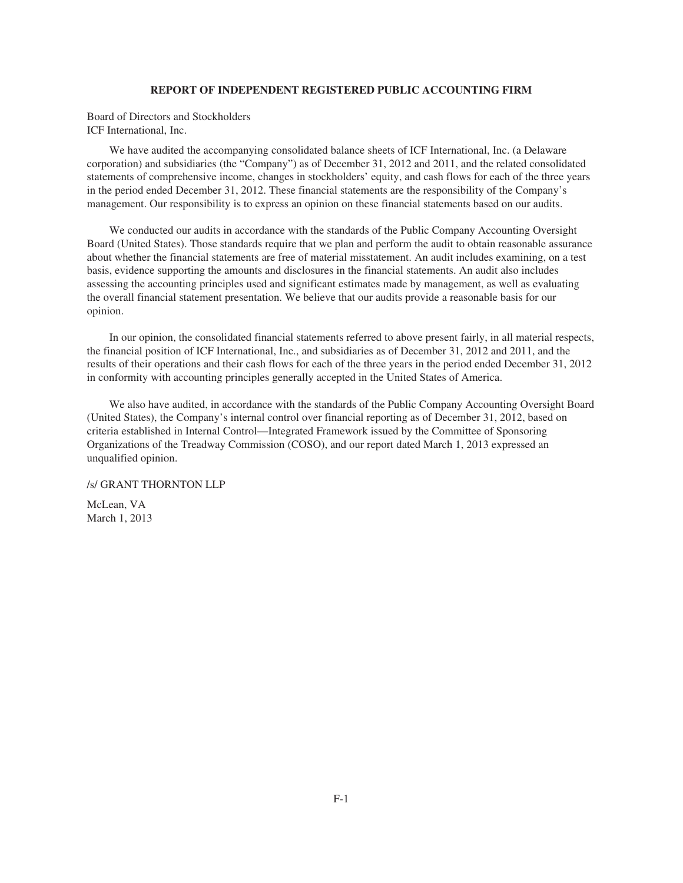## REPORT OF INDEPENDENT REGISTERED PUBLIC ACCOUNTING FIRM

Board of Directors and Stockholders
ICF International, Inc.

We have audited the accompanying consolidated balance sheets of ICF International, Inc. (a Delaware corporation) and subsidiaries (the "Company") as of December 31, 2012 and 2011, and the related consolidated statements of comprehensive income, changes in stockholders' equity, and cash flows for each of the three years in the period ended December 31, 2012. These financial statements are the responsibility of the Company's management. Our responsibility is to express an opinion on these financial statements based on our audits.

We conducted our audits in accordance with the standards of the Public Company Accounting Oversight Board (United States). Those standards require that we plan and perform the audit to obtain reasonable assurance about whether the financial statements are free of material misstatement. An audit includes examining, on a test basis, evidence supporting the amounts and disclosures in the financial statements. An audit also includes assessing the accounting principles used and significant estimates made by management, as well as evaluating the overall financial statement presentation. We believe that our audits provide a reasonable basis for our opinion.

In our opinion, the consolidated financial statements referred to above present fairly, in all material respects, the financial position of ICF International, Inc., and subsidiaries as of December 31, 2012 and 2011, and the results of their operations and their cash flows for each of the three years in the period ended December 31, 2012 in conformity with accounting principles generally accepted in the United States of America.

We also have audited, in accordance with the standards of the Public Company Accounting Oversight Board (United States), the Company's internal control over financial reporting as of December 31, 2012, based on criteria established in Internal Control—Integrated Framework issued by the Committee of Sponsoring Organizations of the Treadway Commission (COSO), and our report dated March 1, 2013 expressed an unqualified opinion.

/s/ GRANT THORNTON LLP

McLean, VA
March 1, 2013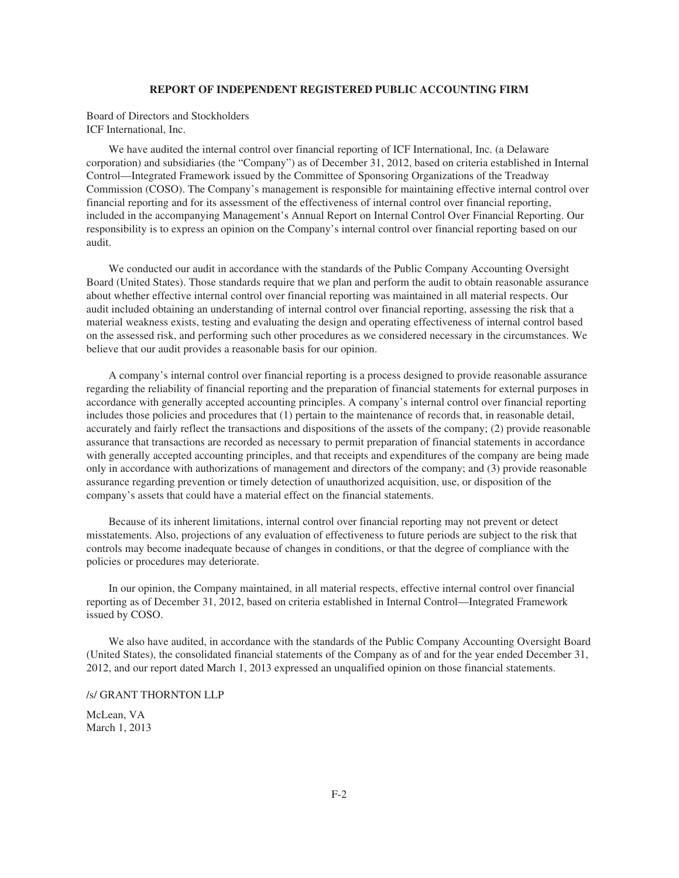## REPORT OF INDEPENDENT REGISTERED PUBLIC ACCOUNTING FIRM

Board of Directors and Stockholders
ICF International, Inc.

We have audited the internal control over financial reporting of ICF International, Inc. (a Delaware corporation) and subsidiaries (the "Company") as of December 31, 2012, based on criteria established in Internal Control—Integrated Framework issued by the Committee of Sponsoring Organizations of the Treadway Commission (COSO). The Company's management is responsible for maintaining effective internal control over financial reporting and for its assessment of the effectiveness of internal control over financial reporting, included in the accompanying Management's Annual Report on Internal Control Over Financial Reporting. Our responsibility is to express an opinion on the Company's internal control over financial reporting based on our audit.

We conducted our audit in accordance with the standards of the Public Company Accounting Oversight Board (United States). Those standards require that we plan and perform the audit to obtain reasonable assurance about whether effective internal control over financial reporting was maintained in all material respects. Our audit included obtaining an understanding of internal control over financial reporting, assessing the risk that a material weakness exists, testing and evaluating the design and operating effectiveness of internal control based on the assessed risk, and performing such other procedures as we considered necessary in the circumstances. We believe that our audit provides a reasonable basis for our opinion.

A company's internal control over financial reporting is a process designed to provide reasonable assurance regarding the reliability of financial reporting and the preparation of financial statements for external purposes in accordance with generally accepted accounting principles. A company's internal control over financial reporting includes those policies and procedures that (1) pertain to the maintenance of records that, in reasonable detail, accurately and fairly reflect the transactions and dispositions of the assets of the company; (2) provide reasonable assurance that transactions are recorded as necessary to permit preparation of financial statements in accordance with generally accepted accounting principles, and that receipts and expenditures of the company are being made only in accordance with authorizations of management and directors of the company; and (3) provide reasonable assurance regarding prevention or timely detection of unauthorized acquisition, use, or disposition of the company's assets that could have a material effect on the financial statements.

Because of its inherent limitations, internal control over financial reporting may not prevent or detect misstatements. Also, projections of any evaluation of effectiveness to future periods are subject to the risk that controls may become inadequate because of changes in conditions, or that the degree of compliance with the policies or procedures may deteriorate.

In our opinion, the Company maintained, in all material respects, effective internal control over financial reporting as of December 31, 2012, based on criteria established in Internal Control—Integrated Framework issued by COSO.

We also have audited, in accordance with the standards of the Public Company Accounting Oversight Board (United States), the consolidated financial statements of the Company as of and for the year ended December 31, 2012, and our report dated March 1, 2013 expressed an unqualified opinion on those financial statements.

/s/ GRANT THORNTON LLP

McLean, VA
March 1, 2013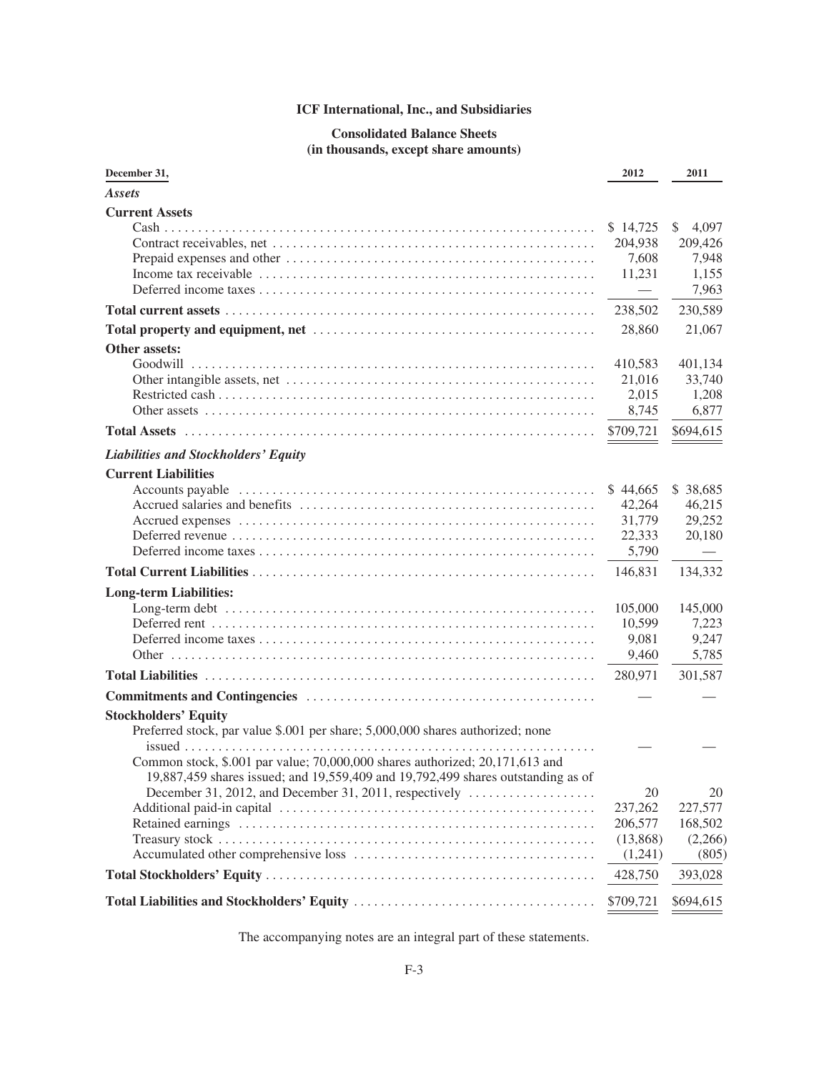# ICF International, Inc., and Subsidiaries

## Consolidated Balance Sheets
### (in thousands, except share amounts)

| December 31, | 2012 | 2011 |
|---|---|---|
| ***Assets*** | | |
| **Current Assets** | | |
| Cash | $ 14,725 | $ 4,097 |
| Contract receivables, net | 204,938 | 209,426 |
| Prepaid expenses and other | 7,608 | 7,948 |
| Income tax receivable | 11,231 | 1,155 |
| Deferred income taxes | — | 7,963 |
| **Total current assets** | 238,502 | 230,589 |
| **Total property and equipment, net** | 28,860 | 21,067 |
| **Other assets:** | | |
| Goodwill | 410,583 | 401,134 |
| Other intangible assets, net | 21,016 | 33,740 |
| Restricted cash | 2,015 | 1,208 |
| Other assets | 8,745 | 6,877 |
| **Total Assets** | $709,721 | $694,615 |
| ***Liabilities and Stockholders' Equity*** | | |
| **Current Liabilities** | | |
| Accounts payable | $ 44,665 | $ 38,685 |
| Accrued salaries and benefits | 42,264 | 46,215 |
| Accrued expenses | 31,779 | 29,252 |
| Deferred revenue | 22,333 | 20,180 |
| Deferred income taxes | 5,790 | — |
| **Total Current Liabilities** | 146,831 | 134,332 |
| **Long-term Liabilities:** | | |
| Long-term debt | 105,000 | 145,000 |
| Deferred rent | 10,599 | 7,223 |
| Deferred income taxes | 9,081 | 9,247 |
| Other | 9,460 | 5,785 |
| **Total Liabilities** | 280,971 | 301,587 |
| **Commitments and Contingencies** | — | — |
| **Stockholders' Equity** | | |
| Preferred stock, par value $.001 per share; 5,000,000 shares authorized; none issued | — | — |
| Common stock, $.001 par value; 70,000,000 shares authorized; 20,171,613 and 19,887,459 shares issued; and 19,559,409 and 19,792,499 shares outstanding as of December 31, 2012, and December 31, 2011, respectively | 20 | 20 |
| Additional paid-in capital | 237,262 | 227,577 |
| Retained earnings | 206,577 | 168,502 |
| Treasury stock | (13,868) | (2,266) |
| Accumulated other comprehensive loss | (1,241) | (805) |
| **Total Stockholders' Equity** | 428,750 | 393,028 |
| **Total Liabilities and Stockholders' Equity** | $709,721 | $694,615 |

The accompanying notes are an integral part of these statements.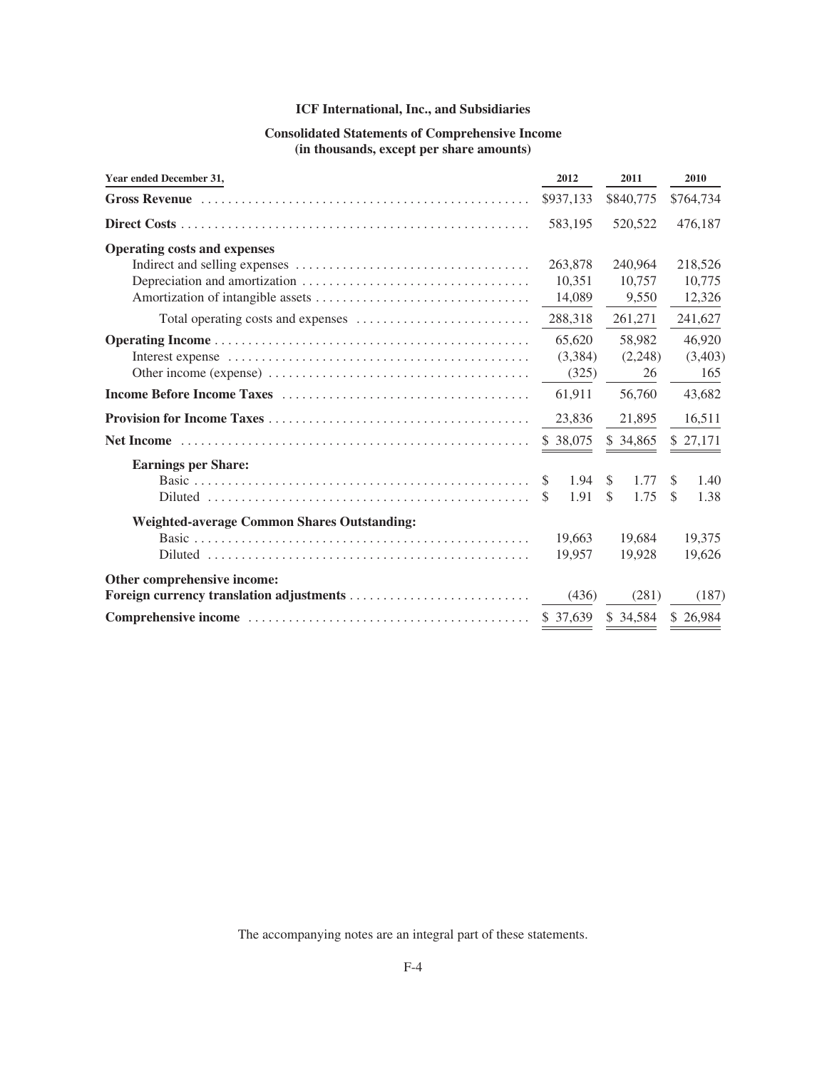**ICF International, Inc., and Subsidiaries**

**Consolidated Statements of Comprehensive Income**
**(in thousands, except per share amounts)**

| Year ended December 31, | 2012 | 2011 | 2010 |
|---|---|---|---|
| **Gross Revenue** | $937,133 | $840,775 | $764,734 |
| **Direct Costs** | 583,195 | 520,522 | 476,187 |
| **Operating costs and expenses** | | | |
| Indirect and selling expenses | 263,878 | 240,964 | 218,526 |
| Depreciation and amortization | 10,351 | 10,757 | 10,775 |
| Amortization of intangible assets | 14,089 | 9,550 | 12,326 |
| Total operating costs and expenses | 288,318 | 261,271 | 241,627 |
| **Operating Income** | 65,620 | 58,982 | 46,920 |
| Interest expense | (3,384) | (2,248) | (3,403) |
| Other income (expense) | (325) | 26 | 165 |
| **Income Before Income Taxes** | 61,911 | 56,760 | 43,682 |
| **Provision for Income Taxes** | 23,836 | 21,895 | 16,511 |
| **Net Income** | $ 38,075 | $ 34,865 | $ 27,171 |
| **Earnings per Share:** | | | |
| Basic | $ 1.94 | $ 1.77 | $ 1.40 |
| Diluted | $ 1.91 | $ 1.75 | $ 1.38 |
| **Weighted-average Common Shares Outstanding:** | | | |
| Basic | 19,663 | 19,684 | 19,375 |
| Diluted | 19,957 | 19,928 | 19,626 |
| **Other comprehensive income:** | | | |
| **Foreign currency translation adjustments** | (436) | (281) | (187) |
| **Comprehensive income** | $ 37,639 | $ 34,584 | $ 26,984 |

The accompanying notes are an integral part of these statements.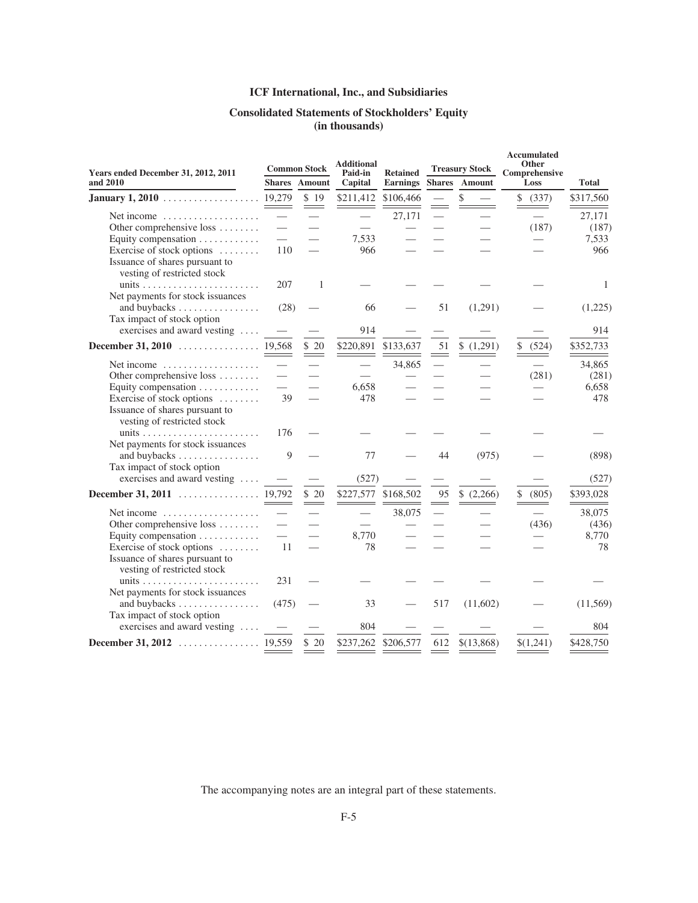# ICF International, Inc., and Subsidiaries

## Consolidated Statements of Stockholders' Equity (in thousands)

| Years ended December 31, 2012, 2011 and 2010 | Common Stock | | Additional Paid-in Capital | Retained Earnings | Treasury Stock | | Accumulated Other Comprehensive Loss | Total |
|---|---|---|---|---|---|---|---|---|
| | Shares | Amount | | | Shares | Amount | | |
| **January 1, 2010** | 19,279 | $ 19 | $211,412 | $106,466 | — | $ — | $ (337) | $317,560 |
| Net income | — | — | — | 27,171 | — | — | — | 27,171 |
| Other comprehensive loss | — | — | — | — | — | — | (187) | (187) |
| Equity compensation | — | — | 7,533 | — | — | — | — | 7,533 |
| Exercise of stock options | 110 | — | 966 | — | — | — | — | 966 |
| Issuance of shares pursuant to vesting of restricted stock units | 207 | 1 | — | — | — | — | — | 1 |
| Net payments for stock issuances and buybacks | (28) | — | 66 | — | 51 | (1,291) | — | (1,225) |
| Tax impact of stock option exercises and award vesting | — | — | 914 | — | — | — | — | 914 |
| **December 31, 2010** | 19,568 | $ 20 | $220,891 | $133,637 | 51 | $ (1,291) | $ (524) | $352,733 |
| Net income | — | — | — | 34,865 | — | — | — | 34,865 |
| Other comprehensive loss | — | — | — | — | — | — | (281) | (281) |
| Equity compensation | — | — | 6,658 | — | — | — | — | 6,658 |
| Exercise of stock options | 39 | — | 478 | — | — | — | — | 478 |
| Issuance of shares pursuant to vesting of restricted stock units | 176 | — | — | — | — | — | — | — |
| Net payments for stock issuances and buybacks | 9 | — | 77 | — | 44 | (975) | — | (898) |
| Tax impact of stock option exercises and award vesting | — | — | (527) | — | — | — | — | (527) |
| **December 31, 2011** | 19,792 | $ 20 | $227,577 | $168,502 | 95 | $ (2,266) | $ (805) | $393,028 |
| Net income | — | — | — | 38,075 | — | — | — | 38,075 |
| Other comprehensive loss | — | — | — | — | — | — | (436) | (436) |
| Equity compensation | — | — | 8,770 | — | — | — | — | 8,770 |
| Exercise of stock options | 11 | — | 78 | — | — | — | — | 78 |
| Issuance of shares pursuant to vesting of restricted stock units | 231 | — | — | — | — | — | — | — |
| Net payments for stock issuances and buybacks | (475) | — | 33 | — | 517 | (11,602) | — | (11,569) |
| Tax impact of stock option exercises and award vesting | — | — | 804 | — | — | — | — | 804 |
| **December 31, 2012** | 19,559 | $ 20 | $237,262 | $206,577 | 612 | $(13,868) | $(1,241) | $428,750 |

The accompanying notes are an integral part of these statements.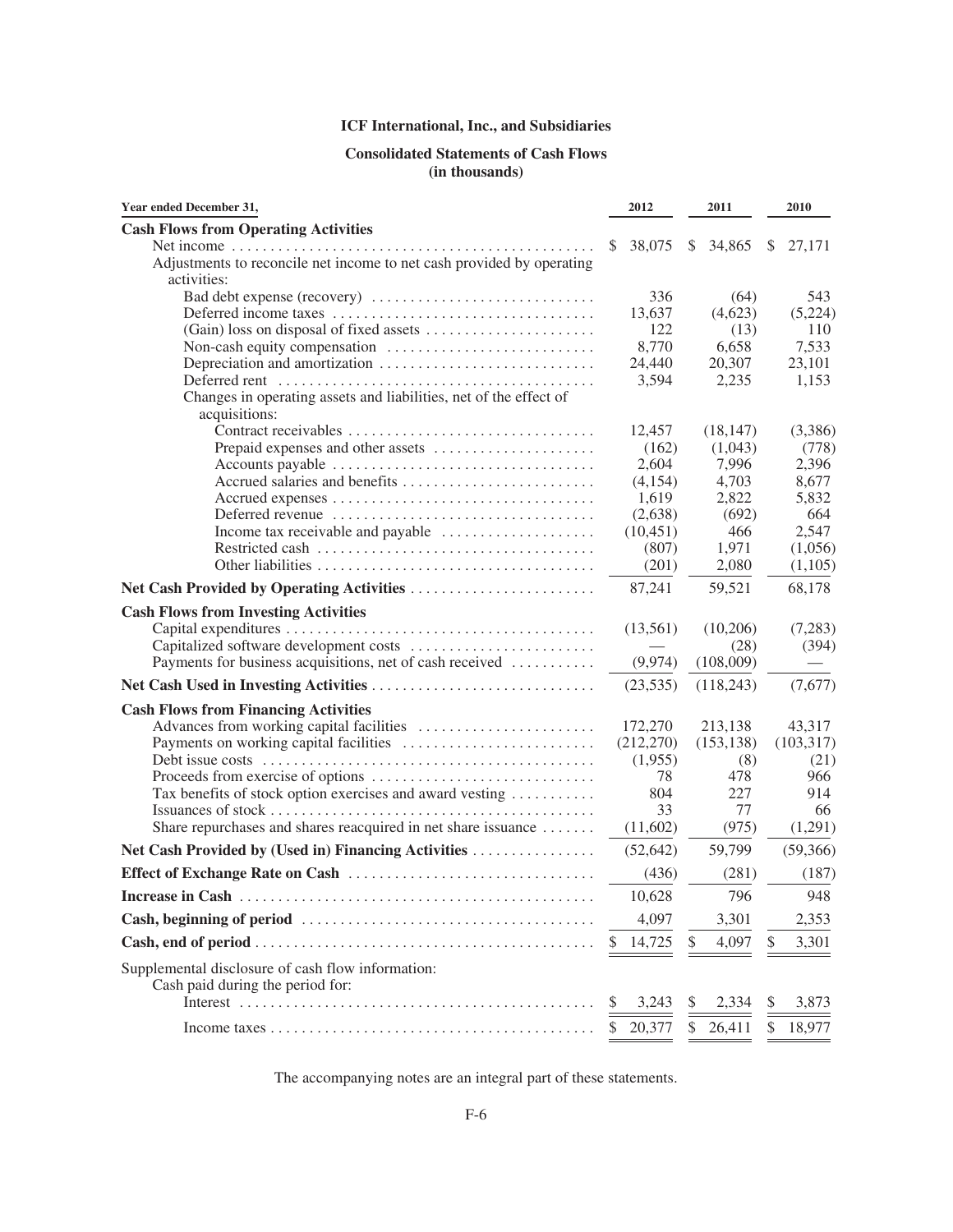# ICF International, Inc., and Subsidiaries

## Consolidated Statements of Cash Flows
## (in thousands)

| Year ended December 31, | 2012 | 2011 | 2010 |
|---|---|---|---|
| **Cash Flows from Operating Activities** | | | |
| Net income | $ 38,075 | $ 34,865 | $ 27,171 |
| Adjustments to reconcile net income to net cash provided by operating activities: | | | |
| Bad debt expense (recovery) | 336 | (64) | 543 |
| Deferred income taxes | 13,637 | (4,623) | (5,224) |
| (Gain) loss on disposal of fixed assets | 122 | (13) | 110 |
| Non-cash equity compensation | 8,770 | 6,658 | 7,533 |
| Depreciation and amortization | 24,440 | 20,307 | 23,101 |
| Deferred rent | 3,594 | 2,235 | 1,153 |
| Changes in operating assets and liabilities, net of the effect of acquisitions: | | | |
| Contract receivables | 12,457 | (18,147) | (3,386) |
| Prepaid expenses and other assets | (162) | (1,043) | (778) |
| Accounts payable | 2,604 | 7,996 | 2,396 |
| Accrued salaries and benefits | (4,154) | 4,703 | 8,677 |
| Accrued expenses | 1,619 | 2,822 | 5,832 |
| Deferred revenue | (2,638) | (692) | 664 |
| Income tax receivable and payable | (10,451) | 466 | 2,547 |
| Restricted cash | (807) | 1,971 | (1,056) |
| Other liabilities | (201) | 2,080 | (1,105) |
| **Net Cash Provided by Operating Activities** | 87,241 | 59,521 | 68,178 |
| **Cash Flows from Investing Activities** | | | |
| Capital expenditures | (13,561) | (10,206) | (7,283) |
| Capitalized software development costs | — | (28) | (394) |
| Payments for business acquisitions, net of cash received | (9,974) | (108,009) | — |
| **Net Cash Used in Investing Activities** | (23,535) | (118,243) | (7,677) |
| **Cash Flows from Financing Activities** | | | |
| Advances from working capital facilities | 172,270 | 213,138 | 43,317 |
| Payments on working capital facilities | (212,270) | (153,138) | (103,317) |
| Debt issue costs | (1,955) | (8) | (21) |
| Proceeds from exercise of options | 78 | 478 | 966 |
| Tax benefits of stock option exercises and award vesting | 804 | 227 | 914 |
| Issuances of stock | 33 | 77 | 66 |
| Share repurchases and shares reacquired in net share issuance | (11,602) | (975) | (1,291) |
| **Net Cash Provided by (Used in) Financing Activities** | (52,642) | 59,799 | (59,366) |
| **Effect of Exchange Rate on Cash** | (436) | (281) | (187) |
| **Increase in Cash** | 10,628 | 796 | 948 |
| **Cash, beginning of period** | 4,097 | 3,301 | 2,353 |
| **Cash, end of period** | $ 14,725 | $ 4,097 | $ 3,301 |
| Supplemental disclosure of cash flow information: | | | |
| Cash paid during the period for: | | | |
| Interest | $ 3,243 | $ 2,334 | $ 3,873 |
| Income taxes | $ 20,377 | $ 26,411 | $ 18,977 |

The accompanying notes are an integral part of these statements.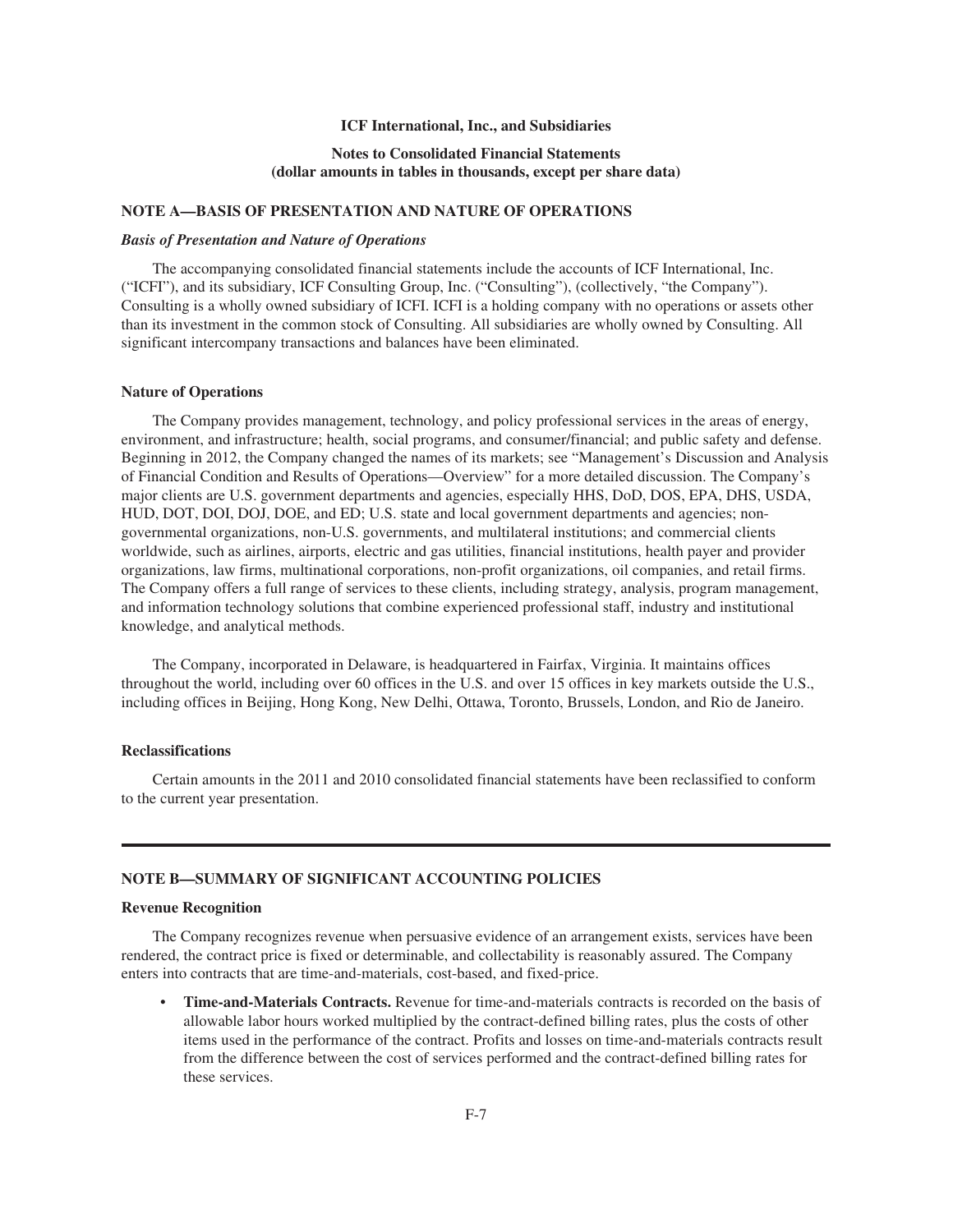**ICF International, Inc., and Subsidiaries**

**Notes to Consolidated Financial Statements**
**(dollar amounts in tables in thousands, except per share data)**

## NOTE A—BASIS OF PRESENTATION AND NATURE OF OPERATIONS

### *Basis of Presentation and Nature of Operations*

The accompanying consolidated financial statements include the accounts of ICF International, Inc. ("ICFI"), and its subsidiary, ICF Consulting Group, Inc. ("Consulting"), (collectively, "the Company"). Consulting is a wholly owned subsidiary of ICFI. ICFI is a holding company with no operations or assets other than its investment in the common stock of Consulting. All subsidiaries are wholly owned by Consulting. All significant intercompany transactions and balances have been eliminated.

### Nature of Operations

The Company provides management, technology, and policy professional services in the areas of energy, environment, and infrastructure; health, social programs, and consumer/financial; and public safety and defense. Beginning in 2012, the Company changed the names of its markets; see "Management's Discussion and Analysis of Financial Condition and Results of Operations—Overview" for a more detailed discussion. The Company's major clients are U.S. government departments and agencies, especially HHS, DoD, DOS, EPA, DHS, USDA, HUD, DOT, DOI, DOJ, DOE, and ED; U.S. state and local government departments and agencies; non-governmental organizations, non-U.S. governments, and multilateral institutions; and commercial clients worldwide, such as airlines, airports, electric and gas utilities, financial institutions, health payer and provider organizations, law firms, multinational corporations, non-profit organizations, oil companies, and retail firms. The Company offers a full range of services to these clients, including strategy, analysis, program management, and information technology solutions that combine experienced professional staff, industry and institutional knowledge, and analytical methods.

The Company, incorporated in Delaware, is headquartered in Fairfax, Virginia. It maintains offices throughout the world, including over 60 offices in the U.S. and over 15 offices in key markets outside the U.S., including offices in Beijing, Hong Kong, New Delhi, Ottawa, Toronto, Brussels, London, and Rio de Janeiro.

### Reclassifications

Certain amounts in the 2011 and 2010 consolidated financial statements have been reclassified to conform to the current year presentation.

## NOTE B—SUMMARY OF SIGNIFICANT ACCOUNTING POLICIES

### Revenue Recognition

The Company recognizes revenue when persuasive evidence of an arrangement exists, services have been rendered, the contract price is fixed or determinable, and collectability is reasonably assured. The Company enters into contracts that are time-and-materials, cost-based, and fixed-price.

- **Time-and-Materials Contracts.** Revenue for time-and-materials contracts is recorded on the basis of allowable labor hours worked multiplied by the contract-defined billing rates, plus the costs of other items used in the performance of the contract. Profits and losses on time-and-materials contracts result from the difference between the cost of services performed and the contract-defined billing rates for these services.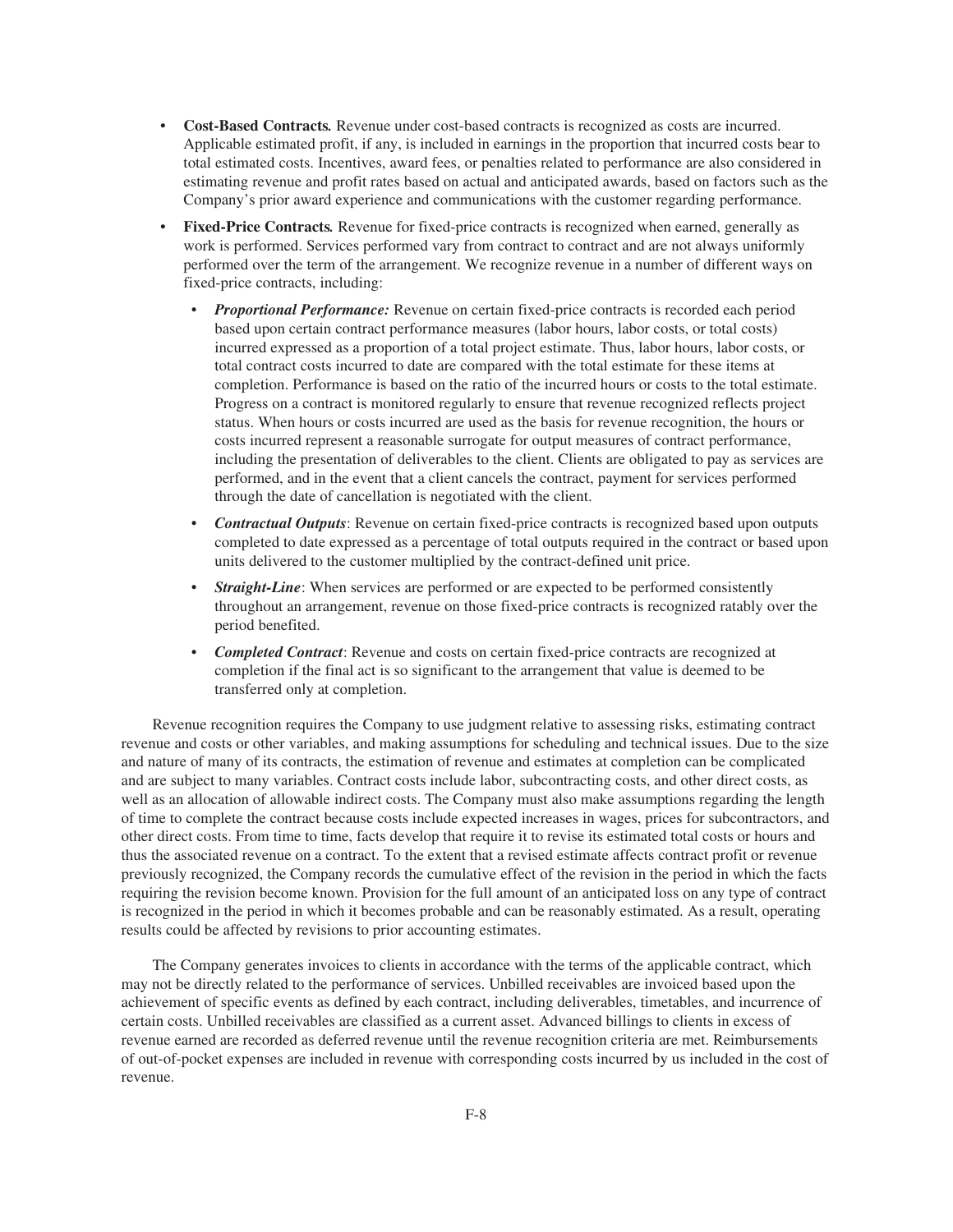- **Cost-Based Contracts.** Revenue under cost-based contracts is recognized as costs are incurred. Applicable estimated profit, if any, is included in earnings in the proportion that incurred costs bear to total estimated costs. Incentives, award fees, or penalties related to performance are also considered in estimating revenue and profit rates based on actual and anticipated awards, based on factors such as the Company's prior award experience and communications with the customer regarding performance.
- **Fixed-Price Contracts.** Revenue for fixed-price contracts is recognized when earned, generally as work is performed. Services performed vary from contract to contract and are not always uniformly performed over the term of the arrangement. We recognize revenue in a number of different ways on fixed-price contracts, including:
  - ***Proportional Performance:*** Revenue on certain fixed-price contracts is recorded each period based upon certain contract performance measures (labor hours, labor costs, or total costs) incurred expressed as a proportion of a total project estimate. Thus, labor hours, labor costs, or total contract costs incurred to date are compared with the total estimate for these items at completion. Performance is based on the ratio of the incurred hours or costs to the total estimate. Progress on a contract is monitored regularly to ensure that revenue recognized reflects project status. When hours or costs incurred are used as the basis for revenue recognition, the hours or costs incurred represent a reasonable surrogate for output measures of contract performance, including the presentation of deliverables to the client. Clients are obligated to pay as services are performed, and in the event that a client cancels the contract, payment for services performed through the date of cancellation is negotiated with the client.
  - ***Contractual Outputs***: Revenue on certain fixed-price contracts is recognized based upon outputs completed to date expressed as a percentage of total outputs required in the contract or based upon units delivered to the customer multiplied by the contract-defined unit price.
  - ***Straight-Line***: When services are performed or are expected to be performed consistently throughout an arrangement, revenue on those fixed-price contracts is recognized ratably over the period benefited.
  - ***Completed Contract***: Revenue and costs on certain fixed-price contracts are recognized at completion if the final act is so significant to the arrangement that value is deemed to be transferred only at completion.

Revenue recognition requires the Company to use judgment relative to assessing risks, estimating contract revenue and costs or other variables, and making assumptions for scheduling and technical issues. Due to the size and nature of many of its contracts, the estimation of revenue and estimates at completion can be complicated and are subject to many variables. Contract costs include labor, subcontracting costs, and other direct costs, as well as an allocation of allowable indirect costs. The Company must also make assumptions regarding the length of time to complete the contract because costs include expected increases in wages, prices for subcontractors, and other direct costs. From time to time, facts develop that require it to revise its estimated total costs or hours and thus the associated revenue on a contract. To the extent that a revised estimate affects contract profit or revenue previously recognized, the Company records the cumulative effect of the revision in the period in which the facts requiring the revision become known. Provision for the full amount of an anticipated loss on any type of contract is recognized in the period in which it becomes probable and can be reasonably estimated. As a result, operating results could be affected by revisions to prior accounting estimates.

The Company generates invoices to clients in accordance with the terms of the applicable contract, which may not be directly related to the performance of services. Unbilled receivables are invoiced based upon the achievement of specific events as defined by each contract, including deliverables, timetables, and incurrence of certain costs. Unbilled receivables are classified as a current asset. Advanced billings to clients in excess of revenue earned are recorded as deferred revenue until the revenue recognition criteria are met. Reimbursements of out-of-pocket expenses are included in revenue with corresponding costs incurred by us included in the cost of revenue.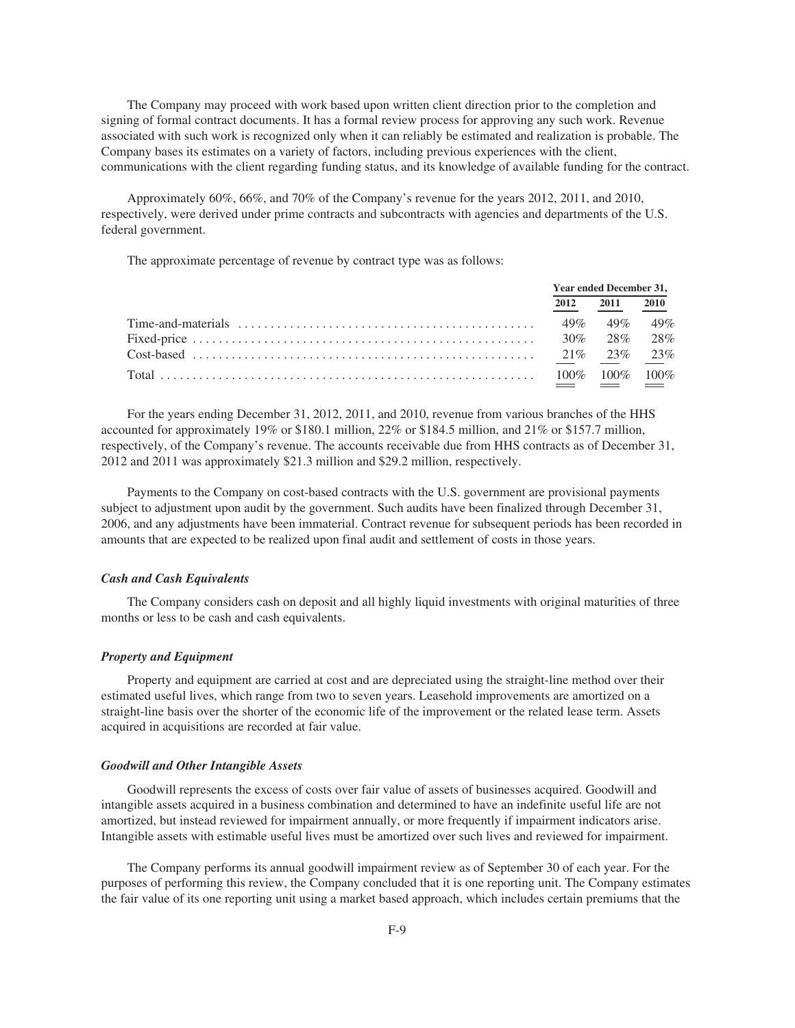The Company may proceed with work based upon written client direction prior to the completion and signing of formal contract documents. It has a formal review process for approving any such work. Revenue associated with such work is recognized only when it can reliably be estimated and realization is probable. The Company bases its estimates on a variety of factors, including previous experiences with the client, communications with the client regarding funding status, and its knowledge of available funding for the contract.

Approximately 60%, 66%, and 70% of the Company's revenue for the years 2012, 2011, and 2010, respectively, were derived under prime contracts and subcontracts with agencies and departments of the U.S. federal government.

The approximate percentage of revenue by contract type was as follows:

| | Year ended December 31, | | |
|---|---|---|---|
| | 2012 | 2011 | 2010 |
| Time-and-materials | 49% | 49% | 49% |
| Fixed-price | 30% | 28% | 28% |
| Cost-based | 21% | 23% | 23% |
| Total | 100% | 100% | 100% |

For the years ending December 31, 2012, 2011, and 2010, revenue from various branches of the HHS accounted for approximately 19% or $180.1 million, 22% or $184.5 million, and 21% or $157.7 million, respectively, of the Company's revenue. The accounts receivable due from HHS contracts as of December 31, 2012 and 2011 was approximately $21.3 million and $29.2 million, respectively.

Payments to the Company on cost-based contracts with the U.S. government are provisional payments subject to adjustment upon audit by the government. Such audits have been finalized through December 31, 2006, and any adjustments have been immaterial. Contract revenue for subsequent periods has been recorded in amounts that are expected to be realized upon final audit and settlement of costs in those years.

### *Cash and Cash Equivalents*

The Company considers cash on deposit and all highly liquid investments with original maturities of three months or less to be cash and cash equivalents.

### *Property and Equipment*

Property and equipment are carried at cost and are depreciated using the straight-line method over their estimated useful lives, which range from two to seven years. Leasehold improvements are amortized on a straight-line basis over the shorter of the economic life of the improvement or the related lease term. Assets acquired in acquisitions are recorded at fair value.

### *Goodwill and Other Intangible Assets*

Goodwill represents the excess of costs over fair value of assets of businesses acquired. Goodwill and intangible assets acquired in a business combination and determined to have an indefinite useful life are not amortized, but instead reviewed for impairment annually, or more frequently if impairment indicators arise. Intangible assets with estimable useful lives must be amortized over such lives and reviewed for impairment.

The Company performs its annual goodwill impairment review as of September 30 of each year. For the purposes of performing this review, the Company concluded that it is one reporting unit. The Company estimates the fair value of its one reporting unit using a market based approach, which includes certain premiums that the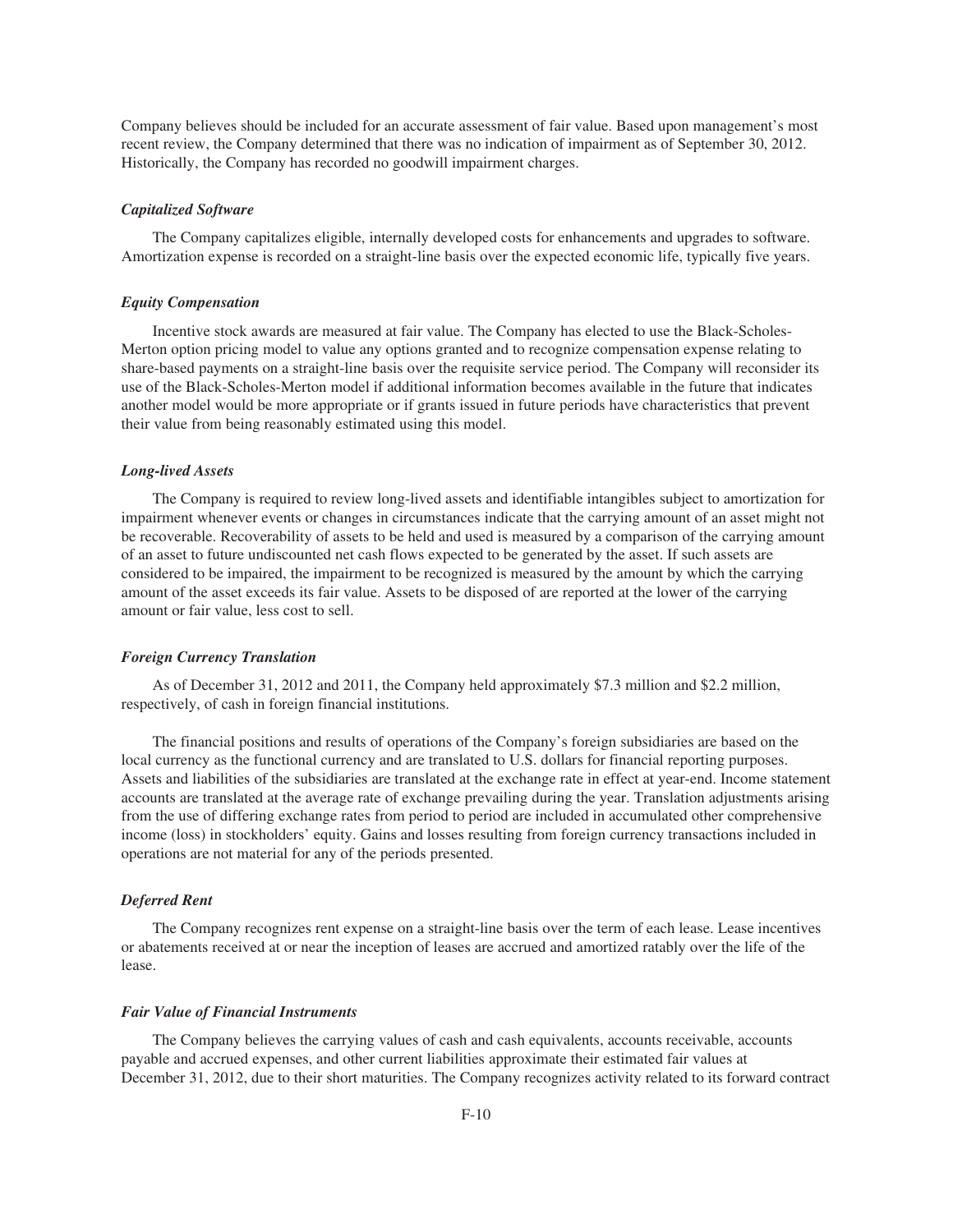Company believes should be included for an accurate assessment of fair value. Based upon management's most recent review, the Company determined that there was no indication of impairment as of September 30, 2012. Historically, the Company has recorded no goodwill impairment charges.

### *Capitalized Software*

The Company capitalizes eligible, internally developed costs for enhancements and upgrades to software. Amortization expense is recorded on a straight-line basis over the expected economic life, typically five years.

### *Equity Compensation*

Incentive stock awards are measured at fair value. The Company has elected to use the Black-Scholes-Merton option pricing model to value any options granted and to recognize compensation expense relating to share-based payments on a straight-line basis over the requisite service period. The Company will reconsider its use of the Black-Scholes-Merton model if additional information becomes available in the future that indicates another model would be more appropriate or if grants issued in future periods have characteristics that prevent their value from being reasonably estimated using this model.

### *Long-lived Assets*

The Company is required to review long-lived assets and identifiable intangibles subject to amortization for impairment whenever events or changes in circumstances indicate that the carrying amount of an asset might not be recoverable. Recoverability of assets to be held and used is measured by a comparison of the carrying amount of an asset to future undiscounted net cash flows expected to be generated by the asset. If such assets are considered to be impaired, the impairment to be recognized is measured by the amount by which the carrying amount of the asset exceeds its fair value. Assets to be disposed of are reported at the lower of the carrying amount or fair value, less cost to sell.

### *Foreign Currency Translation*

As of December 31, 2012 and 2011, the Company held approximately $7.3 million and $2.2 million, respectively, of cash in foreign financial institutions.

The financial positions and results of operations of the Company's foreign subsidiaries are based on the local currency as the functional currency and are translated to U.S. dollars for financial reporting purposes. Assets and liabilities of the subsidiaries are translated at the exchange rate in effect at year-end. Income statement accounts are translated at the average rate of exchange prevailing during the year. Translation adjustments arising from the use of differing exchange rates from period to period are included in accumulated other comprehensive income (loss) in stockholders' equity. Gains and losses resulting from foreign currency transactions included in operations are not material for any of the periods presented.

### *Deferred Rent*

The Company recognizes rent expense on a straight-line basis over the term of each lease. Lease incentives or abatements received at or near the inception of leases are accrued and amortized ratably over the life of the lease.

### *Fair Value of Financial Instruments*

The Company believes the carrying values of cash and cash equivalents, accounts receivable, accounts payable and accrued expenses, and other current liabilities approximate their estimated fair values at December 31, 2012, due to their short maturities. The Company recognizes activity related to its forward contract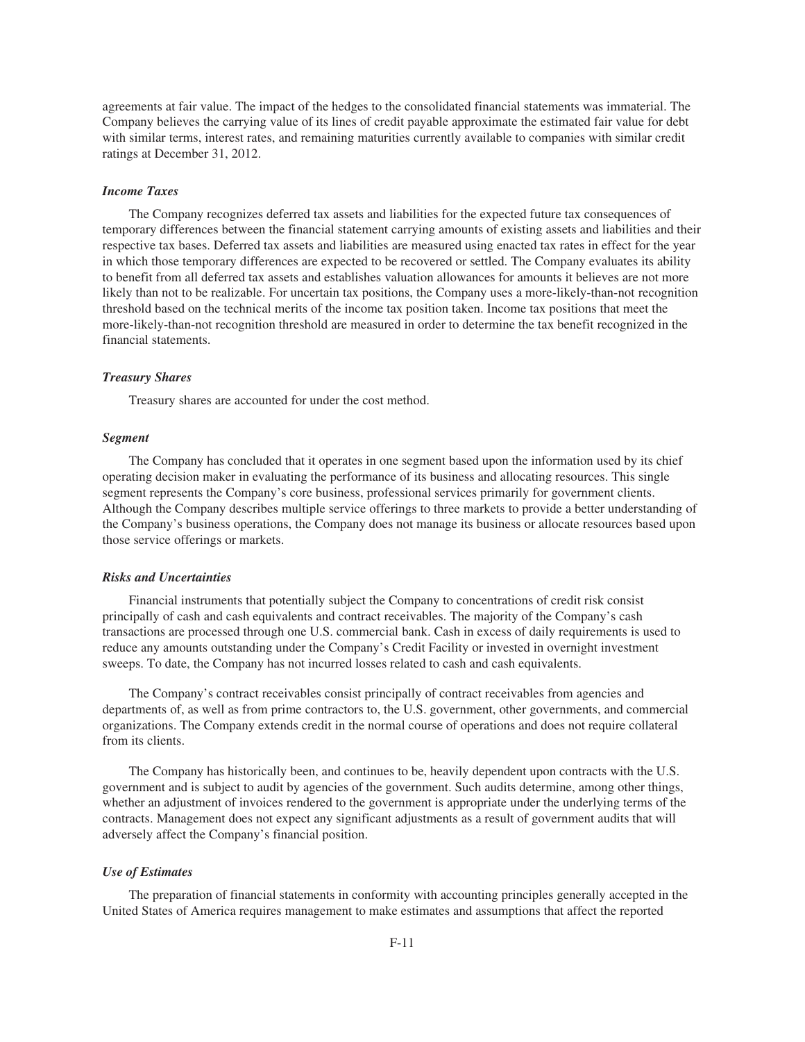agreements at fair value. The impact of the hedges to the consolidated financial statements was immaterial. The Company believes the carrying value of its lines of credit payable approximate the estimated fair value for debt with similar terms, interest rates, and remaining maturities currently available to companies with similar credit ratings at December 31, 2012.

### *Income Taxes*

The Company recognizes deferred tax assets and liabilities for the expected future tax consequences of temporary differences between the financial statement carrying amounts of existing assets and liabilities and their respective tax bases. Deferred tax assets and liabilities are measured using enacted tax rates in effect for the year in which those temporary differences are expected to be recovered or settled. The Company evaluates its ability to benefit from all deferred tax assets and establishes valuation allowances for amounts it believes are not more likely than not to be realizable. For uncertain tax positions, the Company uses a more-likely-than-not recognition threshold based on the technical merits of the income tax position taken. Income tax positions that meet the more-likely-than-not recognition threshold are measured in order to determine the tax benefit recognized in the financial statements.

### *Treasury Shares*

Treasury shares are accounted for under the cost method.

### *Segment*

The Company has concluded that it operates in one segment based upon the information used by its chief operating decision maker in evaluating the performance of its business and allocating resources. This single segment represents the Company's core business, professional services primarily for government clients. Although the Company describes multiple service offerings to three markets to provide a better understanding of the Company's business operations, the Company does not manage its business or allocate resources based upon those service offerings or markets.

### *Risks and Uncertainties*

Financial instruments that potentially subject the Company to concentrations of credit risk consist principally of cash and cash equivalents and contract receivables. The majority of the Company's cash transactions are processed through one U.S. commercial bank. Cash in excess of daily requirements is used to reduce any amounts outstanding under the Company's Credit Facility or invested in overnight investment sweeps. To date, the Company has not incurred losses related to cash and cash equivalents.

The Company's contract receivables consist principally of contract receivables from agencies and departments of, as well as from prime contractors to, the U.S. government, other governments, and commercial organizations. The Company extends credit in the normal course of operations and does not require collateral from its clients.

The Company has historically been, and continues to be, heavily dependent upon contracts with the U.S. government and is subject to audit by agencies of the government. Such audits determine, among other things, whether an adjustment of invoices rendered to the government is appropriate under the underlying terms of the contracts. Management does not expect any significant adjustments as a result of government audits that will adversely affect the Company's financial position.

### *Use of Estimates*

The preparation of financial statements in conformity with accounting principles generally accepted in the United States of America requires management to make estimates and assumptions that affect the reported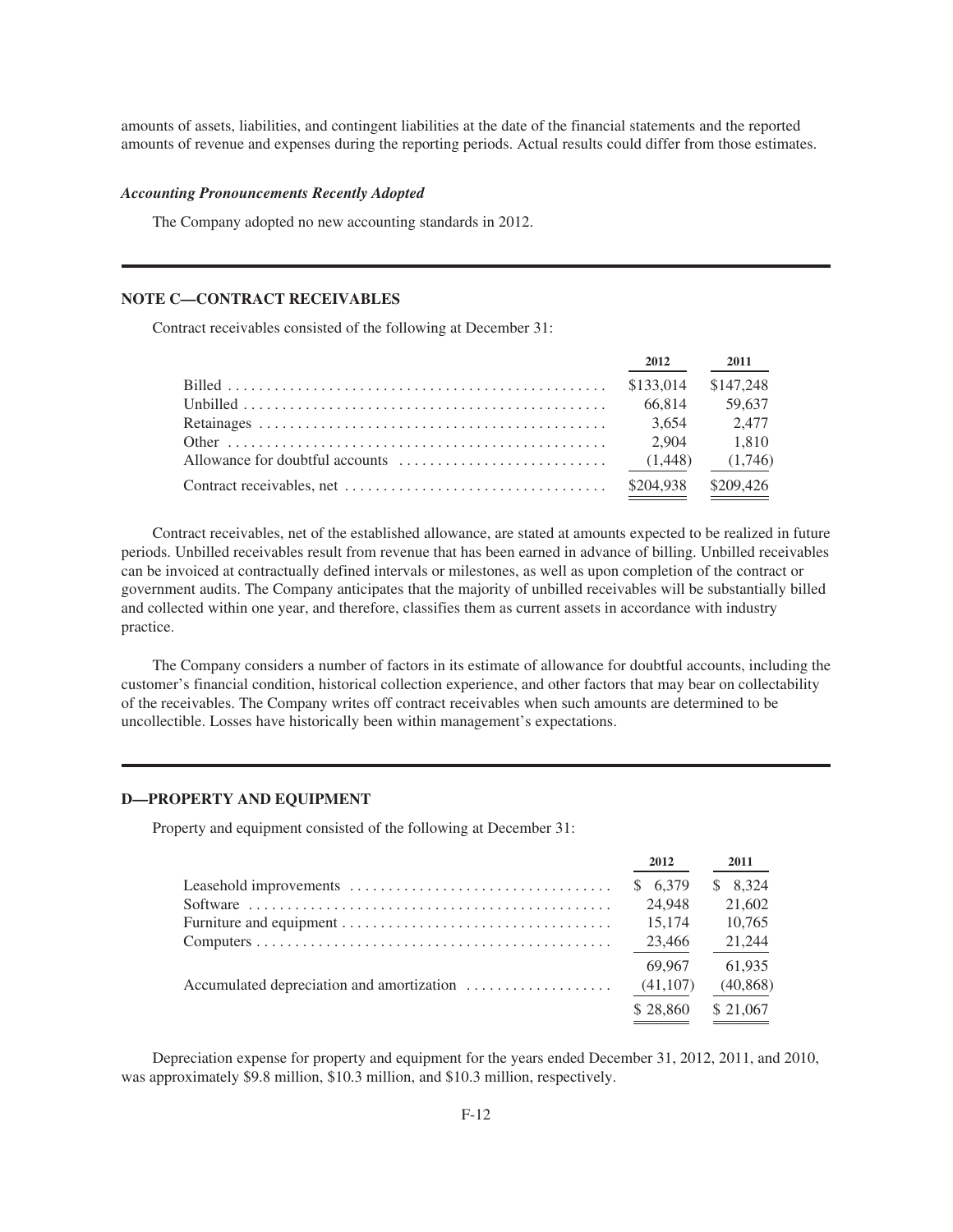amounts of assets, liabilities, and contingent liabilities at the date of the financial statements and the reported amounts of revenue and expenses during the reporting periods. Actual results could differ from those estimates.

***Accounting Pronouncements Recently Adopted***

The Company adopted no new accounting standards in 2012.

## NOTE C—CONTRACT RECEIVABLES

Contract receivables consisted of the following at December 31:

| | 2012 | 2011 |
|---|---|---|
| Billed | $133,014 | $147,248 |
| Unbilled | 66,814 | 59,637 |
| Retainages | 3,654 | 2,477 |
| Other | 2,904 | 1,810 |
| Allowance for doubtful accounts | (1,448) | (1,746) |
| Contract receivables, net | $204,938 | $209,426 |

Contract receivables, net of the established allowance, are stated at amounts expected to be realized in future periods. Unbilled receivables result from revenue that has been earned in advance of billing. Unbilled receivables can be invoiced at contractually defined intervals or milestones, as well as upon completion of the contract or government audits. The Company anticipates that the majority of unbilled receivables will be substantially billed and collected within one year, and therefore, classifies them as current assets in accordance with industry practice.

The Company considers a number of factors in its estimate of allowance for doubtful accounts, including the customer's financial condition, historical collection experience, and other factors that may bear on collectability of the receivables. The Company writes off contract receivables when such amounts are determined to be uncollectible. Losses have historically been within management's expectations.

## D—PROPERTY AND EQUIPMENT

Property and equipment consisted of the following at December 31:

| | 2012 | 2011 |
|---|---|---|
| Leasehold improvements | $ 6,379 | $ 8,324 |
| Software | 24,948 | 21,602 |
| Furniture and equipment | 15,174 | 10,765 |
| Computers | 23,466 | 21,244 |
| | 69,967 | 61,935 |
| Accumulated depreciation and amortization | (41,107) | (40,868) |
| | $ 28,860 | $ 21,067 |

Depreciation expense for property and equipment for the years ended December 31, 2012, 2011, and 2010, was approximately $9.8 million, $10.3 million, and $10.3 million, respectively.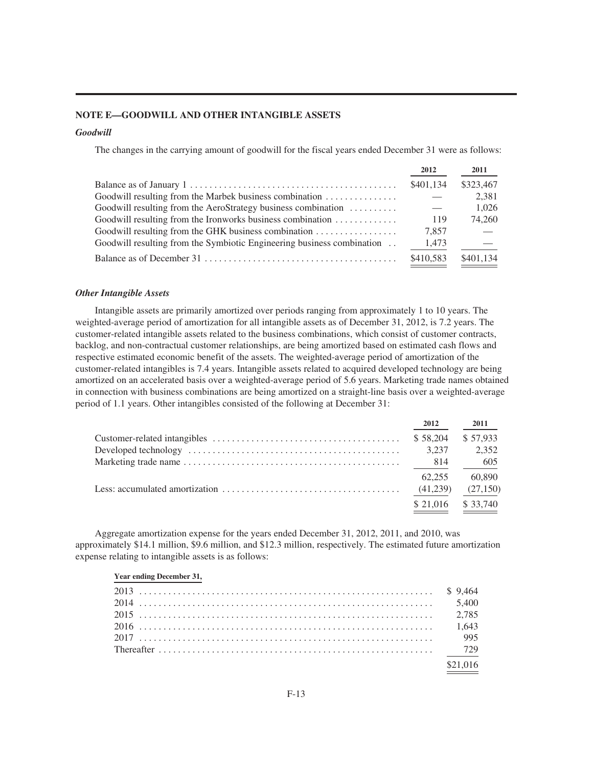## NOTE E—GOODWILL AND OTHER INTANGIBLE ASSETS

### *Goodwill*

The changes in the carrying amount of goodwill for the fiscal years ended December 31 were as follows:

| | 2012 | 2011 |
|---|---|---|
| Balance as of January 1 | $401,134 | $323,467 |
| Goodwill resulting from the Marbek business combination | — | 2,381 |
| Goodwill resulting from the AeroStrategy business combination | — | 1,026 |
| Goodwill resulting from the Ironworks business combination | 119 | 74,260 |
| Goodwill resulting from the GHK business combination | 7,857 | — |
| Goodwill resulting from the Symbiotic Engineering business combination | 1,473 | — |
| Balance as of December 31 | $410,583 | $401,134 |

### *Other Intangible Assets*

Intangible assets are primarily amortized over periods ranging from approximately 1 to 10 years. The weighted-average period of amortization for all intangible assets as of December 31, 2012, is 7.2 years. The customer-related intangible assets related to the business combinations, which consist of customer contracts, backlog, and non-contractual customer relationships, are being amortized based on estimated cash flows and respective estimated economic benefit of the assets. The weighted-average period of amortization of the customer-related intangibles is 7.4 years. Intangible assets related to acquired developed technology are being amortized on an accelerated basis over a weighted-average period of 5.6 years. Marketing trade names obtained in connection with business combinations are being amortized on a straight-line basis over a weighted-average period of 1.1 years. Other intangibles consisted of the following at December 31:

| | 2012 | 2011 |
|---|---|---|
| Customer-related intangibles | $ 58,204 | $ 57,933 |
| Developed technology | 3,237 | 2,352 |
| Marketing trade name | 814 | 605 |
| | 62,255 | 60,890 |
| Less: accumulated amortization | (41,239) | (27,150) |
| | $ 21,016 | $ 33,740 |

Aggregate amortization expense for the years ended December 31, 2012, 2011, and 2010, was approximately $14.1 million, $9.6 million, and $12.3 million, respectively. The estimated future amortization expense relating to intangible assets is as follows:

| Year ending December 31, | |
|---|---|
| 2013 | $ 9,464 |
| 2014 | 5,400 |
| 2015 | 2,785 |
| 2016 | 1,643 |
| 2017 | 995 |
| Thereafter | 729 |
| | $21,016 |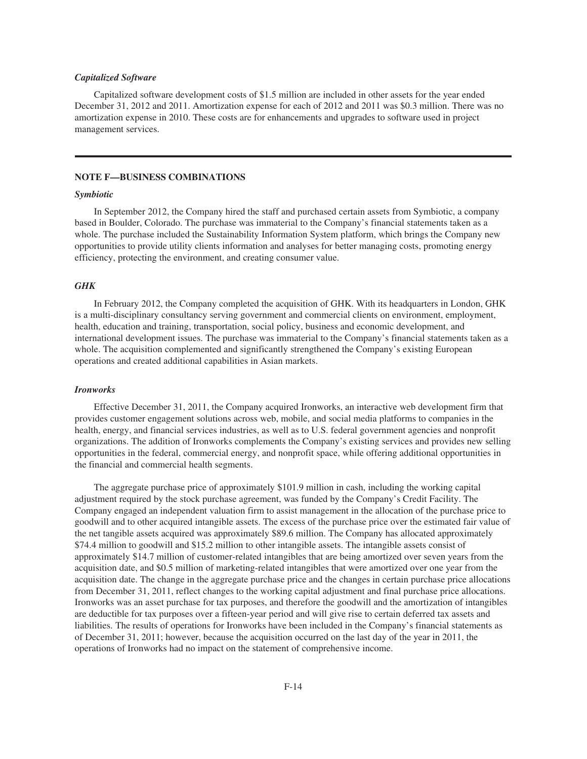***Capitalized Software***

Capitalized software development costs of $1.5 million are included in other assets for the year ended December 31, 2012 and 2011. Amortization expense for each of 2012 and 2011 was $0.3 million. There was no amortization expense in 2010. These costs are for enhancements and upgrades to software used in project management services.

---

## NOTE F—BUSINESS COMBINATIONS

***Symbiotic***

In September 2012, the Company hired the staff and purchased certain assets from Symbiotic, a company based in Boulder, Colorado. The purchase was immaterial to the Company's financial statements taken as a whole. The purchase included the Sustainability Information System platform, which brings the Company new opportunities to provide utility clients information and analyses for better managing costs, promoting energy efficiency, protecting the environment, and creating consumer value.

***GHK***

In February 2012, the Company completed the acquisition of GHK. With its headquarters in London, GHK is a multi-disciplinary consultancy serving government and commercial clients on environment, employment, health, education and training, transportation, social policy, business and economic development, and international development issues. The purchase was immaterial to the Company's financial statements taken as a whole. The acquisition complemented and significantly strengthened the Company's existing European operations and created additional capabilities in Asian markets.

***Ironworks***

Effective December 31, 2011, the Company acquired Ironworks, an interactive web development firm that provides customer engagement solutions across web, mobile, and social media platforms to companies in the health, energy, and financial services industries, as well as to U.S. federal government agencies and nonprofit organizations. The addition of Ironworks complements the Company's existing services and provides new selling opportunities in the federal, commercial energy, and nonprofit space, while offering additional opportunities in the financial and commercial health segments.

The aggregate purchase price of approximately $101.9 million in cash, including the working capital adjustment required by the stock purchase agreement, was funded by the Company's Credit Facility. The Company engaged an independent valuation firm to assist management in the allocation of the purchase price to goodwill and to other acquired intangible assets. The excess of the purchase price over the estimated fair value of the net tangible assets acquired was approximately $89.6 million. The Company has allocated approximately $74.4 million to goodwill and $15.2 million to other intangible assets. The intangible assets consist of approximately $14.7 million of customer-related intangibles that are being amortized over seven years from the acquisition date, and $0.5 million of marketing-related intangibles that were amortized over one year from the acquisition date. The change in the aggregate purchase price and the changes in certain purchase price allocations from December 31, 2011, reflect changes to the working capital adjustment and final purchase price allocations. Ironworks was an asset purchase for tax purposes, and therefore the goodwill and the amortization of intangibles are deductible for tax purposes over a fifteen-year period and will give rise to certain deferred tax assets and liabilities. The results of operations for Ironworks have been included in the Company's financial statements as of December 31, 2011; however, because the acquisition occurred on the last day of the year in 2011, the operations of Ironworks had no impact on the statement of comprehensive income.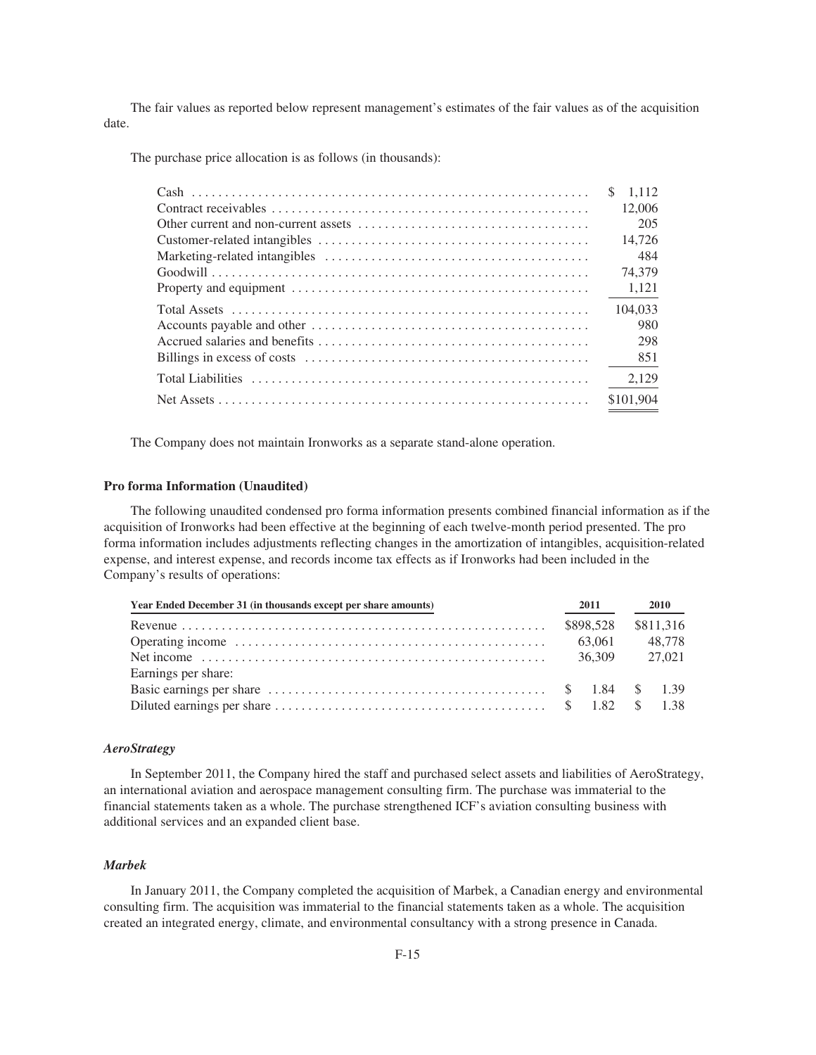The fair values as reported below represent management's estimates of the fair values as of the acquisition date.

The purchase price allocation is as follows (in thousands):

| | |
|---|---|
| Cash | $ 1,112 |
| Contract receivables | 12,006 |
| Other current and non-current assets | 205 |
| Customer-related intangibles | 14,726 |
| Marketing-related intangibles | 484 |
| Goodwill | 74,379 |
| Property and equipment | 1,121 |
| Total Assets | 104,033 |
| Accounts payable and other | 980 |
| Accrued salaries and benefits | 298 |
| Billings in excess of costs | 851 |
| Total Liabilities | 2,129 |
| Net Assets | $101,904 |

The Company does not maintain Ironworks as a separate stand-alone operation.

**Pro forma Information (Unaudited)**

The following unaudited condensed pro forma information presents combined financial information as if the acquisition of Ironworks had been effective at the beginning of each twelve-month period presented. The pro forma information includes adjustments reflecting changes in the amortization of intangibles, acquisition-related expense, and interest expense, and records income tax effects as if Ironworks had been included in the Company's results of operations:

| Year Ended December 31 (in thousands except per share amounts) | 2011 | 2010 |
|---|---|---|
| Revenue | $898,528 | $811,316 |
| Operating income | 63,061 | 48,778 |
| Net income | 36,309 | 27,021 |
| Earnings per share: | | |
| Basic earnings per share | $ 1.84 | $ 1.39 |
| Diluted earnings per share | $ 1.82 | $ 1.38 |

***AeroStrategy***

In September 2011, the Company hired the staff and purchased select assets and liabilities of AeroStrategy, an international aviation and aerospace management consulting firm. The purchase was immaterial to the financial statements taken as a whole. The purchase strengthened ICF's aviation consulting business with additional services and an expanded client base.

***Marbek***

In January 2011, the Company completed the acquisition of Marbek, a Canadian energy and environmental consulting firm. The acquisition was immaterial to the financial statements taken as a whole. The acquisition created an integrated energy, climate, and environmental consultancy with a strong presence in Canada.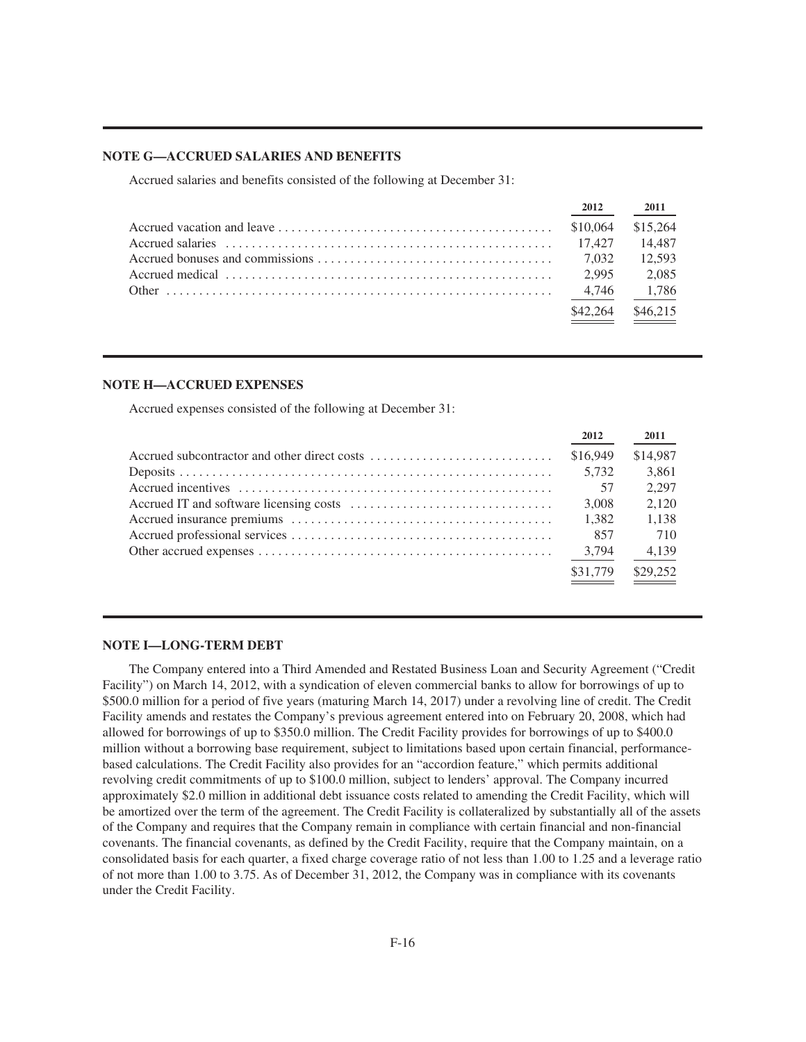## NOTE G—ACCRUED SALARIES AND BENEFITS

Accrued salaries and benefits consisted of the following at December 31:

| | 2012 | 2011 |
|---|---|---|
| Accrued vacation and leave | $10,064 | $15,264 |
| Accrued salaries | 17,427 | 14,487 |
| Accrued bonuses and commissions | 7,032 | 12,593 |
| Accrued medical | 2,995 | 2,085 |
| Other | 4,746 | 1,786 |
| | $42,264 | $46,215 |

## NOTE H—ACCRUED EXPENSES

Accrued expenses consisted of the following at December 31:

| | 2012 | 2011 |
|---|---|---|
| Accrued subcontractor and other direct costs | $16,949 | $14,987 |
| Deposits | 5,732 | 3,861 |
| Accrued incentives | 57 | 2,297 |
| Accrued IT and software licensing costs | 3,008 | 2,120 |
| Accrued insurance premiums | 1,382 | 1,138 |
| Accrued professional services | 857 | 710 |
| Other accrued expenses | 3,794 | 4,139 |
| | $31,779 | $29,252 |

## NOTE I—LONG-TERM DEBT

The Company entered into a Third Amended and Restated Business Loan and Security Agreement ("Credit Facility") on March 14, 2012, with a syndication of eleven commercial banks to allow for borrowings of up to \$500.0 million for a period of five years (maturing March 14, 2017) under a revolving line of credit. The Credit Facility amends and restates the Company's previous agreement entered into on February 20, 2008, which had allowed for borrowings of up to \$350.0 million. The Credit Facility provides for borrowings of up to \$400.0 million without a borrowing base requirement, subject to limitations based upon certain financial, performance-based calculations. The Credit Facility also provides for an "accordion feature," which permits additional revolving credit commitments of up to \$100.0 million, subject to lenders' approval. The Company incurred approximately \$2.0 million in additional debt issuance costs related to amending the Credit Facility, which will be amortized over the term of the agreement. The Credit Facility is collateralized by substantially all of the assets of the Company and requires that the Company remain in compliance with certain financial and non-financial covenants. The financial covenants, as defined by the Credit Facility, require that the Company maintain, on a consolidated basis for each quarter, a fixed charge coverage ratio of not less than 1.00 to 1.25 and a leverage ratio of not more than 1.00 to 3.75. As of December 31, 2012, the Company was in compliance with its covenants under the Credit Facility.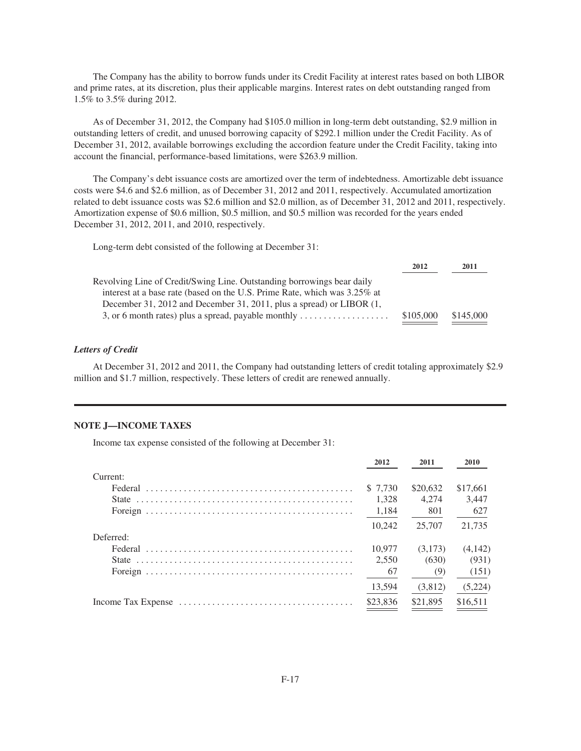The Company has the ability to borrow funds under its Credit Facility at interest rates based on both LIBOR and prime rates, at its discretion, plus their applicable margins. Interest rates on debt outstanding ranged from 1.5% to 3.5% during 2012.

As of December 31, 2012, the Company had $105.0 million in long-term debt outstanding, $2.9 million in outstanding letters of credit, and unused borrowing capacity of $292.1 million under the Credit Facility. As of December 31, 2012, available borrowings excluding the accordion feature under the Credit Facility, taking into account the financial, performance-based limitations, were $263.9 million.

The Company's debt issuance costs are amortized over the term of indebtedness. Amortizable debt issuance costs were $4.6 and $2.6 million, as of December 31, 2012 and 2011, respectively. Accumulated amortization related to debt issuance costs was $2.6 million and $2.0 million, as of December 31, 2012 and 2011, respectively. Amortization expense of $0.6 million, $0.5 million, and $0.5 million was recorded for the years ended December 31, 2012, 2011, and 2010, respectively.

Long-term debt consisted of the following at December 31:

| | 2012 | 2011 |
|---|---|---|
| Revolving Line of Credit/Swing Line. Outstanding borrowings bear daily interest at a base rate (based on the U.S. Prime Rate, which was 3.25% at December 31, 2012 and December 31, 2011, plus a spread) or LIBOR (1, 3, or 6 month rates) plus a spread, payable monthly | $105,000 | $145,000 |

### *Letters of Credit*

At December 31, 2012 and 2011, the Company had outstanding letters of credit totaling approximately $2.9 million and $1.7 million, respectively. These letters of credit are renewed annually.

## NOTE J—INCOME TAXES

Income tax expense consisted of the following at December 31:

| | 2012 | 2011 | 2010 |
|---|---|---|---|
| Current: | | | |
| Federal | $ 7,730 | $20,632 | $17,661 |
| State | 1,328 | 4,274 | 3,447 |
| Foreign | 1,184 | 801 | 627 |
| | 10,242 | 25,707 | 21,735 |
| Deferred: | | | |
| Federal | 10,977 | (3,173) | (4,142) |
| State | 2,550 | (630) | (931) |
| Foreign | 67 | (9) | (151) |
| | 13,594 | (3,812) | (5,224) |
| Income Tax Expense | $23,836 | $21,895 | $16,511 |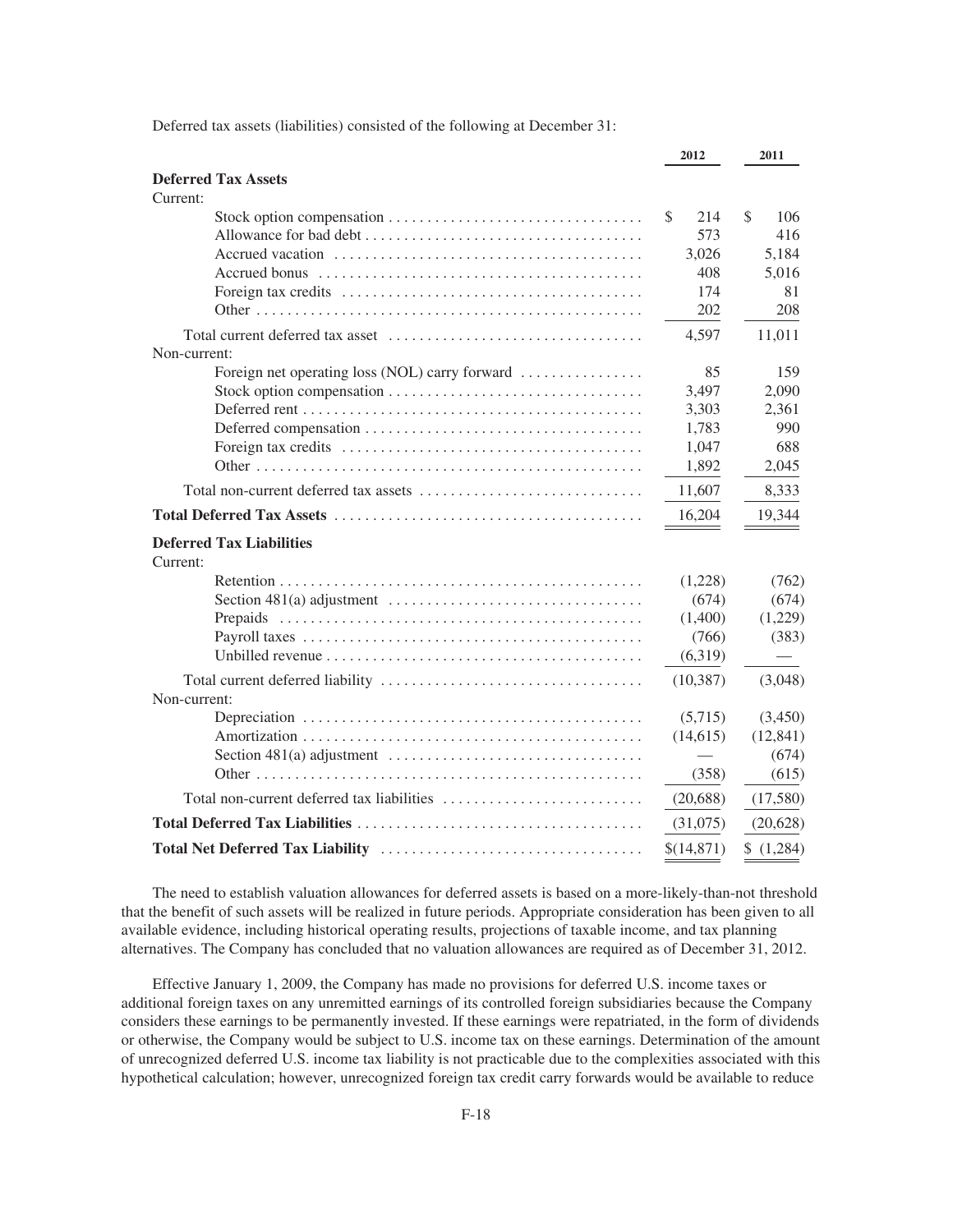Deferred tax assets (liabilities) consisted of the following at December 31:

| | 2012 | 2011 |
|---|---|---|
| **Deferred Tax Assets** | | |
| Current: | | |
| Stock option compensation | $ 214 | $ 106 |
| Allowance for bad debt | 573 | 416 |
| Accrued vacation | 3,026 | 5,184 |
| Accrued bonus | 408 | 5,016 |
| Foreign tax credits | 174 | 81 |
| Other | 202 | 208 |
| Total current deferred tax asset | 4,597 | 11,011 |
| Non-current: | | |
| Foreign net operating loss (NOL) carry forward | 85 | 159 |
| Stock option compensation | 3,497 | 2,090 |
| Deferred rent | 3,303 | 2,361 |
| Deferred compensation | 1,783 | 990 |
| Foreign tax credits | 1,047 | 688 |
| Other | 1,892 | 2,045 |
| Total non-current deferred tax assets | 11,607 | 8,333 |
| **Total Deferred Tax Assets** | 16,204 | 19,344 |
| **Deferred Tax Liabilities** | | |
| Current: | | |
| Retention | (1,228) | (762) |
| Section 481(a) adjustment | (674) | (674) |
| Prepaids | (1,400) | (1,229) |
| Payroll taxes | (766) | (383) |
| Unbilled revenue | (6,319) | — |
| Total current deferred liability | (10,387) | (3,048) |
| Non-current: | | |
| Depreciation | (5,715) | (3,450) |
| Amortization | (14,615) | (12,841) |
| Section 481(a) adjustment | — | (674) |
| Other | (358) | (615) |
| Total non-current deferred tax liabilities | (20,688) | (17,580) |
| **Total Deferred Tax Liabilities** | (31,075) | (20,628) |
| **Total Net Deferred Tax Liability** | $(14,871) | $ (1,284) |

The need to establish valuation allowances for deferred assets is based on a more-likely-than-not threshold that the benefit of such assets will be realized in future periods. Appropriate consideration has been given to all available evidence, including historical operating results, projections of taxable income, and tax planning alternatives. The Company has concluded that no valuation allowances are required as of December 31, 2012.

Effective January 1, 2009, the Company has made no provisions for deferred U.S. income taxes or additional foreign taxes on any unremitted earnings of its controlled foreign subsidiaries because the Company considers these earnings to be permanently invested. If these earnings were repatriated, in the form of dividends or otherwise, the Company would be subject to U.S. income tax on these earnings. Determination of the amount of unrecognized deferred U.S. income tax liability is not practicable due to the complexities associated with this hypothetical calculation; however, unrecognized foreign tax credit carry forwards would be available to reduce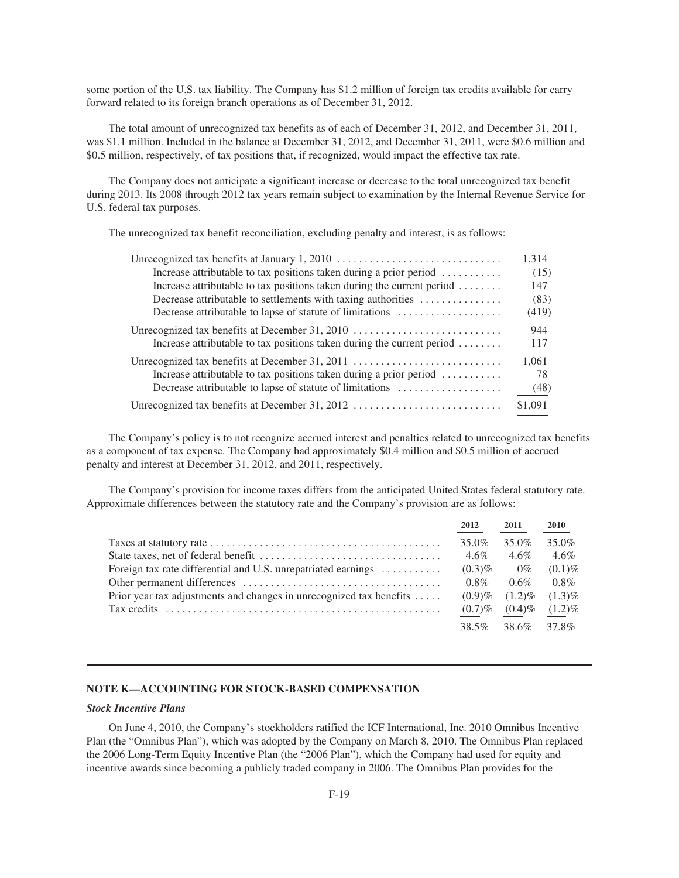some portion of the U.S. tax liability. The Company has $1.2 million of foreign tax credits available for carry forward related to its foreign branch operations as of December 31, 2012.

The total amount of unrecognized tax benefits as of each of December 31, 2012, and December 31, 2011, was $1.1 million. Included in the balance at December 31, 2012, and December 31, 2011, were $0.6 million and $0.5 million, respectively, of tax positions that, if recognized, would impact the effective tax rate.

The Company does not anticipate a significant increase or decrease to the total unrecognized tax benefit during 2013. Its 2008 through 2012 tax years remain subject to examination by the Internal Revenue Service for U.S. federal tax purposes.

The unrecognized tax benefit reconciliation, excluding penalty and interest, is as follows:

| | |
|---|---|
| Unrecognized tax benefits at January 1, 2010 | 1,314 |
| Increase attributable to tax positions taken during a prior period | (15) |
| Increase attributable to tax positions taken during the current period | 147 |
| Decrease attributable to settlements with taxing authorities | (83) |
| Decrease attributable to lapse of statute of limitations | (419) |
| Unrecognized tax benefits at December 31, 2010 | 944 |
| Increase attributable to tax positions taken during the current period | 117 |
| Unrecognized tax benefits at December 31, 2011 | 1,061 |
| Increase attributable to tax positions taken during a prior period | 78 |
| Decrease attributable to lapse of statute of limitations | (48) |
| Unrecognized tax benefits at December 31, 2012 | $1,091 |

The Company's policy is to not recognize accrued interest and penalties related to unrecognized tax benefits as a component of tax expense. The Company had approximately $0.4 million and $0.5 million of accrued penalty and interest at December 31, 2012, and 2011, respectively.

The Company's provision for income taxes differs from the anticipated United States federal statutory rate. Approximate differences between the statutory rate and the Company's provision are as follows:

| | 2012 | 2011 | 2010 |
|---|---|---|---|
| Taxes at statutory rate | 35.0% | 35.0% | 35.0% |
| State taxes, net of federal benefit | 4.6% | 4.6% | 4.6% |
| Foreign tax rate differential and U.S. unrepatriated earnings | (0.3)% | 0% | (0.1)% |
| Other permanent differences | 0.8% | 0.6% | 0.8% |
| Prior year tax adjustments and changes in unrecognized tax benefits | (0.9)% | (1.2)% | (1.3)% |
| Tax credits | (0.7)% | (0.4)% | (1.2)% |
| | 38.5% | 38.6% | 37.8% |

## NOTE K—ACCOUNTING FOR STOCK-BASED COMPENSATION

### *Stock Incentive Plans*

On June 4, 2010, the Company's stockholders ratified the ICF International, Inc. 2010 Omnibus Incentive Plan (the "Omnibus Plan"), which was adopted by the Company on March 8, 2010. The Omnibus Plan replaced the 2006 Long-Term Equity Incentive Plan (the "2006 Plan"), which the Company had used for equity and incentive awards since becoming a publicly traded company in 2006. The Omnibus Plan provides for the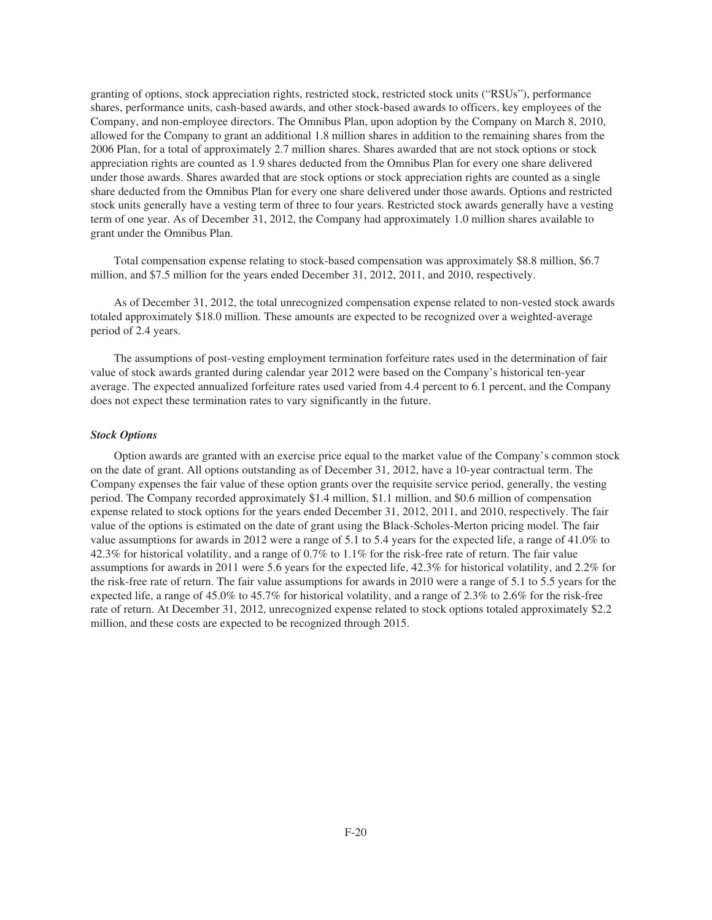granting of options, stock appreciation rights, restricted stock, restricted stock units ("RSUs"), performance shares, performance units, cash-based awards, and other stock-based awards to officers, key employees of the Company, and non-employee directors. The Omnibus Plan, upon adoption by the Company on March 8, 2010, allowed for the Company to grant an additional 1.8 million shares in addition to the remaining shares from the 2006 Plan, for a total of approximately 2.7 million shares. Shares awarded that are not stock options or stock appreciation rights are counted as 1.9 shares deducted from the Omnibus Plan for every one share delivered under those awards. Shares awarded that are stock options or stock appreciation rights are counted as a single share deducted from the Omnibus Plan for every one share delivered under those awards. Options and restricted stock units generally have a vesting term of three to four years. Restricted stock awards generally have a vesting term of one year. As of December 31, 2012, the Company had approximately 1.0 million shares available to grant under the Omnibus Plan.

Total compensation expense relating to stock-based compensation was approximately $8.8 million, $6.7 million, and $7.5 million for the years ended December 31, 2012, 2011, and 2010, respectively.

As of December 31, 2012, the total unrecognized compensation expense related to non-vested stock awards totaled approximately $18.0 million. These amounts are expected to be recognized over a weighted-average period of 2.4 years.

The assumptions of post-vesting employment termination forfeiture rates used in the determination of fair value of stock awards granted during calendar year 2012 were based on the Company's historical ten-year average. The expected annualized forfeiture rates used varied from 4.4 percent to 6.1 percent, and the Company does not expect these termination rates to vary significantly in the future.

***Stock Options***

Option awards are granted with an exercise price equal to the market value of the Company's common stock on the date of grant. All options outstanding as of December 31, 2012, have a 10-year contractual term. The Company expenses the fair value of these option grants over the requisite service period, generally, the vesting period. The Company recorded approximately $1.4 million, $1.1 million, and $0.6 million of compensation expense related to stock options for the years ended December 31, 2012, 2011, and 2010, respectively. The fair value of the options is estimated on the date of grant using the Black-Scholes-Merton pricing model. The fair value assumptions for awards in 2012 were a range of 5.1 to 5.4 years for the expected life, a range of 41.0% to 42.3% for historical volatility, and a range of 0.7% to 1.1% for the risk-free rate of return. The fair value assumptions for awards in 2011 were 5.6 years for the expected life, 42.3% for historical volatility, and 2.2% for the risk-free rate of return. The fair value assumptions for awards in 2010 were a range of 5.1 to 5.5 years for the expected life, a range of 45.0% to 45.7% for historical volatility, and a range of 2.3% to 2.6% for the risk-free rate of return. At December 31, 2012, unrecognized expense related to stock options totaled approximately $2.2 million, and these costs are expected to be recognized through 2015.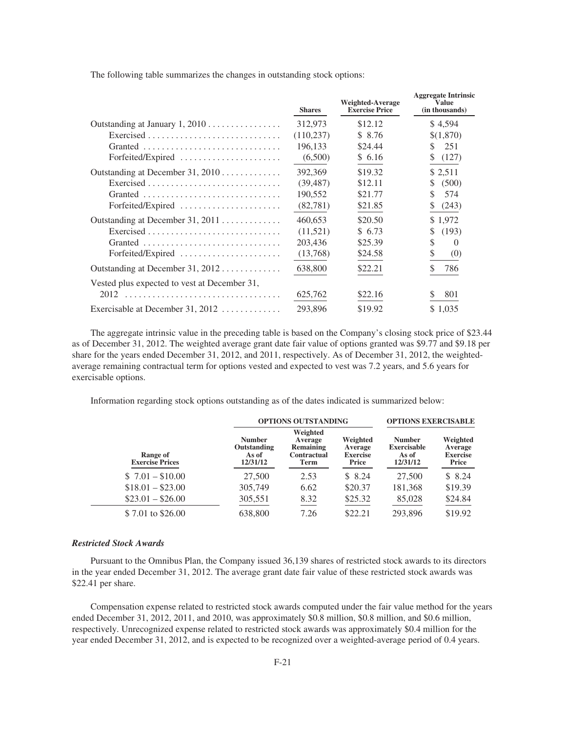The following table summarizes the changes in outstanding stock options:

| | Shares | Weighted-Average Exercise Price | Aggregate Intrinsic Value (in thousands) |
|---|---|---|---|
| Outstanding at January 1, 2010 | 312,973 | $12.12 | $ 4,594 |
| Exercised | (110,237) | $ 8.76 | $(1,870) |
| Granted | 196,133 | $24.44 | $ 251 |
| Forfeited/Expired | (6,500) | $ 6.16 | $ (127) |
| Outstanding at December 31, 2010 | 392,369 | $19.32 | $ 2,511 |
| Exercised | (39,487) | $12.11 | $ (500) |
| Granted | 190,552 | $21.77 | $ 574 |
| Forfeited/Expired | (82,781) | $21.85 | $ (243) |
| Outstanding at December 31, 2011 | 460,653 | $20.50 | $ 1,972 |
| Exercised | (11,521) | $ 6.73 | $ (193) |
| Granted | 203,436 | $25.39 | $ 0 |
| Forfeited/Expired | (13,768) | $24.58 | $ (0) |
| Outstanding at December 31, 2012 | 638,800 | $22.21 | $ 786 |
| Vested plus expected to vest at December 31, 2012 | 625,762 | $22.16 | $ 801 |
| Exercisable at December 31, 2012 | 293,896 | $19.92 | $ 1,035 |

The aggregate intrinsic value in the preceding table is based on the Company's closing stock price of $23.44 as of December 31, 2012. The weighted average grant date fair value of options granted was $9.77 and $9.18 per share for the years ended December 31, 2012, and 2011, respectively. As of December 31, 2012, the weighted-average remaining contractual term for options vested and expected to vest was 7.2 years, and 5.6 years for exercisable options.

Information regarding stock options outstanding as of the dates indicated is summarized below:

| | OPTIONS OUTSTANDING | | | OPTIONS EXERCISABLE | |
|---|---|---|---|---|---|
| Range of Exercise Prices | Number Outstanding As of 12/31/12 | Weighted Average Remaining Contractual Term | Weighted Average Exercise Price | Number Exercisable As of 12/31/12 | Weighted Average Exercise Price |
| $ 7.01 – $10.00 | 27,500 | 2.53 | $ 8.24 | 27,500 | $ 8.24 |
| $18.01 – $23.00 | 305,749 | 6.62 | $20.37 | 181,368 | $19.39 |
| $23.01 – $26.00 | 305,551 | 8.32 | $25.32 | 85,028 | $24.84 |
| $ 7.01 to $26.00 | 638,800 | 7.26 | $22.21 | 293,896 | $19.92 |

***Restricted Stock Awards***

Pursuant to the Omnibus Plan, the Company issued 36,139 shares of restricted stock awards to its directors in the year ended December 31, 2012. The average grant date fair value of these restricted stock awards was $22.41 per share.

Compensation expense related to restricted stock awards computed under the fair value method for the years ended December 31, 2012, 2011, and 2010, was approximately $0.8 million, $0.8 million, and $0.6 million, respectively. Unrecognized expense related to restricted stock awards was approximately $0.4 million for the year ended December 31, 2012, and is expected to be recognized over a weighted-average period of 0.4 years.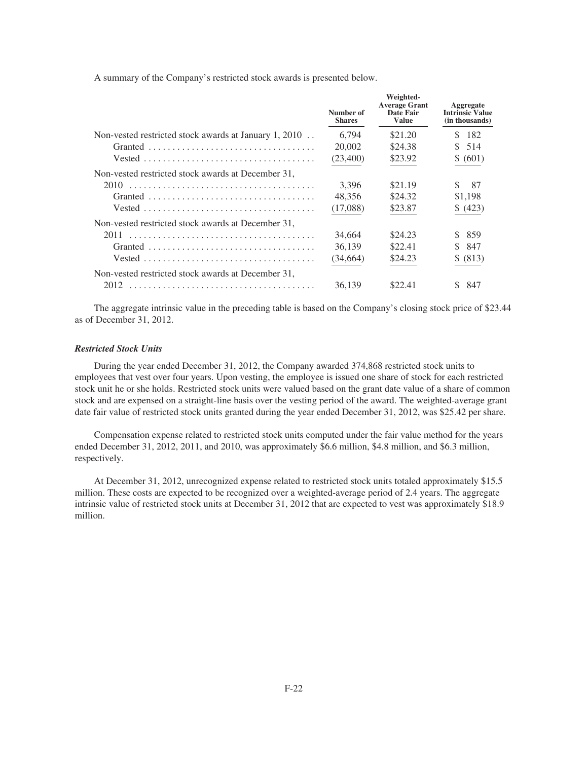A summary of the Company's restricted stock awards is presented below.

| | Number of Shares | Weighted-Average Grant Date Fair Value | Aggregate Intrinsic Value (in thousands) |
|---|---|---|---|
| Non-vested restricted stock awards at January 1, 2010 | 6,794 | $21.20 | $ 182 |
| Granted | 20,002 | $24.38 | $ 514 |
| Vested | (23,400) | $23.92 | $ (601) |
| Non-vested restricted stock awards at December 31, 2010 | 3,396 | $21.19 | $ 87 |
| Granted | 48,356 | $24.32 | $1,198 |
| Vested | (17,088) | $23.87 | $ (423) |
| Non-vested restricted stock awards at December 31, 2011 | 34,664 | $24.23 | $ 859 |
| Granted | 36,139 | $22.41 | $ 847 |
| Vested | (34,664) | $24.23 | $ (813) |
| Non-vested restricted stock awards at December 31, 2012 | 36,139 | $22.41 | $ 847 |

The aggregate intrinsic value in the preceding table is based on the Company's closing stock price of $23.44 as of December 31, 2012.

***Restricted Stock Units***

During the year ended December 31, 2012, the Company awarded 374,868 restricted stock units to employees that vest over four years. Upon vesting, the employee is issued one share of stock for each restricted stock unit he or she holds. Restricted stock units were valued based on the grant date value of a share of common stock and are expensed on a straight-line basis over the vesting period of the award. The weighted-average grant date fair value of restricted stock units granted during the year ended December 31, 2012, was $25.42 per share.

Compensation expense related to restricted stock units computed under the fair value method for the years ended December 31, 2012, 2011, and 2010, was approximately $6.6 million, $4.8 million, and $6.3 million, respectively.

At December 31, 2012, unrecognized expense related to restricted stock units totaled approximately $15.5 million. These costs are expected to be recognized over a weighted-average period of 2.4 years. The aggregate intrinsic value of restricted stock units at December 31, 2012 that are expected to vest was approximately $18.9 million.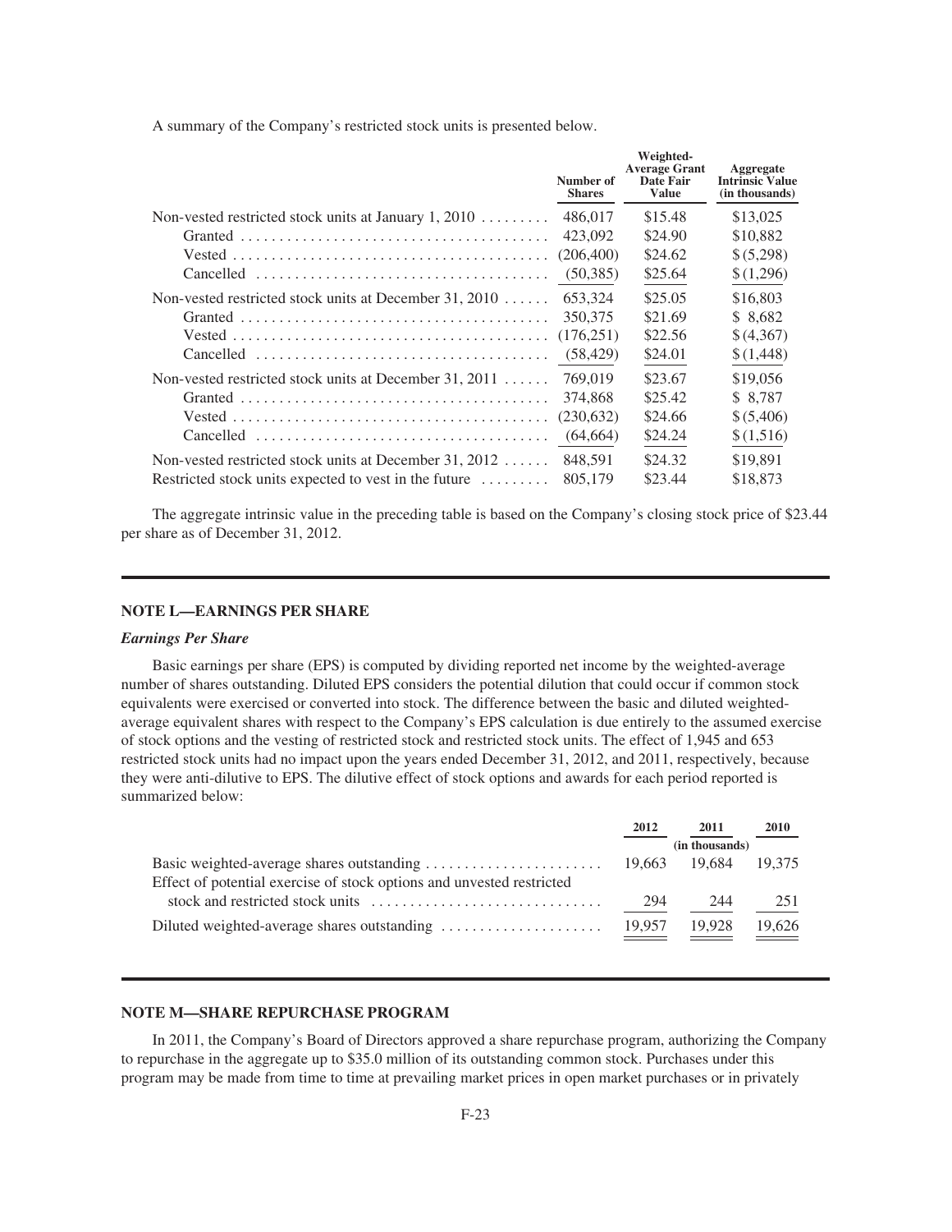A summary of the Company's restricted stock units is presented below.

| | Number of Shares | Weighted-Average Grant Date Fair Value | Aggregate Intrinsic Value (in thousands) |
|---|---|---|---|
| Non-vested restricted stock units at January 1, 2010 | 486,017 | $15.48 | $13,025 |
| Granted | 423,092 | $24.90 | $10,882 |
| Vested | (206,400) | $24.62 | $ (5,298) |
| Cancelled | (50,385) | $25.64 | $ (1,296) |
| Non-vested restricted stock units at December 31, 2010 | 653,324 | $25.05 | $16,803 |
| Granted | 350,375 | $21.69 | $ 8,682 |
| Vested | (176,251) | $22.56 | $ (4,367) |
| Cancelled | (58,429) | $24.01 | $ (1,448) |
| Non-vested restricted stock units at December 31, 2011 | 769,019 | $23.67 | $19,056 |
| Granted | 374,868 | $25.42 | $ 8,787 |
| Vested | (230,632) | $24.66 | $ (5,406) |
| Cancelled | (64,664) | $24.24 | $ (1,516) |
| Non-vested restricted stock units at December 31, 2012 | 848,591 | $24.32 | $19,891 |
| Restricted stock units expected to vest in the future | 805,179 | $23.44 | $18,873 |

The aggregate intrinsic value in the preceding table is based on the Company's closing stock price of $23.44 per share as of December 31, 2012.

## NOTE L—EARNINGS PER SHARE

### *Earnings Per Share*

Basic earnings per share (EPS) is computed by dividing reported net income by the weighted-average number of shares outstanding. Diluted EPS considers the potential dilution that could occur if common stock equivalents were exercised or converted into stock. The difference between the basic and diluted weighted-average equivalent shares with respect to the Company's EPS calculation is due entirely to the assumed exercise of stock options and the vesting of restricted stock and restricted stock units. The effect of 1,945 and 653 restricted stock units had no impact upon the years ended December 31, 2012, and 2011, respectively, because they were anti-dilutive to EPS. The dilutive effect of stock options and awards for each period reported is summarized below:

| | 2012 | 2011 | 2010 |
|---|---|---|---|
| | | (in thousands) | |
| Basic weighted-average shares outstanding | 19,663 | 19,684 | 19,375 |
| Effect of potential exercise of stock options and unvested restricted stock and restricted stock units | 294 | 244 | 251 |
| Diluted weighted-average shares outstanding | 19,957 | 19,928 | 19,626 |

## NOTE M—SHARE REPURCHASE PROGRAM

In 2011, the Company's Board of Directors approved a share repurchase program, authorizing the Company to repurchase in the aggregate up to $35.0 million of its outstanding common stock. Purchases under this program may be made from time to time at prevailing market prices in open market purchases or in privately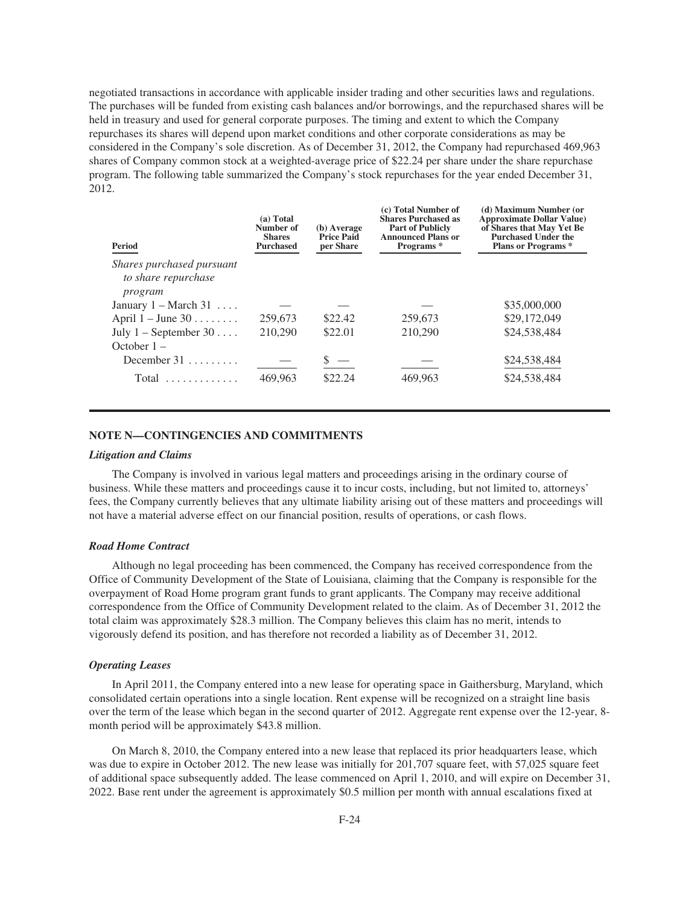negotiated transactions in accordance with applicable insider trading and other securities laws and regulations. The purchases will be funded from existing cash balances and/or borrowings, and the repurchased shares will be held in treasury and used for general corporate purposes. The timing and extent to which the Company repurchases its shares will depend upon market conditions and other corporate considerations as may be considered in the Company's sole discretion. As of December 31, 2012, the Company had repurchased 469,963 shares of Company common stock at a weighted-average price of $22.24 per share under the share repurchase program. The following table summarized the Company's stock repurchases for the year ended December 31, 2012.

| Period | (a) Total Number of Shares Purchased | (b) Average Price Paid per Share | (c) Total Number of Shares Purchased as Part of Publicly Announced Plans or Programs * | (d) Maximum Number (or Approximate Dollar Value) of Shares that May Yet Be Purchased Under the Plans or Programs * |
|---|---|---|---|---|
| *Shares purchased pursuant to share repurchase program* | | | | |
| January 1 – March 31 | — | — | — | $35,000,000 |
| April 1 – June 30 | 259,673 | $22.42 | 259,673 | $29,172,049 |
| July 1 – September 30 | 210,290 | $22.01 | 210,290 | $24,538,484 |
| October 1 – December 31 | — | $ — | — | $24,538,484 |
| Total | 469,963 | $22.24 | 469,963 | $24,538,484 |

## NOTE N—CONTINGENCIES AND COMMITMENTS

### *Litigation and Claims*

The Company is involved in various legal matters and proceedings arising in the ordinary course of business. While these matters and proceedings cause it to incur costs, including, but not limited to, attorneys' fees, the Company currently believes that any ultimate liability arising out of these matters and proceedings will not have a material adverse effect on our financial position, results of operations, or cash flows.

### *Road Home Contract*

Although no legal proceeding has been commenced, the Company has received correspondence from the Office of Community Development of the State of Louisiana, claiming that the Company is responsible for the overpayment of Road Home program grant funds to grant applicants. The Company may receive additional correspondence from the Office of Community Development related to the claim. As of December 31, 2012 the total claim was approximately $28.3 million. The Company believes this claim has no merit, intends to vigorously defend its position, and has therefore not recorded a liability as of December 31, 2012.

### *Operating Leases*

In April 2011, the Company entered into a new lease for operating space in Gaithersburg, Maryland, which consolidated certain operations into a single location. Rent expense will be recognized on a straight line basis over the term of the lease which began in the second quarter of 2012. Aggregate rent expense over the 12-year, 8-month period will be approximately $43.8 million.

On March 8, 2010, the Company entered into a new lease that replaced its prior headquarters lease, which was due to expire in October 2012. The new lease was initially for 201,707 square feet, with 57,025 square feet of additional space subsequently added. The lease commenced on April 1, 2010, and will expire on December 31, 2022. Base rent under the agreement is approximately $0.5 million per month with annual escalations fixed at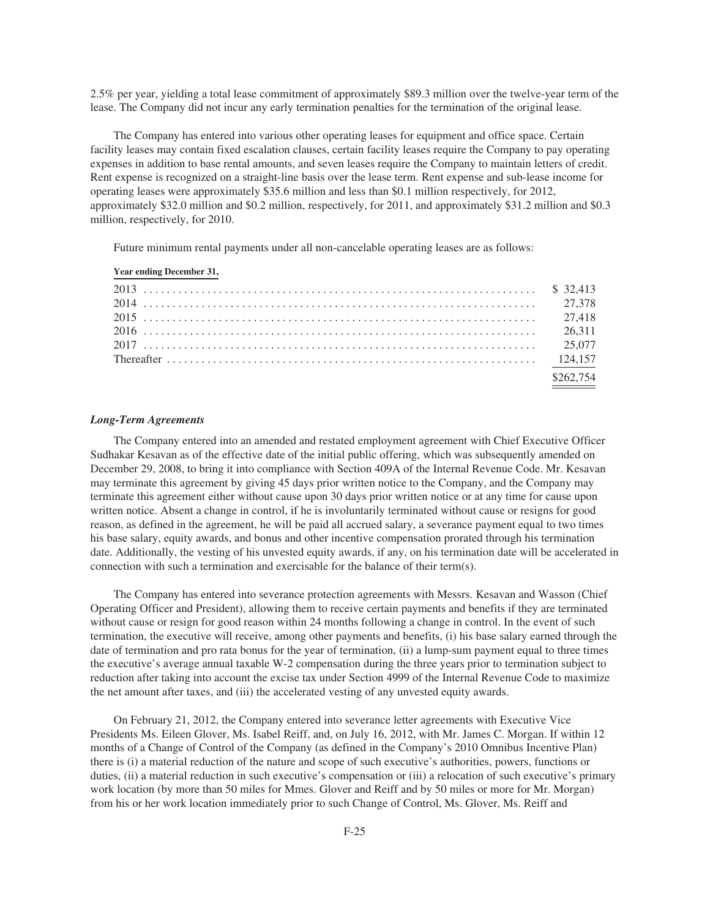2.5% per year, yielding a total lease commitment of approximately $89.3 million over the twelve-year term of the lease. The Company did not incur any early termination penalties for the termination of the original lease.

The Company has entered into various other operating leases for equipment and office space. Certain facility leases may contain fixed escalation clauses, certain facility leases require the Company to pay operating expenses in addition to base rental amounts, and seven leases require the Company to maintain letters of credit. Rent expense is recognized on a straight-line basis over the lease term. Rent expense and sub-lease income for operating leases were approximately $35.6 million and less than $0.1 million respectively, for 2012, approximately $32.0 million and $0.2 million, respectively, for 2011, and approximately $31.2 million and $0.3 million, respectively, for 2010.

Future minimum rental payments under all non-cancelable operating leases are as follows:

| Year ending December 31, | |
|---|---|
| 2013 | $ 32,413 |
| 2014 | 27,378 |
| 2015 | 27,418 |
| 2016 | 26,311 |
| 2017 | 25,077 |
| Thereafter | 124,157 |
| | $262,754 |

### *Long-Term Agreements*

The Company entered into an amended and restated employment agreement with Chief Executive Officer Sudhakar Kesavan as of the effective date of the initial public offering, which was subsequently amended on December 29, 2008, to bring it into compliance with Section 409A of the Internal Revenue Code. Mr. Kesavan may terminate this agreement by giving 45 days prior written notice to the Company, and the Company may terminate this agreement either without cause upon 30 days prior written notice or at any time for cause upon written notice. Absent a change in control, if he is involuntarily terminated without cause or resigns for good reason, as defined in the agreement, he will be paid all accrued salary, a severance payment equal to two times his base salary, equity awards, and bonus and other incentive compensation prorated through his termination date. Additionally, the vesting of his unvested equity awards, if any, on his termination date will be accelerated in connection with such a termination and exercisable for the balance of their term(s).

The Company has entered into severance protection agreements with Messrs. Kesavan and Wasson (Chief Operating Officer and President), allowing them to receive certain payments and benefits if they are terminated without cause or resign for good reason within 24 months following a change in control. In the event of such termination, the executive will receive, among other payments and benefits, (i) his base salary earned through the date of termination and pro rata bonus for the year of termination, (ii) a lump-sum payment equal to three times the executive's average annual taxable W-2 compensation during the three years prior to termination subject to reduction after taking into account the excise tax under Section 4999 of the Internal Revenue Code to maximize the net amount after taxes, and (iii) the accelerated vesting of any unvested equity awards.

On February 21, 2012, the Company entered into severance letter agreements with Executive Vice Presidents Ms. Eileen Glover, Ms. Isabel Reiff, and, on July 16, 2012, with Mr. James C. Morgan. If within 12 months of a Change of Control of the Company (as defined in the Company's 2010 Omnibus Incentive Plan) there is (i) a material reduction of the nature and scope of such executive's authorities, powers, functions or duties, (ii) a material reduction in such executive's compensation or (iii) a relocation of such executive's primary work location (by more than 50 miles for Mmes. Glover and Reiff and by 50 miles or more for Mr. Morgan) from his or her work location immediately prior to such Change of Control, Ms. Glover, Ms. Reiff and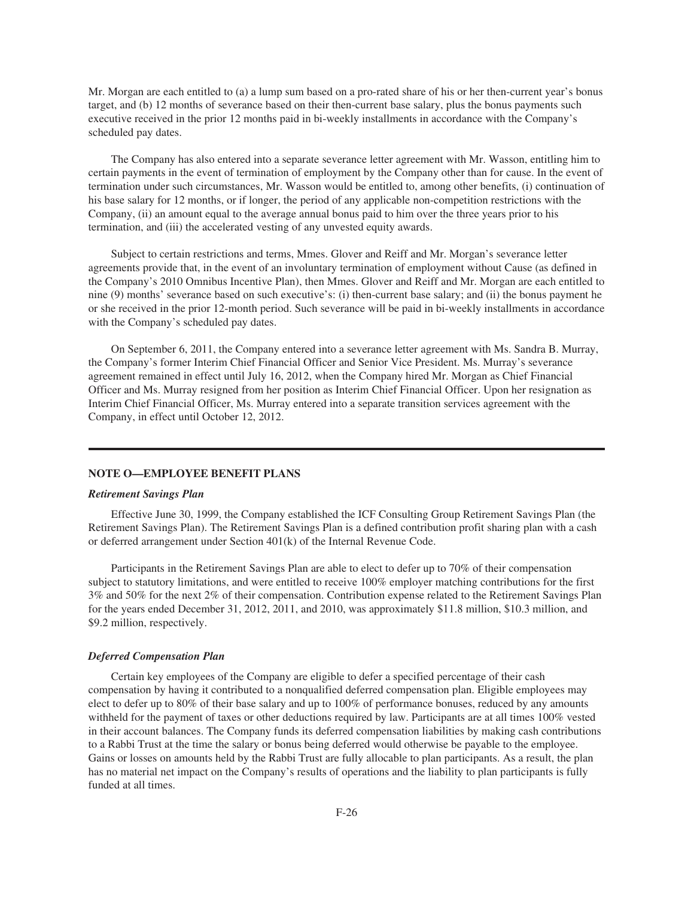Mr. Morgan are each entitled to (a) a lump sum based on a pro-rated share of his or her then-current year's bonus target, and (b) 12 months of severance based on their then-current base salary, plus the bonus payments such executive received in the prior 12 months paid in bi-weekly installments in accordance with the Company's scheduled pay dates.

The Company has also entered into a separate severance letter agreement with Mr. Wasson, entitling him to certain payments in the event of termination of employment by the Company other than for cause. In the event of termination under such circumstances, Mr. Wasson would be entitled to, among other benefits, (i) continuation of his base salary for 12 months, or if longer, the period of any applicable non-competition restrictions with the Company, (ii) an amount equal to the average annual bonus paid to him over the three years prior to his termination, and (iii) the accelerated vesting of any unvested equity awards.

Subject to certain restrictions and terms, Mmes. Glover and Reiff and Mr. Morgan's severance letter agreements provide that, in the event of an involuntary termination of employment without Cause (as defined in the Company's 2010 Omnibus Incentive Plan), then Mmes. Glover and Reiff and Mr. Morgan are each entitled to nine (9) months' severance based on such executive's: (i) then-current base salary; and (ii) the bonus payment he or she received in the prior 12-month period. Such severance will be paid in bi-weekly installments in accordance with the Company's scheduled pay dates.

On September 6, 2011, the Company entered into a severance letter agreement with Ms. Sandra B. Murray, the Company's former Interim Chief Financial Officer and Senior Vice President. Ms. Murray's severance agreement remained in effect until July 16, 2012, when the Company hired Mr. Morgan as Chief Financial Officer and Ms. Murray resigned from her position as Interim Chief Financial Officer. Upon her resignation as Interim Chief Financial Officer, Ms. Murray entered into a separate transition services agreement with the Company, in effect until October 12, 2012.

## NOTE O—EMPLOYEE BENEFIT PLANS

### *Retirement Savings Plan*

Effective June 30, 1999, the Company established the ICF Consulting Group Retirement Savings Plan (the Retirement Savings Plan). The Retirement Savings Plan is a defined contribution profit sharing plan with a cash or deferred arrangement under Section 401(k) of the Internal Revenue Code.

Participants in the Retirement Savings Plan are able to elect to defer up to 70% of their compensation subject to statutory limitations, and were entitled to receive 100% employer matching contributions for the first 3% and 50% for the next 2% of their compensation. Contribution expense related to the Retirement Savings Plan for the years ended December 31, 2012, 2011, and 2010, was approximately \$11.8 million, \$10.3 million, and \$9.2 million, respectively.

### *Deferred Compensation Plan*

Certain key employees of the Company are eligible to defer a specified percentage of their cash compensation by having it contributed to a nonqualified deferred compensation plan. Eligible employees may elect to defer up to 80% of their base salary and up to 100% of performance bonuses, reduced by any amounts withheld for the payment of taxes or other deductions required by law. Participants are at all times 100% vested in their account balances. The Company funds its deferred compensation liabilities by making cash contributions to a Rabbi Trust at the time the salary or bonus being deferred would otherwise be payable to the employee. Gains or losses on amounts held by the Rabbi Trust are fully allocable to plan participants. As a result, the plan has no material net impact on the Company's results of operations and the liability to plan participants is fully funded at all times.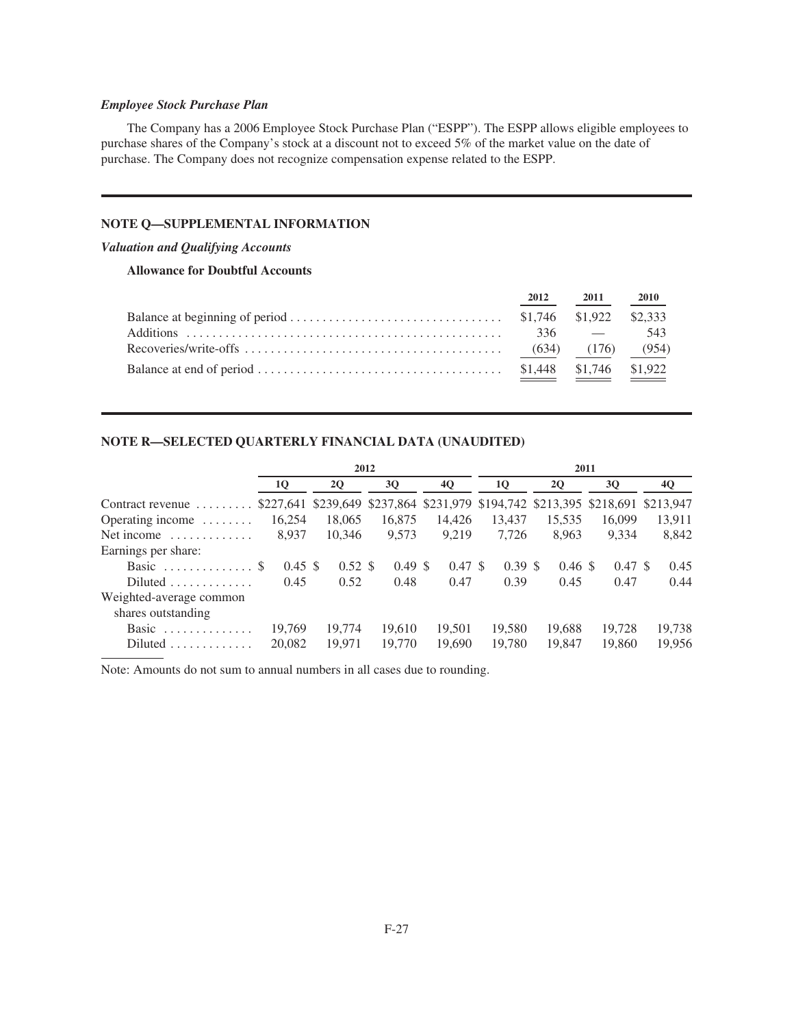***Employee Stock Purchase Plan***

The Company has a 2006 Employee Stock Purchase Plan ("ESPP"). The ESPP allows eligible employees to purchase shares of the Company's stock at a discount not to exceed 5% of the market value on the date of purchase. The Company does not recognize compensation expense related to the ESPP.

## NOTE Q—SUPPLEMENTAL INFORMATION

***Valuation and Qualifying Accounts***

**Allowance for Doubtful Accounts**

| | 2012 | 2011 | 2010 |
|---|---|---|---|
| Balance at beginning of period | $1,746 | $1,922 | $2,333 |
| Additions | 336 | — | 543 |
| Recoveries/write-offs | (634) | (176) | (954) |
| Balance at end of period | $1,448 | $1,746 | $1,922 |

## NOTE R—SELECTED QUARTERLY FINANCIAL DATA (UNAUDITED)

| | 2012 | | | | 2011 | | | |
|---|---|---|---|---|---|---|---|---|
| | 1Q | 2Q | 3Q | 4Q | 1Q | 2Q | 3Q | 4Q |
| Contract revenue | $227,641 | $239,649 | $237,864 | $231,979 | $194,742 | $213,395 | $218,691 | $213,947 |
| Operating income | 16,254 | 18,065 | 16,875 | 14,426 | 13,437 | 15,535 | 16,099 | 13,911 |
| Net income | 8,937 | 10,346 | 9,573 | 9,219 | 7,726 | 8,963 | 9,334 | 8,842 |
| Earnings per share: | | | | | | | | |
| Basic | $ 0.45 | $ 0.52 | $ 0.49 | $ 0.47 | $ 0.39 | $ 0.46 | $ 0.47 | $ 0.45 |
| Diluted | 0.45 | 0.52 | 0.48 | 0.47 | 0.39 | 0.45 | 0.47 | 0.44 |
| Weighted-average common shares outstanding | | | | | | | | |
| Basic | 19,769 | 19,774 | 19,610 | 19,501 | 19,580 | 19,688 | 19,728 | 19,738 |
| Diluted | 20,082 | 19,971 | 19,770 | 19,690 | 19,780 | 19,847 | 19,860 | 19,956 |

Note: Amounts do not sum to annual numbers in all cases due to rounding.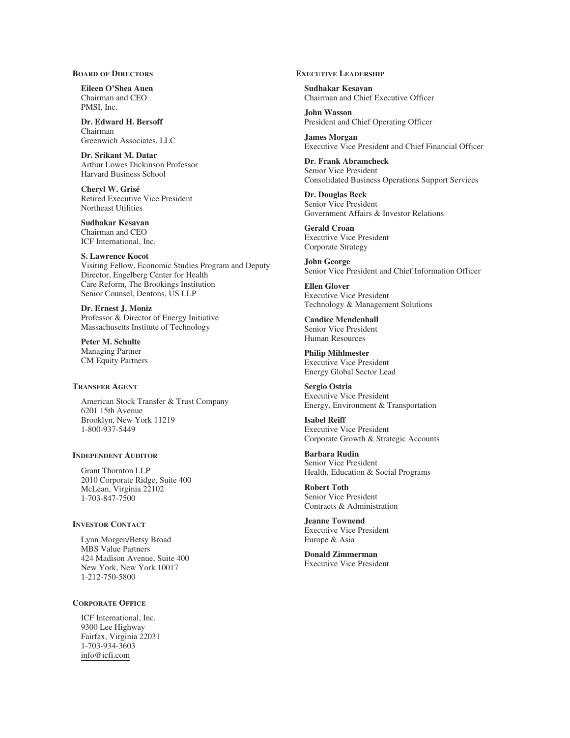## Board of Directors

**Eileen O'Shea Auen**
Chairman and CEO
PMSI, Inc.

**Dr. Edward H. Bersoff**
Chairman
Greenwich Associates, LLC

**Dr. Srikant M. Datar**
Arthur Lowes Dickinson Professor
Harvard Business School

**Cheryl W. Grisé**
Retired Executive Vice President
Northeast Utilities

**Sudhakar Kesavan**
Chairman and CEO
ICF International, Inc.

**S. Lawrence Kocot**
Visiting Fellow, Economic Studies Program and Deputy Director, Engelberg Center for Health Care Reform, The Brookings Institution
Senior Counsel, Dentons, US LLP

**Dr. Ernest J. Moniz**
Professor & Director of Energy Initiative
Massachusetts Institute of Technology

**Peter M. Schulte**
Managing Partner
CM Equity Partners

## Transfer Agent

American Stock Transfer & Trust Company
6201 15th Avenue
Brooklyn, New York 11219
1-800-937-5449

## Independent Auditor

Grant Thornton LLP
2010 Corporate Ridge, Suite 400
McLean, Virginia 22102
1-703-847-7500

## Investor Contact

Lynn Morgen/Betsy Broad
MBS Value Partners
424 Madison Avenue, Suite 400
New York, New York 10017
1-212-750-5800

## Corporate Office

ICF International, Inc.
9300 Lee Highway
Fairfax, Virginia 22031
1-703-934-3603
info@icfi.com

## Executive Leadership

**Sudhakar Kesavan**
Chairman and Chief Executive Officer

**John Wasson**
President and Chief Operating Officer

**James Morgan**
Executive Vice President and Chief Financial Officer

**Dr. Frank Abramcheck**
Senior Vice President
Consolidated Business Operations Support Services

**Dr. Douglas Beck**
Senior Vice President
Government Affairs & Investor Relations

**Gerald Croan**
Executive Vice President
Corporate Strategy

**John George**
Senior Vice President and Chief Information Officer

**Ellen Glover**
Executive Vice President
Technology & Management Solutions

**Candice Mendenhall**
Senior Vice President
Human Resources

**Philip Mihlmester**
Executive Vice President
Energy Global Sector Lead

**Sergio Ostria**
Executive Vice President
Energy, Environment & Transportation

**Isabel Reiff**
Executive Vice President
Corporate Growth & Strategic Accounts

**Barbara Rudin**
Senior Vice President
Health, Education & Social Programs

**Robert Toth**
Senior Vice President
Contracts & Administration

**Jeanne Townend**
Executive Vice President
Europe & Asia

**Donald Zimmerman**
Executive Vice President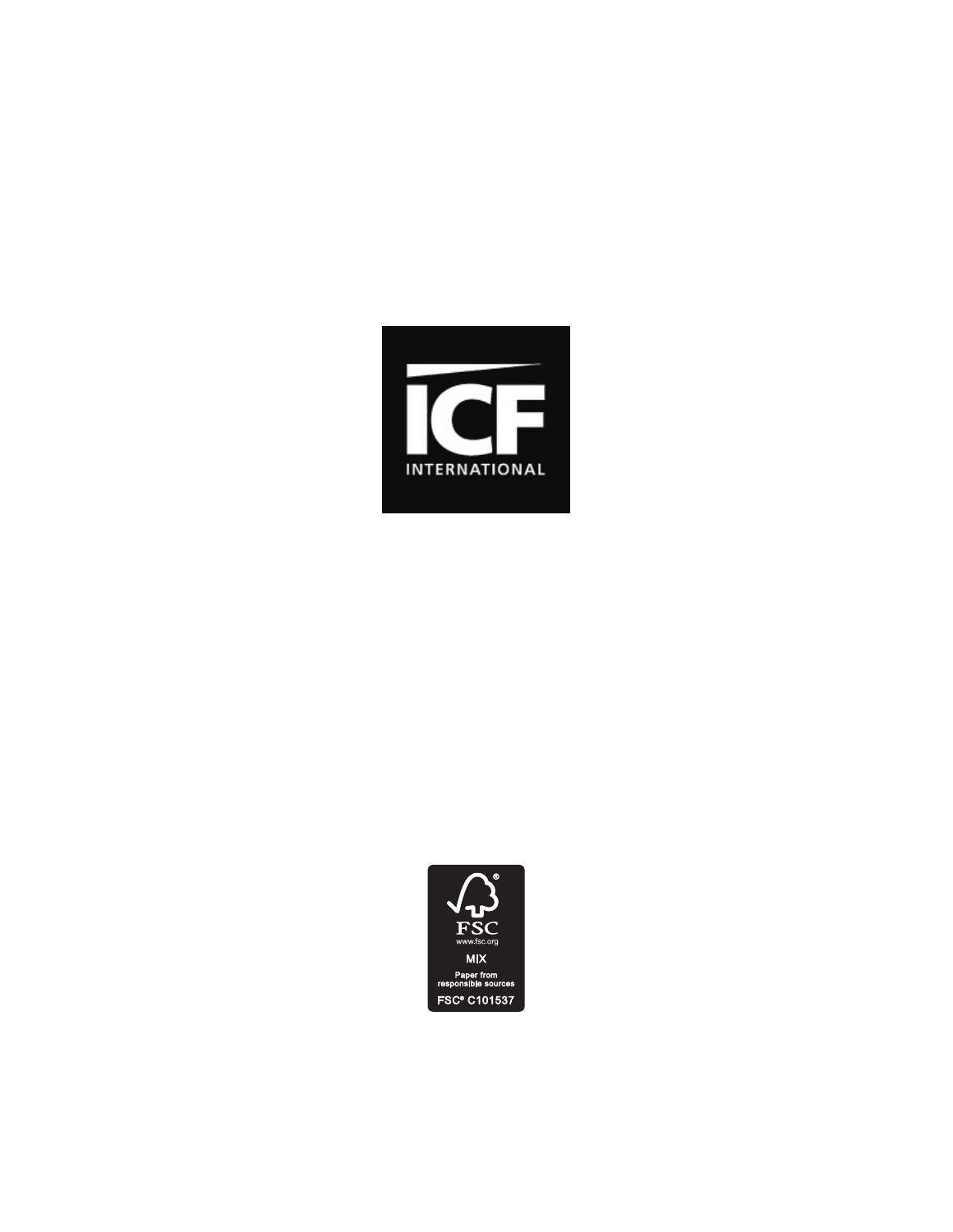ICF INTERNATIONAL

FSC
www.fsc.org
MIX
Paper from responsible sources
FSC® C101537